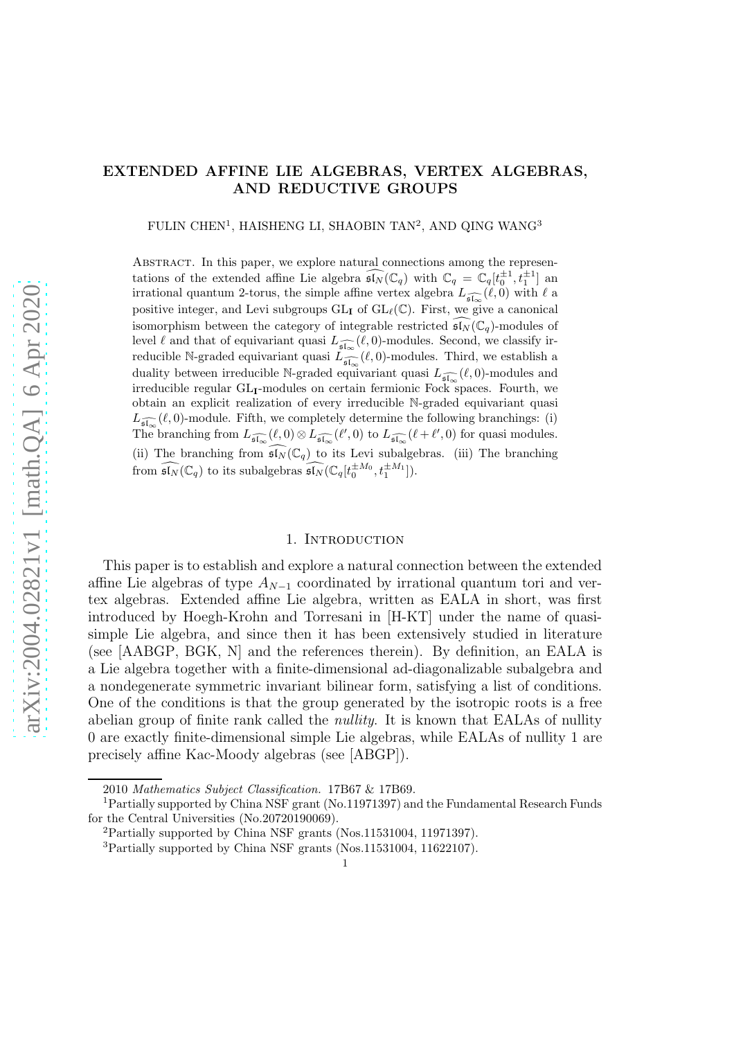# EXTENDED AFFINE LIE ALGEBRAS, VERTEX ALGEBRAS, AND REDUCTIVE GROUPS

FULIN CHEN[1], HAISHENG LI, SHAOBIN TAN[2], AND QING WANG[3]

Abstract. In this paper, we explore natural connections among the representations of the extended affine Lie algebra $\widehat{\mathfrak{sl}_N}(\mathbb{C}_q)$ with $\mathbb{C}_q = \mathbb{C}_q[t_0^{\pm 1}, t_1^{\pm 1}]$ an irrational quantum 2-torus, the simple affine vertex algebra $L_{\widehat{\mathfrak{sl}_\infty}}(\ell, 0)$ with $\ell$ a positive integer, and Levi subgroups $\mathrm{GL}_{\mathbf{I}}$ of $\mathrm{GL}_\ell(\mathbb{C})$. First, we give a canonical isomorphism between the category of integrable restricted $\widehat{\mathfrak{sl}_N}(\mathbb{C}_q)$-modules of level $\ell$ and that of equivariant quasi $L_{\widehat{\mathfrak{sl}_\infty}}(\ell, 0)$-modules. Second, we classify irreducible $\mathbb{N}$-graded equivariant quasi $L_{\widehat{\mathfrak{sl}_\infty}}(\ell, 0)$-modules. Third, we establish a duality between irreducible $\mathbb{N}$-graded equivariant quasi $L_{\widehat{\mathfrak{sl}_\infty}}(\ell, 0)$-modules and irreducible regular $\mathrm{GL}_{\mathbf{I}}$-modules on certain fermionic Fock spaces. Fourth, we obtain an explicit realization of every irreducible $\mathbb{N}$-graded equivariant quasi $L_{\widehat{\mathfrak{sl}_\infty}}(\ell, 0)$-module. Fifth, we completely determine the following branchings: (i) The branching from $L_{\widehat{\mathfrak{sl}_\infty}}(\ell, 0) \otimes L_{\widehat{\mathfrak{sl}_\infty}}(\ell', 0)$ to $L_{\widehat{\mathfrak{sl}_\infty}}(\ell + \ell', 0)$ for quasi modules. (ii) The branching from $\widehat{\mathfrak{sl}_N}(\mathbb{C}_q)$ to its Levi subalgebras. (iii) The branching from $\widehat{\mathfrak{sl}_N}(\mathbb{C}_q)$ to its subalgebras $\widehat{\mathfrak{sl}_N}(\mathbb{C}_q[t_0^{\pm M_0}, t_1^{\pm M_1}])$.

## 1. Introduction

This paper is to establish and explore a natural connection between the extended affine Lie algebras of type $A_{N-1}$ coordinated by irrational quantum tori and vertex algebras. Extended affine Lie algebra, written as EALA in short, was first introduced by Hoegh-Krohn and Torresani in [H-KT] under the name of quasi-simple Lie algebra, and since then it has been extensively studied in literature (see [AABGP, BGK, N] and the references therein). By definition, an EALA is a Lie algebra together with a finite-dimensional ad-diagonalizable subalgebra and a nondegenerate symmetric invariant bilinear form, satisfying a list of conditions. One of the conditions is that the group generated by the isotropic roots is a free abelian group of finite rank called the *nullity*. It is known that EALAs of nullity 0 are exactly finite-dimensional simple Lie algebras, while EALAs of nullity 1 are precisely affine Kac-Moody algebras (see [ABGP]).

2010 *Mathematics Subject Classification.* 17B67 & 17B69.

[1]Partially supported by China NSF grant (No.11971397) and the Fundamental Research Funds for the Central Universities (No.20720190069).

[2]Partially supported by China NSF grants (Nos.11531004, 11971397).

[3]Partially supported by China NSF grants (Nos.11531004, 11622107).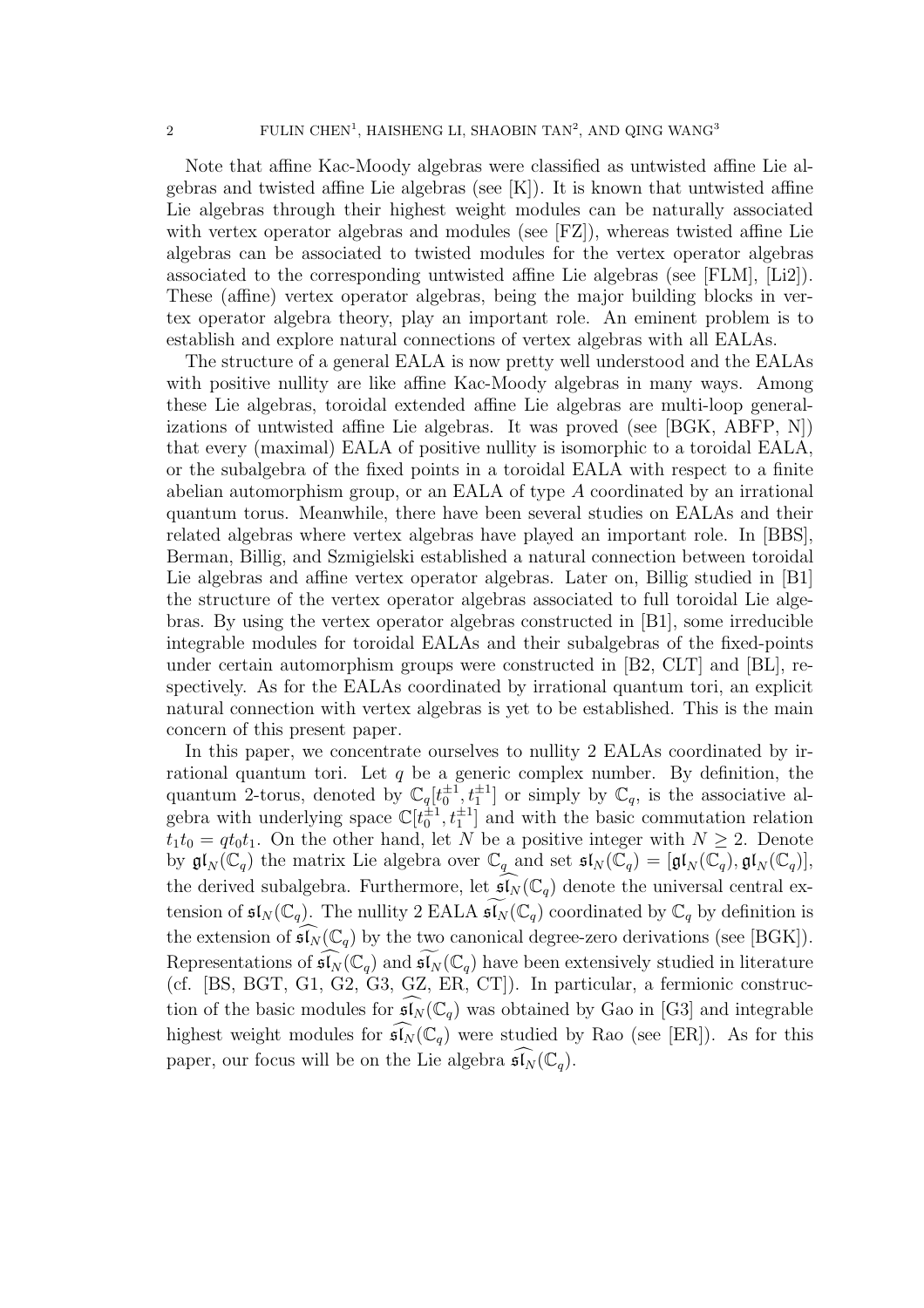Note that affine Kac-Moody algebras were classified as untwisted affine Lie algebras and twisted affine Lie algebras (see [K]). It is known that untwisted affine Lie algebras through their highest weight modules can be naturally associated with vertex operator algebras and modules (see [FZ]), whereas twisted affine Lie algebras can be associated to twisted modules for the vertex operator algebras associated to the corresponding untwisted affine Lie algebras (see [FLM], [Li2]). These (affine) vertex operator algebras, being the major building blocks in vertex operator algebra theory, play an important role. An eminent problem is to establish and explore natural connections of vertex algebras with all EALAs.

The structure of a general EALA is now pretty well understood and the EALAs with positive nullity are like affine Kac-Moody algebras in many ways. Among these Lie algebras, toroidal extended affine Lie algebras are multi-loop generalizations of untwisted affine Lie algebras. It was proved (see [BGK, ABFP, N]) that every (maximal) EALA of positive nullity is isomorphic to a toroidal EALA, or the subalgebra of the fixed points in a toroidal EALA with respect to a finite abelian automorphism group, or an EALA of type $A$ coordinated by an irrational quantum torus. Meanwhile, there have been several studies on EALAs and their related algebras where vertex algebras have played an important role. In [BBS], Berman, Billig, and Szmigielski established a natural connection between toroidal Lie algebras and affine vertex operator algebras. Later on, Billig studied in [B1] the structure of the vertex operator algebras associated to full toroidal Lie algebras. By using the vertex operator algebras constructed in [B1], some irreducible integrable modules for toroidal EALAs and their subalgebras of the fixed-points under certain automorphism groups were constructed in [B2, CLT] and [BL], respectively. As for the EALAs coordinated by irrational quantum tori, an explicit natural connection with vertex algebras is yet to be established. This is the main concern of this present paper.

In this paper, we concentrate ourselves to nullity 2 EALAs coordinated by irrational quantum tori. Let $q$ be a generic complex number. By definition, the quantum 2-torus, denoted by $\mathbb{C}_q[t_0^{\pm 1}, t_1^{\pm 1}]$ or simply by $\mathbb{C}_q$, is the associative algebra with underlying space $\mathbb{C}[t_0^{\pm 1}, t_1^{\pm 1}]$ and with the basic commutation relation $t_1 t_0 = q t_0 t_1$. On the other hand, let $N$ be a positive integer with $N \geq 2$. Denote by $\mathfrak{gl}_N(\mathbb{C}_q)$ the matrix Lie algebra over $\mathbb{C}_q$ and set $\mathfrak{sl}_N(\mathbb{C}_q) = [\mathfrak{gl}_N(\mathbb{C}_q), \mathfrak{gl}_N(\mathbb{C}_q)]$, the derived subalgebra. Furthermore, let $\widehat{\mathfrak{sl}_N}(\mathbb{C}_q)$ denote the universal central extension of $\mathfrak{sl}_N(\mathbb{C}_q)$. The nullity 2 EALA $\widetilde{\mathfrak{sl}_N}(\mathbb{C}_q)$ coordinated by $\mathbb{C}_q$ by definition is the extension of $\widehat{\mathfrak{sl}_N}(\mathbb{C}_q)$ by the two canonical degree-zero derivations (see [BGK]). Representations of $\widehat{\mathfrak{sl}_N}(\mathbb{C}_q)$ and $\widetilde{\mathfrak{sl}_N}(\mathbb{C}_q)$ have been extensively studied in literature (cf. [BS, BGT, G1, G2, G3, GZ, ER, CT]). In particular, a fermionic construction of the basic modules for $\widehat{\mathfrak{sl}_N}(\mathbb{C}_q)$ was obtained by Gao in [G3] and integrable highest weight modules for $\widehat{\mathfrak{sl}_N}(\mathbb{C}_q)$ were studied by Rao (see [ER]). As for this paper, our focus will be on the Lie algebra $\widehat{\mathfrak{sl}_N}(\mathbb{C}_q)$.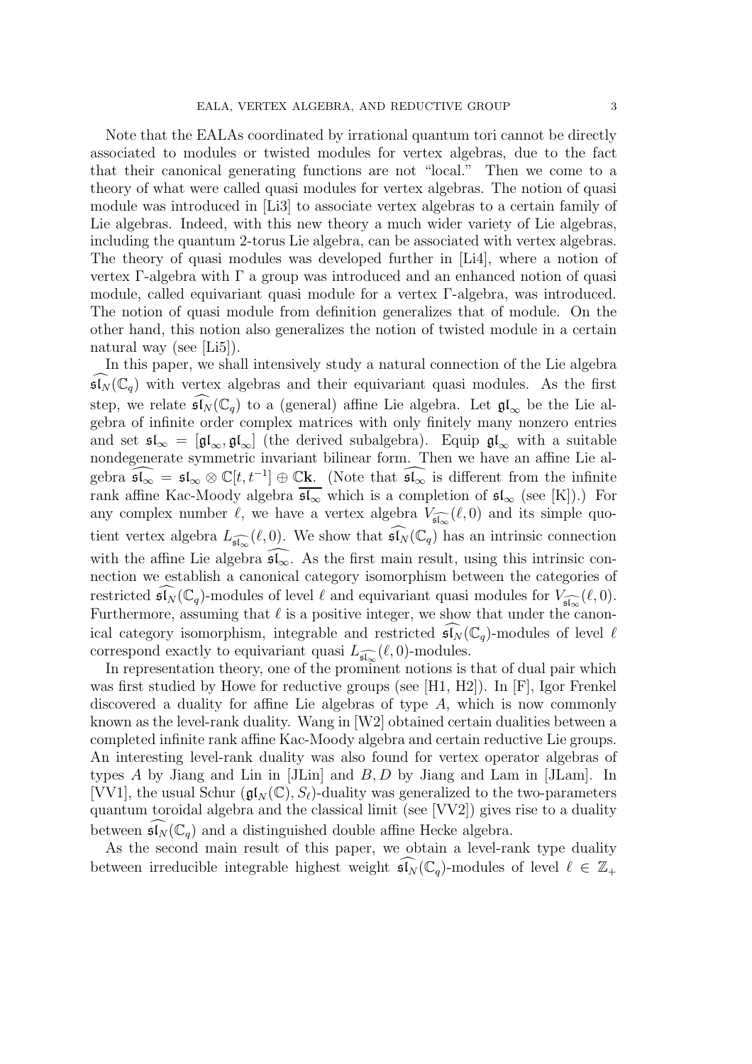Note that the EALAs coordinated by irrational quantum tori cannot be directly associated to modules or twisted modules for vertex algebras, due to the fact that their canonical generating functions are not "local." Then we come to a theory of what were called quasi modules for vertex algebras. The notion of quasi module was introduced in [Li3] to associate vertex algebras to a certain family of Lie algebras. Indeed, with this new theory a much wider variety of Lie algebras, including the quantum 2-torus Lie algebra, can be associated with vertex algebras. The theory of quasi modules was developed further in [Li4], where a notion of vertex $\Gamma$-algebra with $\Gamma$ a group was introduced and an enhanced notion of quasi module, called equivariant quasi module for a vertex $\Gamma$-algebra, was introduced. The notion of quasi module from definition generalizes that of module. On the other hand, this notion also generalizes the notion of twisted module in a certain natural way (see [Li5]).

In this paper, we shall intensively study a natural connection of the Lie algebra $\widehat{\mathfrak{sl}_N}(\mathbb{C}_q)$ with vertex algebras and their equivariant quasi modules. As the first step, we relate $\widehat{\mathfrak{sl}_N}(\mathbb{C}_q)$ to a (general) affine Lie algebra. Let $\mathfrak{gl}_\infty$ be the Lie algebra of infinite order complex matrices with only finitely many nonzero entries and set $\mathfrak{sl}_\infty = [\mathfrak{gl}_\infty, \mathfrak{gl}_\infty]$ (the derived subalgebra). Equip $\mathfrak{gl}_\infty$ with a suitable nondegenerate symmetric invariant bilinear form. Then we have an affine Lie algebra $\widehat{\mathfrak{sl}_\infty} = \mathfrak{sl}_\infty \otimes \mathbb{C}[t, t^{-1}] \oplus \mathbb{C}\mathbf{k}$. (Note that $\widehat{\mathfrak{sl}_\infty}$ is different from the infinite rank affine Kac-Moody algebra $\overline{\mathfrak{sl}_\infty}$ which is a completion of $\mathfrak{sl}_\infty$ (see [K]).) For any complex number $\ell$, we have a vertex algebra $V_{\widehat{\mathfrak{sl}_\infty}}(\ell, 0)$ and its simple quotient vertex algebra $L_{\widehat{\mathfrak{sl}_\infty}}(\ell, 0)$. We show that $\widehat{\mathfrak{sl}_N}(\mathbb{C}_q)$ has an intrinsic connection with the affine Lie algebra $\widehat{\mathfrak{sl}_\infty}$. As the first main result, using this intrinsic connection we establish a canonical category isomorphism between the categories of restricted $\widehat{\mathfrak{sl}_N}(\mathbb{C}_q)$-modules of level $\ell$ and equivariant quasi modules for $V_{\widehat{\mathfrak{sl}_\infty}}(\ell, 0)$. Furthermore, assuming that $\ell$ is a positive integer, we show that under the canonical category isomorphism, integrable and restricted $\widehat{\mathfrak{sl}_N}(\mathbb{C}_q)$-modules of level $\ell$ correspond exactly to equivariant quasi $L_{\widehat{\mathfrak{sl}_\infty}}(\ell, 0)$-modules.

In representation theory, one of the prominent notions is that of dual pair which was first studied by Howe for reductive groups (see [H1, H2]). In [F], Igor Frenkel discovered a duality for affine Lie algebras of type $A$, which is now commonly known as the level-rank duality. Wang in [W2] obtained certain dualities between a completed infinite rank affine Kac-Moody algebra and certain reductive Lie groups. An interesting level-rank duality was also found for vertex operator algebras of types $A$ by Jiang and Lin in [JLin] and $B, D$ by Jiang and Lam in [JLam]. In [VV1], the usual Schur $(\mathfrak{gl}_N(\mathbb{C}), S_\ell)$-duality was generalized to the two-parameters quantum toroidal algebra and the classical limit (see [VV2]) gives rise to a duality between $\widehat{\mathfrak{sl}_N}(\mathbb{C}_q)$ and a distinguished double affine Hecke algebra.

As the second main result of this paper, we obtain a level-rank type duality between irreducible integrable highest weight $\widehat{\mathfrak{sl}_N}(\mathbb{C}_q)$-modules of level $\ell \in \mathbb{Z}_+$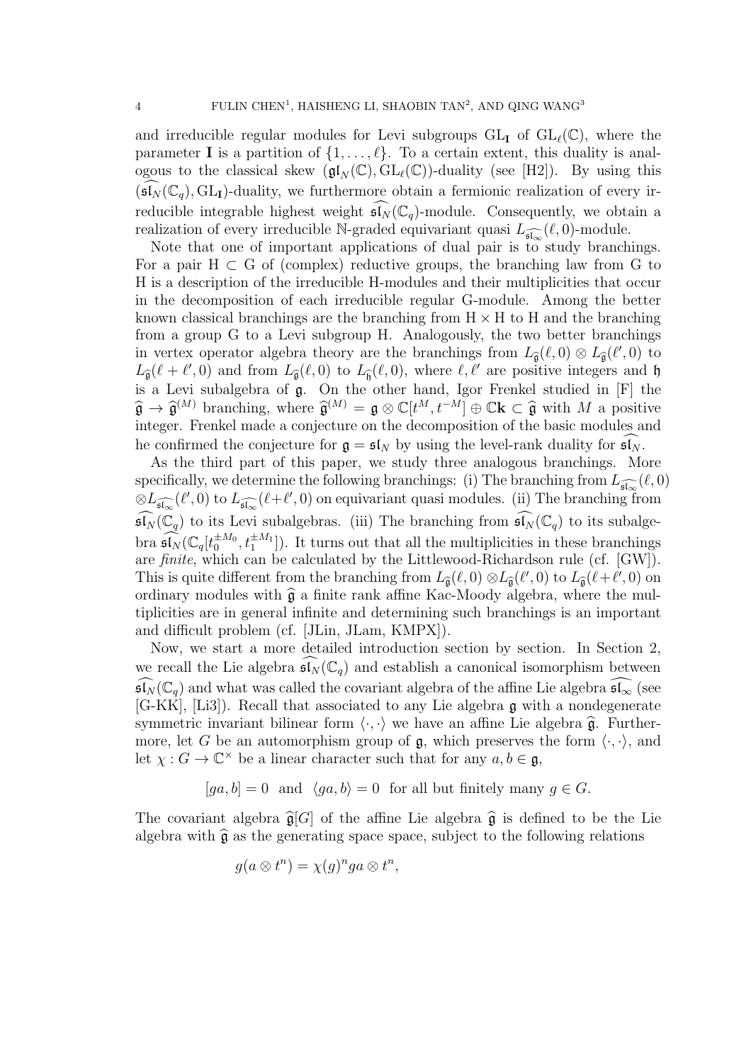and irreducible regular modules for Levi subgroups $\mathrm{GL}_{\mathbf{I}}$ of $\mathrm{GL}_\ell(\mathbb{C})$, where the parameter $\mathbf{I}$ is a partition of $\{1,\dots,\ell\}$. To a certain extent, this duality is analogous to the classical skew $(\mathfrak{gl}_N(\mathbb{C}),\mathrm{GL}_\ell(\mathbb{C}))$-duality (see [H2]). By using this $(\widehat{\mathfrak{sl}_N}(\mathbb{C}_q),\mathrm{GL}_{\mathbf{I}})$-duality, we furthermore obtain a fermionic realization of every irreducible integrable highest weight $\widehat{\mathfrak{sl}_N}(\mathbb{C}_q)$-module. Consequently, we obtain a realization of every irreducible $\mathbb{N}$-graded equivariant quasi $L_{\widehat{\mathfrak{sl}_\infty}}(\ell,0)$-module.

Note that one of important applications of dual pair is to study branchings. For a pair $\mathrm{H}\subset\mathrm{G}$ of (complex) reductive groups, the branching law from G to H is a description of the irreducible H-modules and their multiplicities that occur in the decomposition of each irreducible regular G-module. Among the better known classical branchings are the branching from $\mathrm{H}\times\mathrm{H}$ to H and the branching from a group G to a Levi subgroup H. Analogously, the two better branchings in vertex operator algebra theory are the branchings from $L_{\widehat{\mathfrak{g}}}(\ell,0)\otimes L_{\widehat{\mathfrak{g}}}(\ell',0)$ to $L_{\widehat{\mathfrak{g}}}(\ell+\ell',0)$ and from $L_{\widehat{\mathfrak{g}}}(\ell,0)$ to $L_{\widehat{\mathfrak{h}}}(\ell,0)$, where $\ell,\ell'$ are positive integers and $\mathfrak{h}$ is a Levi subalgebra of $\mathfrak{g}$. On the other hand, Igor Frenkel studied in [F] the $\widehat{\mathfrak{g}}\to\widehat{\mathfrak{g}}^{(M)}$ branching, where $\widehat{\mathfrak{g}}^{(M)}=\mathfrak{g}\otimes\mathbb{C}[t^M,t^{-M}]\oplus\mathbb{C}\mathbf{k}\subset\widehat{\mathfrak{g}}$ with $M$ a positive integer. Frenkel made a conjecture on the decomposition of the basic modules and he confirmed the conjecture for $\mathfrak{g}=\mathfrak{sl}_N$ by using the level-rank duality for $\widehat{\mathfrak{sl}_N}$.

As the third part of this paper, we study three analogous branchings. More specifically, we determine the following branchings: (i) The branching from $L_{\widehat{\mathfrak{sl}_\infty}}(\ell,0)\otimes L_{\widehat{\mathfrak{sl}_\infty}}(\ell',0)$ to $L_{\widehat{\mathfrak{sl}_\infty}}(\ell+\ell',0)$ on equivariant quasi modules. (ii) The branching from $\widehat{\mathfrak{sl}_N}(\mathbb{C}_q)$ to its Levi subalgebras. (iii) The branching from $\widehat{\mathfrak{sl}_N}(\mathbb{C}_q)$ to its subalgebra $\widehat{\mathfrak{sl}_N}(\mathbb{C}_q[t_0^{\pm M_0},t_1^{\pm M_1}])$. It turns out that all the multiplicities in these branchings are *finite*, which can be calculated by the Littlewood-Richardson rule (cf. [GW]). This is quite different from the branching from $L_{\widehat{\mathfrak{g}}}(\ell,0)\otimes L_{\widehat{\mathfrak{g}}}(\ell',0)$ to $L_{\widehat{\mathfrak{g}}}(\ell+\ell',0)$ on ordinary modules with $\widehat{\mathfrak{g}}$ a finite rank affine Kac-Moody algebra, where the multiplicities are in general infinite and determining such branchings is an important and difficult problem (cf. [JLin, JLam, KMPX]).

Now, we start a more detailed introduction section by section. In Section 2, we recall the Lie algebra $\widehat{\mathfrak{sl}_N}(\mathbb{C}_q)$ and establish a canonical isomorphism between $\widehat{\mathfrak{sl}_N}(\mathbb{C}_q)$ and what was called the covariant algebra of the affine Lie algebra $\widehat{\mathfrak{sl}_\infty}$ (see [G-KK], [Li3]). Recall that associated to any Lie algebra $\mathfrak{g}$ with a nondegenerate symmetric invariant bilinear form $\langle\cdot,\cdot\rangle$ we have an affine Lie algebra $\widehat{\mathfrak{g}}$. Furthermore, let $G$ be an automorphism group of $\mathfrak{g}$, which preserves the form $\langle\cdot,\cdot\rangle$, and let $\chi: G\to\mathbb{C}^\times$ be a linear character such that for any $a,b\in\mathfrak{g}$,

$$[ga,b]=0\ \text{ and }\ \langle ga,b\rangle=0\ \text{ for all but finitely many } g\in G.$$

The covariant algebra $\widehat{\mathfrak{g}}[G]$ of the affine Lie algebra $\widehat{\mathfrak{g}}$ is defined to be the Lie algebra with $\widehat{\mathfrak{g}}$ as the generating space space, subject to the following relations

$$g(a\otimes t^n)=\chi(g)^n ga\otimes t^n,$$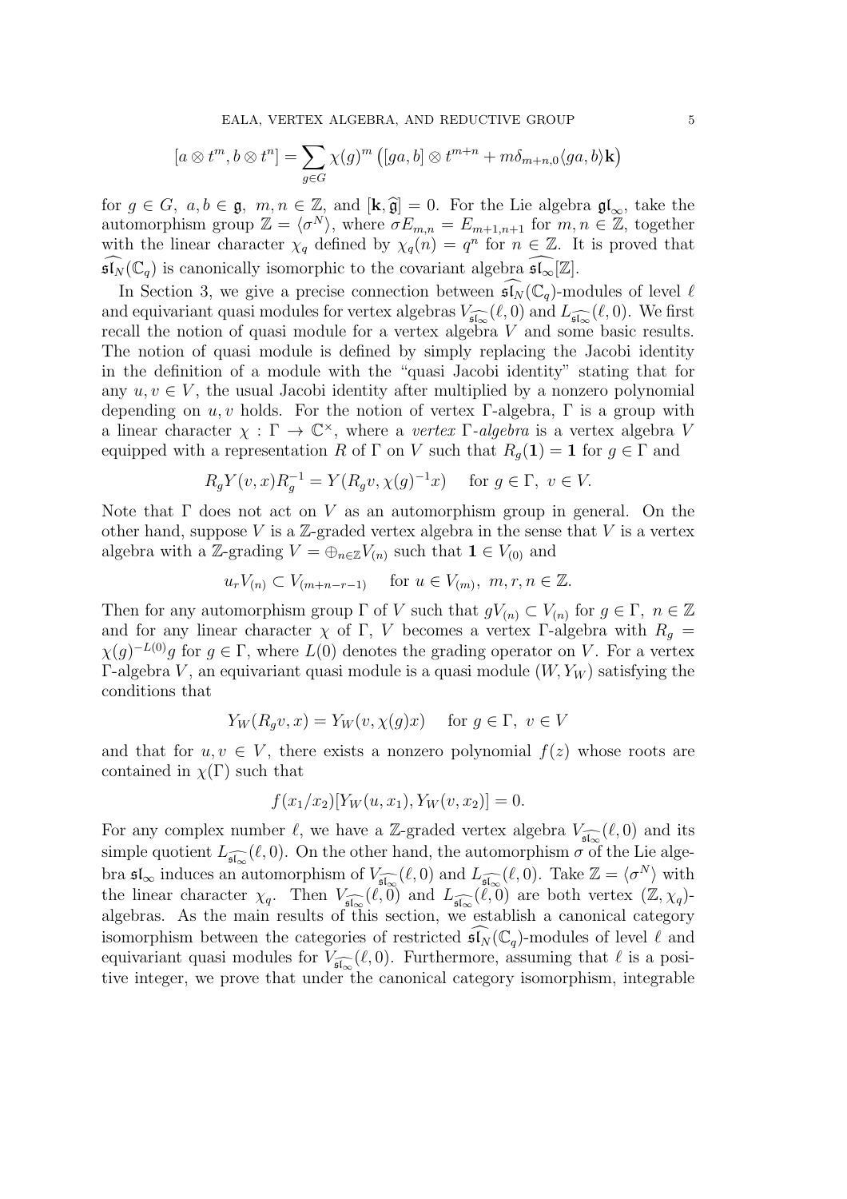$$[a \otimes t^m, b \otimes t^n] = \sum_{g \in G} \chi(g)^m \left([ga, b] \otimes t^{m+n} + m\delta_{m+n,0}\langle ga, b\rangle \mathbf{k}\right)$$

for $g \in G$, $a, b \in \mathfrak{g}$, $m, n \in \mathbb{Z}$, and $[\mathbf{k}, \widehat{\mathfrak{g}}] = 0$. For the Lie algebra $\mathfrak{gl}_\infty$, take the automorphism group $\mathbb{Z} = \langle \sigma^N \rangle$, where $\sigma E_{m,n} = E_{m+1,n+1}$ for $m, n \in \mathbb{Z}$, together with the linear character $\chi_q$ defined by $\chi_q(n) = q^n$ for $n \in \mathbb{Z}$. It is proved that $\widehat{\mathfrak{sl}_N}(\mathbb{C}_q)$ is canonically isomorphic to the covariant algebra $\widehat{\mathfrak{sl}_\infty}[\mathbb{Z}]$.

In Section 3, we give a precise connection between $\widehat{\mathfrak{sl}_N}(\mathbb{C}_q)$-modules of level $\ell$ and equivariant quasi modules for vertex algebras $V_{\widehat{\mathfrak{sl}_\infty}}(\ell, 0)$ and $L_{\widehat{\mathfrak{sl}_\infty}}(\ell, 0)$. We first recall the notion of quasi module for a vertex algebra $V$ and some basic results. The notion of quasi module is defined by simply replacing the Jacobi identity in the definition of a module with the "quasi Jacobi identity" stating that for any $u, v \in V$, the usual Jacobi identity after multiplied by a nonzero polynomial depending on $u, v$ holds. For the notion of vertex $\Gamma$-algebra, $\Gamma$ is a group with a linear character $\chi : \Gamma \to \mathbb{C}^\times$, where a *vertex $\Gamma$-algebra* is a vertex algebra $V$ equipped with a representation $R$ of $\Gamma$ on $V$ such that $R_g(\mathbf{1}) = \mathbf{1}$ for $g \in \Gamma$ and

$$R_g Y(v, x) R_g^{-1} = Y(R_g v, \chi(g)^{-1} x) \quad \text{for } g \in \Gamma,\ v \in V.$$

Note that $\Gamma$ does not act on $V$ as an automorphism group in general. On the other hand, suppose $V$ is a $\mathbb{Z}$-graded vertex algebra in the sense that $V$ is a vertex algebra with a $\mathbb{Z}$-grading $V = \oplus_{n \in \mathbb{Z}} V_{(n)}$ such that $\mathbf{1} \in V_{(0)}$ and

$$u_r V_{(n)} \subset V_{(m+n-r-1)} \quad \text{for } u \in V_{(m)},\ m, r, n \in \mathbb{Z}.$$

Then for any automorphism group $\Gamma$ of $V$ such that $gV_{(n)} \subset V_{(n)}$ for $g \in \Gamma$, $n \in \mathbb{Z}$ and for any linear character $\chi$ of $\Gamma$, $V$ becomes a vertex $\Gamma$-algebra with $R_g = \chi(g)^{-L(0)} g$ for $g \in \Gamma$, where $L(0)$ denotes the grading operator on $V$. For a vertex $\Gamma$-algebra $V$, an equivariant quasi module is a quasi module $(W, Y_W)$ satisfying the conditions that

$$Y_W(R_g v, x) = Y_W(v, \chi(g) x) \quad \text{for } g \in \Gamma,\ v \in V$$

and that for $u, v \in V$, there exists a nonzero polynomial $f(z)$ whose roots are contained in $\chi(\Gamma)$ such that

$$f(x_1/x_2)[Y_W(u, x_1), Y_W(v, x_2)] = 0.$$

For any complex number $\ell$, we have a $\mathbb{Z}$-graded vertex algebra $V_{\widehat{\mathfrak{sl}_\infty}}(\ell, 0)$ and its simple quotient $L_{\widehat{\mathfrak{sl}_\infty}}(\ell, 0)$. On the other hand, the automorphism $\sigma$ of the Lie algebra $\mathfrak{sl}_\infty$ induces an automorphism of $V_{\widehat{\mathfrak{sl}_\infty}}(\ell, 0)$ and $L_{\widehat{\mathfrak{sl}_\infty}}(\ell, 0)$. Take $\mathbb{Z} = \langle \sigma^N \rangle$ with the linear character $\chi_q$. Then $V_{\widehat{\mathfrak{sl}_\infty}}(\ell, 0)$ and $L_{\widehat{\mathfrak{sl}_\infty}}(\ell, 0)$ are both vertex $(\mathbb{Z}, \chi_q)$-algebras. As the main results of this section, we establish a canonical category isomorphism between the categories of restricted $\widehat{\mathfrak{sl}_N}(\mathbb{C}_q)$-modules of level $\ell$ and equivariant quasi modules for $V_{\widehat{\mathfrak{sl}_\infty}}(\ell, 0)$. Furthermore, assuming that $\ell$ is a positive integer, we prove that under the canonical category isomorphism, integrable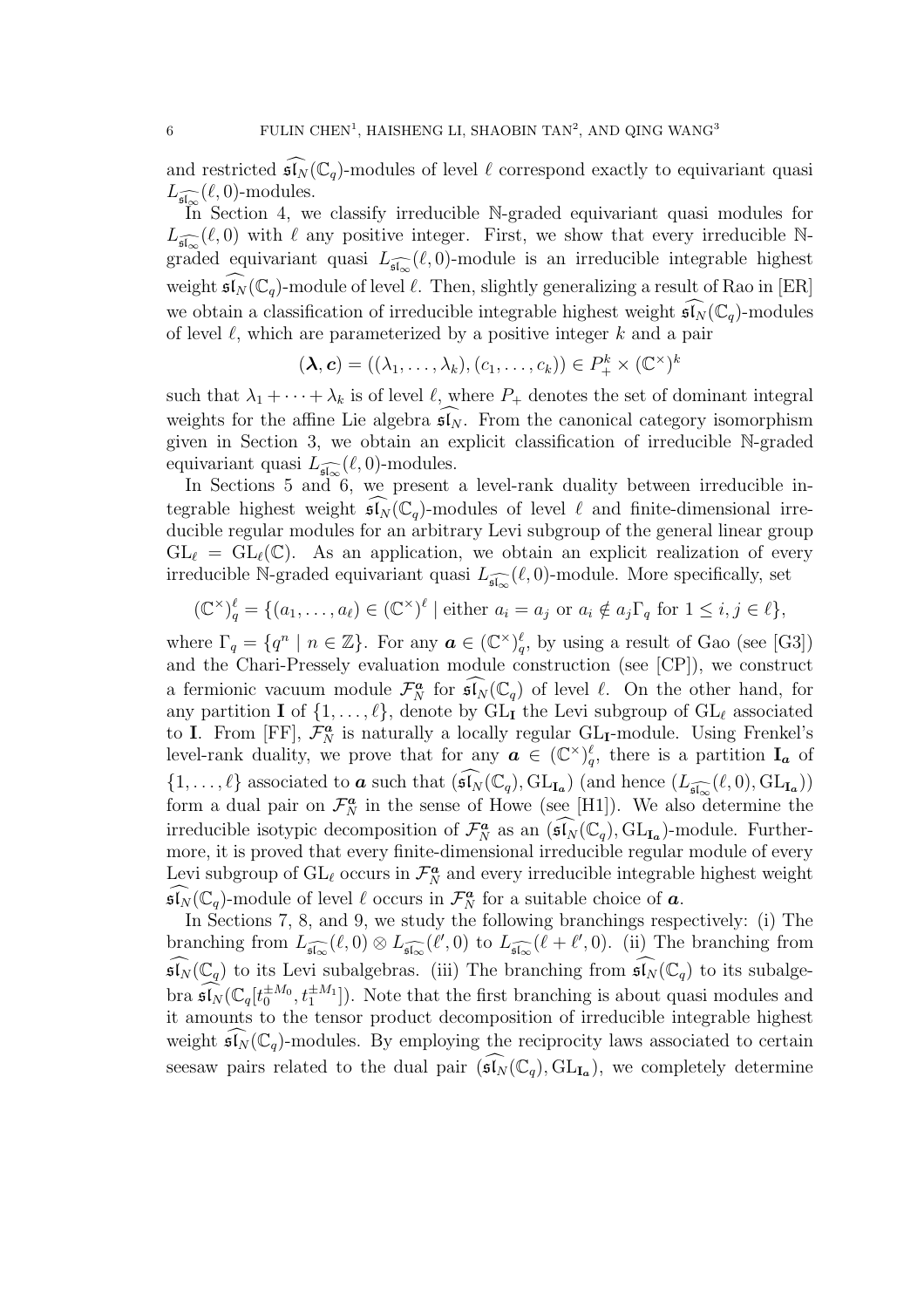and restricted $\widehat{\mathfrak{sl}}_N(\mathbb{C}_q)$-modules of level $\ell$ correspond exactly to equivariant quasi $L_{\widehat{\mathfrak{sl}_\infty}}(\ell,0)$-modules.

In Section 4, we classify irreducible $\mathbb{N}$-graded equivariant quasi modules for $L_{\widehat{\mathfrak{sl}_\infty}}(\ell,0)$ with $\ell$ any positive integer. First, we show that every irreducible $\mathbb{N}$-graded equivariant quasi $L_{\widehat{\mathfrak{sl}_\infty}}(\ell,0)$-module is an irreducible integrable highest weight $\widehat{\mathfrak{sl}}_N(\mathbb{C}_q)$-module of level $\ell$. Then, slightly generalizing a result of Rao in [ER] we obtain a classification of irreducible integrable highest weight $\widehat{\mathfrak{sl}}_N(\mathbb{C}_q)$-modules of level $\ell$, which are parameterized by a positive integer $k$ and a pair

$$(\boldsymbol{\lambda},\boldsymbol{c}) = ((\lambda_1,\dots,\lambda_k),(c_1,\dots,c_k)) \in P_+^k \times (\mathbb{C}^\times)^k$$

such that $\lambda_1+\cdots+\lambda_k$ is of level $\ell$, where $P_+$ denotes the set of dominant integral weights for the affine Lie algebra $\widehat{\mathfrak{sl}}_N$. From the canonical category isomorphism given in Section 3, we obtain an explicit classification of irreducible $\mathbb{N}$-graded equivariant quasi $L_{\widehat{\mathfrak{sl}_\infty}}(\ell,0)$-modules.

In Sections 5 and 6, we present a level-rank duality between irreducible integrable highest weight $\widehat{\mathfrak{sl}}_N(\mathbb{C}_q)$-modules of level $\ell$ and finite-dimensional irreducible regular modules for an arbitrary Levi subgroup of the general linear group $\mathrm{GL}_\ell = \mathrm{GL}_\ell(\mathbb{C})$. As an application, we obtain an explicit realization of every irreducible $\mathbb{N}$-graded equivariant quasi $L_{\widehat{\mathfrak{sl}_\infty}}(\ell,0)$-module. More specifically, set

$$(\mathbb{C}^\times)^\ell_q = \{(a_1,\dots,a_\ell)\in(\mathbb{C}^\times)^\ell \mid \text{either } a_i=a_j \text{ or } a_i\notin a_j\Gamma_q \text{ for } 1\le i,j\in\ell\},$$

where $\Gamma_q=\{q^n \mid n\in\mathbb{Z}\}$. For any $\boldsymbol{a}\in(\mathbb{C}^\times)^\ell_q$, by using a result of Gao (see [G3]) and the Chari-Pressely evaluation module construction (see [CP]), we construct a fermionic vacuum module $\mathcal{F}_N^{\boldsymbol{a}}$ for $\widehat{\mathfrak{sl}}_N(\mathbb{C}_q)$ of level $\ell$. On the other hand, for any partition $\mathbf{I}$ of $\{1,\dots,\ell\}$, denote by $\mathrm{GL}_{\mathbf{I}}$ the Levi subgroup of $\mathrm{GL}_\ell$ associated to $\mathbf{I}$. From [FF], $\mathcal{F}_N^{\boldsymbol{a}}$ is naturally a locally regular $\mathrm{GL}_{\mathbf{I}}$-module. Using Frenkel's level-rank duality, we prove that for any $\boldsymbol{a}\in(\mathbb{C}^\times)^\ell_q$, there is a partition $\mathbf{I}_{\boldsymbol{a}}$ of $\{1,\dots,\ell\}$ associated to $\boldsymbol{a}$ such that $(\widehat{\mathfrak{sl}}_N(\mathbb{C}_q),\mathrm{GL}_{\mathbf{I}_{\boldsymbol{a}}})$ (and hence $(L_{\widehat{\mathfrak{sl}_\infty}}(\ell,0),\mathrm{GL}_{\mathbf{I}_{\boldsymbol{a}}})$) form a dual pair on $\mathcal{F}_N^{\boldsymbol{a}}$ in the sense of Howe (see [H1]). We also determine the irreducible isotypic decomposition of $\mathcal{F}_N^{\boldsymbol{a}}$ as an $(\widehat{\mathfrak{sl}}_N(\mathbb{C}_q),\mathrm{GL}_{\mathbf{I}_{\boldsymbol{a}}})$-module. Furthermore, it is proved that every finite-dimensional irreducible regular module of every Levi subgroup of $\mathrm{GL}_\ell$ occurs in $\mathcal{F}_N^{\boldsymbol{a}}$ and every irreducible integrable highest weight $\widehat{\mathfrak{sl}}_N(\mathbb{C}_q)$-module of level $\ell$ occurs in $\mathcal{F}_N^{\boldsymbol{a}}$ for a suitable choice of $\boldsymbol{a}$.

In Sections 7, 8, and 9, we study the following branchings respectively: (i) The branching from $L_{\widehat{\mathfrak{sl}_\infty}}(\ell,0)\otimes L_{\widehat{\mathfrak{sl}_\infty}}(\ell',0)$ to $L_{\widehat{\mathfrak{sl}_\infty}}(\ell+\ell',0)$. (ii) The branching from $\widehat{\mathfrak{sl}}_N(\mathbb{C}_q)$ to its Levi subalgebras. (iii) The branching from $\widehat{\mathfrak{sl}}_N(\mathbb{C}_q)$ to its subalgebra $\widehat{\mathfrak{sl}}_N(\mathbb{C}_q[t_0^{\pm M_0},t_1^{\pm M_1}])$. Note that the first branching is about quasi modules and it amounts to the tensor product decomposition of irreducible integrable highest weight $\widehat{\mathfrak{sl}}_N(\mathbb{C}_q)$-modules. By employing the reciprocity laws associated to certain seesaw pairs related to the dual pair $(\widehat{\mathfrak{sl}}_N(\mathbb{C}_q),\mathrm{GL}_{\mathbf{I}_{\boldsymbol{a}}})$, we completely determine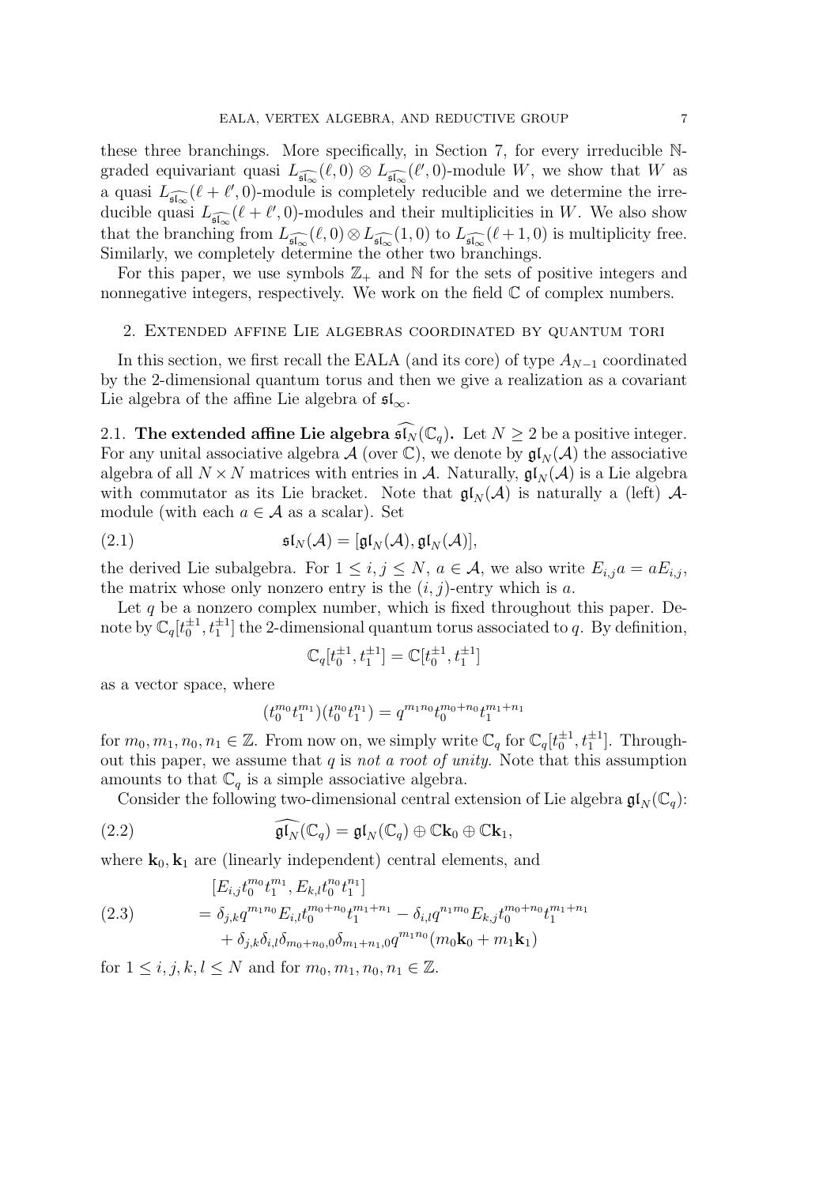these three branchings. More specifically, in Section 7, for every irreducible $\mathbb{N}$-graded equivariant quasi $L_{\widehat{\mathfrak{sl}_\infty}}(\ell,0)\otimes L_{\widehat{\mathfrak{sl}_\infty}}(\ell',0)$-module $W$, we show that $W$ as a quasi $L_{\widehat{\mathfrak{sl}_\infty}}(\ell+\ell',0)$-module is completely reducible and we determine the irreducible quasi $L_{\widehat{\mathfrak{sl}_\infty}}(\ell+\ell',0)$-modules and their multiplicities in $W$. We also show that the branching from $L_{\widehat{\mathfrak{sl}_\infty}}(\ell,0)\otimes L_{\widehat{\mathfrak{sl}_\infty}}(1,0)$ to $L_{\widehat{\mathfrak{sl}_\infty}}(\ell+1,0)$ is multiplicity free. Similarly, we completely determine the other two branchings.

For this paper, we use symbols $\mathbb{Z}_+$ and $\mathbb{N}$ for the sets of positive integers and nonnegative integers, respectively. We work on the field $\mathbb{C}$ of complex numbers.

## 2. Extended affine Lie algebras coordinated by quantum tori

In this section, we first recall the EALA (and its core) of type $A_{N-1}$ coordinated by the 2-dimensional quantum torus and then we give a realization as a covariant Lie algebra of the affine Lie algebra of $\mathfrak{sl}_\infty$.

**2.1. The extended affine Lie algebra $\widehat{\mathfrak{sl}_N}(\mathbb{C}_q)$.** Let $N\geq 2$ be a positive integer. For any unital associative algebra $\mathcal{A}$ (over $\mathbb{C}$), we denote by $\mathfrak{gl}_N(\mathcal{A})$ the associative algebra of all $N\times N$ matrices with entries in $\mathcal{A}$. Naturally, $\mathfrak{gl}_N(\mathcal{A})$ is a Lie algebra with commutator as its Lie bracket. Note that $\mathfrak{gl}_N(\mathcal{A})$ is naturally a (left) $\mathcal{A}$-module (with each $a\in\mathcal{A}$ as a scalar). Set

$$\mathfrak{sl}_N(\mathcal{A})=[\mathfrak{gl}_N(\mathcal{A}),\mathfrak{gl}_N(\mathcal{A})], \tag{2.1}$$

the derived Lie subalgebra. For $1\leq i,j\leq N$, $a\in\mathcal{A}$, we also write $E_{i,j}a=aE_{i,j}$, the matrix whose only nonzero entry is the $(i,j)$-entry which is $a$.

Let $q$ be a nonzero complex number, which is fixed throughout this paper. Denote by $\mathbb{C}_q[t_0^{\pm1},t_1^{\pm1}]$ the 2-dimensional quantum torus associated to $q$. By definition,

$$\mathbb{C}_q[t_0^{\pm1},t_1^{\pm1}]=\mathbb{C}[t_0^{\pm1},t_1^{\pm1}]$$

as a vector space, where

$$(t_0^{m_0}t_1^{m_1})(t_0^{n_0}t_1^{n_1})=q^{m_1n_0}t_0^{m_0+n_0}t_1^{m_1+n_1}$$

for $m_0,m_1,n_0,n_1\in\mathbb{Z}$. From now on, we simply write $\mathbb{C}_q$ for $\mathbb{C}_q[t_0^{\pm1},t_1^{\pm1}]$. Throughout this paper, we assume that $q$ is *not a root of unity*. Note that this assumption amounts to that $\mathbb{C}_q$ is a simple associative algebra.

Consider the following two-dimensional central extension of Lie algebra $\mathfrak{gl}_N(\mathbb{C}_q)$:

$$\widehat{\mathfrak{gl}_N}(\mathbb{C}_q)=\mathfrak{gl}_N(\mathbb{C}_q)\oplus\mathbb{C}\mathbf{k}_0\oplus\mathbb{C}\mathbf{k}_1, \tag{2.2}$$

where $\mathbf{k}_0,\mathbf{k}_1$ are (linearly independent) central elements, and

$$\begin{aligned}&[E_{i,j}t_0^{m_0}t_1^{m_1},E_{k,l}t_0^{n_0}t_1^{n_1}]\\ &=\delta_{j,k}q^{m_1n_0}E_{i,l}t_0^{m_0+n_0}t_1^{m_1+n_1}-\delta_{i,l}q^{n_1m_0}E_{k,j}t_0^{m_0+n_0}t_1^{m_1+n_1}\\ &\quad+\delta_{j,k}\delta_{i,l}\delta_{m_0+n_0,0}\delta_{m_1+n_1,0}q^{m_1n_0}(m_0\mathbf{k}_0+m_1\mathbf{k}_1)\end{aligned} \tag{2.3}$$

for $1\leq i,j,k,l\leq N$ and for $m_0,m_1,n_0,n_1\in\mathbb{Z}$.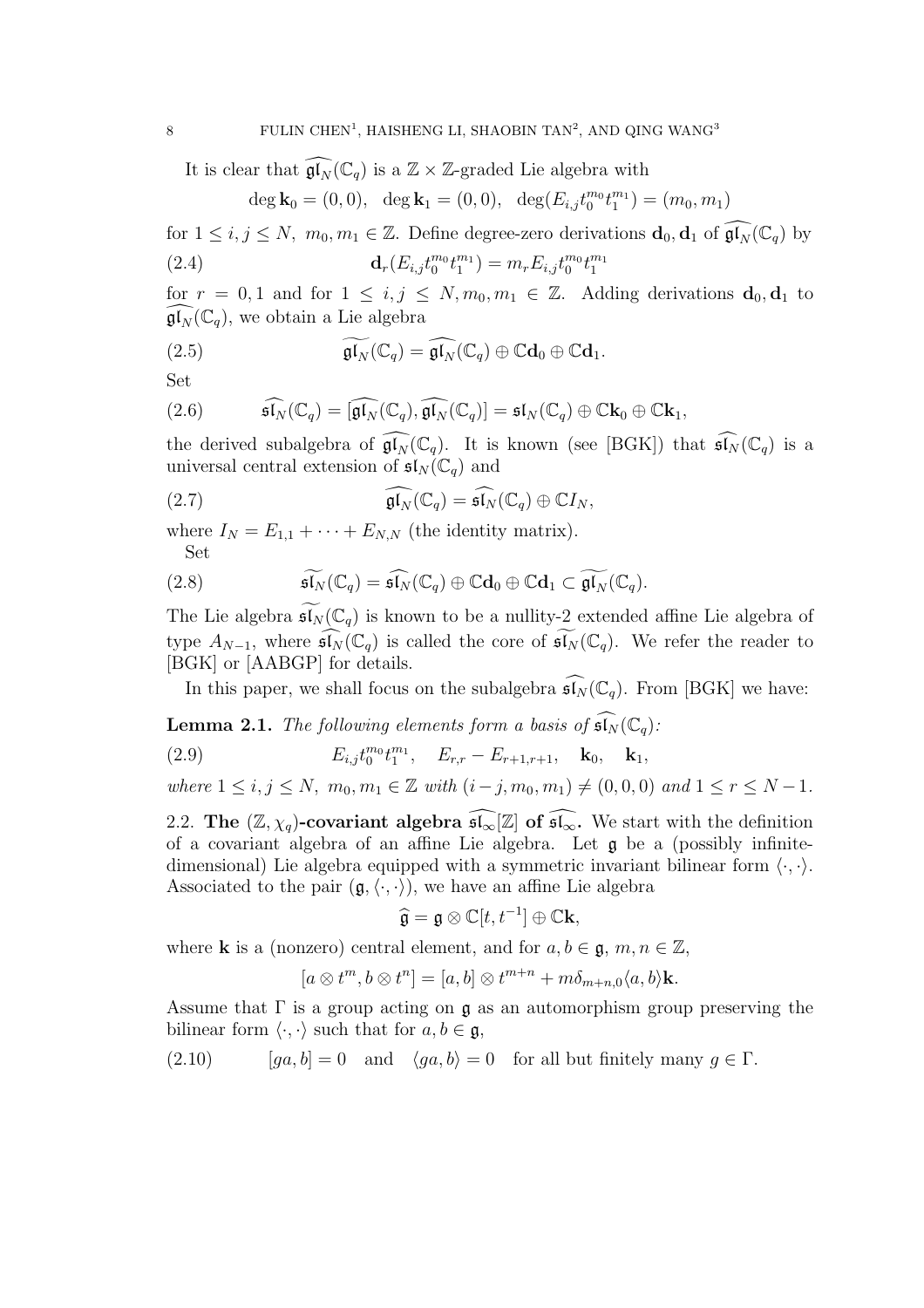It is clear that $\widehat{\mathfrak{gl}_N}(\mathbb{C}_q)$ is a $\mathbb{Z}\times\mathbb{Z}$-graded Lie algebra with

$$\deg \mathbf{k}_0=(0,0),\quad \deg \mathbf{k}_1=(0,0),\quad \deg(E_{i,j}t_0^{m_0}t_1^{m_1})=(m_0,m_1)$$

for $1\le i,j\le N,\ m_0,m_1\in\mathbb{Z}$. Define degree-zero derivations $\mathbf{d}_0,\mathbf{d}_1$ of $\widehat{\mathfrak{gl}_N}(\mathbb{C}_q)$ by

$$\mathbf{d}_r(E_{i,j}t_0^{m_0}t_1^{m_1})=m_rE_{i,j}t_0^{m_0}t_1^{m_1} \tag{2.4}$$

for $r=0,1$ and for $1\le i,j\le N, m_0,m_1\in\mathbb{Z}$. Adding derivations $\mathbf{d}_0,\mathbf{d}_1$ to $\widehat{\mathfrak{gl}_N}(\mathbb{C}_q)$, we obtain a Lie algebra

$$\widetilde{\mathfrak{gl}_N}(\mathbb{C}_q)=\widehat{\mathfrak{gl}_N}(\mathbb{C}_q)\oplus\mathbb{C}\mathbf{d}_0\oplus\mathbb{C}\mathbf{d}_1. \tag{2.5}$$

Set

$$\widehat{\mathfrak{sl}_N}(\mathbb{C}_q)=[\widehat{\mathfrak{gl}_N}(\mathbb{C}_q),\widehat{\mathfrak{gl}_N}(\mathbb{C}_q)]=\mathfrak{sl}_N(\mathbb{C}_q)\oplus\mathbb{C}\mathbf{k}_0\oplus\mathbb{C}\mathbf{k}_1, \tag{2.6}$$

the derived subalgebra of $\widehat{\mathfrak{gl}_N}(\mathbb{C}_q)$. It is known (see [BGK]) that $\widehat{\mathfrak{sl}_N}(\mathbb{C}_q)$ is a universal central extension of $\mathfrak{sl}_N(\mathbb{C}_q)$ and

$$\widehat{\mathfrak{gl}_N}(\mathbb{C}_q)=\widehat{\mathfrak{sl}_N}(\mathbb{C}_q)\oplus\mathbb{C}I_N, \tag{2.7}$$

where $I_N=E_{1,1}+\cdots+E_{N,N}$ (the identity matrix).

Set

$$\widetilde{\mathfrak{sl}_N}(\mathbb{C}_q)=\widehat{\mathfrak{sl}_N}(\mathbb{C}_q)\oplus\mathbb{C}\mathbf{d}_0\oplus\mathbb{C}\mathbf{d}_1\subset\widetilde{\mathfrak{gl}_N}(\mathbb{C}_q). \tag{2.8}$$

The Lie algebra $\widetilde{\mathfrak{sl}_N}(\mathbb{C}_q)$ is known to be a nullity-2 extended affine Lie algebra of type $A_{N-1}$, where $\widehat{\mathfrak{sl}_N}(\mathbb{C}_q)$ is called the core of $\widetilde{\mathfrak{sl}_N}(\mathbb{C}_q)$. We refer the reader to [BGK] or [AABGP] for details.

In this paper, we shall focus on the subalgebra $\widehat{\mathfrak{sl}_N}(\mathbb{C}_q)$. From [BGK] we have:

**Lemma 2.1.** *The following elements form a basis of $\widehat{\mathfrak{sl}_N}(\mathbb{C}_q)$:*

$$E_{i,j}t_0^{m_0}t_1^{m_1},\quad E_{r,r}-E_{r+1,r+1},\quad \mathbf{k}_0,\quad \mathbf{k}_1, \tag{2.9}$$

*where $1\le i,j\le N,\ m_0,m_1\in\mathbb{Z}$ with $(i-j,m_0,m_1)\neq(0,0,0)$ and $1\le r\le N-1$.*

2.2. **The $(\mathbb{Z},\chi_q)$-covariant algebra $\widehat{\mathfrak{sl}_\infty}[\mathbb{Z}]$ of $\widehat{\mathfrak{sl}_\infty}$.** We start with the definition of a covariant algebra of an affine Lie algebra. Let $\mathfrak{g}$ be a (possibly infinite-dimensional) Lie algebra equipped with a symmetric invariant bilinear form $\langle\cdot,\cdot\rangle$. Associated to the pair $(\mathfrak{g},\langle\cdot,\cdot\rangle)$, we have an affine Lie algebra

$$\widehat{\mathfrak{g}}=\mathfrak{g}\otimes\mathbb{C}[t,t^{-1}]\oplus\mathbb{C}\mathbf{k},$$

where $\mathbf{k}$ is a (nonzero) central element, and for $a,b\in\mathfrak{g},\ m,n\in\mathbb{Z}$,

$$[a\otimes t^m,b\otimes t^n]=[a,b]\otimes t^{m+n}+m\delta_{m+n,0}\langle a,b\rangle\mathbf{k}.$$

Assume that $\Gamma$ is a group acting on $\mathfrak{g}$ as an automorphism group preserving the bilinear form $\langle\cdot,\cdot\rangle$ such that for $a,b\in\mathfrak{g}$,

$$[ga,b]=0\quad\text{and}\quad\langle ga,b\rangle=0\quad\text{for all but finitely many } g\in\Gamma. \tag{2.10}$$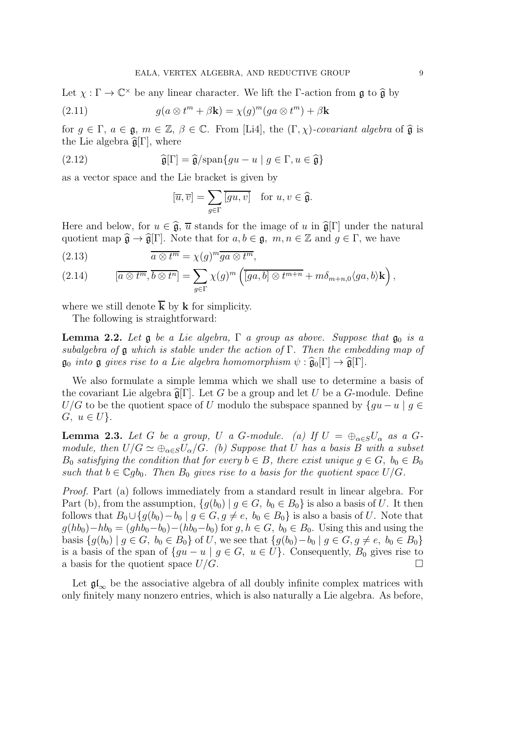Let $\chi : \Gamma \to \mathbb{C}^\times$ be any linear character. We lift the $\Gamma$-action from $\mathfrak{g}$ to $\widehat{\mathfrak{g}}$ by

$$g(a \otimes t^m + \beta \mathbf{k}) = \chi(g)^m (ga \otimes t^m) + \beta \mathbf{k} \tag{2.11}$$

for $g \in \Gamma$, $a \in \mathfrak{g}$, $m \in \mathbb{Z}$, $\beta \in \mathbb{C}$. From [Li4], the $(\Gamma, \chi)$-*covariant algebra* of $\widehat{\mathfrak{g}}$ is the Lie algebra $\widehat{\mathfrak{g}}[\Gamma]$, where

$$\widehat{\mathfrak{g}}[\Gamma] = \widehat{\mathfrak{g}}/\mathrm{span}\{gu - u \mid g \in \Gamma, u \in \widehat{\mathfrak{g}}\} \tag{2.12}$$

as a vector space and the Lie bracket is given by

$$[\overline{u}, \overline{v}] = \sum_{g \in \Gamma} \overline{[gu, v]} \quad \text{for } u, v \in \widehat{\mathfrak{g}}.$$

Here and below, for $u \in \widehat{\mathfrak{g}}$, $\overline{u}$ stands for the image of $u$ in $\widehat{\mathfrak{g}}[\Gamma]$ under the natural quotient map $\widehat{\mathfrak{g}} \to \widehat{\mathfrak{g}}[\Gamma]$. Note that for $a, b \in \mathfrak{g}$, $m, n \in \mathbb{Z}$ and $g \in \Gamma$, we have

$$\overline{a \otimes t^m} = \chi(g)^m \overline{ga \otimes t^m}, \tag{2.13}$$

$$[\overline{a \otimes t^m}, \overline{b \otimes t^n}] = \sum_{g \in \Gamma} \chi(g)^m \left( \overline{[ga, b] \otimes t^{m+n}} + m\delta_{m+n,0} \langle ga, b \rangle \mathbf{k} \right), \tag{2.14}$$

where we still denote $\overline{\mathbf{k}}$ by $\mathbf{k}$ for simplicity.

The following is straightforward:

**Lemma 2.2.** *Let $\mathfrak{g}$ be a Lie algebra, $\Gamma$ a group as above. Suppose that $\mathfrak{g}_0$ is a subalgebra of $\mathfrak{g}$ which is stable under the action of $\Gamma$. Then the embedding map of $\mathfrak{g}_0$ into $\mathfrak{g}$ gives rise to a Lie algebra homomorphism $\psi : \widehat{\mathfrak{g}}_0[\Gamma] \to \widehat{\mathfrak{g}}[\Gamma]$.*

We also formulate a simple lemma which we shall use to determine a basis of the covariant Lie algebra $\widehat{\mathfrak{g}}[\Gamma]$. Let $G$ be a group and let $U$ be a $G$-module. Define $U/G$ to be the quotient space of $U$ modulo the subspace spanned by $\{gu - u \mid g \in G,\ u \in U\}$.

**Lemma 2.3.** *Let $G$ be a group, $U$ a $G$-module. (a) If $U = \oplus_{\alpha \in S} U_\alpha$ as a $G$-module, then $U/G \simeq \oplus_{\alpha \in S} U_\alpha/G$. (b) Suppose that $U$ has a basis $B$ with a subset $B_0$ satisfying the condition that for every $b \in B$, there exist unique $g \in G$, $b_0 \in B_0$ such that $b \in \mathbb{C} g b_0$. Then $B_0$ gives rise to a basis for the quotient space $U/G$.*

*Proof.* Part (a) follows immediately from a standard result in linear algebra. For Part (b), from the assumption, $\{g(b_0) \mid g \in G,\ b_0 \in B_0\}$ is also a basis of $U$. It then follows that $B_0 \cup \{g(b_0) - b_0 \mid g \in G, g \neq e,\ b_0 \in B_0\}$ is also a basis of $U$. Note that $g(hb_0) - hb_0 = (ghb_0 - b_0) - (hb_0 - b_0)$ for $g, h \in G$, $b_0 \in B_0$. Using this and using the basis $\{g(b_0) \mid g \in G,\ b_0 \in B_0\}$ of $U$, we see that $\{g(b_0) - b_0 \mid g \in G, g \neq e,\ b_0 \in B_0\}$ is a basis of the span of $\{gu - u \mid g \in G,\ u \in U\}$. Consequently, $B_0$ gives rise to a basis for the quotient space $U/G$. $\square$

Let $\mathfrak{gl}_\infty$ be the associative algebra of all doubly infinite complex matrices with only finitely many nonzero entries, which is also naturally a Lie algebra. As before,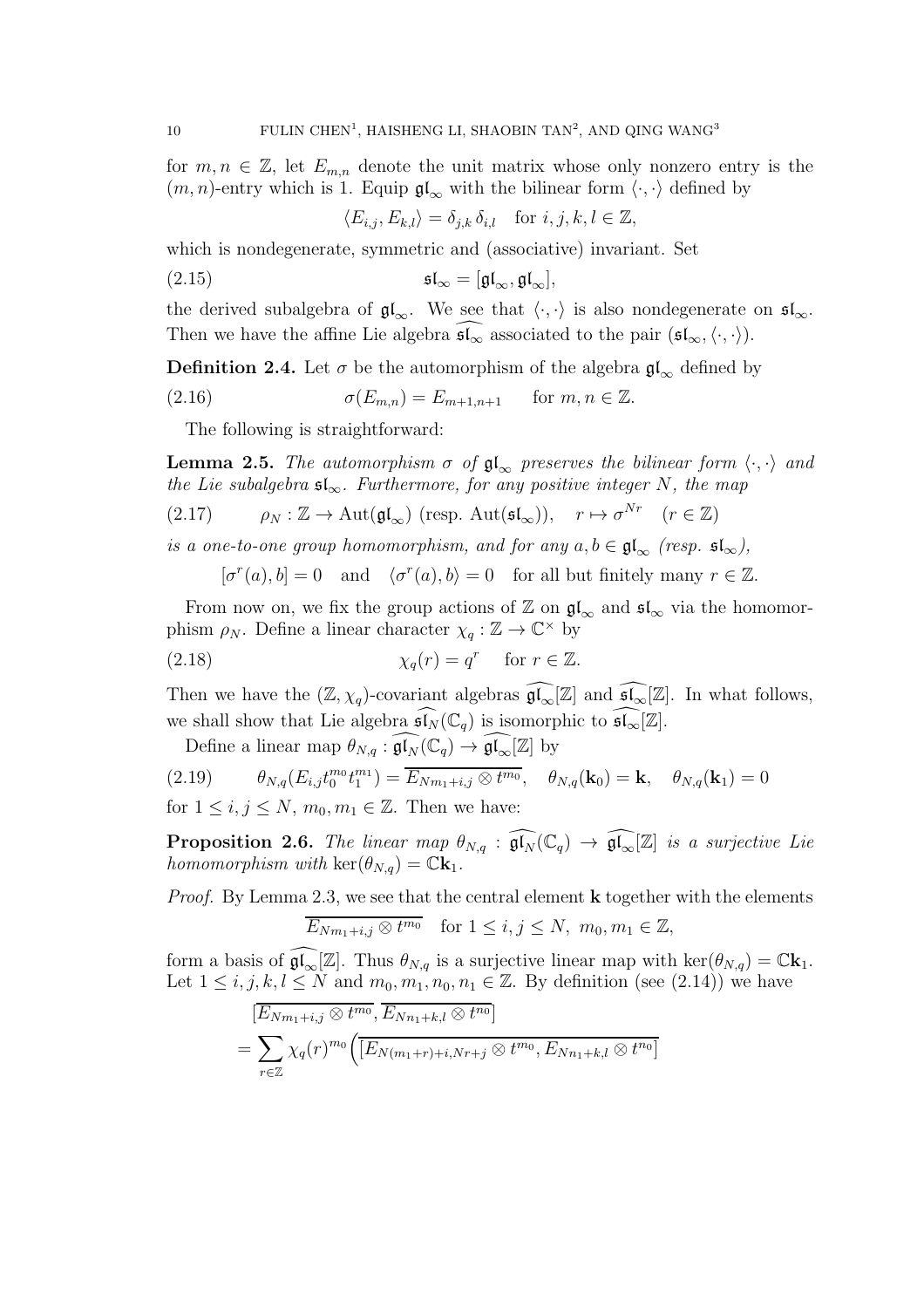for $m, n \in \mathbb{Z}$, let $E_{m,n}$ denote the unit matrix whose only nonzero entry is the $(m, n)$-entry which is 1. Equip $\mathfrak{gl}_\infty$ with the bilinear form $\langle \cdot, \cdot \rangle$ defined by

$$\langle E_{i,j}, E_{k,l} \rangle = \delta_{j,k} \, \delta_{i,l} \quad \text{for } i, j, k, l \in \mathbb{Z},$$

which is nondegenerate, symmetric and (associative) invariant. Set

$$\mathfrak{sl}_\infty = [\mathfrak{gl}_\infty, \mathfrak{gl}_\infty], \tag{2.15}$$

the derived subalgebra of $\mathfrak{gl}_\infty$. We see that $\langle \cdot, \cdot \rangle$ is also nondegenerate on $\mathfrak{sl}_\infty$. Then we have the affine Lie algebra $\widehat{\mathfrak{sl}_\infty}$ associated to the pair $(\mathfrak{sl}_\infty, \langle \cdot, \cdot \rangle)$.

**Definition 2.4.** Let $\sigma$ be the automorphism of the algebra $\mathfrak{gl}_\infty$ defined by

$$\sigma(E_{m,n}) = E_{m+1,n+1} \qquad \text{for } m, n \in \mathbb{Z}. \tag{2.16}$$

The following is straightforward:

**Lemma 2.5.** *The automorphism $\sigma$ of $\mathfrak{gl}_\infty$ preserves the bilinear form $\langle \cdot, \cdot \rangle$ and the Lie subalgebra $\mathfrak{sl}_\infty$. Furthermore, for any positive integer $N$, the map*

$$\rho_N : \mathbb{Z} \to \mathrm{Aut}(\mathfrak{gl}_\infty) \ (\text{resp. } \mathrm{Aut}(\mathfrak{sl}_\infty)), \quad r \mapsto \sigma^{Nr} \quad (r \in \mathbb{Z}) \tag{2.17}$$

*is a one-to-one group homomorphism, and for any $a, b \in \mathfrak{gl}_\infty$ (resp. $\mathfrak{sl}_\infty$),*

$$[\sigma^r(a), b] = 0 \quad \text{and} \quad \langle \sigma^r(a), b \rangle = 0 \quad \text{for all but finitely many } r \in \mathbb{Z}.$$

From now on, we fix the group actions of $\mathbb{Z}$ on $\mathfrak{gl}_\infty$ and $\mathfrak{sl}_\infty$ via the homomorphism $\rho_N$. Define a linear character $\chi_q : \mathbb{Z} \to \mathbb{C}^\times$ by

$$\chi_q(r) = q^r \quad \text{for } r \in \mathbb{Z}. \tag{2.18}$$

Then we have the $(\mathbb{Z}, \chi_q)$-covariant algebras $\widehat{\mathfrak{gl}_\infty}[\mathbb{Z}]$ and $\widehat{\mathfrak{sl}_\infty}[\mathbb{Z}]$. In what follows, we shall show that Lie algebra $\widehat{\mathfrak{sl}_N}(\mathbb{C}_q)$ is isomorphic to $\widehat{\mathfrak{sl}_\infty}[\mathbb{Z}]$.

Define a linear map $\theta_{N,q} : \widehat{\mathfrak{gl}_N}(\mathbb{C}_q) \to \widehat{\mathfrak{gl}_\infty}[\mathbb{Z}]$ by

$$\theta_{N,q}(E_{i,j} t_0^{m_0} t_1^{m_1}) = \overline{E_{Nm_1+i,j} \otimes t^{m_0}}, \quad \theta_{N,q}(\mathbf{k}_0) = \mathbf{k}, \quad \theta_{N,q}(\mathbf{k}_1) = 0 \tag{2.19}$$

for $1 \le i, j \le N$, $m_0, m_1 \in \mathbb{Z}$. Then we have:

**Proposition 2.6.** *The linear map $\theta_{N,q} : \widehat{\mathfrak{gl}_N}(\mathbb{C}_q) \to \widehat{\mathfrak{gl}_\infty}[\mathbb{Z}]$ is a surjective Lie homomorphism with $\ker(\theta_{N,q}) = \mathbb{C}\mathbf{k}_1$.*

*Proof.* By Lemma 2.3, we see that the central element $\mathbf{k}$ together with the elements

$$\overline{E_{Nm_1+i,j} \otimes t^{m_0}} \quad \text{for } 1 \le i, j \le N, \ m_0, m_1 \in \mathbb{Z},$$

form a basis of $\widehat{\mathfrak{gl}_\infty}[\mathbb{Z}]$. Thus $\theta_{N,q}$ is a surjective linear map with $\ker(\theta_{N,q}) = \mathbb{C}\mathbf{k}_1$. Let $1 \le i, j, k, l \le N$ and $m_0, m_1, n_0, n_1 \in \mathbb{Z}$. By definition (see (2.14)) we have

$$\begin{aligned}
&[\overline{E_{Nm_1+i,j} \otimes t^{m_0}}, \overline{E_{Nn_1+k,l} \otimes t^{n_0}}] \\
&= \sum_{r \in \mathbb{Z}} \chi_q(r)^{m_0} \Big( \overline{[E_{N(m_1+r)+i, Nr+j} \otimes t^{m_0}, E_{Nn_1+k,l} \otimes t^{n_0}]}
\end{aligned}$$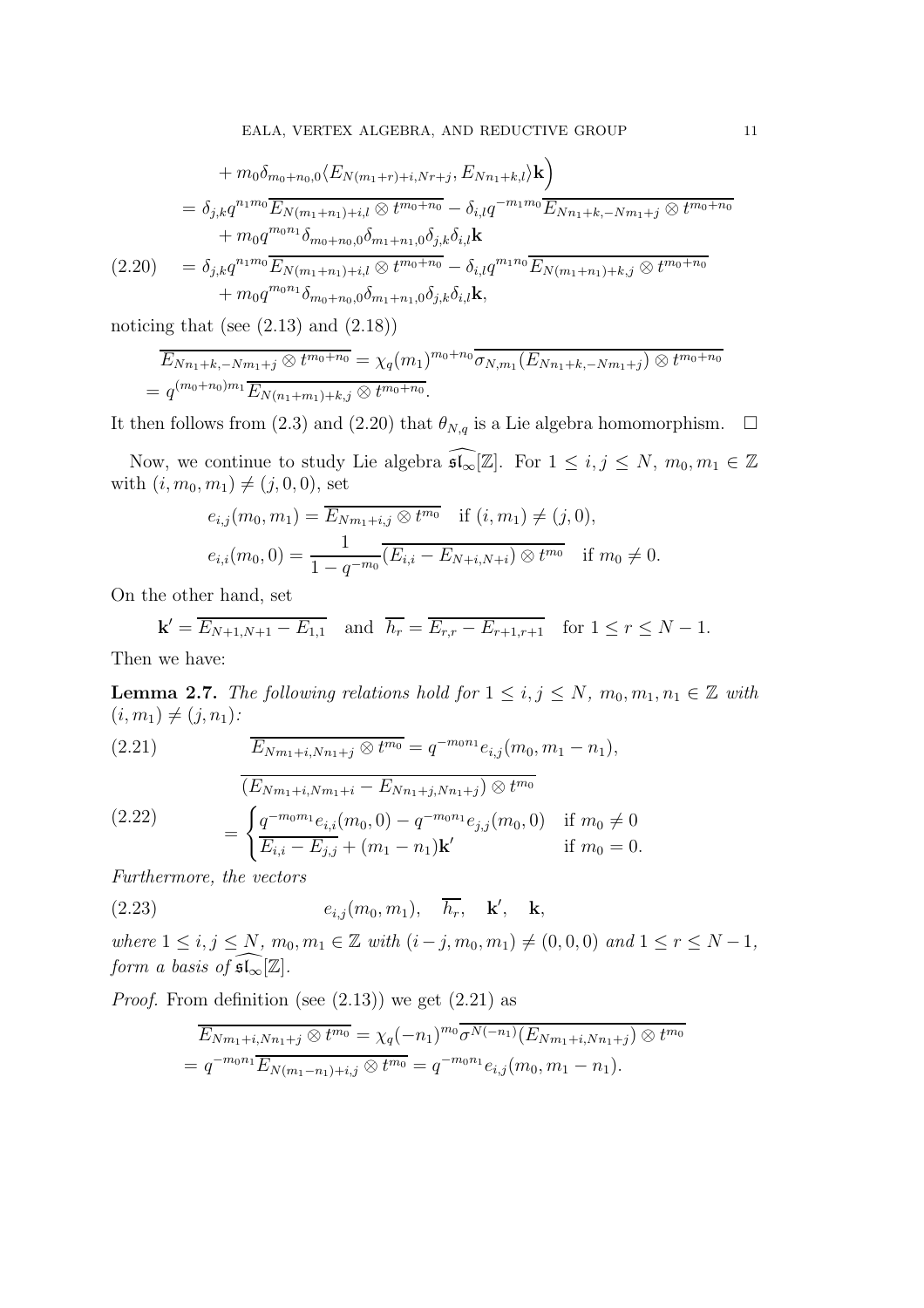$$
\begin{aligned}
&\quad + m_0\delta_{m_0+n_0,0}\langle E_{N(m_1+r)+i,Nr+j}, E_{Nn_1+k,l}\rangle\mathbf{k}\Big) \\
&= \delta_{j,k}q^{n_1m_0}\overline{E_{N(m_1+n_1)+i,l}\otimes t^{m_0+n_0}} - \delta_{i,l}q^{-m_1m_0}\overline{E_{Nn_1+k,-Nm_1+j}\otimes t^{m_0+n_0}} \\
&\quad + m_0q^{m_0n_1}\delta_{m_0+n_0,0}\delta_{m_1+n_1,0}\delta_{j,k}\delta_{i,l}\mathbf{k} \\
&= \delta_{j,k}q^{n_1m_0}\overline{E_{N(m_1+n_1)+i,l}\otimes t^{m_0+n_0}} - \delta_{i,l}q^{m_1n_0}\overline{E_{N(m_1+n_1)+k,j}\otimes t^{m_0+n_0}} \\
&\quad + m_0q^{m_0n_1}\delta_{m_0+n_0,0}\delta_{m_1+n_1,0}\delta_{j,k}\delta_{i,l}\mathbf{k}, \qquad (2.20)
\end{aligned}
$$

noticing that (see (2.13) and (2.18))

$$
\begin{aligned}
&\overline{E_{Nn_1+k,-Nm_1+j}\otimes t^{m_0+n_0}} = \chi_q(m_1)^{m_0+n_0}\overline{\sigma_{N,m_1}(E_{Nn_1+k,-Nm_1+j})\otimes t^{m_0+n_0}} \\
&= q^{(m_0+n_0)m_1}\overline{E_{N(n_1+m_1)+k,j}\otimes t^{m_0+n_0}}.
\end{aligned}
$$

It then follows from (2.3) and (2.20) that $\theta_{N,q}$ is a Lie algebra homomorphism. $\square$

Now, we continue to study Lie algebra $\widehat{\mathfrak{sl}_\infty}[\mathbb{Z}]$. For $1\le i,j\le N$, $m_0,m_1\in\mathbb{Z}$ with $(i,m_0,m_1)\neq(j,0,0)$, set

$$
\begin{aligned}
&e_{i,j}(m_0,m_1) = \overline{E_{Nm_1+i,j}\otimes t^{m_0}} \quad \text{if } (i,m_1)\neq(j,0), \\
&e_{i,i}(m_0,0) = \frac{1}{1-q^{-m_0}}\overline{(E_{i,i}-E_{N+i,N+i})\otimes t^{m_0}} \quad \text{if } m_0\neq 0.
\end{aligned}
$$

On the other hand, set

$$
\mathbf{k}' = \overline{E_{N+1,N+1}-E_{1,1}} \quad \text{and} \quad \overline{h_r} = \overline{E_{r,r}-E_{r+1,r+1}} \quad \text{for } 1\le r\le N-1.
$$

Then we have:

**Lemma 2.7.** *The following relations hold for $1\le i,j\le N$, $m_0,m_1,n_1\in\mathbb{Z}$ with $(i,m_1)\neq(j,n_1)$:*

$$
\overline{E_{Nm_1+i,Nn_1+j}\otimes t^{m_0}} = q^{-m_0n_1}e_{i,j}(m_0,m_1-n_1), \qquad (2.21)
$$

$$
\begin{aligned}
&\overline{(E_{Nm_1+i,Nm_1+i}-E_{Nn_1+j,Nn_1+j})\otimes t^{m_0}} \\
&= \begin{cases} q^{-m_0m_1}e_{i,i}(m_0,0) - q^{-m_0n_1}e_{j,j}(m_0,0) & \text{if } m_0\neq 0 \\ \overline{E_{i,i}-E_{j,j}} + (m_1-n_1)\mathbf{k}' & \text{if } m_0 = 0. \end{cases} \qquad (2.22)
\end{aligned}
$$

*Furthermore, the vectors*

$$
e_{i,j}(m_0,m_1), \quad \overline{h_r}, \quad \mathbf{k}', \quad \mathbf{k}, \qquad (2.23)
$$

*where $1\le i,j\le N$, $m_0,m_1\in\mathbb{Z}$ with $(i-j,m_0,m_1)\neq(0,0,0)$ and $1\le r\le N-1$, form a basis of $\widehat{\mathfrak{sl}_\infty}[\mathbb{Z}]$.*

*Proof.* From definition (see (2.13)) we get (2.21) as

$$
\begin{aligned}
&\overline{E_{Nm_1+i,Nn_1+j}\otimes t^{m_0}} = \chi_q(-n_1)^{m_0}\overline{\sigma^{N(-n_1)}(E_{Nm_1+i,Nn_1+j})\otimes t^{m_0}} \\
&= q^{-m_0n_1}\overline{E_{N(m_1-n_1)+i,j}\otimes t^{m_0}} = q^{-m_0n_1}e_{i,j}(m_0,m_1-n_1).
\end{aligned}
$$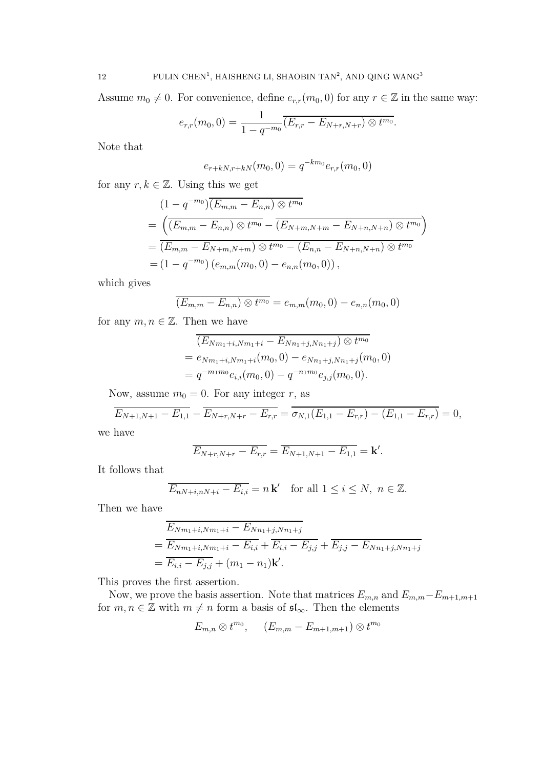Assume $m_0 \neq 0$. For convenience, define $e_{r,r}(m_0, 0)$ for any $r \in \mathbb{Z}$ in the same way:

$$e_{r,r}(m_0, 0) = \frac{1}{1 - q^{-m_0}} \overline{(E_{r,r} - E_{N+r,N+r}) \otimes t^{m_0}}.$$

Note that

$$e_{r+kN,r+kN}(m_0, 0) = q^{-km_0} e_{r,r}(m_0, 0)$$

for any $r, k \in \mathbb{Z}$. Using this we get

$$\begin{aligned}
&(1 - q^{-m_0}) \overline{(E_{m,m} - E_{n,n}) \otimes t^{m_0}} \\
&= \left( \overline{(E_{m,m} - E_{n,n}) \otimes t^{m_0}} - \overline{(E_{N+m,N+m} - E_{N+n,N+n}) \otimes t^{m_0}} \right) \\
&= \overline{(E_{m,m} - E_{N+m,N+m}) \otimes t^{m_0} - (E_{n,n} - E_{N+n,N+n}) \otimes t^{m_0}} \\
&= (1 - q^{-m_0}) \left( e_{m,m}(m_0, 0) - e_{n,n}(m_0, 0) \right),
\end{aligned}$$

which gives

$$\overline{(E_{m,m} - E_{n,n}) \otimes t^{m_0}} = e_{m,m}(m_0, 0) - e_{n,n}(m_0, 0)$$

for any $m, n \in \mathbb{Z}$. Then we have

$$\begin{aligned}
&\overline{(E_{Nm_1+i,Nm_1+i} - E_{Nn_1+j,Nn_1+j}) \otimes t^{m_0}} \\
&= e_{Nm_1+i,Nm_1+i}(m_0, 0) - e_{Nn_1+j,Nn_1+j}(m_0, 0) \\
&= q^{-m_1 m_0} e_{i,i}(m_0, 0) - q^{-n_1 m_0} e_{j,j}(m_0, 0).
\end{aligned}$$

Now, assume $m_0 = 0$. For any integer $r$, as

$$\overline{E_{N+1,N+1} - E_{1,1}} - \overline{E_{N+r,N+r} - E_{r,r}} = \overline{\sigma_{N,1}(E_{1,1} - E_{r,r}) - (E_{1,1} - E_{r,r})} = 0,$$

we have

$$\overline{E_{N+r,N+r} - E_{r,r}} = \overline{E_{N+1,N+1} - E_{1,1}} = \mathbf{k}'.$$

It follows that

$$\overline{E_{nN+i,nN+i} - E_{i,i}} = n\,\mathbf{k}' \quad \text{for all } 1 \leq i \leq N, \ n \in \mathbb{Z}.$$

Then we have

$$\begin{aligned}
&\overline{E_{Nm_1+i,Nm_1+i} - E_{Nn_1+j,Nn_1+j}} \\
&= \overline{E_{Nm_1+i,Nm_1+i} - E_{i,i}} + \overline{E_{i,i} - E_{j,j}} + \overline{E_{j,j} - E_{Nn_1+j,Nn_1+j}} \\
&= \overline{E_{i,i} - E_{j,j}} + (m_1 - n_1)\mathbf{k}'.
\end{aligned}$$

This proves the first assertion.

Now, we prove the basis assertion. Note that matrices $E_{m,n}$ and $E_{m,m} - E_{m+1,m+1}$ for $m, n \in \mathbb{Z}$ with $m \neq n$ form a basis of $\mathfrak{sl}_\infty$. Then the elements

$$E_{m,n} \otimes t^{m_0}, \quad (E_{m,m} - E_{m+1,m+1}) \otimes t^{m_0}$$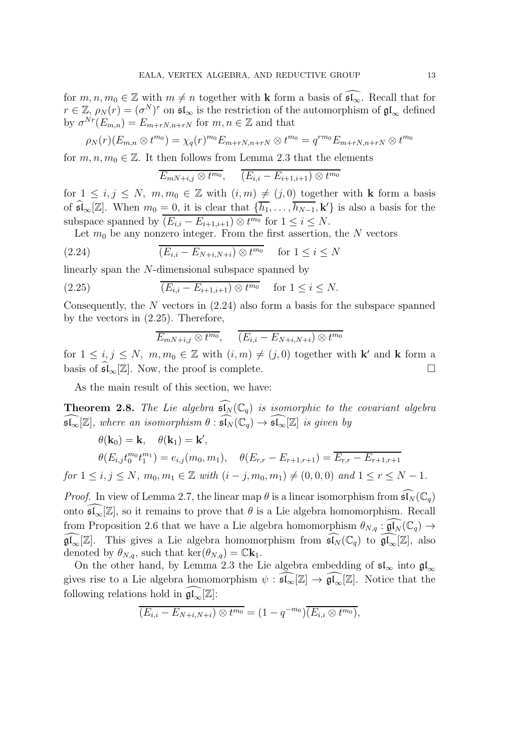for $m, n, m_0 \in \mathbb{Z}$ with $m \neq n$ together with $\mathbf{k}$ form a basis of $\widehat{\mathfrak{sl}_\infty}$. Recall that for $r \in \mathbb{Z}$, $\rho_N(r) = (\sigma^N)^r$ on $\mathfrak{sl}_\infty$ is the restriction of the automorphism of $\mathfrak{gl}_\infty$ defined by $\sigma^{Nr}(E_{m,n}) = E_{m+rN,n+rN}$ for $m, n \in \mathbb{Z}$ and that

$$\rho_N(r)(E_{m,n} \otimes t^{m_0}) = \chi_q(r)^{m_0} E_{m+rN,n+rN} \otimes t^{m_0} = q^{rm_0} E_{m+rN,n+rN} \otimes t^{m_0}$$

for $m, n, m_0 \in \mathbb{Z}$. It then follows from Lemma 2.3 that the elements

$$\overline{E_{mN+i,j} \otimes t^{m_0}}, \quad \overline{(E_{i,i} - E_{i+1,i+1}) \otimes t^{m_0}}$$

for $1 \leq i, j \leq N$, $m, m_0 \in \mathbb{Z}$ with $(i, m) \neq (j, 0)$ together with $\mathbf{k}$ form a basis of $\widehat{\mathfrak{sl}}_\infty[\mathbb{Z}]$. When $m_0 = 0$, it is clear that $\{\overline{h_1}, \ldots, \overline{h_{N-1}}, \mathbf{k}'\}$ is also a basis for the subspace spanned by $\overline{(E_{i,i} - E_{i+1,i+1}) \otimes t^{m_0}}$ for $1 \leq i \leq N$.

Let $m_0$ be any nonzero integer. From the first assertion, the $N$ vectors

$$\overline{(E_{i,i} - E_{N+i,N+i}) \otimes t^{m_0}} \quad \text{for } 1 \leq i \leq N \tag{2.24}$$

linearly span the $N$-dimensional subspace spanned by

$$\overline{(E_{i,i} - E_{i+1,i+1}) \otimes t^{m_0}} \quad \text{for } 1 \leq i \leq N. \tag{2.25}$$

Consequently, the $N$ vectors in (2.24) also form a basis for the subspace spanned by the vectors in (2.25). Therefore,

$$\overline{E_{mN+i,j} \otimes t^{m_0}}, \quad \overline{(E_{i,i} - E_{N+i,N+i}) \otimes t^{m_0}}$$

for $1 \leq i, j \leq N$, $m, m_0 \in \mathbb{Z}$ with $(i, m) \neq (j, 0)$ together with $\mathbf{k}'$ and $\mathbf{k}$ form a basis of $\widehat{\mathfrak{sl}}_\infty[\mathbb{Z}]$. Now, the proof is complete. $\square$

As the main result of this section, we have:

**Theorem 2.8.** *The Lie algebra $\widehat{\mathfrak{sl}_N}(\mathbb{C}_q)$ is isomorphic to the covariant algebra $\widehat{\mathfrak{sl}_\infty}[\mathbb{Z}]$, where an isomorphism $\theta : \widehat{\mathfrak{sl}_N}(\mathbb{C}_q) \to \widehat{\mathfrak{sl}_\infty}[\mathbb{Z}]$ is given by*

$$\theta(\mathbf{k}_0) = \mathbf{k}, \quad \theta(\mathbf{k}_1) = \mathbf{k}',$$

$$\theta(E_{i,j} t_0^{m_0} t_1^{m_1}) = e_{i,j}(m_0, m_1), \quad \theta(E_{r,r} - E_{r+1,r+1}) = \overline{E_{r,r} - E_{r+1,r+1}}$$

*for $1 \leq i, j \leq N$, $m_0, m_1 \in \mathbb{Z}$ with $(i - j, m_0, m_1) \neq (0, 0, 0)$ and $1 \leq r \leq N - 1$.*

*Proof.* In view of Lemma 2.7, the linear map $\theta$ is a linear isomorphism from $\widehat{\mathfrak{sl}_N}(\mathbb{C}_q)$ onto $\widehat{\mathfrak{sl}_\infty}[\mathbb{Z}]$, so it remains to prove that $\theta$ is a Lie algebra homomorphism. Recall from Proposition 2.6 that we have a Lie algebra homomorphism $\theta_{N,q} : \widehat{\mathfrak{gl}_N}(\mathbb{C}_q) \to \widehat{\mathfrak{gl}_\infty}[\mathbb{Z}]$. This gives a Lie algebra homomorphism from $\widehat{\mathfrak{sl}_N}(\mathbb{C}_q)$ to $\widehat{\mathfrak{gl}_\infty}[\mathbb{Z}]$, also denoted by $\theta_{N,q}$, such that $\ker(\theta_{N,q}) = \mathbb{C}\mathbf{k}_1$.

On the other hand, by Lemma 2.3 the Lie algebra embedding of $\mathfrak{sl}_\infty$ into $\mathfrak{gl}_\infty$ gives rise to a Lie algebra homomorphism $\psi : \widehat{\mathfrak{sl}_\infty}[\mathbb{Z}] \to \widehat{\mathfrak{gl}_\infty}[\mathbb{Z}]$. Notice that the following relations hold in $\widehat{\mathfrak{gl}_\infty}[\mathbb{Z}]$:

$$\overline{(E_{i,i} - E_{N+i,N+i}) \otimes t^{m_0}} = (1 - q^{-m_0}) \overline{(E_{i,i} \otimes t^{m_0})},$$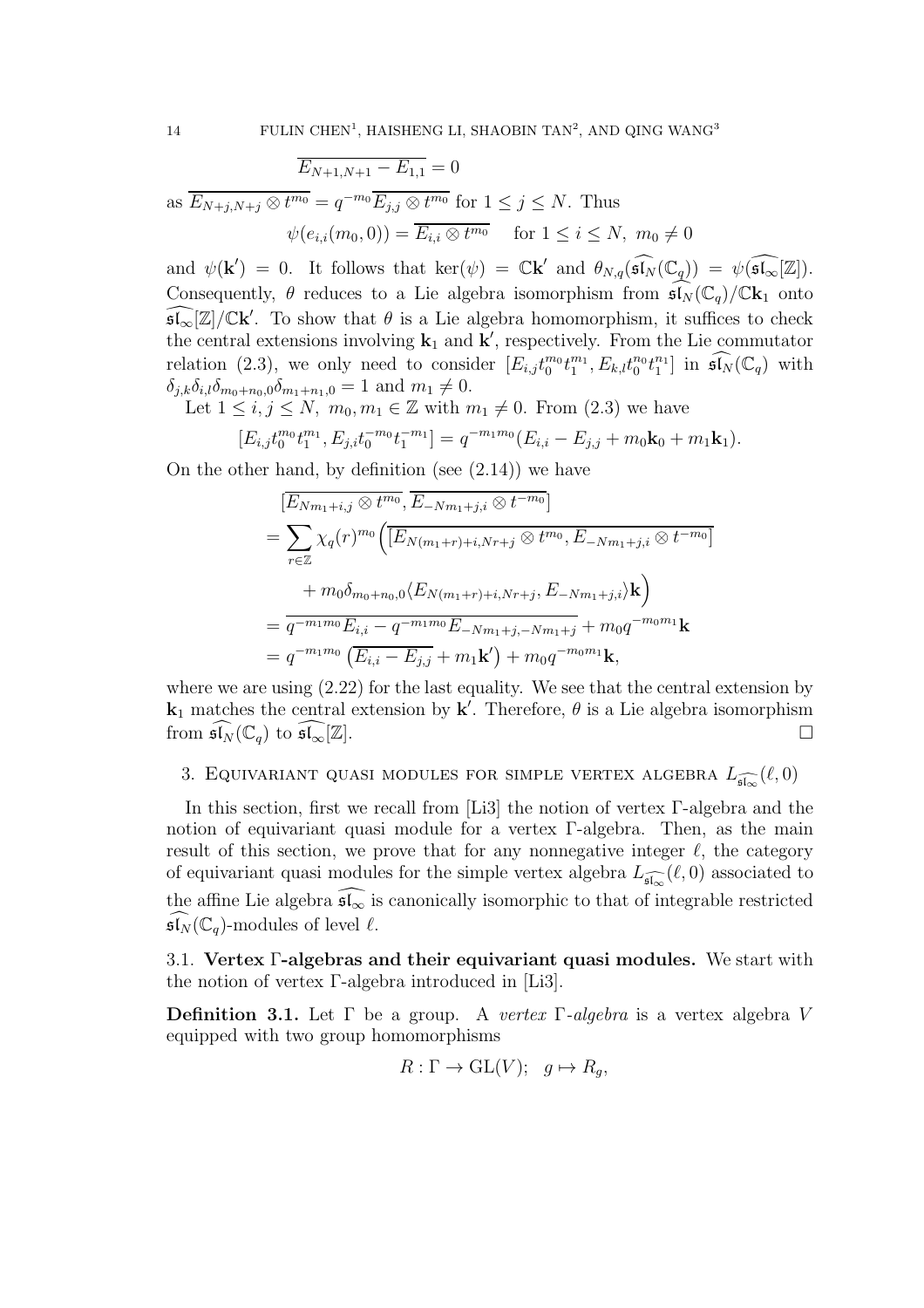$$\overline{E_{N+1,N+1} - E_{1,1}} = 0$$

as $\overline{E_{N+j,N+j} \otimes t^{m_0}} = q^{-m_0}\overline{E_{j,j} \otimes t^{m_0}}$ for $1 \leq j \leq N$. Thus

$$\psi(e_{i,i}(m_0, 0)) = \overline{E_{i,i} \otimes t^{m_0}} \quad \text{for } 1 \leq i \leq N,\ m_0 \neq 0$$

and $\psi(\mathbf{k}') = 0$. It follows that $\ker(\psi) = \mathbb{C}\mathbf{k}'$ and $\theta_{N,q}(\widehat{\mathfrak{sl}_N}(\mathbb{C}_q)) = \psi(\widehat{\mathfrak{sl}_\infty}[\mathbb{Z}])$. Consequently, $\theta$ reduces to a Lie algebra isomorphism from $\widehat{\mathfrak{sl}_N}(\mathbb{C}_q)/\mathbb{C}\mathbf{k}_1$ onto $\widehat{\mathfrak{sl}_\infty}[\mathbb{Z}]/\mathbb{C}\mathbf{k}'$. To show that $\theta$ is a Lie algebra homomorphism, it suffices to check the central extensions involving $\mathbf{k}_1$ and $\mathbf{k}'$, respectively. From the Lie commutator relation (2.3), we only need to consider $[E_{i,j}t_0^{m_0}t_1^{m_1}, E_{k,l}t_0^{n_0}t_1^{n_1}]$ in $\widehat{\mathfrak{sl}_N}(\mathbb{C}_q)$ with $\delta_{j,k}\delta_{i,l}\delta_{m_0+n_0,0}\delta_{m_1+n_1,0} = 1$ and $m_1 \neq 0$.

Let $1 \leq i, j \leq N$, $m_0, m_1 \in \mathbb{Z}$ with $m_1 \neq 0$. From (2.3) we have

$$[E_{i,j}t_0^{m_0}t_1^{m_1}, E_{j,i}t_0^{-m_0}t_1^{-m_1}] = q^{-m_1 m_0}(E_{i,i} - E_{j,j} + m_0\mathbf{k}_0 + m_1\mathbf{k}_1).$$

On the other hand, by definition (see (2.14)) we have

$$\begin{aligned}
&[\overline{E_{Nm_1+i,j} \otimes t^{m_0}}, \overline{E_{-Nm_1+j,i} \otimes t^{-m_0}}] \\
&= \sum_{r \in \mathbb{Z}} \chi_q(r)^{m_0} \Big( \overline{[E_{N(m_1+r)+i,Nr+j} \otimes t^{m_0}, E_{-Nm_1+j,i} \otimes t^{-m_0}]} \\
&\qquad + m_0 \delta_{m_0+n_0,0} \langle E_{N(m_1+r)+i,Nr+j}, E_{-Nm_1+j,i} \rangle \mathbf{k} \Big) \\
&= \overline{q^{-m_1 m_0} E_{i,i} - q^{-m_1 m_0} E_{-Nm_1+j,-Nm_1+j}} + m_0 q^{-m_0 m_1}\mathbf{k} \\
&= q^{-m_1 m_0}\left(\overline{E_{i,i} - E_{j,j}} + m_1\mathbf{k}'\right) + m_0 q^{-m_0 m_1}\mathbf{k},
\end{aligned}$$

where we are using (2.22) for the last equality. We see that the central extension by $\mathbf{k}_1$ matches the central extension by $\mathbf{k}'$. Therefore, $\theta$ is a Lie algebra isomorphism from $\widehat{\mathfrak{sl}_N}(\mathbb{C}_q)$ to $\widehat{\mathfrak{sl}_\infty}[\mathbb{Z}]$. $\square$

## 3. Equivariant quasi modules for simple vertex algebra $L_{\widehat{\mathfrak{sl}_\infty}}(\ell, 0)$

In this section, first we recall from [Li3] the notion of vertex $\Gamma$-algebra and the notion of equivariant quasi module for a vertex $\Gamma$-algebra. Then, as the main result of this section, we prove that for any nonnegative integer $\ell$, the category of equivariant quasi modules for the simple vertex algebra $L_{\widehat{\mathfrak{sl}_\infty}}(\ell, 0)$ associated to the affine Lie algebra $\widehat{\mathfrak{sl}_\infty}$ is canonically isomorphic to that of integrable restricted $\widehat{\mathfrak{sl}_N}(\mathbb{C}_q)$-modules of level $\ell$.

### 3.1. Vertex $\Gamma$-algebras and their equivariant quasi modules.

We start with the notion of vertex $\Gamma$-algebra introduced in [Li3].

**Definition 3.1.** Let $\Gamma$ be a group. A *vertex $\Gamma$-algebra* is a vertex algebra $V$ equipped with two group homomorphisms

$$R : \Gamma \to \mathrm{GL}(V); \quad g \mapsto R_g,$$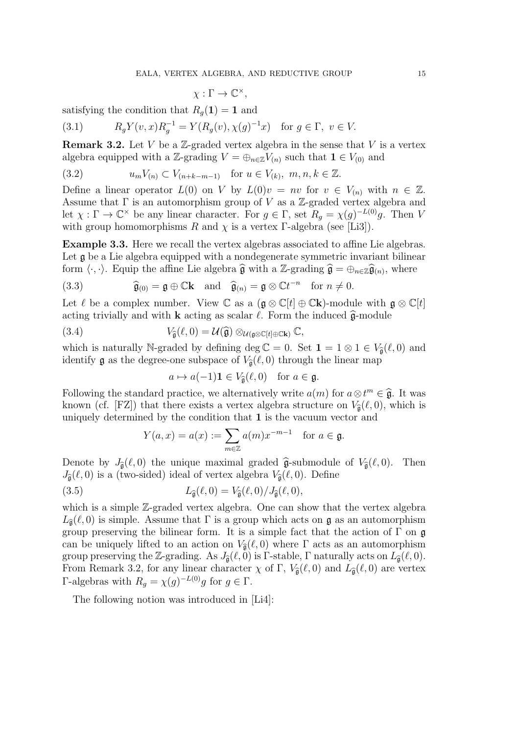$$\chi : \Gamma \to \mathbb{C}^{\times},$$

satisfying the condition that $R_g(\mathbf{1}) = \mathbf{1}$ and

$$R_g Y(v, x) R_g^{-1} = Y(R_g(v), \chi(g)^{-1}x) \quad \text{for } g \in \Gamma,\ v \in V. \tag{3.1}$$

**Remark 3.2.** Let $V$ be a $\mathbb{Z}$-graded vertex algebra in the sense that $V$ is a vertex algebra equipped with a $\mathbb{Z}$-grading $V = \oplus_{n\in\mathbb{Z}} V_{(n)}$ such that $\mathbf{1} \in V_{(0)}$ and

$$u_m V_{(n)} \subset V_{(n+k-m-1)} \quad \text{for } u \in V_{(k)},\ m, n, k \in \mathbb{Z}. \tag{3.2}$$

Define a linear operator $L(0)$ on $V$ by $L(0)v = nv$ for $v \in V_{(n)}$ with $n \in \mathbb{Z}$. Assume that $\Gamma$ is an automorphism group of $V$ as a $\mathbb{Z}$-graded vertex algebra and let $\chi : \Gamma \to \mathbb{C}^{\times}$ be any linear character. For $g \in \Gamma$, set $R_g = \chi(g)^{-L(0)}g$. Then $V$ with group homomorphisms $R$ and $\chi$ is a vertex $\Gamma$-algebra (see [Li3]).

**Example 3.3.** Here we recall the vertex algebras associated to affine Lie algebras. Let $\mathfrak{g}$ be a Lie algebra equipped with a nondegenerate symmetric invariant bilinear form $\langle \cdot, \cdot \rangle$. Equip the affine Lie algebra $\widehat{\mathfrak{g}}$ with a $\mathbb{Z}$-grading $\widehat{\mathfrak{g}} = \oplus_{n\in\mathbb{Z}} \widehat{\mathfrak{g}}_{(n)}$, where

$$\widehat{\mathfrak{g}}_{(0)} = \mathfrak{g} \oplus \mathbb{C}\mathbf{k} \quad \text{and} \quad \widehat{\mathfrak{g}}_{(n)} = \mathfrak{g} \otimes \mathbb{C}t^{-n} \quad \text{for } n \neq 0. \tag{3.3}$$

Let $\ell$ be a complex number. View $\mathbb{C}$ as a $(\mathfrak{g} \otimes \mathbb{C}[t] \oplus \mathbb{C}\mathbf{k})$-module with $\mathfrak{g} \otimes \mathbb{C}[t]$ acting trivially and with $\mathbf{k}$ acting as scalar $\ell$. Form the induced $\widehat{\mathfrak{g}}$-module

$$V_{\widehat{\mathfrak{g}}}(\ell, 0) = \mathcal{U}(\widehat{\mathfrak{g}}) \otimes_{\mathcal{U}(\mathfrak{g}\otimes\mathbb{C}[t]\oplus\mathbb{C}\mathbf{k})} \mathbb{C}, \tag{3.4}$$

which is naturally $\mathbb{N}$-graded by defining $\deg \mathbb{C} = 0$. Set $\mathbf{1} = 1 \otimes 1 \in V_{\widehat{\mathfrak{g}}}(\ell, 0)$ and identify $\mathfrak{g}$ as the degree-one subspace of $V_{\widehat{\mathfrak{g}}}(\ell, 0)$ through the linear map

$$a \mapsto a(-1)\mathbf{1} \in V_{\widehat{\mathfrak{g}}}(\ell, 0) \quad \text{for } a \in \mathfrak{g}.$$

Following the standard practice, we alternatively write $a(m)$ for $a \otimes t^m \in \widehat{\mathfrak{g}}$. It was known (cf. [FZ]) that there exists a vertex algebra structure on $V_{\widehat{\mathfrak{g}}}(\ell, 0)$, which is uniquely determined by the condition that $\mathbf{1}$ is the vacuum vector and

$$Y(a, x) = a(x) := \sum_{m\in\mathbb{Z}} a(m)x^{-m-1} \quad \text{for } a \in \mathfrak{g}.$$

Denote by $J_{\widehat{\mathfrak{g}}}(\ell, 0)$ the unique maximal graded $\widehat{\mathfrak{g}}$-submodule of $V_{\widehat{\mathfrak{g}}}(\ell, 0)$. Then $J_{\widehat{\mathfrak{g}}}(\ell, 0)$ is a (two-sided) ideal of vertex algebra $V_{\widehat{\mathfrak{g}}}(\ell, 0)$. Define

$$L_{\widehat{\mathfrak{g}}}(\ell, 0) = V_{\widehat{\mathfrak{g}}}(\ell, 0)/J_{\widehat{\mathfrak{g}}}(\ell, 0), \tag{3.5}$$

which is a simple $\mathbb{Z}$-graded vertex algebra. One can show that the vertex algebra $L_{\widehat{\mathfrak{g}}}(\ell, 0)$ is simple. Assume that $\Gamma$ is a group which acts on $\mathfrak{g}$ as an automorphism group preserving the bilinear form. It is a simple fact that the action of $\Gamma$ on $\mathfrak{g}$ can be uniquely lifted to an action on $V_{\widehat{\mathfrak{g}}}(\ell, 0)$ where $\Gamma$ acts as an automorphism group preserving the $\mathbb{Z}$-grading. As $J_{\widehat{\mathfrak{g}}}(\ell, 0)$ is $\Gamma$-stable, $\Gamma$ naturally acts on $L_{\widehat{\mathfrak{g}}}(\ell, 0)$. From Remark 3.2, for any linear character $\chi$ of $\Gamma$, $V_{\widehat{\mathfrak{g}}}(\ell, 0)$ and $L_{\widehat{\mathfrak{g}}}(\ell, 0)$ are vertex $\Gamma$-algebras with $R_g = \chi(g)^{-L(0)}g$ for $g \in \Gamma$.

The following notion was introduced in [Li4]: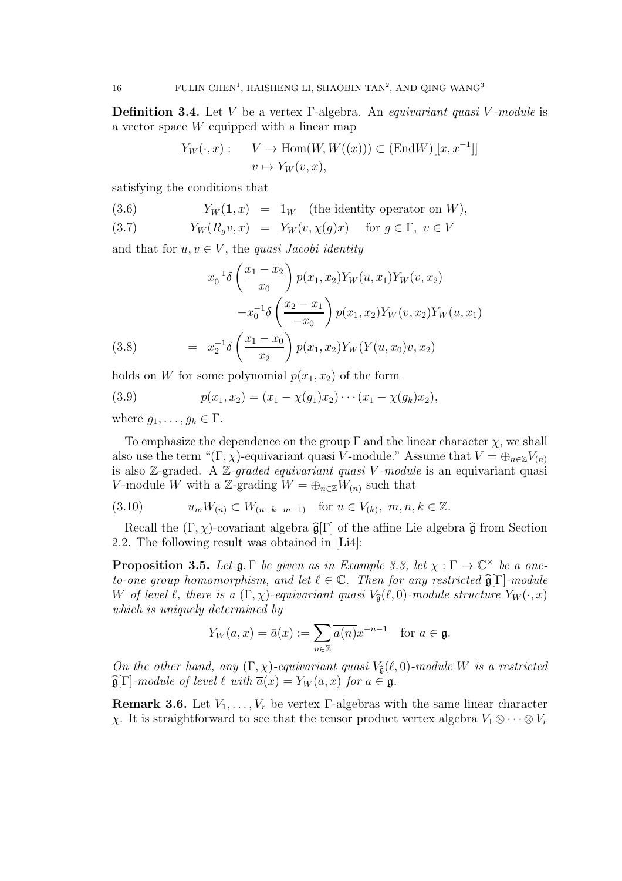**Definition 3.4.** Let $V$ be a vertex $\Gamma$-algebra. An *equivariant quasi $V$-module* is a vector space $W$ equipped with a linear map

$$
\begin{aligned}
Y_W(\cdot, x): \quad & V \to \mathrm{Hom}(W, W((x))) \subset (\mathrm{End} W)[[x, x^{-1}]] \\
& v \mapsto Y_W(v, x),
\end{aligned}
$$

satisfying the conditions that

$$
Y_W(\mathbf{1}, x) \;=\; 1_W \quad \text{(the identity operator on } W\text{)}, \tag{3.6}
$$

$$
Y_W(R_g v, x) \;=\; Y_W(v, \chi(g)x) \quad \text{for } g \in \Gamma,\ v \in V \tag{3.7}
$$

and that for $u, v \in V$, the *quasi Jacobi identity*

$$
\begin{aligned}
& x_0^{-1}\delta\left(\frac{x_1 - x_2}{x_0}\right) p(x_1, x_2) Y_W(u, x_1) Y_W(v, x_2) \\
& \quad - x_0^{-1}\delta\left(\frac{x_2 - x_1}{-x_0}\right) p(x_1, x_2) Y_W(v, x_2) Y_W(u, x_1) \\
& = x_2^{-1}\delta\left(\frac{x_1 - x_0}{x_2}\right) p(x_1, x_2) Y_W(Y(u, x_0)v, x_2)
\end{aligned} \tag{3.8}
$$

holds on $W$ for some polynomial $p(x_1, x_2)$ of the form

$$
p(x_1, x_2) = (x_1 - \chi(g_1)x_2) \cdots (x_1 - \chi(g_k)x_2), \tag{3.9}
$$

where $g_1, \ldots, g_k \in \Gamma$.

To emphasize the dependence on the group $\Gamma$ and the linear character $\chi$, we shall also use the term "$(\Gamma, \chi)$-equivariant quasi $V$-module." Assume that $V = \oplus_{n \in \mathbb{Z}} V_{(n)}$ is also $\mathbb{Z}$-graded. A *$\mathbb{Z}$-graded equivariant quasi $V$-module* is an equivariant quasi $V$-module $W$ with a $\mathbb{Z}$-grading $W = \oplus_{n \in \mathbb{Z}} W_{(n)}$ such that

$$
u_m W_{(n)} \subset W_{(n+k-m-1)} \quad \text{for } u \in V_{(k)},\ m, n, k \in \mathbb{Z}. \tag{3.10}
$$

Recall the $(\Gamma, \chi)$-covariant algebra $\widehat{\mathfrak{g}}[\Gamma]$ of the affine Lie algebra $\widehat{\mathfrak{g}}$ from Section 2.2. The following result was obtained in [Li4]:

**Proposition 3.5.** *Let $\mathfrak{g}, \Gamma$ be given as in Example 3.3, let $\chi : \Gamma \to \mathbb{C}^\times$ be a one-to-one group homomorphism, and let $\ell \in \mathbb{C}$. Then for any restricted $\widehat{\mathfrak{g}}[\Gamma]$-module $W$ of level $\ell$, there is a $(\Gamma, \chi)$-equivariant quasi $V_{\widehat{\mathfrak{g}}}(\ell, 0)$-module structure $Y_W(\cdot, x)$ which is uniquely determined by*

$$
Y_W(a, x) = \bar{a}(x) := \sum_{n \in \mathbb{Z}} \overline{a(n)} x^{-n-1} \quad \text{for } a \in \mathfrak{g}.
$$

*On the other hand, any $(\Gamma, \chi)$-equivariant quasi $V_{\widehat{\mathfrak{g}}}(\ell, 0)$-module $W$ is a restricted $\widehat{\mathfrak{g}}[\Gamma]$-module of level $\ell$ with $\overline{a}(x) = Y_W(a, x)$ for $a \in \mathfrak{g}$.*

**Remark 3.6.** Let $V_1, \ldots, V_r$ be vertex $\Gamma$-algebras with the same linear character $\chi$. It is straightforward to see that the tensor product vertex algebra $V_1 \otimes \cdots \otimes V_r$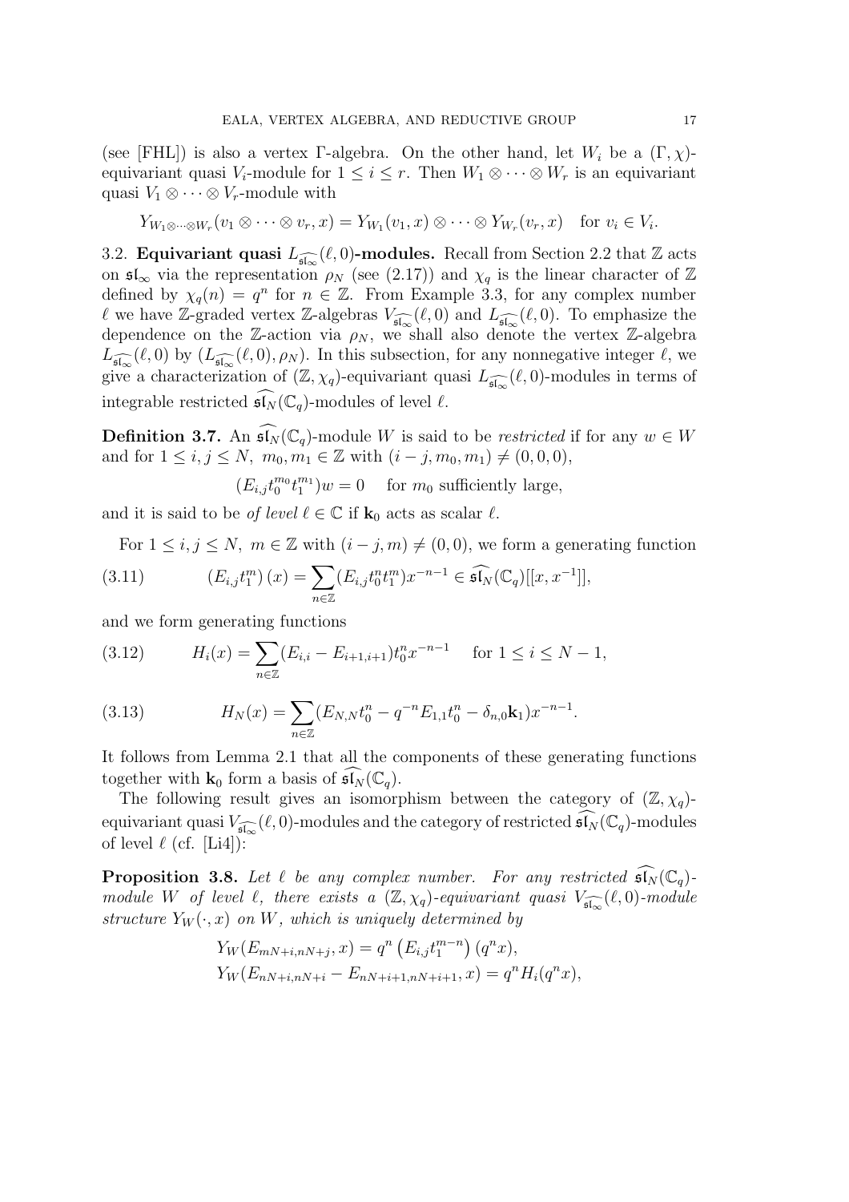(see [FHL]) is also a vertex Γ-algebra. On the other hand, let $W_i$ be a $(\Gamma,\chi)$-equivariant quasi $V_i$-module for $1\le i\le r$. Then $W_1\otimes\cdots\otimes W_r$ is an equivariant quasi $V_1\otimes\cdots\otimes V_r$-module with

$$Y_{W_1\otimes\cdots\otimes W_r}(v_1\otimes\cdots\otimes v_r,x)=Y_{W_1}(v_1,x)\otimes\cdots\otimes Y_{W_r}(v_r,x)\quad\text{for } v_i\in V_i.$$

### 3.2. Equivariant quasi $L_{\widehat{\mathfrak{sl}_\infty}}(\ell,0)$-modules.

Recall from Section 2.2 that $\mathbb{Z}$ acts on $\mathfrak{sl}_\infty$ via the representation $\rho_N$ (see (2.17)) and $\chi_q$ is the linear character of $\mathbb{Z}$ defined by $\chi_q(n)=q^n$ for $n\in\mathbb{Z}$. From Example 3.3, for any complex number $\ell$ we have $\mathbb{Z}$-graded vertex $\mathbb{Z}$-algebras $V_{\widehat{\mathfrak{sl}_\infty}}(\ell,0)$ and $L_{\widehat{\mathfrak{sl}_\infty}}(\ell,0)$. To emphasize the dependence on the $\mathbb{Z}$-action via $\rho_N$, we shall also denote the vertex $\mathbb{Z}$-algebra $L_{\widehat{\mathfrak{sl}_\infty}}(\ell,0)$ by $(L_{\widehat{\mathfrak{sl}_\infty}}(\ell,0),\rho_N)$. In this subsection, for any nonnegative integer $\ell$, we give a characterization of $(\mathbb{Z},\chi_q)$-equivariant quasi $L_{\widehat{\mathfrak{sl}_\infty}}(\ell,0)$-modules in terms of integrable restricted $\widehat{\mathfrak{sl}_N}(\mathbb{C}_q)$-modules of level $\ell$.

**Definition 3.7.** An $\widehat{\mathfrak{sl}_N}(\mathbb{C}_q)$-module $W$ is said to be *restricted* if for any $w\in W$ and for $1\le i,j\le N$, $m_0,m_1\in\mathbb{Z}$ with $(i-j,m_0,m_1)\neq(0,0,0)$,

$$(E_{i,j}t_0^{m_0}t_1^{m_1})w=0\quad\text{ for } m_0 \text{ sufficiently large,}$$

and it is said to be *of level* $\ell\in\mathbb{C}$ if $\mathbf{k}_0$ acts as scalar $\ell$.

For $1\le i,j\le N$, $m\in\mathbb{Z}$ with $(i-j,m)\neq(0,0)$, we form a generating function

$$(E_{i,j}t_1^m)(x)=\sum_{n\in\mathbb{Z}}(E_{i,j}t_0^nt_1^m)x^{-n-1}\in\widehat{\mathfrak{sl}_N}(\mathbb{C}_q)[[x,x^{-1}]],\tag{3.11}$$

and we form generating functions

$$H_i(x)=\sum_{n\in\mathbb{Z}}(E_{i,i}-E_{i+1,i+1})t_0^nx^{-n-1}\quad\text{ for } 1\le i\le N-1,\tag{3.12}$$

$$H_N(x)=\sum_{n\in\mathbb{Z}}(E_{N,N}t_0^n-q^{-n}E_{1,1}t_0^n-\delta_{n,0}\mathbf{k}_1)x^{-n-1}.\tag{3.13}$$

It follows from Lemma 2.1 that all the components of these generating functions together with $\mathbf{k}_0$ form a basis of $\widehat{\mathfrak{sl}_N}(\mathbb{C}_q)$.

The following result gives an isomorphism between the category of $(\mathbb{Z},\chi_q)$-equivariant quasi $V_{\widehat{\mathfrak{sl}_\infty}}(\ell,0)$-modules and the category of restricted $\widehat{\mathfrak{sl}_N}(\mathbb{C}_q)$-modules of level $\ell$ (cf. [Li4]):

**Proposition 3.8.** *Let $\ell$ be any complex number. For any restricted $\widehat{\mathfrak{sl}_N}(\mathbb{C}_q)$-module $W$ of level $\ell$, there exists a $(\mathbb{Z},\chi_q)$-equivariant quasi $V_{\widehat{\mathfrak{sl}_\infty}}(\ell,0)$-module structure $Y_W(\cdot,x)$ on $W$, which is uniquely determined by*

$$Y_W(E_{mN+i,nN+j},x)=q^n\left(E_{i,j}t_1^{m-n}\right)(q^nx),$$
$$Y_W(E_{nN+i,nN+i}-E_{nN+i+1,nN+i+1},x)=q^nH_i(q^nx),$$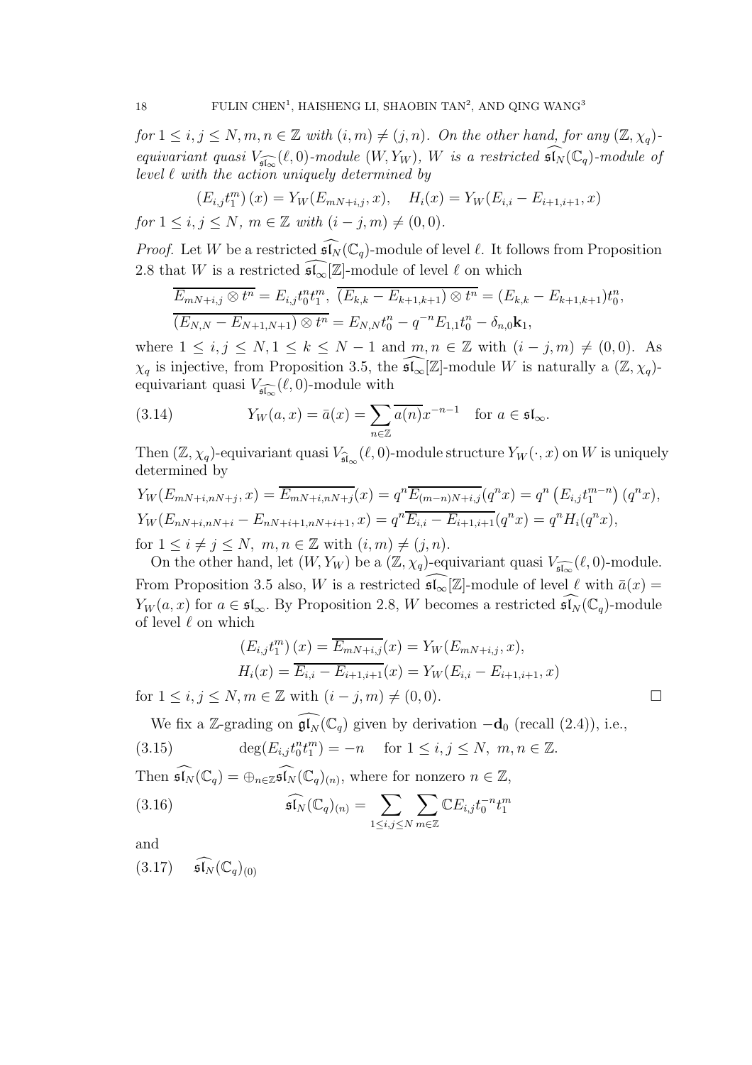*for $1 \le i, j \le N, m, n \in \mathbb{Z}$ with $(i, m) \ne (j, n)$. On the other hand, for any $(\mathbb{Z}, \chi_q)$-equivariant quasi $V_{\widehat{\mathfrak{sl}_\infty}}(\ell, 0)$-module $(W, Y_W)$, $W$ is a restricted $\widehat{\mathfrak{sl}_N}(\mathbb{C}_q)$-module of level $\ell$ with the action uniquely determined by*

$$\left(E_{i,j}t_1^m\right)(x) = Y_W(E_{mN+i,j}, x), \quad H_i(x) = Y_W(E_{i,i} - E_{i+1,i+1}, x)$$

*for $1 \le i, j \le N$, $m \in \mathbb{Z}$ with $(i - j, m) \ne (0, 0)$.*

*Proof.* Let $W$ be a restricted $\widehat{\mathfrak{sl}_N}(\mathbb{C}_q)$-module of level $\ell$. It follows from Proposition 2.8 that $W$ is a restricted $\widehat{\mathfrak{sl}_\infty}[\mathbb{Z}]$-module of level $\ell$ on which

$$\overline{E_{mN+i,j} \otimes t^n} = E_{i,j}t_0^n t_1^m, \ \overline{(E_{k,k} - E_{k+1,k+1}) \otimes t^n} = (E_{k,k} - E_{k+1,k+1})t_0^n,$$
$$\overline{(E_{N,N} - E_{N+1,N+1}) \otimes t^n} = E_{N,N}t_0^n - q^{-n}E_{1,1}t_0^n - \delta_{n,0}\mathbf{k}_1,$$

where $1 \le i, j \le N, 1 \le k \le N-1$ and $m, n \in \mathbb{Z}$ with $(i - j, m) \ne (0, 0)$. As $\chi_q$ is injective, from Proposition 3.5, the $\widehat{\mathfrak{sl}_\infty}[\mathbb{Z}]$-module $W$ is naturally a $(\mathbb{Z}, \chi_q)$-equivariant quasi $V_{\widehat{\mathfrak{sl}_\infty}}(\ell, 0)$-module with

$$Y_W(a, x) = \bar{a}(x) = \sum_{n \in \mathbb{Z}} \overline{a(n)} x^{-n-1} \quad \text{for } a \in \mathfrak{sl}_\infty. \tag{3.14}$$

Then $(\mathbb{Z}, \chi_q)$-equivariant quasi $V_{\widehat{\mathfrak{sl}}_\infty}(\ell, 0)$-module structure $Y_W(\cdot, x)$ on $W$ is uniquely determined by

$$Y_W(E_{mN+i,nN+j}, x) = \overline{E_{mN+i,nN+j}}(x) = q^n \overline{E_{(m-n)N+i,j}}(q^n x) = q^n \left(E_{i,j}t_1^{m-n}\right)(q^n x),$$
$$Y_W(E_{nN+i,nN+i} - E_{nN+i+1,nN+i+1}, x) = q^n \overline{E_{i,i} - E_{i+1,i+1}}(q^n x) = q^n H_i(q^n x),$$

for $1 \le i \ne j \le N$, $m, n \in \mathbb{Z}$ with $(i, m) \ne (j, n)$.

On the other hand, let $(W, Y_W)$ be a $(\mathbb{Z}, \chi_q)$-equivariant quasi $V_{\widehat{\mathfrak{sl}_\infty}}(\ell, 0)$-module. From Proposition 3.5 also, $W$ is a restricted $\widehat{\mathfrak{sl}_\infty}[\mathbb{Z}]$-module of level $\ell$ with $\bar{a}(x) = Y_W(a, x)$ for $a \in \mathfrak{sl}_\infty$. By Proposition 2.8, $W$ becomes a restricted $\widehat{\mathfrak{sl}_N}(\mathbb{C}_q)$-module of level $\ell$ on which

$$\left(E_{i,j}t_1^m\right)(x) = \overline{E_{mN+i,j}}(x) = Y_W(E_{mN+i,j}, x),$$
$$H_i(x) = \overline{E_{i,i} - E_{i+1,i+1}}(x) = Y_W(E_{i,i} - E_{i+1,i+1}, x)$$

for $1 \le i, j \le N, m \in \mathbb{Z}$ with $(i - j, m) \ne (0, 0)$. $\square$

We fix a $\mathbb{Z}$-grading on $\widehat{\mathfrak{gl}_N}(\mathbb{C}_q)$ given by derivation $-\mathbf{d}_0$ (recall (2.4)), i.e.,

$$\deg(E_{i,j}t_0^n t_1^m) = -n \quad \text{for } 1 \le i, j \le N, \ m, n \in \mathbb{Z}. \tag{3.15}$$

Then $\widehat{\mathfrak{sl}_N}(\mathbb{C}_q) = \oplus_{n \in \mathbb{Z}} \widehat{\mathfrak{sl}_N}(\mathbb{C}_q)_{(n)}$, where for nonzero $n \in \mathbb{Z}$,

$$\widehat{\mathfrak{sl}_N}(\mathbb{C}_q)_{(n)} = \sum_{1 \le i,j \le N} \sum_{m \in \mathbb{Z}} \mathbb{C} E_{i,j} t_0^{-n} t_1^m \tag{3.16}$$

and

$$\widehat{\mathfrak{sl}_N}(\mathbb{C}_q)_{(0)} \tag{3.17}$$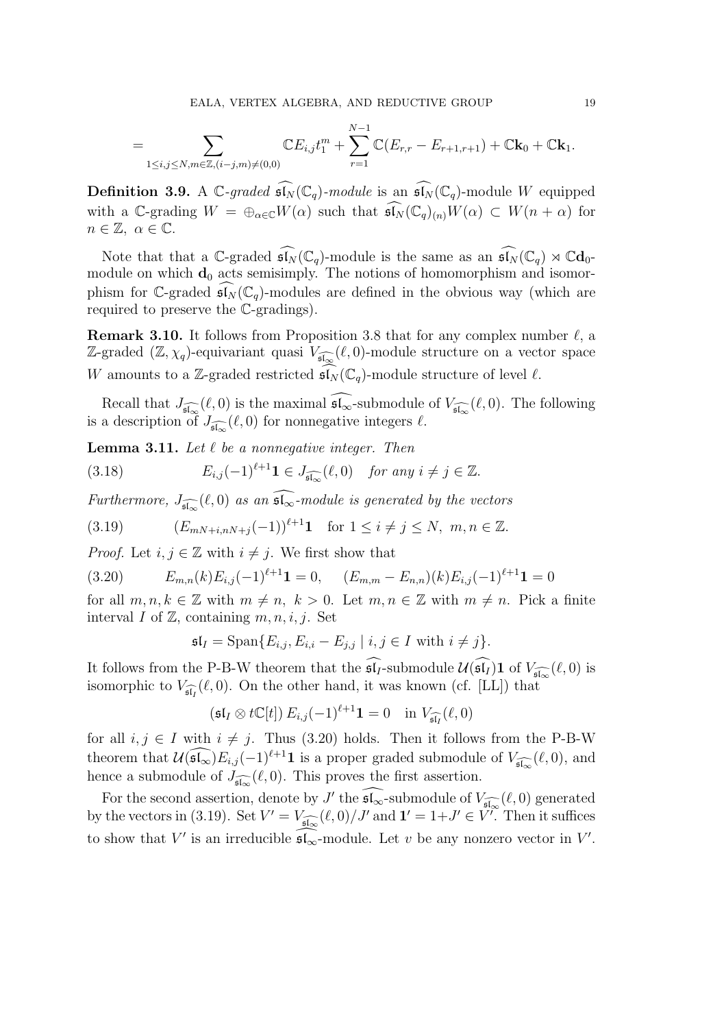$$= \sum_{1\le i,j\le N, m\in\mathbb{Z},(i-j,m)\neq(0,0)} \mathbb{C}E_{i,j}t_1^m + \sum_{r=1}^{N-1}\mathbb{C}(E_{r,r}-E_{r+1,r+1}) + \mathbb{C}\mathbf{k}_0 + \mathbb{C}\mathbf{k}_1.$$

**Definition 3.9.** A $\mathbb{C}$*-graded* $\widehat{\mathfrak{sl}_N}(\mathbb{C}_q)$*-module* is an $\widehat{\mathfrak{sl}_N}(\mathbb{C}_q)$-module $W$ equipped with a $\mathbb{C}$-grading $W = \oplus_{\alpha\in\mathbb{C}} W(\alpha)$ such that $\widehat{\mathfrak{sl}_N}(\mathbb{C}_q)_{(n)} W(\alpha) \subset W(n+\alpha)$ for $n\in\mathbb{Z},\ \alpha\in\mathbb{C}$.

Note that that a $\mathbb{C}$-graded $\widehat{\mathfrak{sl}_N}(\mathbb{C}_q)$-module is the same as an $\widehat{\mathfrak{sl}_N}(\mathbb{C}_q)\rtimes\mathbb{C}\mathbf{d}_0$-module on which $\mathbf{d}_0$ acts semisimply. The notions of homomorphism and isomorphism for $\mathbb{C}$-graded $\widehat{\mathfrak{sl}_N}(\mathbb{C}_q)$-modules are defined in the obvious way (which are required to preserve the $\mathbb{C}$-gradings).

**Remark 3.10.** It follows from Proposition 3.8 that for any complex number $\ell$, a $\mathbb{Z}$-graded $(\mathbb{Z},\chi_q)$-equivariant quasi $V_{\widehat{\mathfrak{sl}_\infty}}(\ell,0)$-module structure on a vector space $W$ amounts to a $\mathbb{Z}$-graded restricted $\widehat{\mathfrak{sl}_N}(\mathbb{C}_q)$-module structure of level $\ell$.

Recall that $J_{\widehat{\mathfrak{sl}_\infty}}(\ell,0)$ is the maximal $\widehat{\mathfrak{sl}_\infty}$-submodule of $V_{\widehat{\mathfrak{sl}_\infty}}(\ell,0)$. The following is a description of $J_{\widehat{\mathfrak{sl}_\infty}}(\ell,0)$ for nonnegative integers $\ell$.

**Lemma 3.11.** *Let $\ell$ be a nonnegative integer. Then*

$$E_{i,j}(-1)^{\ell+1}\mathbf{1} \in J_{\widehat{\mathfrak{sl}_\infty}}(\ell,0) \quad \text{for any } i\neq j\in\mathbb{Z}. \tag{3.18}$$

*Furthermore, $J_{\widehat{\mathfrak{sl}_\infty}}(\ell,0)$ as an $\widehat{\mathfrak{sl}_\infty}$-module is generated by the vectors*

$$(E_{mN+i,nN+j}(-1))^{\ell+1}\mathbf{1} \quad \text{for } 1\le i\neq j\le N,\ m,n\in\mathbb{Z}. \tag{3.19}$$

*Proof.* Let $i,j\in\mathbb{Z}$ with $i\neq j$. We first show that

$$E_{m,n}(k)E_{i,j}(-1)^{\ell+1}\mathbf{1} = 0, \qquad (E_{m,m}-E_{n,n})(k)E_{i,j}(-1)^{\ell+1}\mathbf{1} = 0 \tag{3.20}$$

for all $m,n,k\in\mathbb{Z}$ with $m\neq n,\ k>0$. Let $m,n\in\mathbb{Z}$ with $m\neq n$. Pick a finite interval $I$ of $\mathbb{Z}$, containing $m,n,i,j$. Set

$$\mathfrak{sl}_I = \mathrm{Span}\{E_{i,j}, E_{i,i}-E_{j,j} \mid i,j\in I \text{ with } i\neq j\}.$$

It follows from the P-B-W theorem that the $\widehat{\mathfrak{sl}_I}$-submodule $\mathcal{U}(\widehat{\mathfrak{sl}_I})\mathbf{1}$ of $V_{\widehat{\mathfrak{sl}_\infty}}(\ell,0)$ is isomorphic to $V_{\widehat{\mathfrak{sl}_I}}(\ell,0)$. On the other hand, it was known (cf. [LL]) that

$$(\mathfrak{sl}_I\otimes t\mathbb{C}[t])\, E_{i,j}(-1)^{\ell+1}\mathbf{1} = 0 \quad \text{in } V_{\widehat{\mathfrak{sl}_I}}(\ell,0)$$

for all $i,j\in I$ with $i\neq j$. Thus (3.20) holds. Then it follows from the P-B-W theorem that $\mathcal{U}(\widehat{\mathfrak{sl}_\infty})E_{i,j}(-1)^{\ell+1}\mathbf{1}$ is a proper graded submodule of $V_{\widehat{\mathfrak{sl}_\infty}}(\ell,0)$, and hence a submodule of $J_{\widehat{\mathfrak{sl}_\infty}}(\ell,0)$. This proves the first assertion.

For the second assertion, denote by $J'$ the $\widehat{\mathfrak{sl}_\infty}$-submodule of $V_{\widehat{\mathfrak{sl}_\infty}}(\ell,0)$ generated by the vectors in (3.19). Set $V' = V_{\widehat{\mathfrak{sl}_\infty}}(\ell,0)/J'$ and $\mathbf{1}' = 1 + J' \in V'$. Then it suffices to show that $V'$ is an irreducible $\widehat{\mathfrak{sl}_\infty}$-module. Let $v$ be any nonzero vector in $V'$.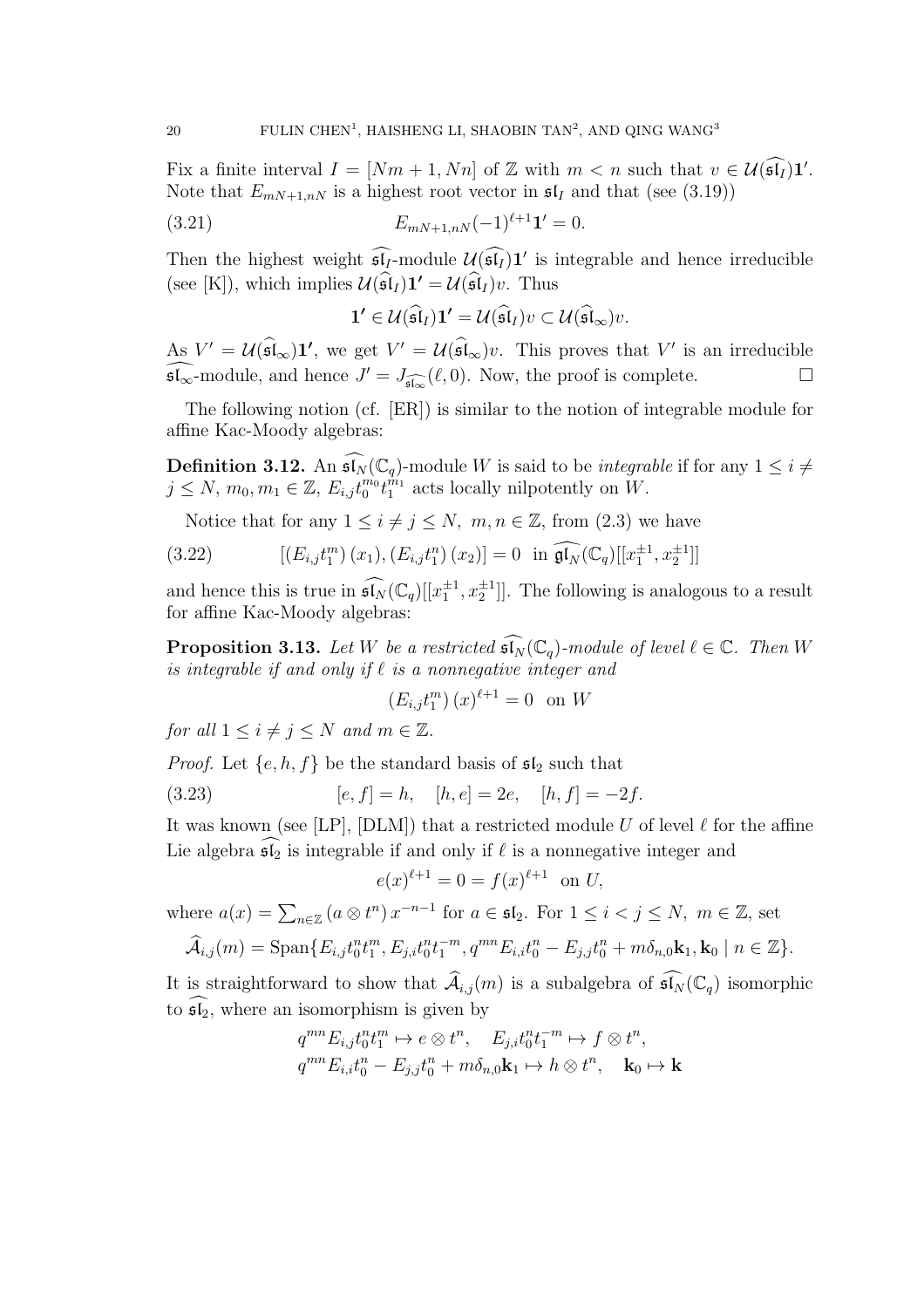Fix a finite interval $I = [Nm + 1, Nn]$ of $\mathbb{Z}$ with $m < n$ such that $v \in \mathcal{U}(\widehat{\mathfrak{sl}_I})\mathbf{1'}$. Note that $E_{mN+1,nN}$ is a highest root vector in $\mathfrak{sl}_I$ and that (see (3.19))

$$E_{mN+1,nN}(-1)^{\ell+1}\mathbf{1'} = 0. \tag{3.21}$$

Then the highest weight $\widehat{\mathfrak{sl}_I}$-module $\mathcal{U}(\widehat{\mathfrak{sl}_I})\mathbf{1'}$ is integrable and hence irreducible (see [K]), which implies $\mathcal{U}(\widehat{\mathfrak{sl}}_I)\mathbf{1'} = \mathcal{U}(\widehat{\mathfrak{sl}}_I)v$. Thus

$$\mathbf{1'} \in \mathcal{U}(\widehat{\mathfrak{sl}}_I)\mathbf{1'} = \mathcal{U}(\widehat{\mathfrak{sl}}_I)v \subset \mathcal{U}(\widehat{\mathfrak{sl}}_\infty)v.$$

As $V' = \mathcal{U}(\widehat{\mathfrak{sl}}_\infty)\mathbf{1'}$, we get $V' = \mathcal{U}(\widehat{\mathfrak{sl}}_\infty)v$. This proves that $V'$ is an irreducible $\widehat{\mathfrak{sl}_\infty}$-module, and hence $J' = J_{\widehat{\mathfrak{sl}_\infty}}(\ell, 0)$. Now, the proof is complete. $\square$

The following notion (cf. [ER]) is similar to the notion of integrable module for affine Kac-Moody algebras:

**Definition 3.12.** An $\widehat{\mathfrak{sl}_N}(\mathbb{C}_q)$-module $W$ is said to be *integrable* if for any $1 \le i \ne j \le N$, $m_0, m_1 \in \mathbb{Z}$, $E_{i,j}t_0^{m_0}t_1^{m_1}$ acts locally nilpotently on $W$.

Notice that for any $1 \le i \ne j \le N$, $m, n \in \mathbb{Z}$, from (2.3) we have

$$[(E_{i,j}t_1^m)(x_1), (E_{i,j}t_1^n)(x_2)] = 0 \ \text{ in } \widehat{\mathfrak{gl}_N}(\mathbb{C}_q)[[x_1^{\pm 1}, x_2^{\pm 1}]] \tag{3.22}$$

and hence this is true in $\widehat{\mathfrak{sl}_N}(\mathbb{C}_q)[[x_1^{\pm 1}, x_2^{\pm 1}]]$. The following is analogous to a result for affine Kac-Moody algebras:

**Proposition 3.13.** *Let $W$ be a restricted $\widehat{\mathfrak{sl}_N}(\mathbb{C}_q)$-module of level $\ell \in \mathbb{C}$. Then $W$ is integrable if and only if $\ell$ is a nonnegative integer and*

$$(E_{i,j}t_1^m)(x)^{\ell+1} = 0 \ \text{ on } W$$

*for all $1 \le i \ne j \le N$ and $m \in \mathbb{Z}$.*

*Proof.* Let $\{e, h, f\}$ be the standard basis of $\mathfrak{sl}_2$ such that

$$[e, f] = h, \quad [h, e] = 2e, \quad [h, f] = -2f. \tag{3.23}$$

It was known (see [LP], [DLM]) that a restricted module $U$ of level $\ell$ for the affine Lie algebra $\widehat{\mathfrak{sl}_2}$ is integrable if and only if $\ell$ is a nonnegative integer and

$$e(x)^{\ell+1} = 0 = f(x)^{\ell+1} \ \text{ on } U,$$

where $a(x) = \sum_{n\in\mathbb{Z}} (a \otimes t^n)\, x^{-n-1}$ for $a \in \mathfrak{sl}_2$. For $1 \le i < j \le N$, $m \in \mathbb{Z}$, set

$$\widehat{\mathcal{A}}_{i,j}(m) = \mathrm{Span}\{E_{i,j}t_0^n t_1^m, E_{j,i}t_0^n t_1^{-m}, q^{mn}E_{i,i}t_0^n - E_{j,j}t_0^n + m\delta_{n,0}\mathbf{k}_1, \mathbf{k}_0 \mid n \in \mathbb{Z}\}.$$

It is straightforward to show that $\widehat{\mathcal{A}}_{i,j}(m)$ is a subalgebra of $\widehat{\mathfrak{sl}_N}(\mathbb{C}_q)$ isomorphic to $\widehat{\mathfrak{sl}_2}$, where an isomorphism is given by

$$q^{mn}E_{i,j}t_0^n t_1^m \mapsto e \otimes t^n, \quad E_{j,i}t_0^n t_1^{-m} \mapsto f \otimes t^n,$$
$$q^{mn}E_{i,i}t_0^n - E_{j,j}t_0^n + m\delta_{n,0}\mathbf{k}_1 \mapsto h \otimes t^n, \quad \mathbf{k}_0 \mapsto \mathbf{k}$$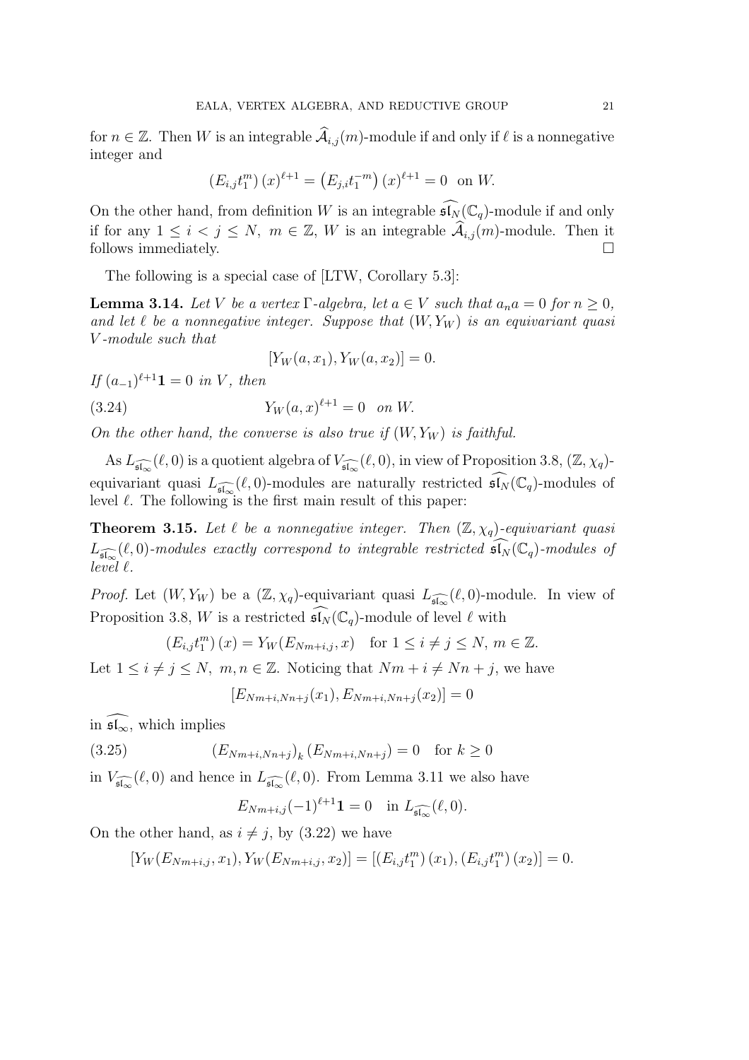for $n \in \mathbb{Z}$. Then $W$ is an integrable $\widehat{\mathcal{A}}_{i,j}(m)$-module if and only if $\ell$ is a nonnegative integer and

$$\left(E_{i,j}t_1^m\right)(x)^{\ell+1} = \left(E_{j,i}t_1^{-m}\right)(x)^{\ell+1} = 0 \quad \text{on } W.$$

On the other hand, from definition $W$ is an integrable $\widehat{\mathfrak{sl}_N}(\mathbb{C}_q)$-module if and only if for any $1 \le i < j \le N$, $m \in \mathbb{Z}$, $W$ is an integrable $\widehat{\mathcal{A}}_{i,j}(m)$-module. Then it follows immediately. $\square$

The following is a special case of [LTW, Corollary 5.3]:

**Lemma 3.14.** *Let $V$ be a vertex $\Gamma$-algebra, let $a \in V$ such that $a_n a = 0$ for $n \ge 0$, and let $\ell$ be a nonnegative integer. Suppose that $(W, Y_W)$ is an equivariant quasi $V$-module such that*

$$[Y_W(a, x_1), Y_W(a, x_2)] = 0.$$

*If $(a_{-1})^{\ell+1}\mathbf{1} = 0$ in $V$, then*

$$Y_W(a, x)^{\ell+1} = 0 \quad \text{on } W. \tag{3.24}$$

*On the other hand, the converse is also true if $(W, Y_W)$ is faithful.*

As $L_{\widehat{\mathfrak{sl}_\infty}}(\ell, 0)$ is a quotient algebra of $V_{\widehat{\mathfrak{sl}_\infty}}(\ell, 0)$, in view of Proposition 3.8, $(\mathbb{Z}, \chi_q)$-equivariant quasi $L_{\widehat{\mathfrak{sl}_\infty}}(\ell, 0)$-modules are naturally restricted $\widehat{\mathfrak{sl}_N}(\mathbb{C}_q)$-modules of level $\ell$. The following is the first main result of this paper:

**Theorem 3.15.** *Let $\ell$ be a nonnegative integer. Then $(\mathbb{Z}, \chi_q)$-equivariant quasi $L_{\widehat{\mathfrak{sl}_\infty}}(\ell, 0)$-modules exactly correspond to integrable restricted $\widehat{\mathfrak{sl}_N}(\mathbb{C}_q)$-modules of level $\ell$.*

*Proof.* Let $(W, Y_W)$ be a $(\mathbb{Z}, \chi_q)$-equivariant quasi $L_{\widehat{\mathfrak{sl}_\infty}}(\ell, 0)$-module. In view of Proposition 3.8, $W$ is a restricted $\widehat{\mathfrak{sl}_N}(\mathbb{C}_q)$-module of level $\ell$ with

$$\left(E_{i,j}t_1^m\right)(x) = Y_W(E_{Nm+i,j}, x) \quad \text{for } 1 \le i \ne j \le N,\ m \in \mathbb{Z}.$$

Let $1 \le i \ne j \le N$, $m, n \in \mathbb{Z}$. Noticing that $Nm + i \ne Nn + j$, we have

$$[E_{Nm+i,Nn+j}(x_1), E_{Nm+i,Nn+j}(x_2)] = 0$$

in $\widehat{\mathfrak{sl}_\infty}$, which implies

$$\left(E_{Nm+i,Nn+j}\right)_k \left(E_{Nm+i,Nn+j}\right) = 0 \quad \text{for } k \ge 0 \tag{3.25}$$

in $V_{\widehat{\mathfrak{sl}_\infty}}(\ell, 0)$ and hence in $L_{\widehat{\mathfrak{sl}_\infty}}(\ell, 0)$. From Lemma 3.11 we also have

$$E_{Nm+i,j}(-1)^{\ell+1}\mathbf{1} = 0 \quad \text{in } L_{\widehat{\mathfrak{sl}_\infty}}(\ell, 0).$$

On the other hand, as $i \ne j$, by (3.22) we have

$$[Y_W(E_{Nm+i,j}, x_1), Y_W(E_{Nm+i,j}, x_2)] = \left[\left(E_{i,j}t_1^m\right)(x_1), \left(E_{i,j}t_1^m\right)(x_2)\right] = 0.$$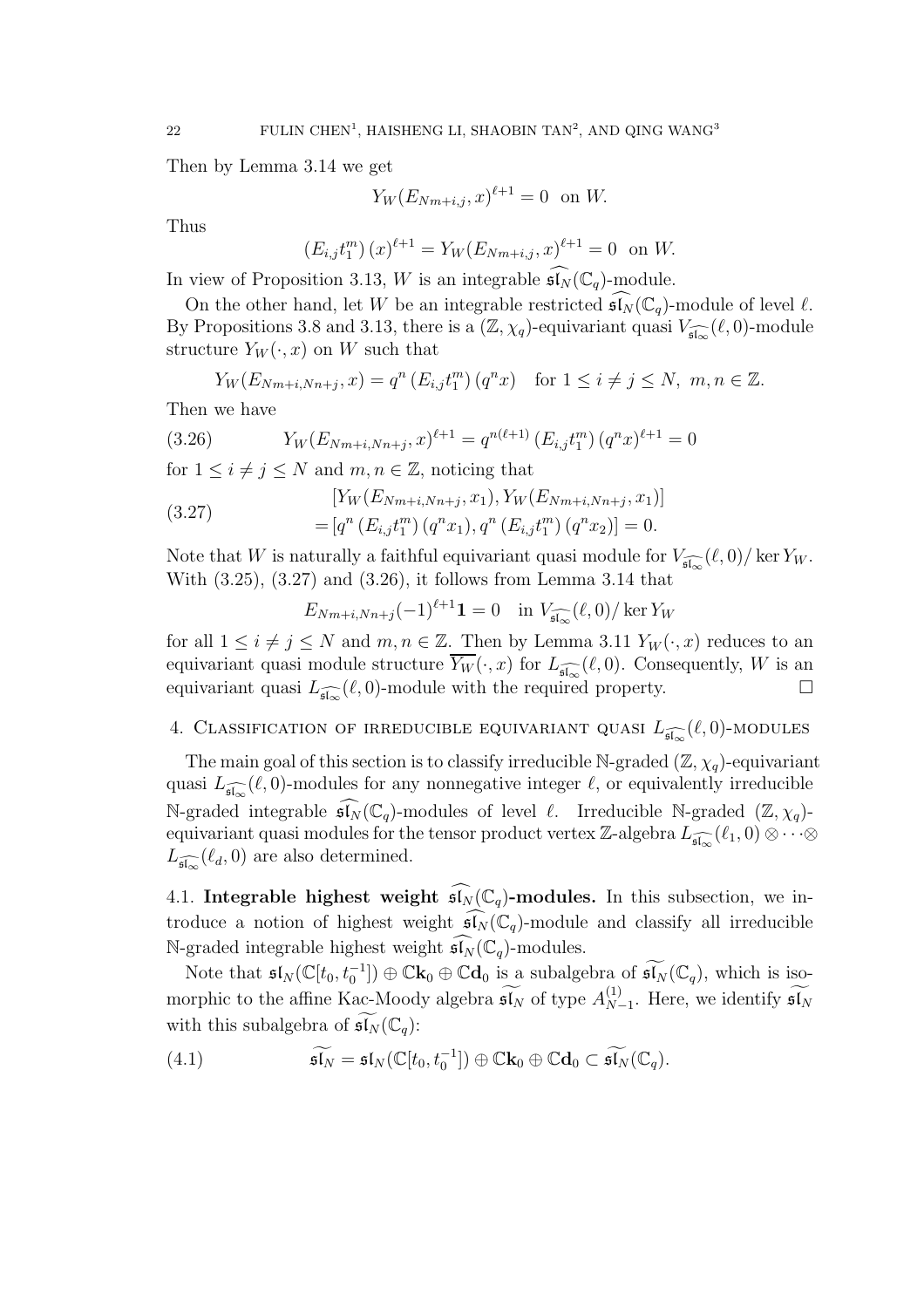Then by Lemma 3.14 we get

$$Y_W(E_{Nm+i,j},x)^{\ell+1}=0 \quad \text{on } W.$$

Thus

$$\left(E_{i,j}t_1^m\right)(x)^{\ell+1}=Y_W(E_{Nm+i,j},x)^{\ell+1}=0 \quad \text{on } W.$$

In view of Proposition 3.13, $W$ is an integrable $\widehat{\mathfrak{sl}_N}(\mathbb{C}_q)$-module.

On the other hand, let $W$ be an integrable restricted $\widehat{\mathfrak{sl}_N}(\mathbb{C}_q)$-module of level $\ell$. By Propositions 3.8 and 3.13, there is a $(\mathbb{Z},\chi_q)$-equivariant quasi $V_{\widehat{\mathfrak{sl}_\infty}}(\ell,0)$-module structure $Y_W(\cdot,x)$ on $W$ such that

$$Y_W(E_{Nm+i,Nn+j},x)=q^n\left(E_{i,j}t_1^m\right)(q^nx) \quad \text{for } 1\le i\ne j\le N,\ m,n\in\mathbb{Z}.$$

Then we have

$$Y_W(E_{Nm+i,Nn+j},x)^{\ell+1}=q^{n(\ell+1)}\left(E_{i,j}t_1^m\right)(q^nx)^{\ell+1}=0 \tag{3.26}$$

for $1\le i\ne j\le N$ and $m,n\in\mathbb{Z}$, noticing that

$$\begin{aligned}&[Y_W(E_{Nm+i,Nn+j},x_1),Y_W(E_{Nm+i,Nn+j},x_1)]\\ &=[q^n\left(E_{i,j}t_1^m\right)(q^nx_1),q^n\left(E_{i,j}t_1^m\right)(q^nx_2)]=0.\end{aligned} \tag{3.27}$$

Note that $W$ is naturally a faithful equivariant quasi module for $V_{\widehat{\mathfrak{sl}_\infty}}(\ell,0)/\ker Y_W$. With (3.25), (3.27) and (3.26), it follows from Lemma 3.14 that

$$E_{Nm+i,Nn+j}(-1)^{\ell+1}\mathbf{1}=0 \quad \text{in } V_{\widehat{\mathfrak{sl}_\infty}}(\ell,0)/\ker Y_W$$

for all $1\le i\ne j\le N$ and $m,n\in\mathbb{Z}$. Then by Lemma 3.11 $Y_W(\cdot,x)$ reduces to an equivariant quasi module structure $\overline{Y_W}(\cdot,x)$ for $L_{\widehat{\mathfrak{sl}_\infty}}(\ell,0)$. Consequently, $W$ is an equivariant quasi $L_{\widehat{\mathfrak{sl}_\infty}}(\ell,0)$-module with the required property. $\square$

## 4. Classification of irreducible equivariant quasi $L_{\widehat{\mathfrak{sl}_\infty}}(\ell,0)$-modules

The main goal of this section is to classify irreducible $\mathbb{N}$-graded $(\mathbb{Z},\chi_q)$-equivariant quasi $L_{\widehat{\mathfrak{sl}_\infty}}(\ell,0)$-modules for any nonnegative integer $\ell$, or equivalently irreducible $\mathbb{N}$-graded integrable $\widehat{\mathfrak{sl}_N}(\mathbb{C}_q)$-modules of level $\ell$. Irreducible $\mathbb{N}$-graded $(\mathbb{Z},\chi_q)$-equivariant quasi modules for the tensor product vertex $\mathbb{Z}$-algebra $L_{\widehat{\mathfrak{sl}_\infty}}(\ell_1,0)\otimes\cdots\otimes L_{\widehat{\mathfrak{sl}_\infty}}(\ell_d,0)$ are also determined.

### 4.1. Integrable highest weight $\widehat{\mathfrak{sl}_N}(\mathbb{C}_q)$-modules.

In this subsection, we introduce a notion of highest weight $\widehat{\mathfrak{sl}_N}(\mathbb{C}_q)$-module and classify all irreducible $\mathbb{N}$-graded integrable highest weight $\widehat{\mathfrak{sl}_N}(\mathbb{C}_q)$-modules.

Note that $\mathfrak{sl}_N(\mathbb{C}[t_0,t_0^{-1}])\oplus\mathbb{C}\mathbf{k}_0\oplus\mathbb{C}\mathbf{d}_0$ is a subalgebra of $\widetilde{\mathfrak{sl}_N}(\mathbb{C}_q)$, which is isomorphic to the affine Kac-Moody algebra $\widetilde{\mathfrak{sl}_N}$ of type $A_{N-1}^{(1)}$. Here, we identify $\widetilde{\mathfrak{sl}_N}$ with this subalgebra of $\widetilde{\mathfrak{sl}_N}(\mathbb{C}_q)$:

$$\widetilde{\mathfrak{sl}_N}=\mathfrak{sl}_N(\mathbb{C}[t_0,t_0^{-1}])\oplus\mathbb{C}\mathbf{k}_0\oplus\mathbb{C}\mathbf{d}_0\subset\widetilde{\mathfrak{sl}_N}(\mathbb{C}_q). \tag{4.1}$$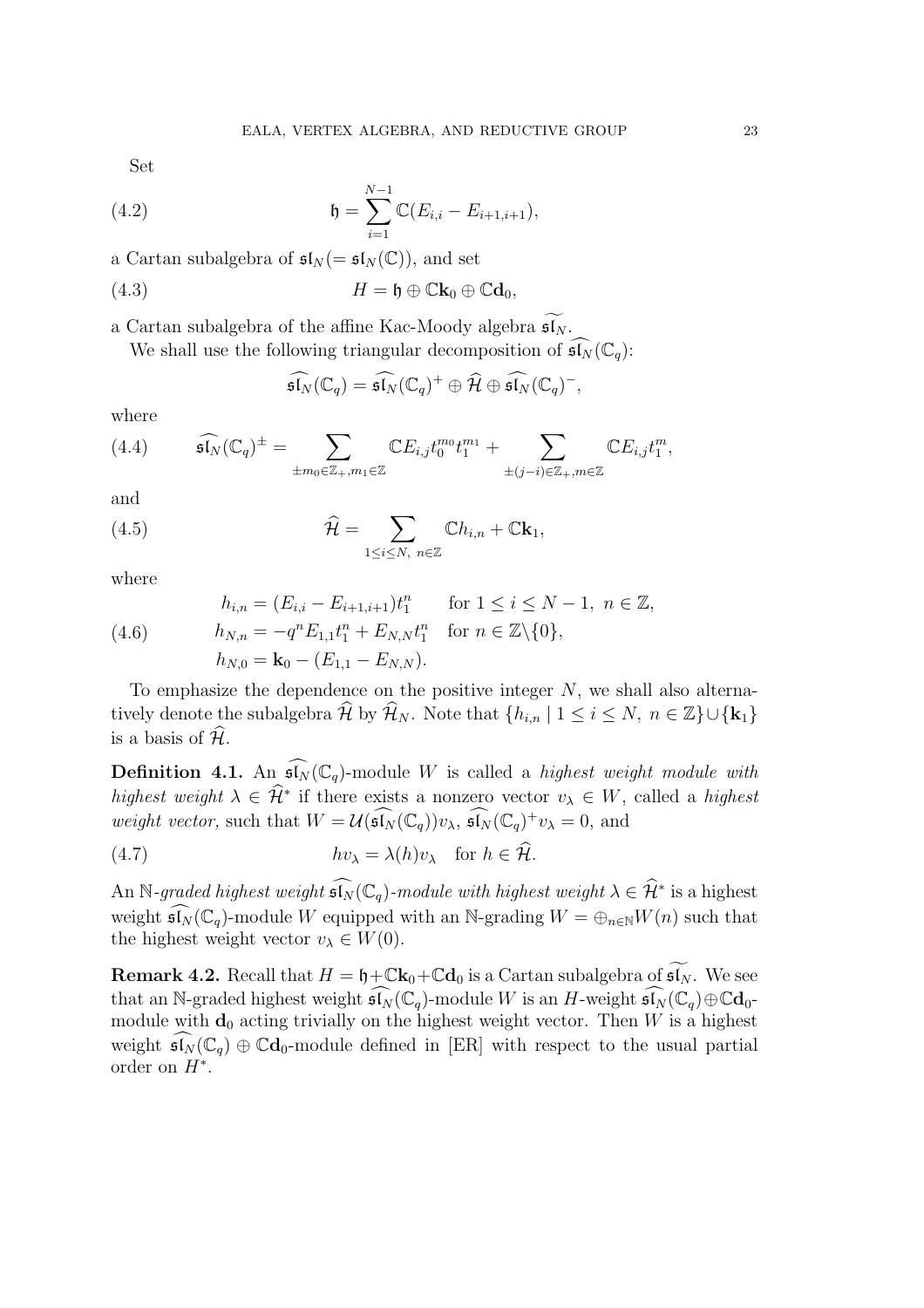Set

$$\mathfrak{h} = \sum_{i=1}^{N-1} \mathbb{C}(E_{i,i} - E_{i+1,i+1}), \tag{4.2}$$

a Cartan subalgebra of $\mathfrak{sl}_N (= \mathfrak{sl}_N(\mathbb{C}))$, and set

$$H = \mathfrak{h} \oplus \mathbb{C}\mathbf{k}_0 \oplus \mathbb{C}\mathbf{d}_0, \tag{4.3}$$

a Cartan subalgebra of the affine Kac-Moody algebra $\widetilde{\mathfrak{sl}_N}$.

We shall use the following triangular decomposition of $\widehat{\mathfrak{sl}_N}(\mathbb{C}_q)$:

$$\widehat{\mathfrak{sl}_N}(\mathbb{C}_q) = \widehat{\mathfrak{sl}_N}(\mathbb{C}_q)^+ \oplus \widehat{\mathcal{H}} \oplus \widehat{\mathfrak{sl}_N}(\mathbb{C}_q)^-,$$

where

$$\widehat{\mathfrak{sl}_N}(\mathbb{C}_q)^\pm = \sum_{\pm m_0 \in \mathbb{Z}_+, m_1 \in \mathbb{Z}} \mathbb{C}E_{i,j}t_0^{m_0}t_1^{m_1} + \sum_{\pm(j-i) \in \mathbb{Z}_+, m \in \mathbb{Z}} \mathbb{C}E_{i,j}t_1^m, \tag{4.4}$$

and

$$\widehat{\mathcal{H}} = \sum_{1 \le i \le N,\ n \in \mathbb{Z}} \mathbb{C}h_{i,n} + \mathbb{C}\mathbf{k}_1, \tag{4.5}$$

where

$$\begin{aligned}
h_{i,n} &= (E_{i,i} - E_{i+1,i+1})t_1^n \quad &&\text{for } 1 \le i \le N-1,\ n \in \mathbb{Z}, \\
h_{N,n} &= -q^n E_{1,1}t_1^n + E_{N,N}t_1^n \quad &&\text{for } n \in \mathbb{Z}\backslash\{0\}, \\
h_{N,0} &= \mathbf{k}_0 - (E_{1,1} - E_{N,N}).
\end{aligned} \tag{4.6}$$

To emphasize the dependence on the positive integer $N$, we shall also alternatively denote the subalgebra $\widehat{\mathcal{H}}$ by $\widehat{\mathcal{H}}_N$. Note that $\{h_{i,n} \mid 1 \le i \le N,\ n \in \mathbb{Z}\} \cup \{\mathbf{k}_1\}$ is a basis of $\widehat{\mathcal{H}}$.

**Definition 4.1.** An $\widehat{\mathfrak{sl}_N}(\mathbb{C}_q)$-module $W$ is called a *highest weight module with highest weight* $\lambda \in \widehat{\mathcal{H}}^*$ if there exists a nonzero vector $v_\lambda \in W$, called a *highest weight vector,* such that $W = \mathcal{U}(\widehat{\mathfrak{sl}_N}(\mathbb{C}_q))v_\lambda$, $\widehat{\mathfrak{sl}_N}(\mathbb{C}_q)^+ v_\lambda = 0$, and

$$hv_\lambda = \lambda(h)v_\lambda \quad \text{for } h \in \widehat{\mathcal{H}}. \tag{4.7}$$

An $\mathbb{N}$*-graded highest weight* $\widehat{\mathfrak{sl}_N}(\mathbb{C}_q)$*-module with highest weight* $\lambda \in \widehat{\mathcal{H}}^*$ is a highest weight $\widehat{\mathfrak{sl}_N}(\mathbb{C}_q)$-module $W$ equipped with an $\mathbb{N}$-grading $W = \oplus_{n \in \mathbb{N}} W(n)$ such that the highest weight vector $v_\lambda \in W(0)$.

**Remark 4.2.** Recall that $H = \mathfrak{h} + \mathbb{C}\mathbf{k}_0 + \mathbb{C}\mathbf{d}_0$ is a Cartan subalgebra of $\widetilde{\mathfrak{sl}_N}$. We see that an $\mathbb{N}$-graded highest weight $\widehat{\mathfrak{sl}_N}(\mathbb{C}_q)$-module $W$ is an $H$-weight $\widehat{\mathfrak{sl}_N}(\mathbb{C}_q) \oplus \mathbb{C}\mathbf{d}_0$-module with $\mathbf{d}_0$ acting trivially on the highest weight vector. Then $W$ is a highest weight $\widehat{\mathfrak{sl}_N}(\mathbb{C}_q) \oplus \mathbb{C}\mathbf{d}_0$-module defined in [ER] with respect to the usual partial order on $H^*$.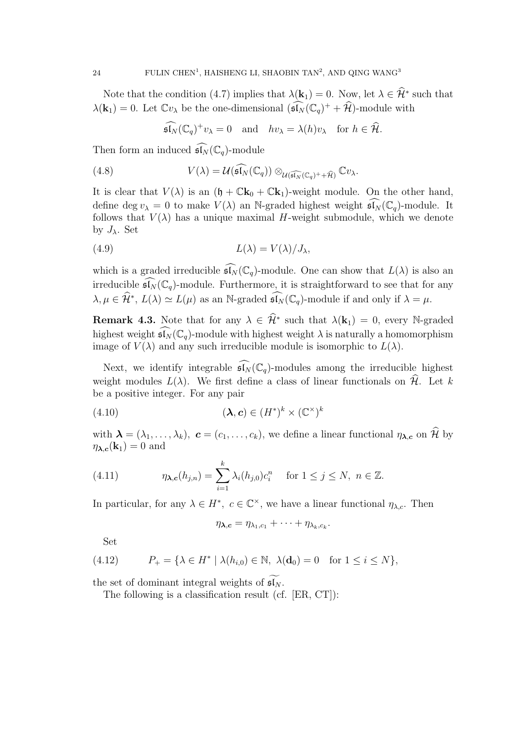Note that the condition (4.7) implies that $\lambda(\mathbf{k}_1) = 0$. Now, let $\lambda \in \widehat{\mathcal{H}}^*$ such that $\lambda(\mathbf{k}_1) = 0$. Let $\mathbb{C}v_\lambda$ be the one-dimensional $(\widehat{\mathfrak{sl}_N}(\mathbb{C}_q)^+ + \widehat{\mathcal{H}})$-module with

$$\widehat{\mathfrak{sl}_N}(\mathbb{C}_q)^+ v_\lambda = 0 \quad \text{and} \quad h v_\lambda = \lambda(h) v_\lambda \quad \text{for } h \in \widehat{\mathcal{H}}.$$

Then form an induced $\widehat{\mathfrak{sl}_N}(\mathbb{C}_q)$-module

$$V(\lambda) = \mathcal{U}(\widehat{\mathfrak{sl}_N}(\mathbb{C}_q)) \otimes_{\mathcal{U}(\widehat{\mathfrak{sl}_N}(\mathbb{C}_q)^+ + \widehat{\mathcal{H}})} \mathbb{C}v_\lambda. \tag{4.8}$$

It is clear that $V(\lambda)$ is an $(\mathfrak{h} + \mathbb{C}\mathbf{k}_0 + \mathbb{C}\mathbf{k}_1)$-weight module. On the other hand, define $\deg v_\lambda = 0$ to make $V(\lambda)$ an $\mathbb{N}$-graded highest weight $\widehat{\mathfrak{sl}_N}(\mathbb{C}_q)$-module. It follows that $V(\lambda)$ has a unique maximal $H$-weight submodule, which we denote by $J_\lambda$. Set

$$L(\lambda) = V(\lambda)/J_\lambda, \tag{4.9}$$

which is a graded irreducible $\widehat{\mathfrak{sl}_N}(\mathbb{C}_q)$-module. One can show that $L(\lambda)$ is also an irreducible $\widehat{\mathfrak{sl}_N}(\mathbb{C}_q)$-module. Furthermore, it is straightforward to see that for any $\lambda, \mu \in \widehat{\mathcal{H}}^*$, $L(\lambda) \simeq L(\mu)$ as an $\mathbb{N}$-graded $\widehat{\mathfrak{sl}_N}(\mathbb{C}_q)$-module if and only if $\lambda = \mu$.

**Remark 4.3.** Note that for any $\lambda \in \widehat{\mathcal{H}}^*$ such that $\lambda(\mathbf{k}_1) = 0$, every $\mathbb{N}$-graded highest weight $\widehat{\mathfrak{sl}_N}(\mathbb{C}_q)$-module with highest weight $\lambda$ is naturally a homomorphism image of $V(\lambda)$ and any such irreducible module is isomorphic to $L(\lambda)$.

Next, we identify integrable $\widehat{\mathfrak{sl}_N}(\mathbb{C}_q)$-modules among the irreducible highest weight modules $L(\lambda)$. We first define a class of linear functionals on $\widehat{\mathcal{H}}$. Let $k$ be a positive integer. For any pair

$$(\boldsymbol{\lambda}, \boldsymbol{c}) \in (H^*)^k \times (\mathbb{C}^\times)^k \tag{4.10}$$

with $\boldsymbol{\lambda} = (\lambda_1, \dots, \lambda_k)$, $\boldsymbol{c} = (c_1, \dots, c_k)$, we define a linear functional $\eta_{\boldsymbol{\lambda},\boldsymbol{c}}$ on $\widehat{\mathcal{H}}$ by $\eta_{\boldsymbol{\lambda},\boldsymbol{c}}(\mathbf{k}_1) = 0$ and

$$\eta_{\boldsymbol{\lambda},\boldsymbol{c}}(h_{j,n}) = \sum_{i=1}^{k} \lambda_i(h_{j,0}) c_i^n \quad \text{for } 1 \le j \le N,\ n \in \mathbb{Z}. \tag{4.11}$$

In particular, for any $\lambda \in H^*$, $c \in \mathbb{C}^\times$, we have a linear functional $\eta_{\lambda,c}$. Then

$$\eta_{\boldsymbol{\lambda},\boldsymbol{c}} = \eta_{\lambda_1,c_1} + \cdots + \eta_{\lambda_k,c_k}.$$

Set

$$P_+ = \{\lambda \in H^* \mid \lambda(h_{i,0}) \in \mathbb{N},\ \lambda(\mathbf{d}_0) = 0 \quad \text{for } 1 \le i \le N\}, \tag{4.12}$$

the set of dominant integral weights of $\widetilde{\mathfrak{sl}_N}$.

The following is a classification result (cf. [ER, CT]):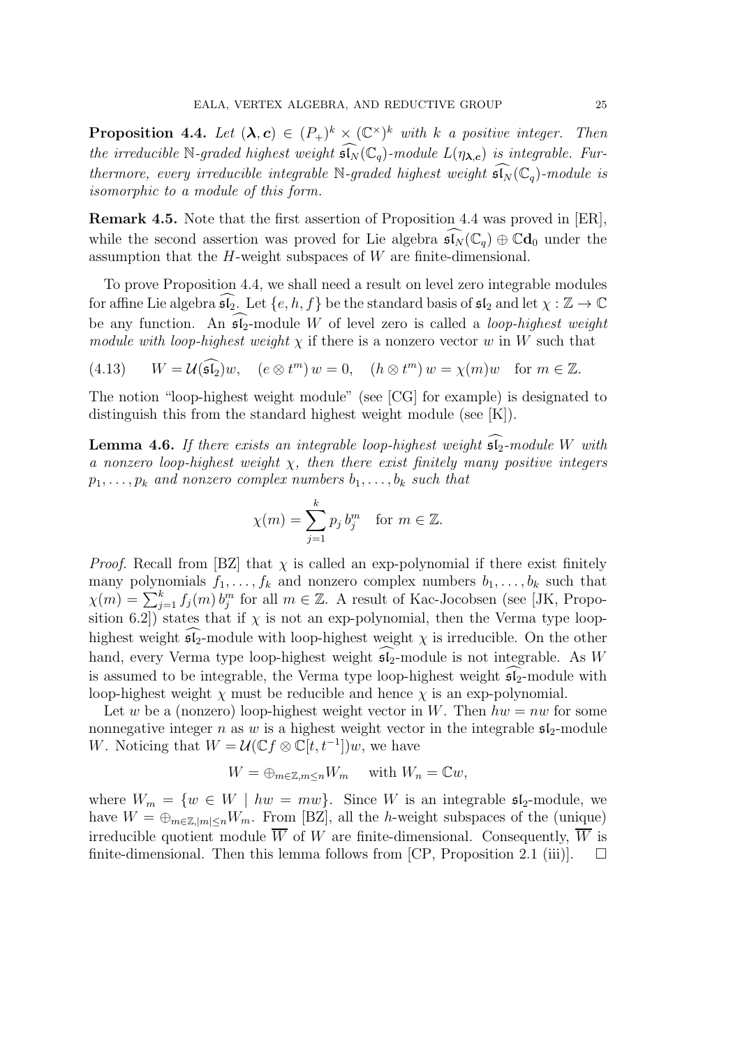**Proposition 4.4.** *Let $(\boldsymbol{\lambda}, \boldsymbol{c}) \in (P_+)^k \times (\mathbb{C}^\times)^k$ with $k$ a positive integer. Then the irreducible $\mathbb{N}$-graded highest weight $\widehat{\mathfrak{sl}_N}(\mathbb{C}_q)$-module $L(\eta_{\boldsymbol{\lambda},\boldsymbol{c}})$ is integrable. Furthermore, every irreducible integrable $\mathbb{N}$-graded highest weight $\widehat{\mathfrak{sl}_N}(\mathbb{C}_q)$-module is isomorphic to a module of this form.*

**Remark 4.5.** Note that the first assertion of Proposition 4.4 was proved in [ER], while the second assertion was proved for Lie algebra $\widehat{\mathfrak{sl}_N}(\mathbb{C}_q) \oplus \mathbb{C}\mathbf{d}_0$ under the assumption that the $H$-weight subspaces of $W$ are finite-dimensional.

To prove Proposition 4.4, we shall need a result on level zero integrable modules for affine Lie algebra $\widehat{\mathfrak{sl}_2}$. Let $\{e, h, f\}$ be the standard basis of $\mathfrak{sl}_2$ and let $\chi : \mathbb{Z} \to \mathbb{C}$ be any function. An $\widehat{\mathfrak{sl}_2}$-module $W$ of level zero is called a *loop-highest weight module with loop-highest weight* $\chi$ if there is a nonzero vector $w$ in $W$ such that

$$W = \mathcal{U}(\widehat{\mathfrak{sl}_2})w, \quad (e \otimes t^m)\, w = 0, \quad (h \otimes t^m)\, w = \chi(m) w \quad \text{for } m \in \mathbb{Z}. \tag{4.13}$$

The notion "loop-highest weight module" (see [CG] for example) is designated to distinguish this from the standard highest weight module (see [K]).

**Lemma 4.6.** *If there exists an integrable loop-highest weight $\widehat{\mathfrak{sl}_2}$-module $W$ with a nonzero loop-highest weight $\chi$, then there exist finitely many positive integers $p_1, \dots, p_k$ and nonzero complex numbers $b_1, \dots, b_k$ such that*

$$\chi(m) = \sum_{j=1}^{k} p_j\, b_j^m \quad \text{for } m \in \mathbb{Z}.$$

*Proof.* Recall from [BZ] that $\chi$ is called an exp-polynomial if there exist finitely many polynomials $f_1, \dots, f_k$ and nonzero complex numbers $b_1, \dots, b_k$ such that $\chi(m) = \sum_{j=1}^{k} f_j(m)\, b_j^m$ for all $m \in \mathbb{Z}$. A result of Kac-Jocobsen (see [JK, Proposition 6.2]) states that if $\chi$ is not an exp-polynomial, then the Verma type loop-highest weight $\widehat{\mathfrak{sl}_2}$-module with loop-highest weight $\chi$ is irreducible. On the other hand, every Verma type loop-highest weight $\widehat{\mathfrak{sl}_2}$-module is not integrable. As $W$ is assumed to be integrable, the Verma type loop-highest weight $\widehat{\mathfrak{sl}_2}$-module with loop-highest weight $\chi$ must be reducible and hence $\chi$ is an exp-polynomial.

Let $w$ be a (nonzero) loop-highest weight vector in $W$. Then $hw = nw$ for some nonnegative integer $n$ as $w$ is a highest weight vector in the integrable $\mathfrak{sl}_2$-module $W$. Noticing that $W = \mathcal{U}(\mathbb{C}f \otimes \mathbb{C}[t, t^{-1}])w$, we have

$$W = \oplus_{m \in \mathbb{Z}, m \leq n} W_m \quad \text{with } W_n = \mathbb{C}w,$$

where $W_m = \{w \in W \mid hw = mw\}$. Since $W$ is an integrable $\mathfrak{sl}_2$-module, we have $W = \oplus_{m \in \mathbb{Z}, |m| \leq n} W_m$. From [BZ], all the $h$-weight subspaces of the (unique) irreducible quotient module $\overline{W}$ of $W$ are finite-dimensional. Consequently, $\overline{W}$ is finite-dimensional. Then this lemma follows from [CP, Proposition 2.1 (iii)]. $\square$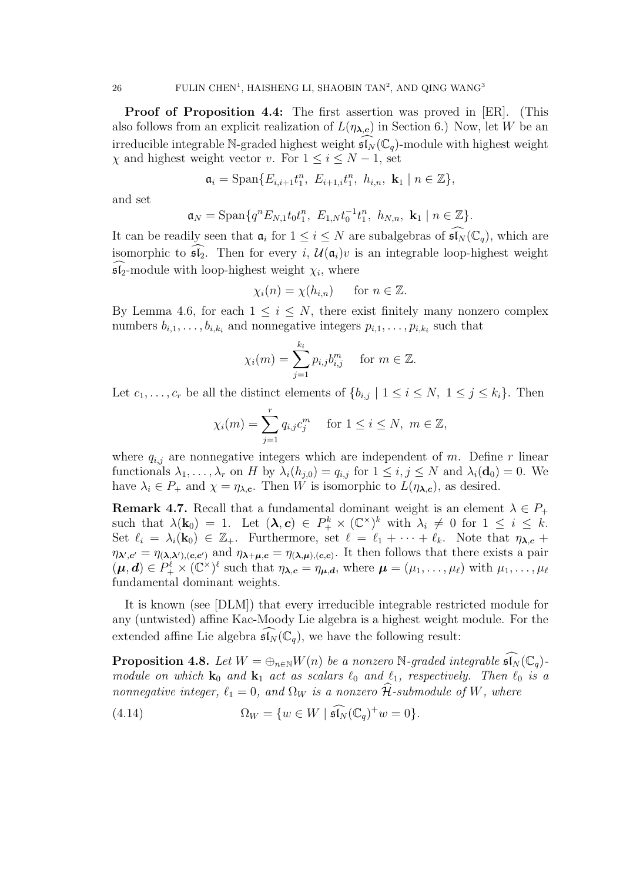**Proof of Proposition 4.4:** The first assertion was proved in [ER]. (This also follows from an explicit realization of $L(\eta_{\boldsymbol{\lambda},\boldsymbol{c}})$ in Section 6.) Now, let $W$ be an irreducible integrable $\mathbb{N}$-graded highest weight $\widehat{\mathfrak{sl}_N}(\mathbb{C}_q)$-module with highest weight $\chi$ and highest weight vector $v$. For $1 \le i \le N-1$, set

$$\mathfrak{a}_i = \mathrm{Span}\{E_{i,i+1}t_1^n,\ E_{i+1,i}t_1^n,\ h_{i,n},\ \mathbf{k}_1 \mid n \in \mathbb{Z}\},$$

and set

$$\mathfrak{a}_N = \mathrm{Span}\{q^n E_{N,1}t_0 t_1^n,\ E_{1,N}t_0^{-1}t_1^n,\ h_{N,n},\ \mathbf{k}_1 \mid n \in \mathbb{Z}\}.$$

It can be readily seen that $\mathfrak{a}_i$ for $1 \le i \le N$ are subalgebras of $\widehat{\mathfrak{sl}_N}(\mathbb{C}_q)$, which are isomorphic to $\widehat{\mathfrak{sl}_2}$. Then for every $i$, $\mathcal{U}(\mathfrak{a}_i)v$ is an integrable loop-highest weight $\widehat{\mathfrak{sl}_2}$-module with loop-highest weight $\chi_i$, where

$$\chi_i(n) = \chi(h_{i,n}) \qquad \text{for } n \in \mathbb{Z}.$$

By Lemma 4.6, for each $1 \le i \le N$, there exist finitely many nonzero complex numbers $b_{i,1}, \dots, b_{i,k_i}$ and nonnegative integers $p_{i,1}, \dots, p_{i,k_i}$ such that

$$\chi_i(m) = \sum_{j=1}^{k_i} p_{i,j} b_{i,j}^m \quad \text{for } m \in \mathbb{Z}.$$

Let $c_1, \dots, c_r$ be all the distinct elements of $\{b_{i,j} \mid 1 \le i \le N,\ 1 \le j \le k_i\}$. Then

$$\chi_i(m) = \sum_{j=1}^{r} q_{i,j} c_j^m \quad \text{for } 1 \le i \le N,\ m \in \mathbb{Z},$$

where $q_{i,j}$ are nonnegative integers which are independent of $m$. Define $r$ linear functionals $\lambda_1, \dots, \lambda_r$ on $H$ by $\lambda_i(h_{j,0}) = q_{i,j}$ for $1 \le i, j \le N$ and $\lambda_i(\mathbf{d}_0) = 0$. We have $\lambda_i \in P_+$ and $\chi = \eta_{\lambda,\mathbf{c}}$. Then $W$ is isomorphic to $L(\eta_{\boldsymbol{\lambda},\boldsymbol{c}})$, as desired.

**Remark 4.7.** Recall that a fundamental dominant weight is an element $\lambda \in P_+$ such that $\lambda(\mathbf{k}_0) = 1$. Let $(\boldsymbol{\lambda}, \boldsymbol{c}) \in P_+^k \times (\mathbb{C}^\times)^k$ with $\lambda_i \ne 0$ for $1 \le i \le k$. Set $\ell_i = \lambda_i(\mathbf{k}_0) \in \mathbb{Z}_+$. Furthermore, set $\ell = \ell_1 + \cdots + \ell_k$. Note that $\eta_{\boldsymbol{\lambda},\boldsymbol{c}} + \eta_{\boldsymbol{\lambda}',\boldsymbol{c}'} = \eta_{(\boldsymbol{\lambda},\boldsymbol{\lambda}'),(\boldsymbol{c},\boldsymbol{c}')}$ and $\eta_{\boldsymbol{\lambda}+\boldsymbol{\mu},\boldsymbol{c}} = \eta_{(\boldsymbol{\lambda},\boldsymbol{\mu}),(\boldsymbol{c},\boldsymbol{c})}$. It then follows that there exists a pair $(\boldsymbol{\mu}, \boldsymbol{d}) \in P_+^\ell \times (\mathbb{C}^\times)^\ell$ such that $\eta_{\boldsymbol{\lambda},\boldsymbol{c}} = \eta_{\boldsymbol{\mu},\boldsymbol{d}}$, where $\boldsymbol{\mu} = (\mu_1, \dots, \mu_\ell)$ with $\mu_1, \dots, \mu_\ell$ fundamental dominant weights.

It is known (see [DLM]) that every irreducible integrable restricted module for any (untwisted) affine Kac-Moody Lie algebra is a highest weight module. For the extended affine Lie algebra $\widehat{\mathfrak{sl}_N}(\mathbb{C}_q)$, we have the following result:

**Proposition 4.8.** *Let $W = \oplus_{n\in\mathbb{N}} W(n)$ be a nonzero $\mathbb{N}$-graded integrable $\widehat{\mathfrak{sl}_N}(\mathbb{C}_q)$-module on which $\mathbf{k}_0$ and $\mathbf{k}_1$ act as scalars $\ell_0$ and $\ell_1$, respectively. Then $\ell_0$ is a nonnegative integer, $\ell_1 = 0$, and $\Omega_W$ is a nonzero $\widehat{\mathcal{H}}$-submodule of $W$, where*

$$\Omega_W = \{w \in W \mid \widehat{\mathfrak{sl}_N}(\mathbb{C}_q)^+ w = 0\}. \tag{4.14}$$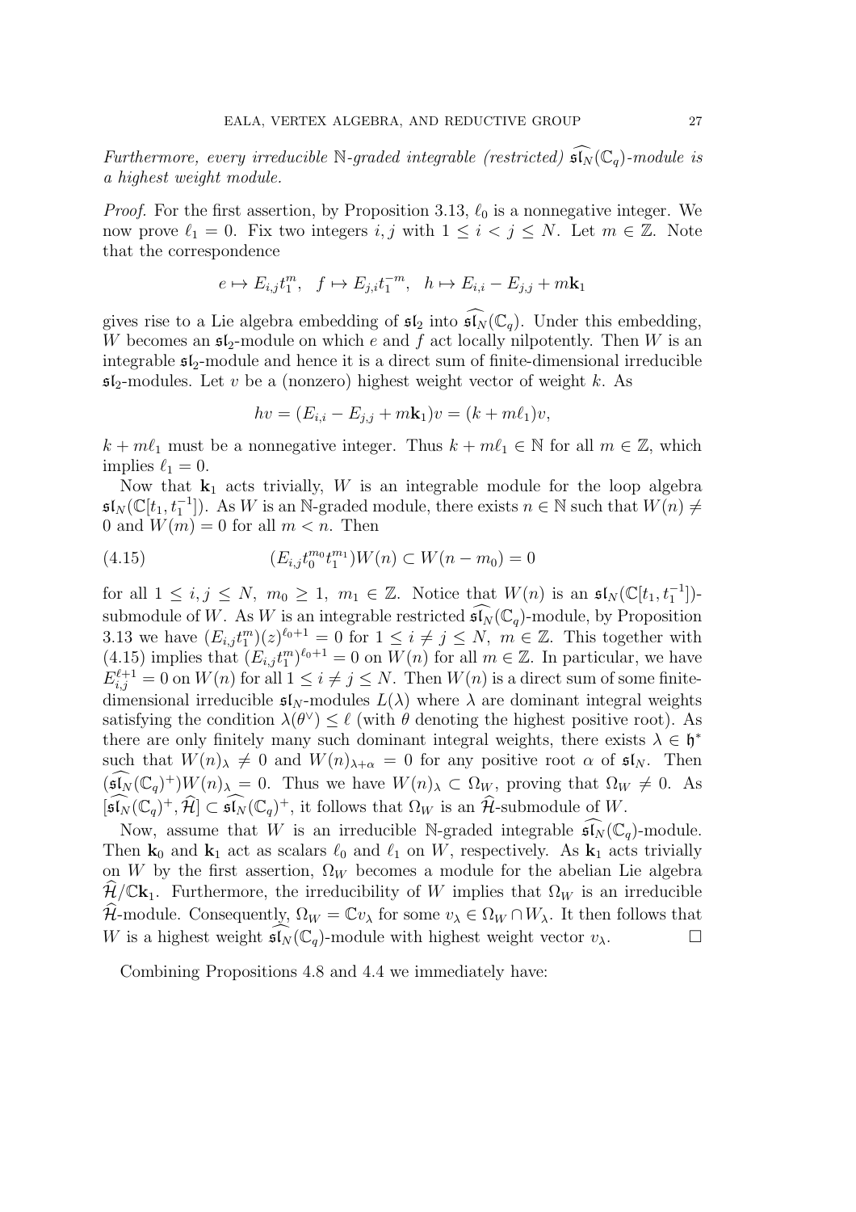*Furthermore, every irreducible $\mathbb{N}$-graded integrable (restricted) $\widehat{\mathfrak{sl}_N}(\mathbb{C}_q)$-module is a highest weight module.*

*Proof.* For the first assertion, by Proposition 3.13, $\ell_0$ is a nonnegative integer. We now prove $\ell_1 = 0$. Fix two integers $i, j$ with $1 \le i < j \le N$. Let $m \in \mathbb{Z}$. Note that the correspondence

$$e \mapsto E_{i,j}t_1^m, \quad f \mapsto E_{j,i}t_1^{-m}, \quad h \mapsto E_{i,i} - E_{j,j} + m\mathbf{k}_1$$

gives rise to a Lie algebra embedding of $\mathfrak{sl}_2$ into $\widehat{\mathfrak{sl}_N}(\mathbb{C}_q)$. Under this embedding, $W$ becomes an $\mathfrak{sl}_2$-module on which $e$ and $f$ act locally nilpotently. Then $W$ is an integrable $\mathfrak{sl}_2$-module and hence it is a direct sum of finite-dimensional irreducible $\mathfrak{sl}_2$-modules. Let $v$ be a (nonzero) highest weight vector of weight $k$. As

$$hv = (E_{i,i} - E_{j,j} + m\mathbf{k}_1)v = (k + m\ell_1)v,$$

$k + m\ell_1$ must be a nonnegative integer. Thus $k + m\ell_1 \in \mathbb{N}$ for all $m \in \mathbb{Z}$, which implies $\ell_1 = 0$.

Now that $\mathbf{k}_1$ acts trivially, $W$ is an integrable module for the loop algebra $\mathfrak{sl}_N(\mathbb{C}[t_1, t_1^{-1}])$. As $W$ is an $\mathbb{N}$-graded module, there exists $n \in \mathbb{N}$ such that $W(n) \neq 0$ and $W(m) = 0$ for all $m < n$. Then

$$(E_{i,j}t_0^{m_0}t_1^{m_1})W(n) \subset W(n - m_0) = 0 \tag{4.15}$$

for all $1 \le i, j \le N$, $m_0 \ge 1$, $m_1 \in \mathbb{Z}$. Notice that $W(n)$ is an $\mathfrak{sl}_N(\mathbb{C}[t_1, t_1^{-1}])$-submodule of $W$. As $W$ is an integrable restricted $\widehat{\mathfrak{sl}_N}(\mathbb{C}_q)$-module, by Proposition 3.13 we have $(E_{i,j}t_1^m)(z)^{\ell_0+1} = 0$ for $1 \le i \neq j \le N$, $m \in \mathbb{Z}$. This together with (4.15) implies that $(E_{i,j}t_1^m)^{\ell_0+1} = 0$ on $W(n)$ for all $m \in \mathbb{Z}$. In particular, we have $E_{i,j}^{\ell+1} = 0$ on $W(n)$ for all $1 \le i \neq j \le N$. Then $W(n)$ is a direct sum of some finite-dimensional irreducible $\mathfrak{sl}_N$-modules $L(\lambda)$ where $\lambda$ are dominant integral weights satisfying the condition $\lambda(\theta^\vee) \le \ell$ (with $\theta$ denoting the highest positive root). As there are only finitely many such dominant integral weights, there exists $\lambda \in \mathfrak{h}^*$ such that $W(n)_\lambda \neq 0$ and $W(n)_{\lambda+\alpha} = 0$ for any positive root $\alpha$ of $\mathfrak{sl}_N$. Then $(\widehat{\mathfrak{sl}_N}(\mathbb{C}_q)^+)W(n)_\lambda = 0$. Thus we have $W(n)_\lambda \subset \Omega_W$, proving that $\Omega_W \neq 0$. As $[\widehat{\mathfrak{sl}_N}(\mathbb{C}_q)^+, \widehat{\mathcal{H}}] \subset \widehat{\mathfrak{sl}_N}(\mathbb{C}_q)^+$, it follows that $\Omega_W$ is an $\widehat{\mathcal{H}}$-submodule of $W$.

Now, assume that $W$ is an irreducible $\mathbb{N}$-graded integrable $\widehat{\mathfrak{sl}_N}(\mathbb{C}_q)$-module. Then $\mathbf{k}_0$ and $\mathbf{k}_1$ act as scalars $\ell_0$ and $\ell_1$ on $W$, respectively. As $\mathbf{k}_1$ acts trivially on $W$ by the first assertion, $\Omega_W$ becomes a module for the abelian Lie algebra $\widehat{\mathcal{H}}/\mathbb{C}\mathbf{k}_1$. Furthermore, the irreducibility of $W$ implies that $\Omega_W$ is an irreducible $\widehat{\mathcal{H}}$-module. Consequently, $\Omega_W = \mathbb{C}v_\lambda$ for some $v_\lambda \in \Omega_W \cap W_\lambda$. It then follows that $W$ is a highest weight $\widehat{\mathfrak{sl}_N}(\mathbb{C}_q)$-module with highest weight vector $v_\lambda$. $\square$

Combining Propositions 4.8 and 4.4 we immediately have: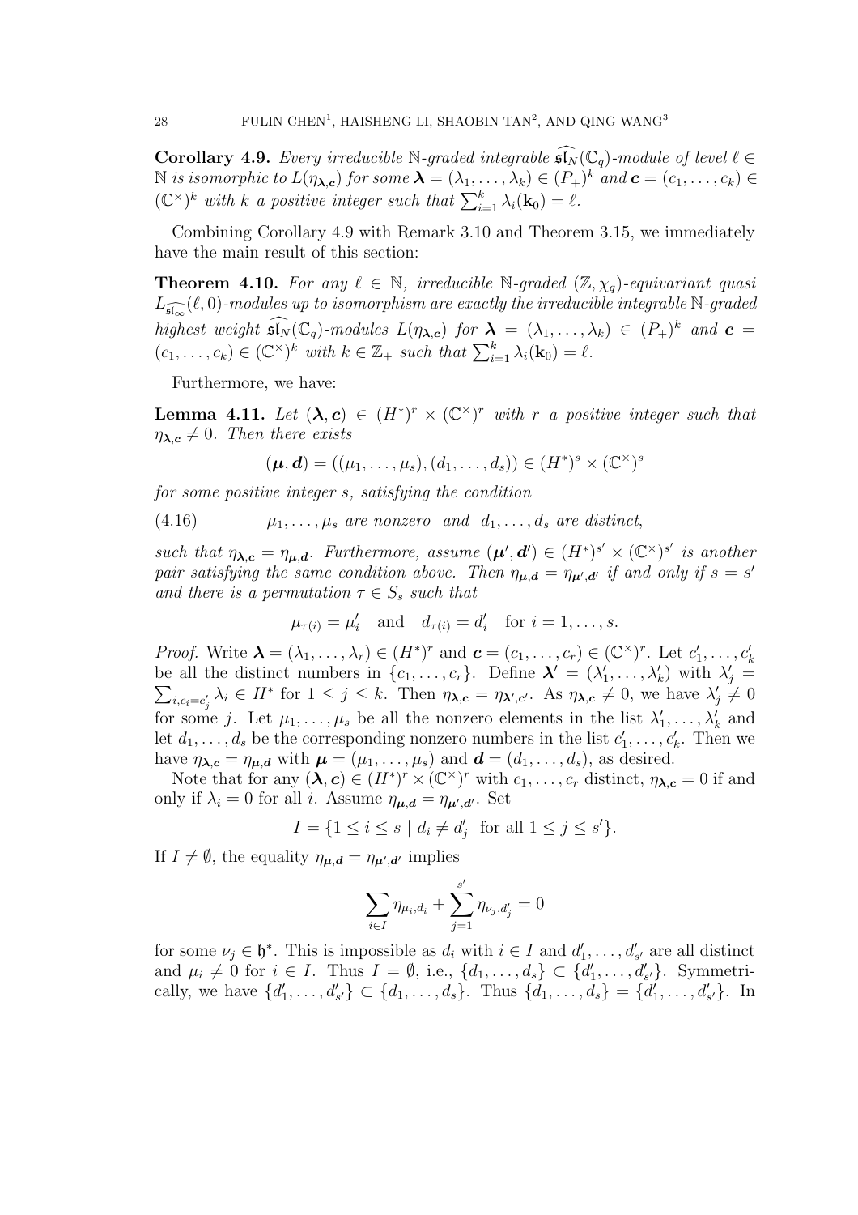**Corollary 4.9.** *Every irreducible $\mathbb{N}$-graded integrable $\widehat{\mathfrak{sl}}_N(\mathbb{C}_q)$-module of level $\ell \in \mathbb{N}$ is isomorphic to $L(\eta_{\boldsymbol{\lambda},\boldsymbol{c}})$ for some $\boldsymbol{\lambda} = (\lambda_1, \dots, \lambda_k) \in (P_+)^k$ and $\boldsymbol{c} = (c_1, \dots, c_k) \in (\mathbb{C}^\times)^k$ with $k$ a positive integer such that $\sum_{i=1}^k \lambda_i(\mathbf{k}_0) = \ell$.*

Combining Corollary 4.9 with Remark 3.10 and Theorem 3.15, we immediately have the main result of this section:

**Theorem 4.10.** *For any $\ell \in \mathbb{N}$, irreducible $\mathbb{N}$-graded $(\mathbb{Z}, \chi_q)$-equivariant quasi $L_{\widehat{\mathfrak{sl}_\infty}}(\ell, 0)$-modules up to isomorphism are exactly the irreducible integrable $\mathbb{N}$-graded highest weight $\widehat{\mathfrak{sl}}_N(\mathbb{C}_q)$-modules $L(\eta_{\boldsymbol{\lambda},\boldsymbol{c}})$ for $\boldsymbol{\lambda} = (\lambda_1, \dots, \lambda_k) \in (P_+)^k$ and $\boldsymbol{c} = (c_1, \dots, c_k) \in (\mathbb{C}^\times)^k$ with $k \in \mathbb{Z}_+$ such that $\sum_{i=1}^k \lambda_i(\mathbf{k}_0) = \ell$.*

Furthermore, we have:

**Lemma 4.11.** *Let $(\boldsymbol{\lambda}, \boldsymbol{c}) \in (H^*)^r \times (\mathbb{C}^\times)^r$ with $r$ a positive integer such that $\eta_{\boldsymbol{\lambda},\boldsymbol{c}} \neq 0$. Then there exists*

$$(\boldsymbol{\mu}, \boldsymbol{d}) = ((\mu_1, \dots, \mu_s), (d_1, \dots, d_s)) \in (H^*)^s \times (\mathbb{C}^\times)^s$$

*for some positive integer $s$, satisfying the condition*

$$\mu_1, \dots, \mu_s \text{ are nonzero and } d_1, \dots, d_s \text{ are distinct,} \tag{4.16}$$

*such that $\eta_{\boldsymbol{\lambda},\boldsymbol{c}} = \eta_{\boldsymbol{\mu},\boldsymbol{d}}$. Furthermore, assume $(\boldsymbol{\mu}', \boldsymbol{d}') \in (H^*)^{s'} \times (\mathbb{C}^\times)^{s'}$ is another pair satisfying the same condition above. Then $\eta_{\boldsymbol{\mu},\boldsymbol{d}} = \eta_{\boldsymbol{\mu}',\boldsymbol{d}'}$ if and only if $s = s'$ and there is a permutation $\tau \in S_s$ such that*

$$\mu_{\tau(i)} = \mu'_i \quad \text{and} \quad d_{\tau(i)} = d'_i \quad \text{for } i = 1, \dots, s.$$

*Proof.* Write $\boldsymbol{\lambda} = (\lambda_1, \dots, \lambda_r) \in (H^*)^r$ and $\boldsymbol{c} = (c_1, \dots, c_r) \in (\mathbb{C}^\times)^r$. Let $c'_1, \dots, c'_k$ be all the distinct numbers in $\{c_1, \dots, c_r\}$. Define $\boldsymbol{\lambda}' = (\lambda'_1, \dots, \lambda'_k)$ with $\lambda'_j = \sum_{i, c_i = c'_j} \lambda_i \in H^*$ for $1 \leq j \leq k$. Then $\eta_{\boldsymbol{\lambda},\boldsymbol{c}} = \eta_{\boldsymbol{\lambda}',\boldsymbol{c}'}$. As $\eta_{\boldsymbol{\lambda},\boldsymbol{c}} \neq 0$, we have $\lambda'_j \neq 0$ for some $j$. Let $\mu_1, \dots, \mu_s$ be all the nonzero elements in the list $\lambda'_1, \dots, \lambda'_k$ and let $d_1, \dots, d_s$ be the corresponding nonzero numbers in the list $c'_1, \dots, c'_k$. Then we have $\eta_{\boldsymbol{\lambda},\boldsymbol{c}} = \eta_{\boldsymbol{\mu},\boldsymbol{d}}$ with $\boldsymbol{\mu} = (\mu_1, \dots, \mu_s)$ and $\boldsymbol{d} = (d_1, \dots, d_s)$, as desired.

Note that for any $(\boldsymbol{\lambda}, \boldsymbol{c}) \in (H^*)^r \times (\mathbb{C}^\times)^r$ with $c_1, \dots, c_r$ distinct, $\eta_{\boldsymbol{\lambda},\boldsymbol{c}} = 0$ if and only if $\lambda_i = 0$ for all $i$. Assume $\eta_{\boldsymbol{\mu},\boldsymbol{d}} = \eta_{\boldsymbol{\mu}',\boldsymbol{d}'}$. Set

$$I = \{1 \leq i \leq s \mid d_i \neq d'_j \text{ for all } 1 \leq j \leq s'\}.$$

If $I \neq \emptyset$, the equality $\eta_{\boldsymbol{\mu},\boldsymbol{d}} = \eta_{\boldsymbol{\mu}',\boldsymbol{d}'}$ implies

$$\sum_{i \in I} \eta_{\mu_i, d_i} + \sum_{j=1}^{s'} \eta_{\nu_j, d'_j} = 0$$

for some $\nu_j \in \mathfrak{h}^*$. This is impossible as $d_i$ with $i \in I$ and $d'_1, \dots, d'_{s'}$ are all distinct and $\mu_i \neq 0$ for $i \in I$. Thus $I = \emptyset$, i.e., $\{d_1, \dots, d_s\} \subset \{d'_1, \dots, d'_{s'}\}$. Symmetrically, we have $\{d'_1, \dots, d'_{s'}\} \subset \{d_1, \dots, d_s\}$. Thus $\{d_1, \dots, d_s\} = \{d'_1, \dots, d'_{s'}\}$. In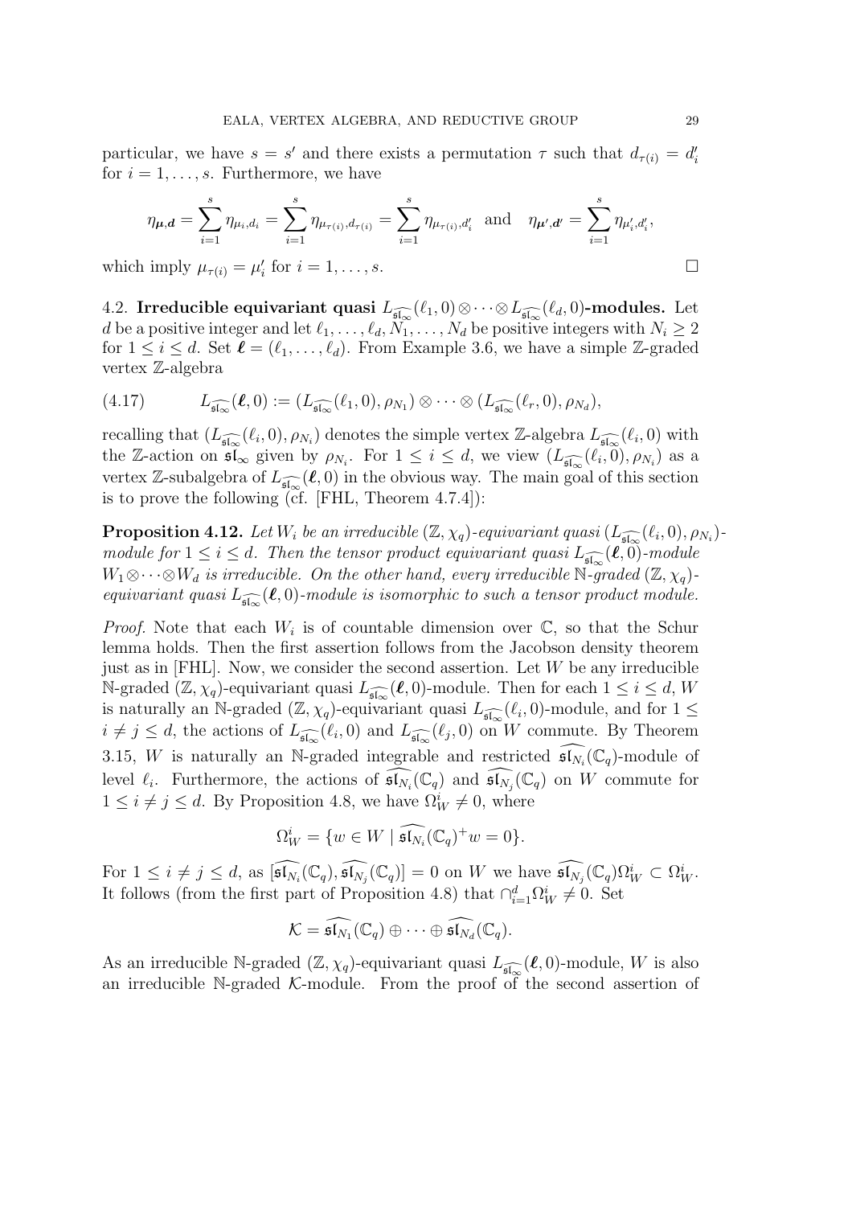particular, we have $s = s'$ and there exists a permutation $\tau$ such that $d_{\tau(i)} = d'_i$ for $i = 1, \dots, s$. Furthermore, we have

$$\eta_{\boldsymbol{\mu},\boldsymbol{d}} = \sum_{i=1}^{s} \eta_{\mu_i,d_i} = \sum_{i=1}^{s} \eta_{\mu_{\tau(i)},d_{\tau(i)}} = \sum_{i=1}^{s} \eta_{\mu_{\tau(i)},d'_i} \quad \text{and} \quad \eta_{\boldsymbol{\mu}',\boldsymbol{d}'} = \sum_{i=1}^{s} \eta_{\mu'_i,d'_i},$$

which imply $\mu_{\tau(i)} = \mu'_i$ for $i = 1, \dots, s$. □

4.2. **Irreducible equivariant quasi $L_{\widehat{\mathfrak{sl}_\infty}}(\ell_1, 0) \otimes \cdots \otimes L_{\widehat{\mathfrak{sl}_\infty}}(\ell_d, 0)$-modules.** Let $d$ be a positive integer and let $\ell_1, \dots, \ell_d, N_1, \dots, N_d$ be positive integers with $N_i \geq 2$ for $1 \leq i \leq d$. Set $\boldsymbol{\ell} = (\ell_1, \dots, \ell_d)$. From Example 3.6, we have a simple $\mathbb{Z}$-graded vertex $\mathbb{Z}$-algebra

$$L_{\widehat{\mathfrak{sl}_\infty}}(\boldsymbol{\ell}, 0) := (L_{\widehat{\mathfrak{sl}_\infty}}(\ell_1, 0), \rho_{N_1}) \otimes \cdots \otimes (L_{\widehat{\mathfrak{sl}_\infty}}(\ell_r, 0), \rho_{N_d}), \tag{4.17}$$

recalling that $(L_{\widehat{\mathfrak{sl}_\infty}}(\ell_i, 0), \rho_{N_i})$ denotes the simple vertex $\mathbb{Z}$-algebra $L_{\widehat{\mathfrak{sl}_\infty}}(\ell_i, 0)$ with the $\mathbb{Z}$-action on $\mathfrak{sl}_\infty$ given by $\rho_{N_i}$. For $1 \leq i \leq d$, we view $(L_{\widehat{\mathfrak{sl}_\infty}}(\ell_i, 0), \rho_{N_i})$ as a vertex $\mathbb{Z}$-subalgebra of $L_{\widehat{\mathfrak{sl}_\infty}}(\boldsymbol{\ell}, 0)$ in the obvious way. The main goal of this section is to prove the following (cf. [FHL, Theorem 4.7.4]):

**Proposition 4.12.** *Let $W_i$ be an irreducible $(\mathbb{Z}, \chi_q)$-equivariant quasi $(L_{\widehat{\mathfrak{sl}_\infty}}(\ell_i, 0), \rho_{N_i})$-module for $1 \leq i \leq d$. Then the tensor product equivariant quasi $L_{\widehat{\mathfrak{sl}_\infty}}(\boldsymbol{\ell}, 0)$-module $W_1 \otimes \cdots \otimes W_d$ is irreducible. On the other hand, every irreducible $\mathbb{N}$-graded $(\mathbb{Z}, \chi_q)$-equivariant quasi $L_{\widehat{\mathfrak{sl}_\infty}}(\boldsymbol{\ell}, 0)$-module is isomorphic to such a tensor product module.*

*Proof.* Note that each $W_i$ is of countable dimension over $\mathbb{C}$, so that the Schur lemma holds. Then the first assertion follows from the Jacobson density theorem just as in [FHL]. Now, we consider the second assertion. Let $W$ be any irreducible $\mathbb{N}$-graded $(\mathbb{Z}, \chi_q)$-equivariant quasi $L_{\widehat{\mathfrak{sl}_\infty}}(\boldsymbol{\ell}, 0)$-module. Then for each $1 \leq i \leq d$, $W$ is naturally an $\mathbb{N}$-graded $(\mathbb{Z}, \chi_q)$-equivariant quasi $L_{\widehat{\mathfrak{sl}_\infty}}(\ell_i, 0)$-module, and for $1 \leq i \neq j \leq d$, the actions of $L_{\widehat{\mathfrak{sl}_\infty}}(\ell_i, 0)$ and $L_{\widehat{\mathfrak{sl}_\infty}}(\ell_j, 0)$ on $W$ commute. By Theorem 3.15, $W$ is naturally an $\mathbb{N}$-graded integrable and restricted $\widehat{\mathfrak{sl}_{N_i}}(\mathbb{C}_q)$-module of level $\ell_i$. Furthermore, the actions of $\widehat{\mathfrak{sl}_{N_i}}(\mathbb{C}_q)$ and $\widehat{\mathfrak{sl}_{N_j}}(\mathbb{C}_q)$ on $W$ commute for $1 \leq i \neq j \leq d$. By Proposition 4.8, we have $\Omega_W^i \neq 0$, where

$$\Omega_W^i = \{w \in W \mid \widehat{\mathfrak{sl}_{N_i}}(\mathbb{C}_q)^+ w = 0\}.$$

For $1 \leq i \neq j \leq d$, as $[\widehat{\mathfrak{sl}_{N_i}}(\mathbb{C}_q), \widehat{\mathfrak{sl}_{N_j}}(\mathbb{C}_q)] = 0$ on $W$ we have $\widehat{\mathfrak{sl}_{N_j}}(\mathbb{C}_q)\Omega_W^i \subset \Omega_W^i$. It follows (from the first part of Proposition 4.8) that $\cap_{i=1}^d \Omega_W^i \neq 0$. Set

$$\mathcal{K} = \widehat{\mathfrak{sl}_{N_1}}(\mathbb{C}_q) \oplus \cdots \oplus \widehat{\mathfrak{sl}_{N_d}}(\mathbb{C}_q).$$

As an irreducible $\mathbb{N}$-graded $(\mathbb{Z}, \chi_q)$-equivariant quasi $L_{\widehat{\mathfrak{sl}_\infty}}(\boldsymbol{\ell}, 0)$-module, $W$ is also an irreducible $\mathbb{N}$-graded $\mathcal{K}$-module. From the proof of the second assertion of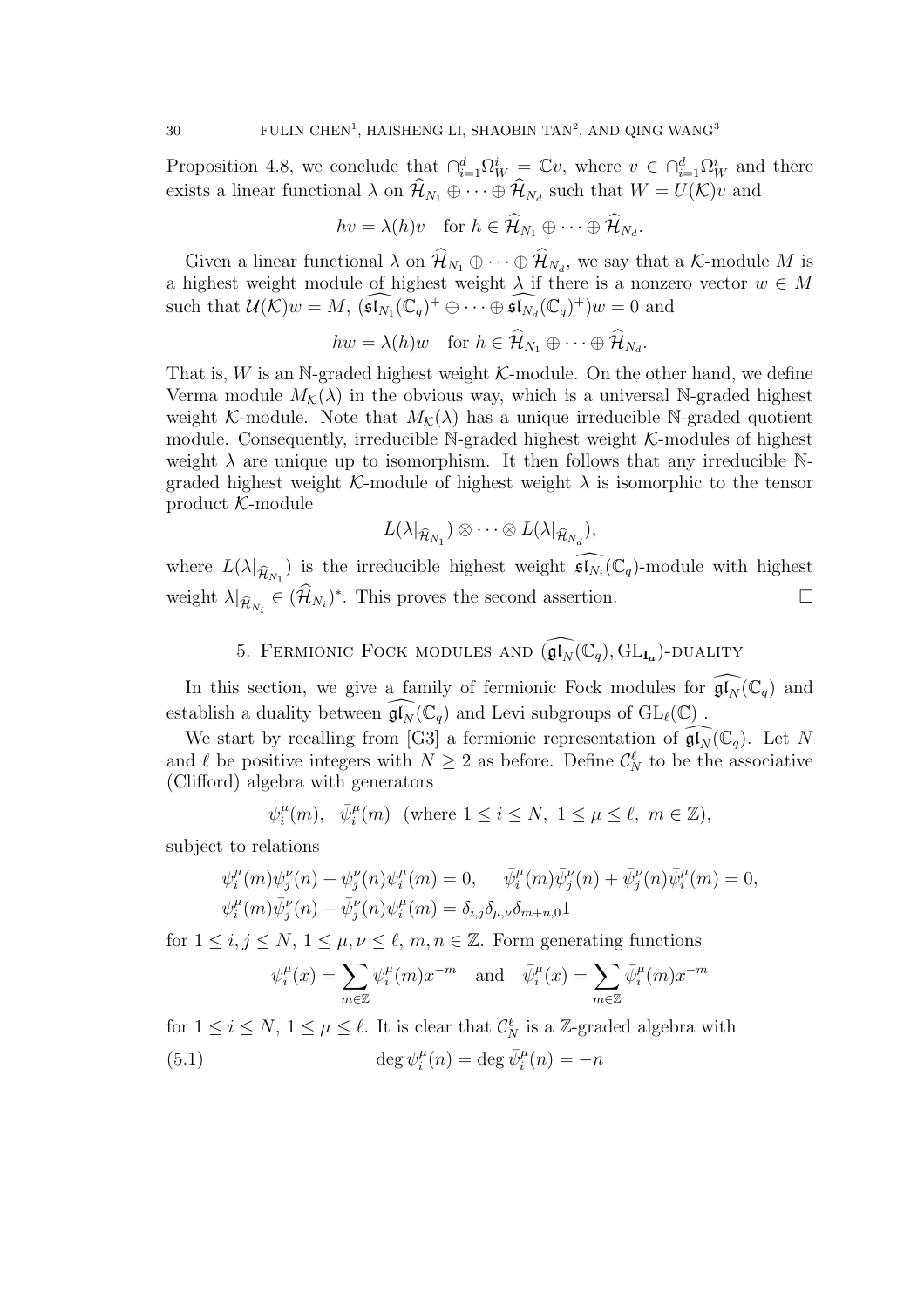Proposition 4.8, we conclude that $\cap_{i=1}^{d}\Omega_W^i = \mathbb{C}v$, where $v \in \cap_{i=1}^{d}\Omega_W^i$ and there exists a linear functional $\lambda$ on $\widehat{\mathcal{H}}_{N_1} \oplus \cdots \oplus \widehat{\mathcal{H}}_{N_d}$ such that $W = U(\mathcal{K})v$ and

$$hv = \lambda(h)v \quad \text{for } h \in \widehat{\mathcal{H}}_{N_1} \oplus \cdots \oplus \widehat{\mathcal{H}}_{N_d}.$$

Given a linear functional $\lambda$ on $\widehat{\mathcal{H}}_{N_1} \oplus \cdots \oplus \widehat{\mathcal{H}}_{N_d}$, we say that a $\mathcal{K}$-module $M$ is a highest weight module of highest weight $\lambda$ if there is a nonzero vector $w \in M$ such that $\mathcal{U}(\mathcal{K})w = M$, $(\widehat{\mathfrak{sl}_{N_1}}(\mathbb{C}_q)^+ \oplus \cdots \oplus \widehat{\mathfrak{sl}_{N_d}}(\mathbb{C}_q)^+)w = 0$ and

$$hw = \lambda(h)w \quad \text{for } h \in \widehat{\mathcal{H}}_{N_1} \oplus \cdots \oplus \widehat{\mathcal{H}}_{N_d}.$$

That is, $W$ is an $\mathbb{N}$-graded highest weight $\mathcal{K}$-module. On the other hand, we define Verma module $M_{\mathcal{K}}(\lambda)$ in the obvious way, which is a universal $\mathbb{N}$-graded highest weight $\mathcal{K}$-module. Note that $M_{\mathcal{K}}(\lambda)$ has a unique irreducible $\mathbb{N}$-graded quotient module. Consequently, irreducible $\mathbb{N}$-graded highest weight $\mathcal{K}$-modules of highest weight $\lambda$ are unique up to isomorphism. It then follows that any irreducible $\mathbb{N}$-graded highest weight $\mathcal{K}$-module of highest weight $\lambda$ is isomorphic to the tensor product $\mathcal{K}$-module

$$L(\lambda|_{\widehat{\mathcal{H}}_{N_1}}) \otimes \cdots \otimes L(\lambda|_{\widehat{\mathcal{H}}_{N_d}}),$$

where $L(\lambda|_{\widehat{\mathcal{H}}_{N_1}})$ is the irreducible highest weight $\widehat{\mathfrak{sl}_{N_i}}(\mathbb{C}_q)$-module with highest weight $\lambda|_{\widehat{\mathcal{H}}_{N_i}} \in (\widehat{\mathcal{H}}_{N_i})^*$. This proves the second assertion. □

## 5. Fermionic Fock modules and $(\widehat{\mathfrak{gl}_N}(\mathbb{C}_q), \mathrm{GL}_{\mathbf{l_a}})$-duality

In this section, we give a family of fermionic Fock modules for $\widehat{\mathfrak{gl}_N}(\mathbb{C}_q)$ and establish a duality between $\widehat{\mathfrak{gl}_N}(\mathbb{C}_q)$ and Levi subgroups of $\mathrm{GL}_\ell(\mathbb{C})$ .

We start by recalling from [G3] a fermionic representation of $\widehat{\mathfrak{gl}_N}(\mathbb{C}_q)$. Let $N$ and $\ell$ be positive integers with $N \geq 2$ as before. Define $\mathcal{C}_N^\ell$ to be the associative (Clifford) algebra with generators

$$\psi_i^\mu(m), \quad \bar{\psi}_i^\mu(m) \quad (\text{where } 1 \leq i \leq N,\ 1 \leq \mu \leq \ell,\ m \in \mathbb{Z}),$$

subject to relations

$$\psi_i^\mu(m)\psi_j^\nu(n) + \psi_j^\nu(n)\psi_i^\mu(m) = 0, \quad \bar{\psi}_i^\mu(m)\bar{\psi}_j^\nu(n) + \bar{\psi}_j^\nu(n)\bar{\psi}_i^\mu(m) = 0,$$
$$\psi_i^\mu(m)\bar{\psi}_j^\nu(n) + \bar{\psi}_j^\nu(n)\psi_i^\mu(m) = \delta_{i,j}\delta_{\mu,\nu}\delta_{m+n,0}1$$

for $1 \leq i, j \leq N$, $1 \leq \mu, \nu \leq \ell$, $m, n \in \mathbb{Z}$. Form generating functions

$$\psi_i^\mu(x) = \sum_{m\in\mathbb{Z}} \psi_i^\mu(m)x^{-m} \quad \text{and} \quad \bar{\psi}_i^\mu(x) = \sum_{m\in\mathbb{Z}} \bar{\psi}_i^\mu(m)x^{-m}$$

for $1 \leq i \leq N$, $1 \leq \mu \leq \ell$. It is clear that $\mathcal{C}_N^\ell$ is a $\mathbb{Z}$-graded algebra with

$$\deg \psi_i^\mu(n) = \deg \bar{\psi}_i^\mu(n) = -n \tag{5.1}$$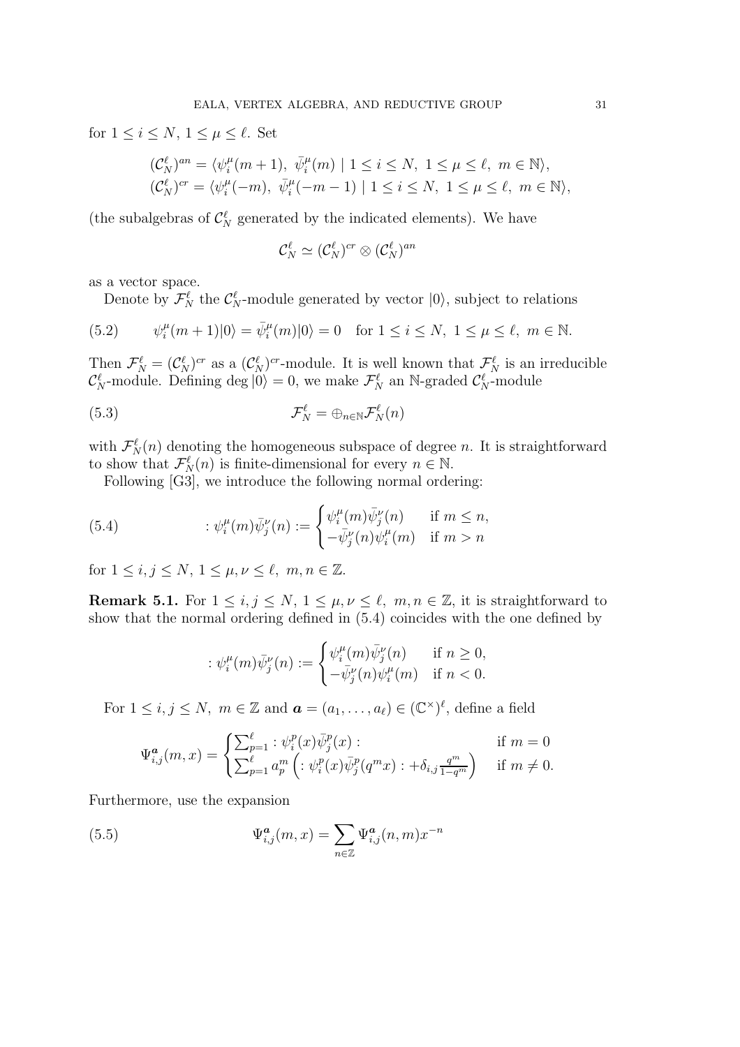for $1 \leq i \leq N,\ 1 \leq \mu \leq \ell$. Set

$$(\mathcal{C}_N^\ell)^{an} = \langle \psi_i^\mu(m+1),\ \bar{\psi}_i^\mu(m) \mid 1 \leq i \leq N,\ 1 \leq \mu \leq \ell,\ m \in \mathbb{N} \rangle,$$
$$(\mathcal{C}_N^\ell)^{cr} = \langle \psi_i^\mu(-m),\ \bar{\psi}_i^\mu(-m-1) \mid 1 \leq i \leq N,\ 1 \leq \mu \leq \ell,\ m \in \mathbb{N} \rangle,$$

(the subalgebras of $\mathcal{C}_N^\ell$ generated by the indicated elements). We have

$$\mathcal{C}_N^\ell \simeq (\mathcal{C}_N^\ell)^{cr} \otimes (\mathcal{C}_N^\ell)^{an}$$

as a vector space.

Denote by $\mathcal{F}_N^\ell$ the $\mathcal{C}_N^\ell$-module generated by vector $|0\rangle$, subject to relations

$$\psi_i^\mu(m+1)|0\rangle = \bar{\psi}_i^\mu(m)|0\rangle = 0 \quad \text{for } 1 \leq i \leq N,\ 1 \leq \mu \leq \ell,\ m \in \mathbb{N}. \tag{5.2}$$

Then $\mathcal{F}_N^\ell = (\mathcal{C}_N^\ell)^{cr}$ as a $(\mathcal{C}_N^\ell)^{cr}$-module. It is well known that $\mathcal{F}_N^\ell$ is an irreducible $\mathcal{C}_N^\ell$-module. Defining $\deg |0\rangle = 0$, we make $\mathcal{F}_N^\ell$ an $\mathbb{N}$-graded $\mathcal{C}_N^\ell$-module

$$\mathcal{F}_N^\ell = \oplus_{n\in\mathbb{N}} \mathcal{F}_N^\ell(n) \tag{5.3}$$

with $\mathcal{F}_N^\ell(n)$ denoting the homogeneous subspace of degree $n$. It is straightforward to show that $\mathcal{F}_N^\ell(n)$ is finite-dimensional for every $n \in \mathbb{N}$.

Following [G3], we introduce the following normal ordering:

$$: \psi_i^\mu(m)\bar{\psi}_j^\nu(n) := \begin{cases} \psi_i^\mu(m)\bar{\psi}_j^\nu(n) & \text{if } m \leq n, \\ -\bar{\psi}_j^\nu(n)\psi_i^\mu(m) & \text{if } m > n \end{cases} \tag{5.4}$$

for $1 \leq i, j \leq N,\ 1 \leq \mu, \nu \leq \ell,\ m, n \in \mathbb{Z}$.

**Remark 5.1.** For $1 \leq i, j \leq N,\ 1 \leq \mu, \nu \leq \ell,\ m, n \in \mathbb{Z}$, it is straightforward to show that the normal ordering defined in (5.4) coincides with the one defined by

$$: \psi_i^\mu(m)\bar{\psi}_j^\nu(n) := \begin{cases} \psi_i^\mu(m)\bar{\psi}_j^\nu(n) & \text{if } n \geq 0, \\ -\bar{\psi}_j^\nu(n)\psi_i^\mu(m) & \text{if } n < 0. \end{cases}$$

For $1 \leq i, j \leq N,\ m \in \mathbb{Z}$ and $\boldsymbol{a} = (a_1, \ldots, a_\ell) \in (\mathbb{C}^\times)^\ell$, define a field

$$\Psi_{i,j}^{\boldsymbol{a}}(m, x) = \begin{cases} \sum_{p=1}^\ell : \psi_i^p(x)\bar{\psi}_j^p(x) : & \text{if } m = 0 \\ \sum_{p=1}^\ell a_p^m \left( : \psi_i^p(x)\bar{\psi}_j^p(q^m x) : + \delta_{i,j}\frac{q^m}{1-q^m} \right) & \text{if } m \neq 0. \end{cases}$$

Furthermore, use the expansion

$$\Psi_{i,j}^{\boldsymbol{a}}(m, x) = \sum_{n\in\mathbb{Z}} \Psi_{i,j}^{\boldsymbol{a}}(n, m) x^{-n} \tag{5.5}$$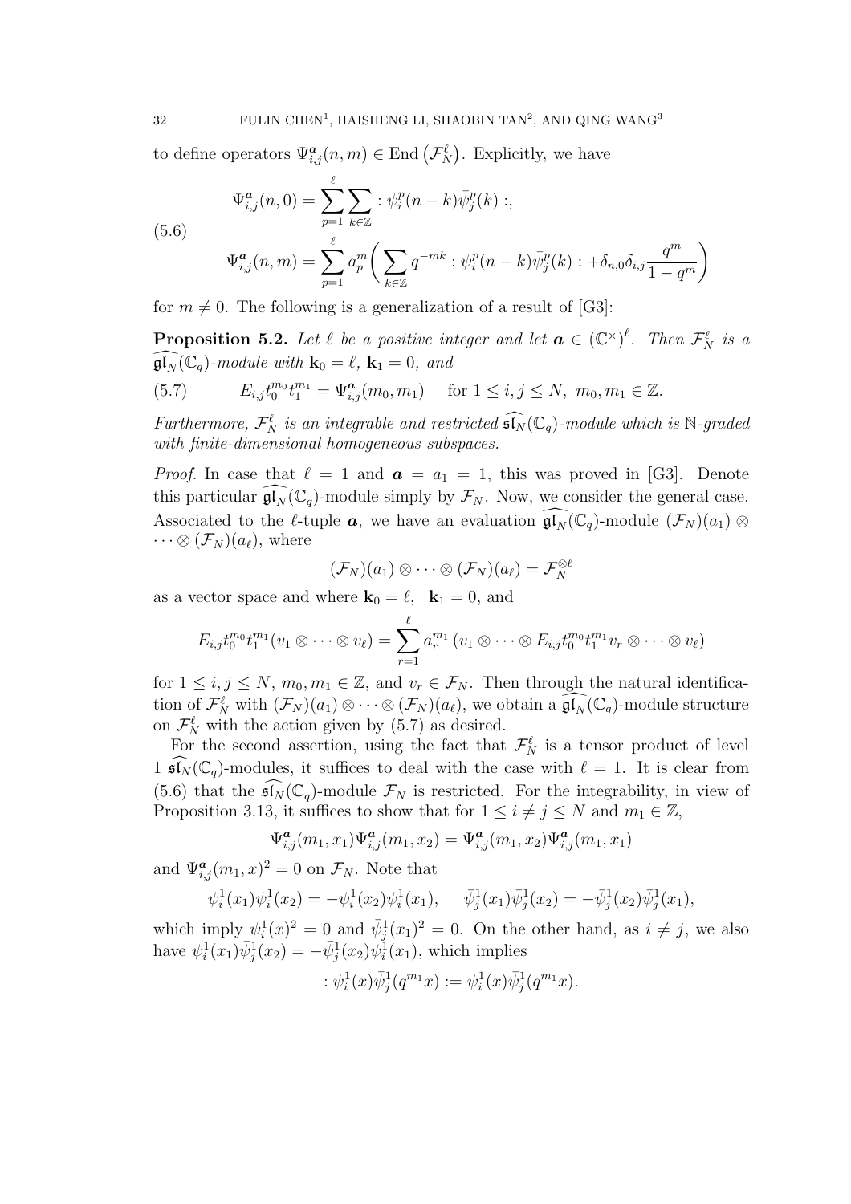to define operators $\Psi^{\boldsymbol{a}}_{i,j}(n,m) \in \mathrm{End}\left(\mathcal{F}^{\ell}_N\right)$. Explicitly, we have

$$
\begin{aligned}
&\Psi^{\boldsymbol{a}}_{i,j}(n,0) = \sum_{p=1}^{\ell} \sum_{k\in\mathbb{Z}} : \psi^p_i(n-k)\bar{\psi}^p_j(k) :, \\
&\Psi^{\boldsymbol{a}}_{i,j}(n,m) = \sum_{p=1}^{\ell} a_p^m \left( \sum_{k\in\mathbb{Z}} q^{-mk} : \psi^p_i(n-k)\bar{\psi}^p_j(k) : + \delta_{n,0}\delta_{i,j}\frac{q^m}{1-q^m}\right)
\end{aligned}
\tag{5.6}
$$

for $m \neq 0$. The following is a generalization of a result of [G3]:

**Proposition 5.2.** *Let $\ell$ be a positive integer and let $\boldsymbol{a} \in (\mathbb{C}^\times)^\ell$. Then $\mathcal{F}^\ell_N$ is a $\widehat{\mathfrak{gl}_N}(\mathbb{C}_q)$-module with $\mathbf{k}_0 = \ell$, $\mathbf{k}_1 = 0$, and*

$$
E_{i,j}t_0^{m_0}t_1^{m_1} = \Psi^{\boldsymbol{a}}_{i,j}(m_0,m_1) \quad \text{for } 1 \leq i,j \leq N,\ m_0,m_1 \in \mathbb{Z}. \tag{5.7}
$$

*Furthermore, $\mathcal{F}^\ell_N$ is an integrable and restricted $\widehat{\mathfrak{sl}_N}(\mathbb{C}_q)$-module which is $\mathbb{N}$-graded with finite-dimensional homogeneous subspaces.*

*Proof.* In case that $\ell = 1$ and $\boldsymbol{a} = a_1 = 1$, this was proved in [G3]. Denote this particular $\widehat{\mathfrak{gl}_N}(\mathbb{C}_q)$-module simply by $\mathcal{F}_N$. Now, we consider the general case. Associated to the $\ell$-tuple $\boldsymbol{a}$, we have an evaluation $\widehat{\mathfrak{gl}_N}(\mathbb{C}_q)$-module $(\mathcal{F}_N)(a_1) \otimes \cdots \otimes (\mathcal{F}_N)(a_\ell)$, where

$$
(\mathcal{F}_N)(a_1) \otimes \cdots \otimes (\mathcal{F}_N)(a_\ell) = \mathcal{F}_N^{\otimes \ell}
$$

as a vector space and where $\mathbf{k}_0 = \ell$, $\mathbf{k}_1 = 0$, and

$$
E_{i,j}t_0^{m_0}t_1^{m_1}(v_1 \otimes \cdots \otimes v_\ell) = \sum_{r=1}^{\ell} a_r^{m_1} \left(v_1 \otimes \cdots \otimes E_{i,j}t_0^{m_0}t_1^{m_1} v_r \otimes \cdots \otimes v_\ell\right)
$$

for $1 \leq i,j \leq N$, $m_0, m_1 \in \mathbb{Z}$, and $v_r \in \mathcal{F}_N$. Then through the natural identification of $\mathcal{F}^\ell_N$ with $(\mathcal{F}_N)(a_1) \otimes \cdots \otimes (\mathcal{F}_N)(a_\ell)$, we obtain a $\widehat{\mathfrak{gl}_N}(\mathbb{C}_q)$-module structure on $\mathcal{F}^\ell_N$ with the action given by (5.7) as desired.

For the second assertion, using the fact that $\mathcal{F}^\ell_N$ is a tensor product of level 1 $\widehat{\mathfrak{sl}_N}(\mathbb{C}_q)$-modules, it suffices to deal with the case with $\ell = 1$. It is clear from (5.6) that the $\widehat{\mathfrak{sl}_N}(\mathbb{C}_q)$-module $\mathcal{F}_N$ is restricted. For the integrability, in view of Proposition 3.13, it suffices to show that for $1 \leq i \neq j \leq N$ and $m_1 \in \mathbb{Z}$,

$$
\Psi^{\boldsymbol{a}}_{i,j}(m_1,x_1)\Psi^{\boldsymbol{a}}_{i,j}(m_1,x_2) = \Psi^{\boldsymbol{a}}_{i,j}(m_1,x_2)\Psi^{\boldsymbol{a}}_{i,j}(m_1,x_1)
$$

and $\Psi^{\boldsymbol{a}}_{i,j}(m_1,x)^2 = 0$ on $\mathcal{F}_N$. Note that

$$
\psi^1_i(x_1)\psi^1_i(x_2) = -\psi^1_i(x_2)\psi^1_i(x_1), \quad \bar{\psi}^1_j(x_1)\bar{\psi}^1_j(x_2) = -\bar{\psi}^1_j(x_2)\bar{\psi}^1_j(x_1),
$$

which imply $\psi^1_i(x)^2 = 0$ and $\bar{\psi}^1_j(x_1)^2 = 0$. On the other hand, as $i \neq j$, we also have $\psi^1_i(x_1)\bar{\psi}^1_j(x_2) = -\bar{\psi}^1_j(x_2)\psi^1_i(x_1)$, which implies

$$
: \psi^1_i(x)\bar{\psi}^1_j(q^{m_1}x) := \psi^1_i(x)\bar{\psi}^1_j(q^{m_1}x).
$$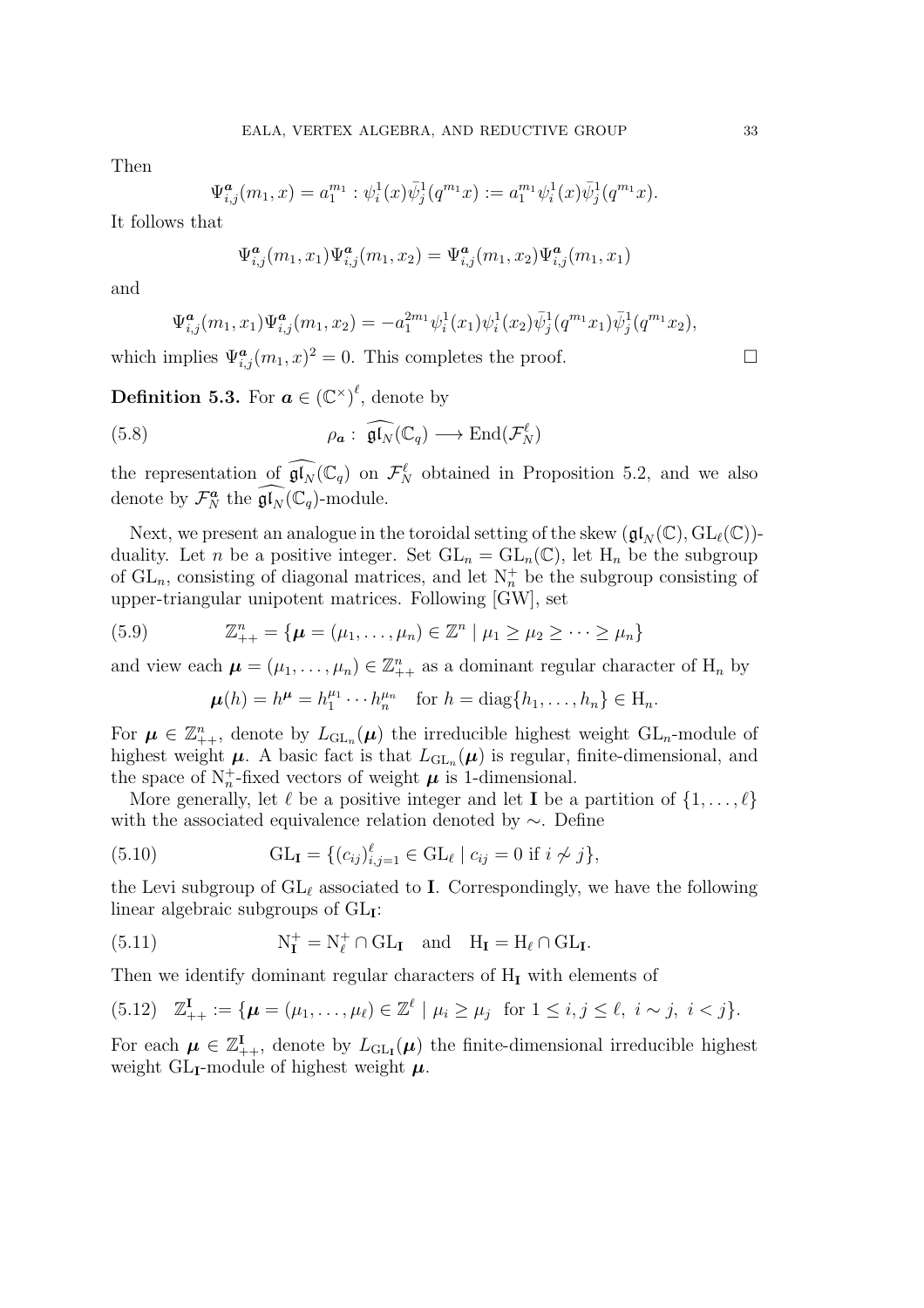Then

$$\Psi^{\boldsymbol{a}}_{i,j}(m_1, x) = a_1^{m_1} : \psi^1_i(x)\bar{\psi}^1_j(q^{m_1}x) := a_1^{m_1}\psi^1_i(x)\bar{\psi}^1_j(q^{m_1}x).$$

It follows that

$$\Psi^{\boldsymbol{a}}_{i,j}(m_1, x_1)\Psi^{\boldsymbol{a}}_{i,j}(m_1, x_2) = \Psi^{\boldsymbol{a}}_{i,j}(m_1, x_2)\Psi^{\boldsymbol{a}}_{i,j}(m_1, x_1)$$

and

$$\Psi^{\boldsymbol{a}}_{i,j}(m_1, x_1)\Psi^{\boldsymbol{a}}_{i,j}(m_1, x_2) = -a_1^{2m_1}\psi^1_i(x_1)\psi^1_i(x_2)\bar{\psi}^1_j(q^{m_1}x_1)\bar{\psi}^1_j(q^{m_1}x_2),$$

which implies $\Psi^{\boldsymbol{a}}_{i,j}(m_1, x)^2 = 0$. This completes the proof. $\square$

**Definition 5.3.** For $\boldsymbol{a} \in (\mathbb{C}^\times)^\ell$, denote by

$$\rho_{\boldsymbol{a}} : \widehat{\mathfrak{gl}_N}(\mathbb{C}_q) \longrightarrow \mathrm{End}(\mathcal{F}^\ell_N) \tag{5.8}$$

the representation of $\widehat{\mathfrak{gl}_N}(\mathbb{C}_q)$ on $\mathcal{F}^\ell_N$ obtained in Proposition 5.2, and we also denote by $\mathcal{F}^{\boldsymbol{a}}_N$ the $\widehat{\mathfrak{gl}_N}(\mathbb{C}_q)$-module.

Next, we present an analogue in the toroidal setting of the skew $(\mathfrak{gl}_N(\mathbb{C}), \mathrm{GL}_\ell(\mathbb{C}))$-duality. Let $n$ be a positive integer. Set $\mathrm{GL}_n = \mathrm{GL}_n(\mathbb{C})$, let $\mathrm{H}_n$ be the subgroup of $\mathrm{GL}_n$, consisting of diagonal matrices, and let $\mathrm{N}^+_n$ be the subgroup consisting of upper-triangular unipotent matrices. Following [GW], set

$$\mathbb{Z}^n_{++} = \{\boldsymbol{\mu} = (\mu_1, \dots, \mu_n) \in \mathbb{Z}^n \mid \mu_1 \geq \mu_2 \geq \cdots \geq \mu_n\} \tag{5.9}$$

and view each $\boldsymbol{\mu} = (\mu_1, \dots, \mu_n) \in \mathbb{Z}^n_{++}$ as a dominant regular character of $\mathrm{H}_n$ by

$$\boldsymbol{\mu}(h) = h^{\boldsymbol{\mu}} = h_1^{\mu_1} \cdots h_n^{\mu_n} \quad \text{for } h = \mathrm{diag}\{h_1, \dots, h_n\} \in \mathrm{H}_n.$$

For $\boldsymbol{\mu} \in \mathbb{Z}^n_{++}$, denote by $L_{\mathrm{GL}_n}(\boldsymbol{\mu})$ the irreducible highest weight $\mathrm{GL}_n$-module of highest weight $\boldsymbol{\mu}$. A basic fact is that $L_{\mathrm{GL}_n}(\boldsymbol{\mu})$ is regular, finite-dimensional, and the space of $\mathrm{N}^+_n$-fixed vectors of weight $\boldsymbol{\mu}$ is 1-dimensional.

More generally, let $\ell$ be a positive integer and let $\mathbf{I}$ be a partition of $\{1, \dots, \ell\}$ with the associated equivalence relation denoted by $\sim$. Define

$$\mathrm{GL}_{\mathbf{I}} = \{(c_{ij})_{i,j=1}^\ell \in \mathrm{GL}_\ell \mid c_{ij} = 0 \text{ if } i \not\sim j\}, \tag{5.10}$$

the Levi subgroup of $\mathrm{GL}_\ell$ associated to $\mathbf{I}$. Correspondingly, we have the following linear algebraic subgroups of $\mathrm{GL}_{\mathbf{I}}$:

$$\mathrm{N}^+_{\mathbf{I}} = \mathrm{N}^+_\ell \cap \mathrm{GL}_{\mathbf{I}} \quad \text{and} \quad \mathrm{H}_{\mathbf{I}} = \mathrm{H}_\ell \cap \mathrm{GL}_{\mathbf{I}}. \tag{5.11}$$

Then we identify dominant regular characters of $\mathrm{H}_{\mathbf{I}}$ with elements of

$$\mathbb{Z}^{\mathbf{I}}_{++} := \{\boldsymbol{\mu} = (\mu_1, \dots, \mu_\ell) \in \mathbb{Z}^\ell \mid \mu_i \geq \mu_j \ \text{ for } 1 \leq i, j \leq \ell,\ i \sim j,\ i < j\}. \tag{5.12}$$

For each $\boldsymbol{\mu} \in \mathbb{Z}^{\mathbf{I}}_{++}$, denote by $L_{\mathrm{GL}_{\mathbf{I}}}(\boldsymbol{\mu})$ the finite-dimensional irreducible highest weight $\mathrm{GL}_{\mathbf{I}}$-module of highest weight $\boldsymbol{\mu}$.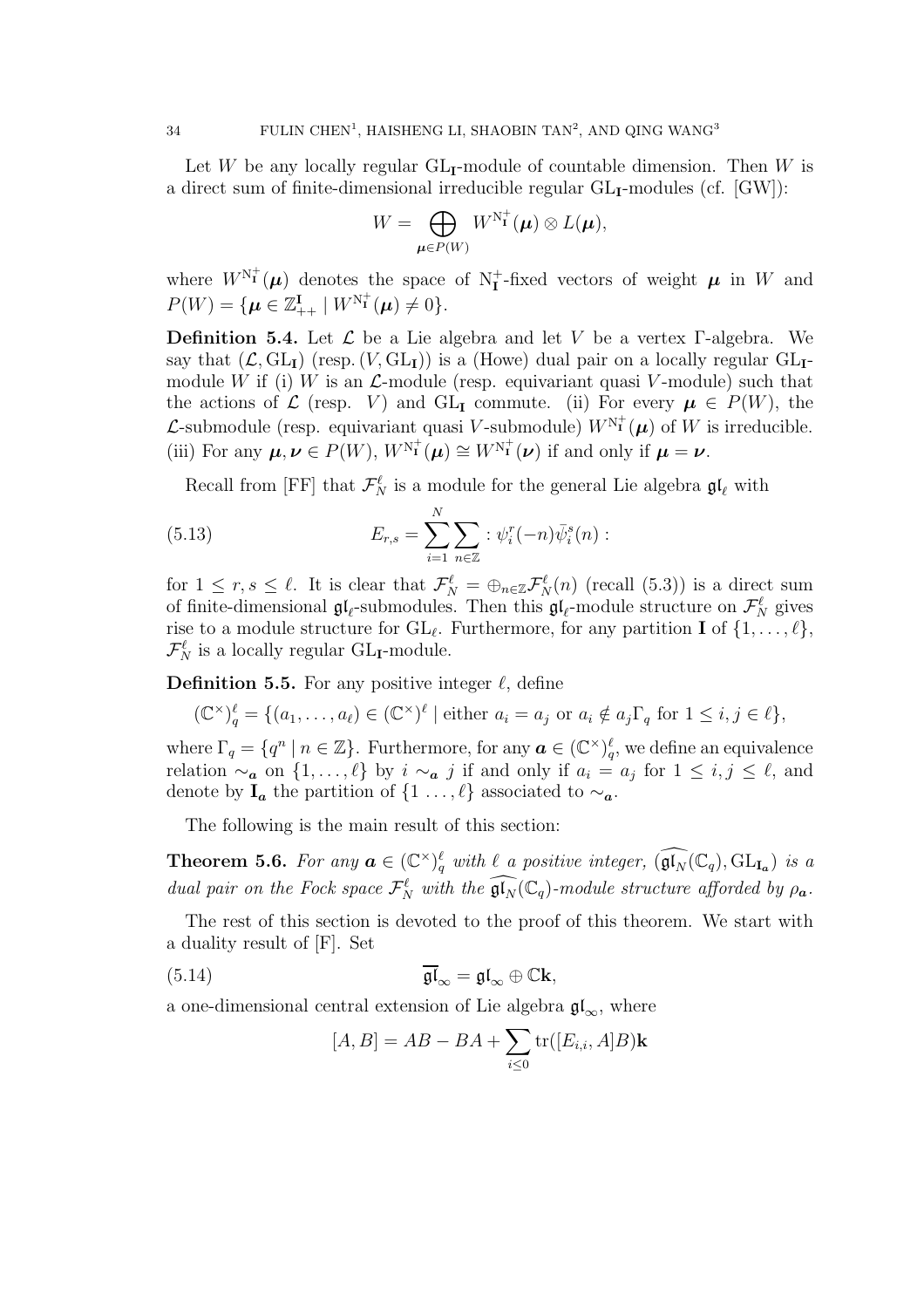Let $W$ be any locally regular $\mathrm{GL}_{\mathbf{I}}$-module of countable dimension. Then $W$ is a direct sum of finite-dimensional irreducible regular $\mathrm{GL}_{\mathbf{I}}$-modules (cf. [GW]):

$$W = \bigoplus_{\boldsymbol{\mu} \in P(W)} W^{\mathrm{N}_{\mathbf{I}}^+}(\boldsymbol{\mu}) \otimes L(\boldsymbol{\mu}),$$

where $W^{\mathrm{N}_{\mathbf{I}}^+}(\boldsymbol{\mu})$ denotes the space of $\mathrm{N}_{\mathbf{I}}^+$-fixed vectors of weight $\boldsymbol{\mu}$ in $W$ and $P(W) = \{\boldsymbol{\mu} \in \mathbb{Z}_{++}^{\mathbf{I}} \mid W^{\mathrm{N}_{\mathbf{I}}^+}(\boldsymbol{\mu}) \neq 0\}$.

**Definition 5.4.** Let $\mathcal{L}$ be a Lie algebra and let $V$ be a vertex $\Gamma$-algebra. We say that $(\mathcal{L}, \mathrm{GL}_{\mathbf{I}})$ (resp. $(V, \mathrm{GL}_{\mathbf{I}})$) is a (Howe) dual pair on a locally regular $\mathrm{GL}_{\mathbf{I}}$-module $W$ if (i) $W$ is an $\mathcal{L}$-module (resp. equivariant quasi $V$-module) such that the actions of $\mathcal{L}$ (resp. $V$) and $\mathrm{GL}_{\mathbf{I}}$ commute. (ii) For every $\boldsymbol{\mu} \in P(W)$, the $\mathcal{L}$-submodule (resp. equivariant quasi $V$-submodule) $W^{\mathrm{N}_{\mathbf{I}}^+}(\boldsymbol{\mu})$ of $W$ is irreducible. (iii) For any $\boldsymbol{\mu}, \boldsymbol{\nu} \in P(W)$, $W^{\mathrm{N}_{\mathbf{I}}^+}(\boldsymbol{\mu}) \cong W^{\mathrm{N}_{\mathbf{I}}^+}(\boldsymbol{\nu})$ if and only if $\boldsymbol{\mu} = \boldsymbol{\nu}$.

Recall from [FF] that $\mathcal{F}_N^\ell$ is a module for the general Lie algebra $\mathfrak{gl}_\ell$ with

$$E_{r,s} = \sum_{i=1}^{N} \sum_{n \in \mathbb{Z}} : \psi_i^r(-n) \bar{\psi}_i^s(n) : \tag{5.13}$$

for $1 \leq r, s \leq \ell$. It is clear that $\mathcal{F}_N^\ell = \oplus_{n \in \mathbb{Z}} \mathcal{F}_N^\ell(n)$ (recall (5.3)) is a direct sum of finite-dimensional $\mathfrak{gl}_\ell$-submodules. Then this $\mathfrak{gl}_\ell$-module structure on $\mathcal{F}_N^\ell$ gives rise to a module structure for $\mathrm{GL}_\ell$. Furthermore, for any partition $\mathbf{I}$ of $\{1, \dots, \ell\}$, $\mathcal{F}_N^\ell$ is a locally regular $\mathrm{GL}_{\mathbf{I}}$-module.

**Definition 5.5.** For any positive integer $\ell$, define

$$(\mathbb{C}^\times)_q^\ell = \{(a_1, \dots, a_\ell) \in (\mathbb{C}^\times)^\ell \mid \text{either } a_i = a_j \text{ or } a_i \notin a_j \Gamma_q \text{ for } 1 \leq i, j \in \ell\},$$

where $\Gamma_q = \{q^n \mid n \in \mathbb{Z}\}$. Furthermore, for any $\boldsymbol{a} \in (\mathbb{C}^\times)_q^\ell$, we define an equivalence relation $\sim_{\boldsymbol{a}}$ on $\{1, \dots, \ell\}$ by $i \sim_{\boldsymbol{a}} j$ if and only if $a_i = a_j$ for $1 \leq i, j \leq \ell$, and denote by $\mathbf{I}_{\boldsymbol{a}}$ the partition of $\{1 \dots, \ell\}$ associated to $\sim_{\boldsymbol{a}}$.

The following is the main result of this section:

**Theorem 5.6.** *For any $\boldsymbol{a} \in (\mathbb{C}^\times)_q^\ell$ with $\ell$ a positive integer, $(\widehat{\mathfrak{gl}_N}(\mathbb{C}_q), \mathrm{GL}_{\mathbf{I}_{\boldsymbol{a}}})$ is a dual pair on the Fock space $\mathcal{F}_N^\ell$ with the $\widehat{\mathfrak{gl}_N}(\mathbb{C}_q)$-module structure afforded by $\rho_{\boldsymbol{a}}$.*

The rest of this section is devoted to the proof of this theorem. We start with a duality result of [F]. Set

$$\overline{\mathfrak{gl}}_\infty = \mathfrak{gl}_\infty \oplus \mathbb{C}\mathbf{k}, \tag{5.14}$$

a one-dimensional central extension of Lie algebra $\mathfrak{gl}_\infty$, where

$$[A, B] = AB - BA + \sum_{i \leq 0} \mathrm{tr}([E_{i,i}, A]B)\mathbf{k}$$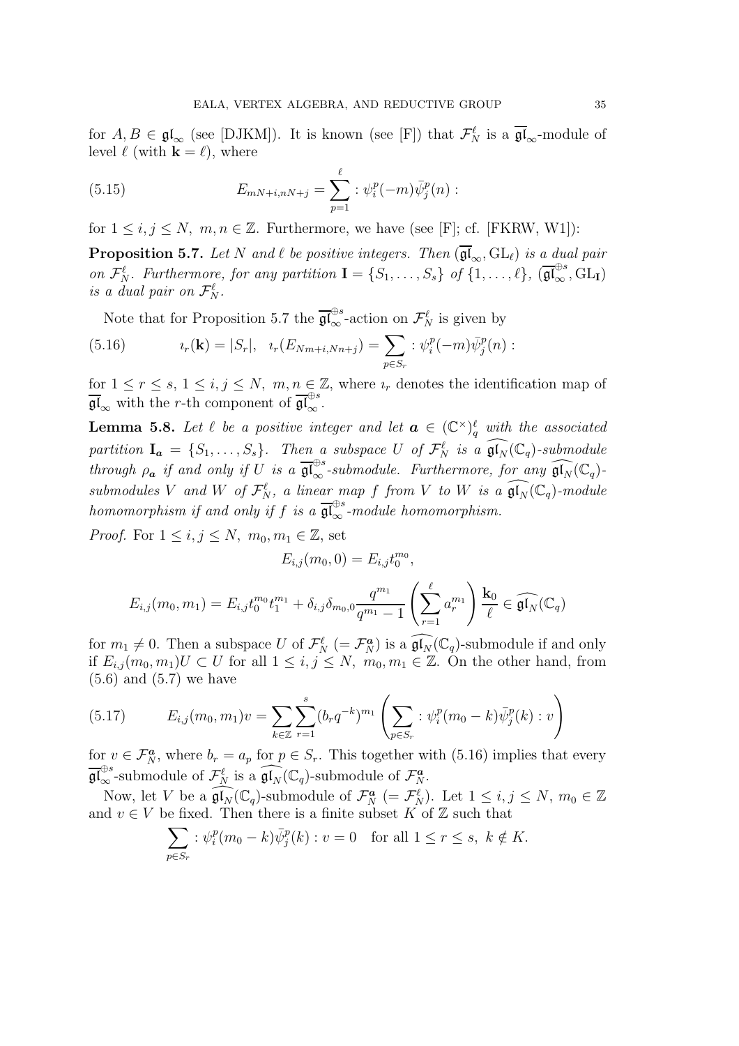for $A, B \in \mathfrak{gl}_\infty$ (see [DJKM]). It is known (see [F]) that $\mathcal{F}_N^\ell$ is a $\overline{\mathfrak{gl}}_\infty$-module of level $\ell$ (with $\mathbf{k} = \ell$), where

$$
E_{mN+i,nN+j} = \sum_{p=1}^{\ell} :\psi_i^p(-m)\bar{\psi}_j^p(n): \tag{5.15}
$$

for $1 \le i, j \le N,\ m, n \in \mathbb{Z}$. Furthermore, we have (see [F]; cf. [FKRW, W1]):

**Proposition 5.7.** *Let $N$ and $\ell$ be positive integers. Then $(\overline{\mathfrak{gl}}_\infty, \mathrm{GL}_\ell)$ is a dual pair on $\mathcal{F}_N^\ell$. Furthermore, for any partition $\mathbf{I} = \{S_1, \dots, S_s\}$ of $\{1, \dots, \ell\}$, $(\overline{\mathfrak{gl}}_\infty^{\oplus s}, \mathrm{GL}_{\mathbf{I}})$ is a dual pair on $\mathcal{F}_N^\ell$.*

Note that for Proposition 5.7 the $\overline{\mathfrak{gl}}_\infty^{\oplus s}$-action on $\mathcal{F}_N^\ell$ is given by

$$
\imath_r(\mathbf{k}) = |S_r|, \quad \imath_r(E_{Nm+i,Nn+j}) = \sum_{p \in S_r} :\psi_i^p(-m)\bar{\psi}_j^p(n): \tag{5.16}
$$

for $1 \le r \le s,\ 1 \le i, j \le N,\ m, n \in \mathbb{Z}$, where $\imath_r$ denotes the identification map of $\overline{\mathfrak{gl}}_\infty$ with the $r$-th component of $\overline{\mathfrak{gl}}_\infty^{\oplus s}$.

**Lemma 5.8.** *Let $\ell$ be a positive integer and let $\boldsymbol{a} \in (\mathbb{C}^\times)_q^\ell$ with the associated partition $\mathbf{I}_{\boldsymbol{a}} = \{S_1, \dots, S_s\}$. Then a subspace $U$ of $\mathcal{F}_N^\ell$ is a $\widehat{\mathfrak{gl}_N}(\mathbb{C}_q)$-submodule through $\rho_{\boldsymbol{a}}$ if and only if $U$ is a $\overline{\mathfrak{gl}}_\infty^{\oplus s}$-submodule. Furthermore, for any $\widehat{\mathfrak{gl}_N}(\mathbb{C}_q)$-submodules $V$ and $W$ of $\mathcal{F}_N^\ell$, a linear map $f$ from $V$ to $W$ is a $\widehat{\mathfrak{gl}_N}(\mathbb{C}_q)$-module homomorphism if and only if $f$ is a $\overline{\mathfrak{gl}}_\infty^{\oplus s}$-module homomorphism.*

*Proof.* For $1 \le i, j \le N,\ m_0, m_1 \in \mathbb{Z}$, set

$$
E_{i,j}(m_0, 0) = E_{i,j} t_0^{m_0},
$$

$$
E_{i,j}(m_0, m_1) = E_{i,j} t_0^{m_0} t_1^{m_1} + \delta_{i,j}\delta_{m_0,0}\frac{q^{m_1}}{q^{m_1}-1}\left(\sum_{r=1}^{\ell} a_r^{m_1}\right)\frac{\mathbf{k}_0}{\ell} \in \widehat{\mathfrak{gl}_N}(\mathbb{C}_q)
$$

for $m_1 \neq 0$. Then a subspace $U$ of $\mathcal{F}_N^\ell$ $(= \mathcal{F}_N^{\boldsymbol{a}})$ is a $\widehat{\mathfrak{gl}_N}(\mathbb{C}_q)$-submodule if and only if $E_{i,j}(m_0, m_1)U \subset U$ for all $1 \le i, j \le N,\ m_0, m_1 \in \mathbb{Z}$. On the other hand, from (5.6) and (5.7) we have

$$
E_{i,j}(m_0, m_1)v = \sum_{k \in \mathbb{Z}}\sum_{r=1}^{s}(b_r q^{-k})^{m_1}\left(\sum_{p \in S_r} :\psi_i^p(m_0-k)\bar{\psi}_j^p(k): v\right) \tag{5.17}
$$

for $v \in \mathcal{F}_N^{\boldsymbol{a}}$, where $b_r = a_p$ for $p \in S_r$. This together with (5.16) implies that every $\overline{\mathfrak{gl}}_\infty^{\oplus s}$-submodule of $\mathcal{F}_N^\ell$ is a $\widehat{\mathfrak{gl}_N}(\mathbb{C}_q)$-submodule of $\mathcal{F}_N^{\boldsymbol{a}}$.

Now, let $V$ be a $\widehat{\mathfrak{gl}_N}(\mathbb{C}_q)$-submodule of $\mathcal{F}_N^{\boldsymbol{a}}$ $(= \mathcal{F}_N^\ell)$. Let $1 \le i, j \le N,\ m_0 \in \mathbb{Z}$ and $v \in V$ be fixed. Then there is a finite subset $K$ of $\mathbb{Z}$ such that

$$
\sum_{p \in S_r} :\psi_i^p(m_0-k)\bar{\psi}_j^p(k): v = 0 \quad \text{for all } 1 \le r \le s,\ k \notin K.
$$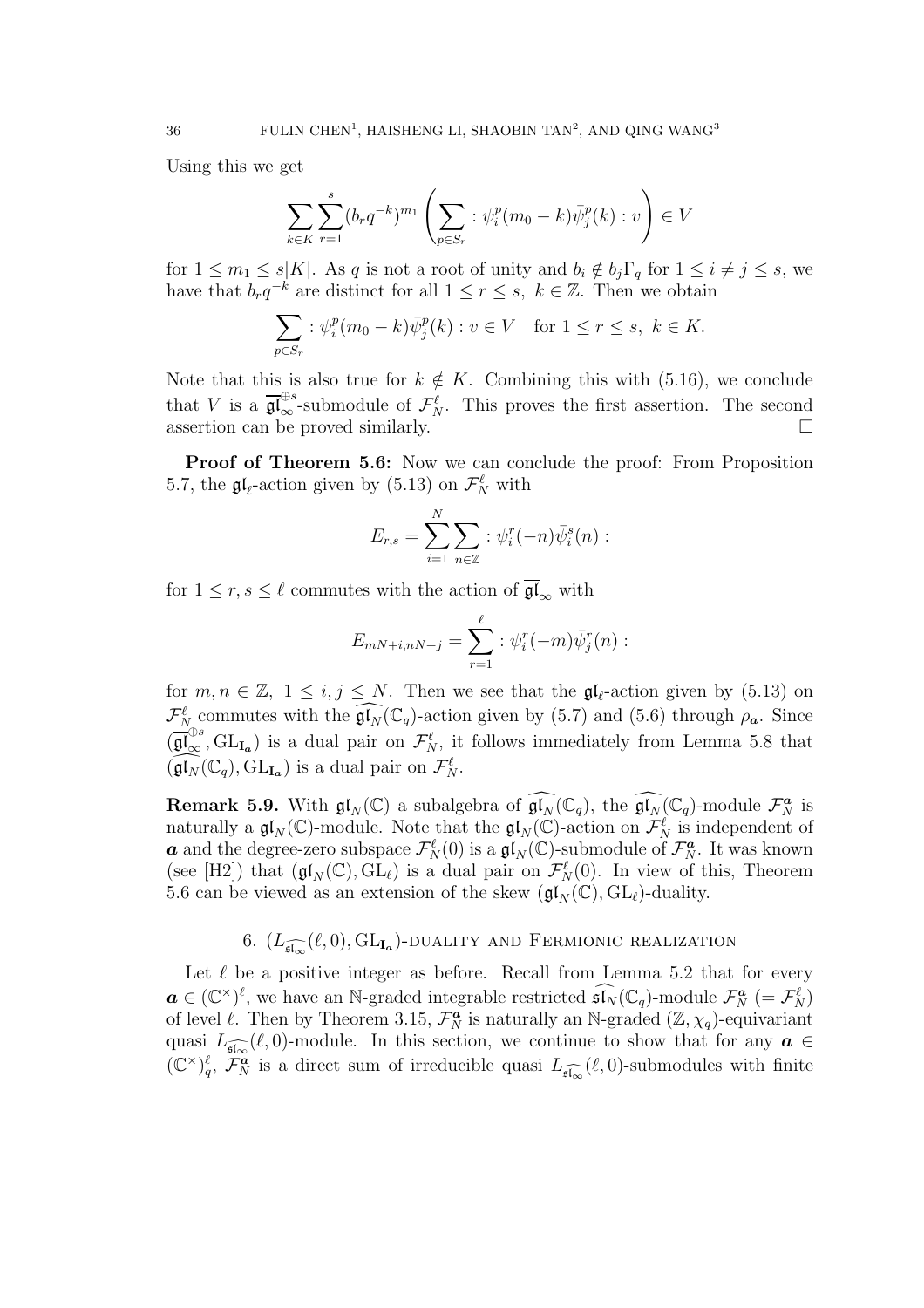Using this we get

$$\sum_{k\in K}\sum_{r=1}^{s}(b_r q^{-k})^{m_1}\left(\sum_{p\in S_r} :\psi_i^p(m_0-k)\bar{\psi}_j^p(k):v\right)\in V$$

for $1\le m_1\le s|K|$. As $q$ is not a root of unity and $b_i\notin b_j\Gamma_q$ for $1\le i\ne j\le s$, we have that $b_r q^{-k}$ are distinct for all $1\le r\le s,\ k\in\mathbb{Z}$. Then we obtain

$$\sum_{p\in S_r} :\psi_i^p(m_0-k)\bar{\psi}_j^p(k):v\in V\quad \text{for } 1\le r\le s,\ k\in K.$$

Note that this is also true for $k\notin K$. Combining this with (5.16), we conclude that $V$ is a $\overline{\mathfrak{gl}}_\infty^{\oplus s}$-submodule of $\mathcal{F}_N^\ell$. This proves the first assertion. The second assertion can be proved similarly. □

**Proof of Theorem 5.6:** Now we can conclude the proof: From Proposition 5.7, the $\mathfrak{gl}_\ell$-action given by (5.13) on $\mathcal{F}_N^\ell$ with

$$E_{r,s}=\sum_{i=1}^{N}\sum_{n\in\mathbb{Z}} :\psi_i^r(-n)\bar{\psi}_i^s(n):$$

for $1\le r,s\le\ell$ commutes with the action of $\overline{\mathfrak{gl}}_\infty$ with

$$E_{mN+i,nN+j}=\sum_{r=1}^{\ell} :\psi_i^r(-m)\bar{\psi}_j^r(n):$$

for $m,n\in\mathbb{Z},\ 1\le i,j\le N$. Then we see that the $\mathfrak{gl}_\ell$-action given by (5.13) on $\mathcal{F}_N^\ell$ commutes with the $\widehat{\mathfrak{gl}_N}(\mathbb{C}_q)$-action given by (5.7) and (5.6) through $\rho_{\boldsymbol{a}}$. Since $(\overline{\mathfrak{gl}}_\infty^{\oplus s},\mathrm{GL}_{\mathbf{I}_{\boldsymbol{a}}})$ is a dual pair on $\mathcal{F}_N^\ell$, it follows immediately from Lemma 5.8 that $(\widehat{\mathfrak{gl}_N}(\mathbb{C}_q),\mathrm{GL}_{\mathbf{I}_{\boldsymbol{a}}})$ is a dual pair on $\mathcal{F}_N^\ell$.

**Remark 5.9.** With $\mathfrak{gl}_N(\mathbb{C})$ a subalgebra of $\widehat{\mathfrak{gl}_N}(\mathbb{C}_q)$, the $\widehat{\mathfrak{gl}_N}(\mathbb{C}_q)$-module $\mathcal{F}_N^{\boldsymbol{a}}$ is naturally a $\mathfrak{gl}_N(\mathbb{C})$-module. Note that the $\mathfrak{gl}_N(\mathbb{C})$-action on $\mathcal{F}_N^\ell$ is independent of $\boldsymbol{a}$ and the degree-zero subspace $\mathcal{F}_N^\ell(0)$ is a $\mathfrak{gl}_N(\mathbb{C})$-submodule of $\mathcal{F}_N^{\boldsymbol{a}}$. It was known (see [H2]) that $(\mathfrak{gl}_N(\mathbb{C}),\mathrm{GL}_\ell)$ is a dual pair on $\mathcal{F}_N^\ell(0)$. In view of this, Theorem 5.6 can be viewed as an extension of the skew $(\mathfrak{gl}_N(\mathbb{C}),\mathrm{GL}_\ell)$-duality.

## 6. $(L_{\widehat{\mathfrak{sl}_\infty}}(\ell,0),\mathrm{GL}_{\mathbf{I}_{\boldsymbol{a}}})$-duality and Fermionic realization

Let $\ell$ be a positive integer as before. Recall from Lemma 5.2 that for every $\boldsymbol{a}\in(\mathbb{C}^\times)^\ell$, we have an $\mathbb{N}$-graded integrable restricted $\widehat{\mathfrak{sl}_N}(\mathbb{C}_q)$-module $\mathcal{F}_N^{\boldsymbol{a}}$ $(=\mathcal{F}_N^\ell)$ of level $\ell$. Then by Theorem 3.15, $\mathcal{F}_N^{\boldsymbol{a}}$ is naturally an $\mathbb{N}$-graded $(\mathbb{Z},\chi_q)$-equivariant quasi $L_{\widehat{\mathfrak{sl}_\infty}}(\ell,0)$-module. In this section, we continue to show that for any $\boldsymbol{a}\in(\mathbb{C}^\times)_q^\ell$, $\mathcal{F}_N^{\boldsymbol{a}}$ is a direct sum of irreducible quasi $L_{\widehat{\mathfrak{sl}_\infty}}(\ell,0)$-submodules with finite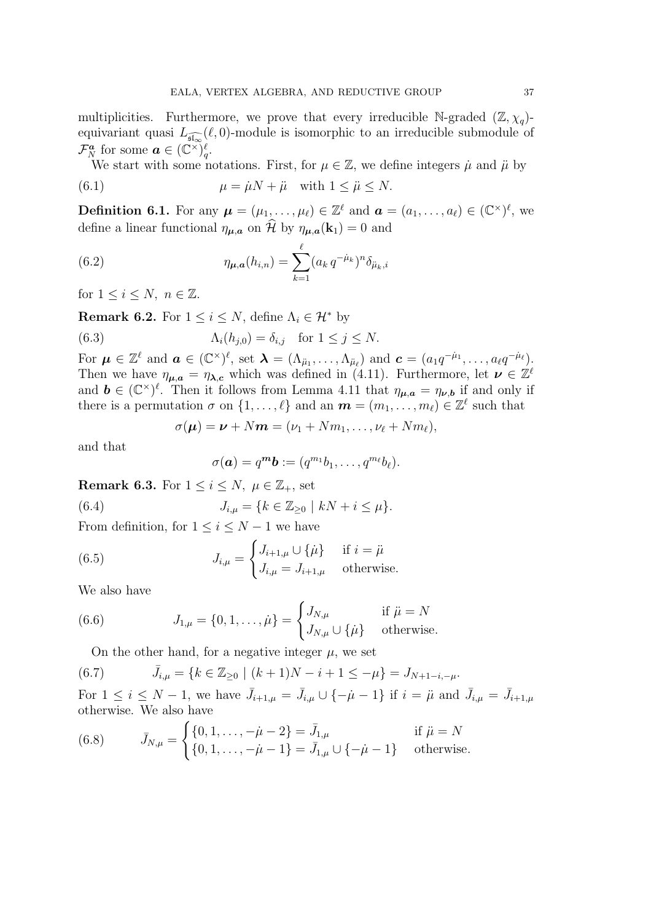multiplicities. Furthermore, we prove that every irreducible $\mathbb{N}$-graded $(\mathbb{Z}, \chi_q)$-equivariant quasi $L_{\widehat{\mathfrak{sl}_\infty}}(\ell, 0)$-module is isomorphic to an irreducible submodule of $\mathcal{F}_N^{\boldsymbol{a}}$ for some $\boldsymbol{a} \in (\mathbb{C}^\times)_q^\ell$.

We start with some notations. First, for $\mu \in \mathbb{Z}$, we define integers $\dot{\mu}$ and $\ddot{\mu}$ by

$$\mu = \dot{\mu}N + \ddot{\mu} \quad \text{with } 1 \leq \ddot{\mu} \leq N. \tag{6.1}$$

**Definition 6.1.** For any $\boldsymbol{\mu} = (\mu_1, \dots, \mu_\ell) \in \mathbb{Z}^\ell$ and $\boldsymbol{a} = (a_1, \dots, a_\ell) \in (\mathbb{C}^\times)^\ell$, we define a linear functional $\eta_{\boldsymbol{\mu},\boldsymbol{a}}$ on $\widehat{\mathcal{H}}$ by $\eta_{\boldsymbol{\mu},\boldsymbol{a}}(\mathbf{k}_1) = 0$ and

$$\eta_{\boldsymbol{\mu},\boldsymbol{a}}(h_{i,n}) = \sum_{k=1}^{\ell} (a_k \, q^{-\dot{\mu}_k})^n \delta_{\ddot{\mu}_k, i} \tag{6.2}$$

for $1 \leq i \leq N, \; n \in \mathbb{Z}$.

**Remark 6.2.** For $1 \leq i \leq N$, define $\Lambda_i \in \mathcal{H}^*$ by

$$\Lambda_i(h_{j,0}) = \delta_{i,j} \quad \text{for } 1 \leq j \leq N. \tag{6.3}$$

For $\boldsymbol{\mu} \in \mathbb{Z}^\ell$ and $\boldsymbol{a} \in (\mathbb{C}^\times)^\ell$, set $\boldsymbol{\lambda} = (\Lambda_{\ddot{\mu}_1}, \dots, \Lambda_{\ddot{\mu}_\ell})$ and $\boldsymbol{c} = (a_1 q^{-\dot{\mu}_1}, \dots, a_\ell q^{-\dot{\mu}_\ell})$. Then we have $\eta_{\boldsymbol{\mu},\boldsymbol{a}} = \eta_{\boldsymbol{\lambda},\boldsymbol{c}}$ which was defined in (4.11). Furthermore, let $\boldsymbol{\nu} \in \mathbb{Z}^\ell$ and $\boldsymbol{b} \in (\mathbb{C}^\times)^\ell$. Then it follows from Lemma 4.11 that $\eta_{\boldsymbol{\mu},\boldsymbol{a}} = \eta_{\boldsymbol{\nu},\boldsymbol{b}}$ if and only if there is a permutation $\sigma$ on $\{1, \dots, \ell\}$ and an $\boldsymbol{m} = (m_1, \dots, m_\ell) \in \mathbb{Z}^\ell$ such that

$$\sigma(\boldsymbol{\mu}) = \boldsymbol{\nu} + N\boldsymbol{m} = (\nu_1 + Nm_1, \dots, \nu_\ell + Nm_\ell),$$

and that

$$\sigma(\boldsymbol{a}) = q^{\boldsymbol{m}}\boldsymbol{b} := (q^{m_1}b_1, \dots, q^{m_\ell}b_\ell).$$

**Remark 6.3.** For $1 \leq i \leq N, \; \mu \in \mathbb{Z}_+$, set

$$J_{i,\mu} = \{k \in \mathbb{Z}_{\geq 0} \mid kN + i \leq \mu\}. \tag{6.4}$$

From definition, for $1 \leq i \leq N-1$ we have

$$J_{i,\mu} = \begin{cases} J_{i+1,\mu} \cup \{\dot{\mu}\} & \text{if } i = \ddot{\mu} \\ J_{i,\mu} = J_{i+1,\mu} & \text{otherwise.} \end{cases} \tag{6.5}$$

We also have

$$J_{1,\mu} = \{0, 1, \dots, \dot{\mu}\} = \begin{cases} J_{N,\mu} & \text{if } \ddot{\mu} = N \\ J_{N,\mu} \cup \{\dot{\mu}\} & \text{otherwise.} \end{cases} \tag{6.6}$$

On the other hand, for a negative integer $\mu$, we set

$$\bar{J}_{i,\mu} = \{k \in \mathbb{Z}_{\geq 0} \mid (k+1)N - i + 1 \leq -\mu\} = J_{N+1-i,-\mu}. \tag{6.7}$$

For $1 \leq i \leq N-1$, we have $\bar{J}_{i+1,\mu} = \bar{J}_{i,\mu} \cup \{-\dot{\mu} - 1\}$ if $i = \ddot{\mu}$ and $\bar{J}_{i,\mu} = \bar{J}_{i+1,\mu}$ otherwise. We also have

$$\bar{J}_{N,\mu} = \begin{cases} \{0, 1, \dots, -\dot{\mu} - 2\} = \bar{J}_{1,\mu} & \text{if } \ddot{\mu} = N \\ \{0, 1, \dots, -\dot{\mu} - 1\} = \bar{J}_{1,\mu} \cup \{-\dot{\mu} - 1\} & \text{otherwise.} \end{cases} \tag{6.8}$$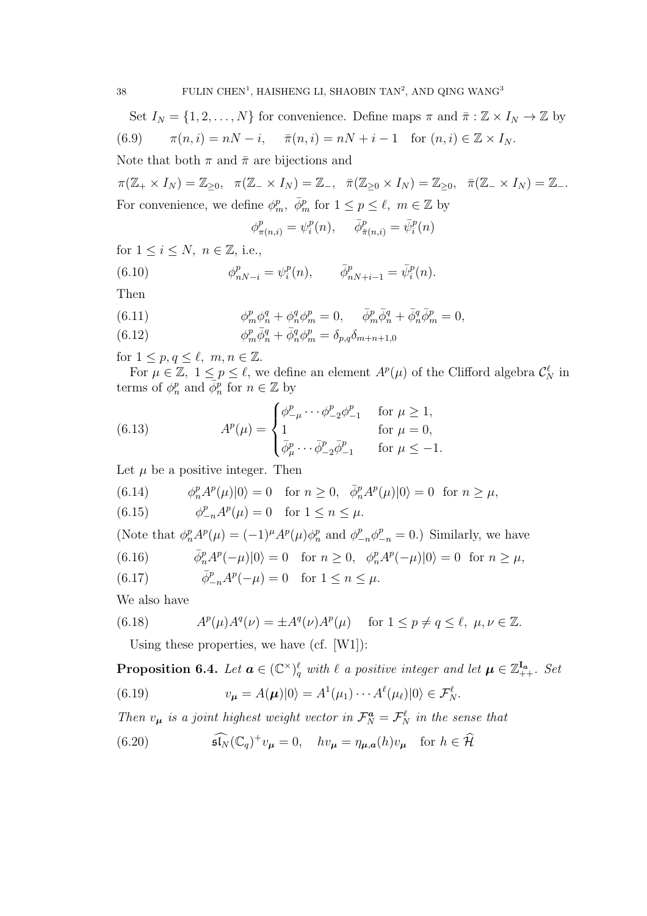Set $I_N = \{1, 2, \ldots, N\}$ for convenience. Define maps $\pi$ and $\bar{\pi} : \mathbb{Z} \times I_N \to \mathbb{Z}$ by

$$\pi(n, i) = nN - i, \quad \bar{\pi}(n, i) = nN + i - 1 \quad \text{for } (n, i) \in \mathbb{Z} \times I_N. \tag{6.9}$$

Note that both $\pi$ and $\bar{\pi}$ are bijections and

$$\pi(\mathbb{Z}_+ \times I_N) = \mathbb{Z}_{\geq 0}, \quad \pi(\mathbb{Z}_- \times I_N) = \mathbb{Z}_-, \quad \bar{\pi}(\mathbb{Z}_{\geq 0} \times I_N) = \mathbb{Z}_{\geq 0}, \quad \bar{\pi}(\mathbb{Z}_- \times I_N) = \mathbb{Z}_-.$$

For convenience, we define $\phi^p_m,\ \bar{\phi}^p_m$ for $1 \leq p \leq \ell,\ m \in \mathbb{Z}$ by

$$\phi^p_{\pi(n,i)} = \psi^p_i(n), \quad \bar{\phi}^p_{\bar{\pi}(n,i)} = \bar{\psi}^p_i(n)$$

for $1 \leq i \leq N,\ n \in \mathbb{Z}$, i.e.,

$$\phi^p_{nN-i} = \psi^p_i(n), \quad \bar{\phi}^p_{nN+i-1} = \bar{\psi}^p_i(n). \tag{6.10}$$

Then

$$\phi^p_m \phi^q_n + \phi^q_n \phi^p_m = 0, \quad \bar{\phi}^p_m \bar{\phi}^q_n + \bar{\phi}^q_n \bar{\phi}^p_m = 0, \tag{6.11}$$

$$\phi^p_m \bar{\phi}^q_n + \bar{\phi}^q_n \phi^p_m = \delta_{p,q}\delta_{m+n+1,0} \tag{6.12}$$

for $1 \leq p, q \leq \ell,\ m, n \in \mathbb{Z}$.

For $\mu \in \mathbb{Z},\ 1 \leq p \leq \ell$, we define an element $A^p(\mu)$ of the Clifford algebra $\mathcal{C}^\ell_N$ in terms of $\phi^p_n$ and $\bar{\phi}^p_n$ for $n \in \mathbb{Z}$ by

$$A^p(\mu) = \begin{cases} \phi^p_{-\mu} \cdots \phi^p_{-2}\phi^p_{-1} & \text{for } \mu \geq 1, \\ 1 & \text{for } \mu = 0, \\ \bar{\phi}^p_{\mu} \cdots \bar{\phi}^p_{-2}\bar{\phi}^p_{-1} & \text{for } \mu \leq -1. \end{cases} \tag{6.13}$$

Let $\mu$ be a positive integer. Then

$$\phi^p_n A^p(\mu)|0\rangle = 0 \quad \text{for } n \geq 0, \quad \bar{\phi}^p_n A^p(\mu)|0\rangle = 0 \quad \text{for } n \geq \mu, \tag{6.14}$$

$$\phi^p_{-n} A^p(\mu) = 0 \quad \text{for } 1 \leq n \leq \mu. \tag{6.15}$$

(Note that $\phi^p_n A^p(\mu) = (-1)^\mu A^p(\mu)\phi^p_n$ and $\phi^p_{-n}\phi^p_{-n} = 0$.) Similarly, we have

$$\bar{\phi}^p_n A^p(-\mu)|0\rangle = 0 \quad \text{for } n \geq 0, \quad \phi^p_n A^p(-\mu)|0\rangle = 0 \quad \text{for } n \geq \mu, \tag{6.16}$$

$$\bar{\phi}^p_{-n} A^p(-\mu) = 0 \quad \text{for } 1 \leq n \leq \mu. \tag{6.17}$$

We also have

$$A^p(\mu)A^q(\nu) = \pm A^q(\nu)A^p(\mu) \quad \text{for } 1 \leq p \neq q \leq \ell,\ \mu, \nu \in \mathbb{Z}. \tag{6.18}$$

Using these properties, we have (cf. [W1]):

**Proposition 6.4.** *Let $\boldsymbol{a} \in (\mathbb{C}^\times)^\ell_q$ with $\ell$ a positive integer and let $\boldsymbol{\mu} \in \mathbb{Z}^{\mathbf{I}_{\boldsymbol{a}}}_{++}$. Set*

$$v_{\boldsymbol{\mu}} = A(\boldsymbol{\mu})|0\rangle = A^1(\mu_1) \cdots A^\ell(\mu_\ell)|0\rangle \in \mathcal{F}^\ell_N. \tag{6.19}$$

*Then $v_{\boldsymbol{\mu}}$ is a joint highest weight vector in $\mathcal{F}^{\boldsymbol{a}}_N = \mathcal{F}^\ell_N$ in the sense that*

$$\widehat{\mathfrak{sl}_N}(\mathbb{C}_q)^+ v_{\boldsymbol{\mu}} = 0, \quad h v_{\boldsymbol{\mu}} = \eta_{\boldsymbol{\mu},\boldsymbol{a}}(h) v_{\boldsymbol{\mu}} \quad \text{for } h \in \widehat{\mathcal{H}} \tag{6.20}$$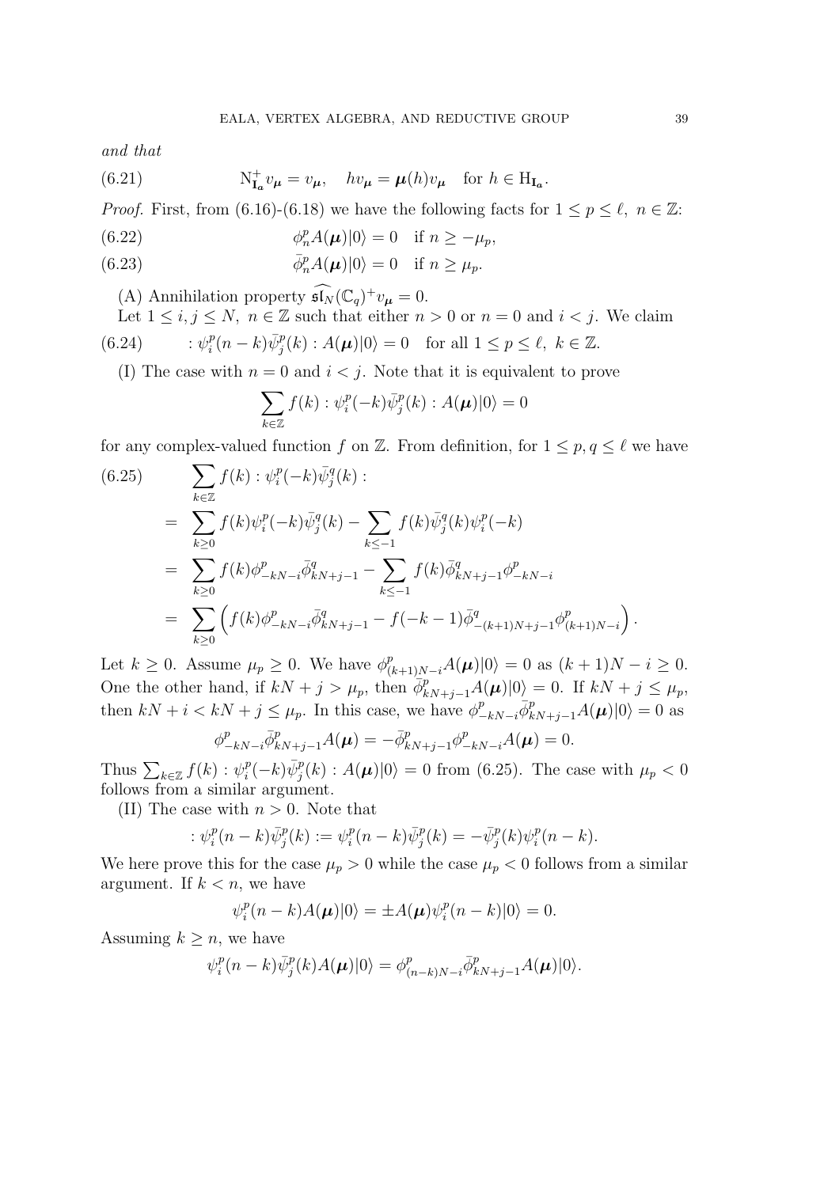*and that*

$$\mathrm{N}^+_{\mathbf{I_a}} v_{\boldsymbol{\mu}} = v_{\boldsymbol{\mu}}, \quad h v_{\boldsymbol{\mu}} = \boldsymbol{\mu}(h) v_{\boldsymbol{\mu}} \quad \text{for } h \in \mathrm{H}_{\mathbf{I_a}}. \tag{6.21}$$

*Proof.* First, from (6.16)-(6.18) we have the following facts for $1 \le p \le \ell,\ n \in \mathbb{Z}$:

$$\phi^p_n A(\boldsymbol{\mu})|0\rangle = 0 \quad \text{if } n \ge -\mu_p, \tag{6.22}$$

$$\bar{\phi}^p_n A(\boldsymbol{\mu})|0\rangle = 0 \quad \text{if } n \ge \mu_p. \tag{6.23}$$

(A) Annihilation property $\widehat{\mathfrak{sl}}_N(\mathbb{C}_q)^+ v_{\boldsymbol{\mu}} = 0$.

Let $1 \le i, j \le N,\ n \in \mathbb{Z}$ such that either $n > 0$ or $n = 0$ and $i < j$. We claim

$$: \psi^p_i(n-k)\bar{\psi}^p_j(k) : A(\boldsymbol{\mu})|0\rangle = 0 \quad \text{for all } 1 \le p \le \ell,\ k \in \mathbb{Z}. \tag{6.24}$$

(I) The case with $n = 0$ and $i < j$. Note that it is equivalent to prove

$$\sum_{k\in\mathbb{Z}} f(k) : \psi^p_i(-k)\bar{\psi}^p_j(k) : A(\boldsymbol{\mu})|0\rangle = 0$$

for any complex-valued function $f$ on $\mathbb{Z}$. From definition, for $1 \le p, q \le \ell$ we have

$$\begin{aligned}
&\sum_{k\in\mathbb{Z}} f(k) : \psi^p_i(-k)\bar{\psi}^q_j(k) : \\
=\ & \sum_{k\ge 0} f(k)\psi^p_i(-k)\bar{\psi}^q_j(k) - \sum_{k\le -1} f(k)\bar{\psi}^q_j(k)\psi^p_i(-k) \\
=\ & \sum_{k\ge 0} f(k)\phi^p_{-kN-i}\bar{\phi}^q_{kN+j-1} - \sum_{k\le -1} f(k)\bar{\phi}^q_{kN+j-1}\phi^p_{-kN-i} \\
=\ & \sum_{k\ge 0} \Big( f(k)\phi^p_{-kN-i}\bar{\phi}^q_{kN+j-1} - f(-k-1)\bar{\phi}^q_{-(k+1)N+j-1}\phi^p_{(k+1)N-i} \Big).
\end{aligned} \tag{6.25}$$

Let $k \ge 0$. Assume $\mu_p \ge 0$. We have $\phi^p_{(k+1)N-i}A(\boldsymbol{\mu})|0\rangle = 0$ as $(k+1)N - i \ge 0$. One the other hand, if $kN + j > \mu_p$, then $\bar{\phi}^p_{kN+j-1}A(\boldsymbol{\mu})|0\rangle = 0$. If $kN + j \le \mu_p$, then $kN + i < kN + j \le \mu_p$. In this case, we have $\phi^p_{-kN-i}\bar{\phi}^p_{kN+j-1}A(\boldsymbol{\mu})|0\rangle = 0$ as

$$\phi^p_{-kN-i}\bar{\phi}^p_{kN+j-1}A(\boldsymbol{\mu}) = -\bar{\phi}^p_{kN+j-1}\phi^p_{-kN-i}A(\boldsymbol{\mu}) = 0.$$

Thus $\sum_{k\in\mathbb{Z}} f(k) : \psi^p_i(-k)\bar{\psi}^p_j(k) : A(\boldsymbol{\mu})|0\rangle = 0$ from (6.25). The case with $\mu_p < 0$ follows from a similar argument.

(II) The case with $n > 0$. Note that

$$: \psi^p_i(n-k)\bar{\psi}^p_j(k) := \psi^p_i(n-k)\bar{\psi}^p_j(k) = -\bar{\psi}^p_j(k)\psi^p_i(n-k).$$

We here prove this for the case $\mu_p > 0$ while the case $\mu_p < 0$ follows from a similar argument. If $k < n$, we have

$$\psi^p_i(n-k)A(\boldsymbol{\mu})|0\rangle = \pm A(\boldsymbol{\mu})\psi^p_i(n-k)|0\rangle = 0.$$

Assuming $k \ge n$, we have

$$\psi^p_i(n-k)\bar{\psi}^p_j(k)A(\boldsymbol{\mu})|0\rangle = \phi^p_{(n-k)N-i}\bar{\phi}^p_{kN+j-1}A(\boldsymbol{\mu})|0\rangle.$$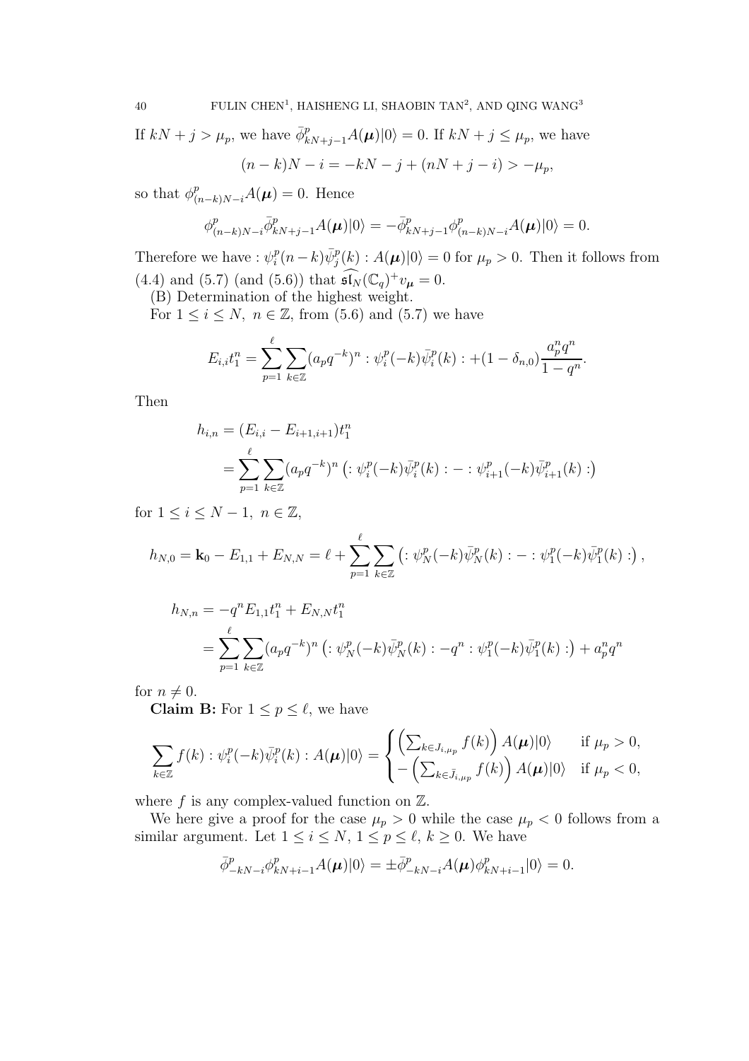If $kN + j > \mu_p$, we have $\bar{\phi}^p_{kN+j-1}A(\boldsymbol{\mu})|0\rangle = 0$. If $kN + j \leq \mu_p$, we have

$$(n-k)N - i = -kN - j + (nN + j - i) > -\mu_p,$$

so that $\phi^p_{(n-k)N-i}A(\boldsymbol{\mu}) = 0$. Hence

$$\phi^p_{(n-k)N-i}\bar{\phi}^p_{kN+j-1}A(\boldsymbol{\mu})|0\rangle = -\bar{\phi}^p_{kN+j-1}\phi^p_{(n-k)N-i}A(\boldsymbol{\mu})|0\rangle = 0.$$

Therefore we have $: \psi^p_i(n-k)\bar{\psi}^p_j(k) : A(\boldsymbol{\mu})|0\rangle = 0$ for $\mu_p > 0$. Then it follows from (4.4) and (5.7) (and (5.6)) that $\widehat{\mathfrak{sl}_N}(\mathbb{C}_q)^+ v_{\boldsymbol{\mu}} = 0$.

(B) Determination of the highest weight.

For $1 \leq i \leq N,\ n \in \mathbb{Z}$, from (5.6) and (5.7) we have

$$E_{i,i}t_1^n = \sum_{p=1}^{\ell}\sum_{k\in\mathbb{Z}}(a_pq^{-k})^n : \psi^p_i(-k)\bar{\psi}^p_i(k) : +(1-\delta_{n,0})\frac{a_p^nq^n}{1-q^n}.$$

Then

$$\begin{aligned} h_{i,n} &= (E_{i,i} - E_{i+1,i+1})t_1^n \\ &= \sum_{p=1}^{\ell}\sum_{k\in\mathbb{Z}}(a_pq^{-k})^n \left(: \psi^p_i(-k)\bar{\psi}^p_i(k) : - : \psi^p_{i+1}(-k)\bar{\psi}^p_{i+1}(k) :\right) \end{aligned}$$

for $1 \leq i \leq N-1,\ n \in \mathbb{Z}$,

$$h_{N,0} = \mathbf{k}_0 - E_{1,1} + E_{N,N} = \ell + \sum_{p=1}^{\ell}\sum_{k\in\mathbb{Z}}\left(: \psi^p_N(-k)\bar{\psi}^p_N(k) : - : \psi^p_1(-k)\bar{\psi}^p_1(k) :\right),$$

$$\begin{aligned} h_{N,n} &= -q^nE_{1,1}t_1^n + E_{N,N}t_1^n \\ &= \sum_{p=1}^{\ell}\sum_{k\in\mathbb{Z}}(a_pq^{-k})^n \left(: \psi^p_N(-k)\bar{\psi}^p_N(k) : -q^n : \psi^p_1(-k)\bar{\psi}^p_1(k) :\right) + a_p^nq^n \end{aligned}$$

for $n \neq 0$.

**Claim B:** For $1 \leq p \leq \ell$, we have

$$\sum_{k\in\mathbb{Z}} f(k) : \psi^p_i(-k)\bar{\psi}^p_i(k) : A(\boldsymbol{\mu})|0\rangle = \begin{cases} \left(\sum_{k\in J_{i,\mu_p}} f(k)\right) A(\boldsymbol{\mu})|0\rangle & \text{if } \mu_p > 0, \\ -\left(\sum_{k\in \bar{J}_{i,\mu_p}} f(k)\right) A(\boldsymbol{\mu})|0\rangle & \text{if } \mu_p < 0, \end{cases}$$

where $f$ is any complex-valued function on $\mathbb{Z}$.

We here give a proof for the case $\mu_p > 0$ while the case $\mu_p < 0$ follows from a similar argument. Let $1 \leq i \leq N,\ 1 \leq p \leq \ell,\ k \geq 0$. We have

$$\bar{\phi}^p_{-kN-i}\phi^p_{kN+i-1}A(\boldsymbol{\mu})|0\rangle = \pm\bar{\phi}^p_{-kN-i}A(\boldsymbol{\mu})\phi^p_{kN+i-1}|0\rangle = 0.$$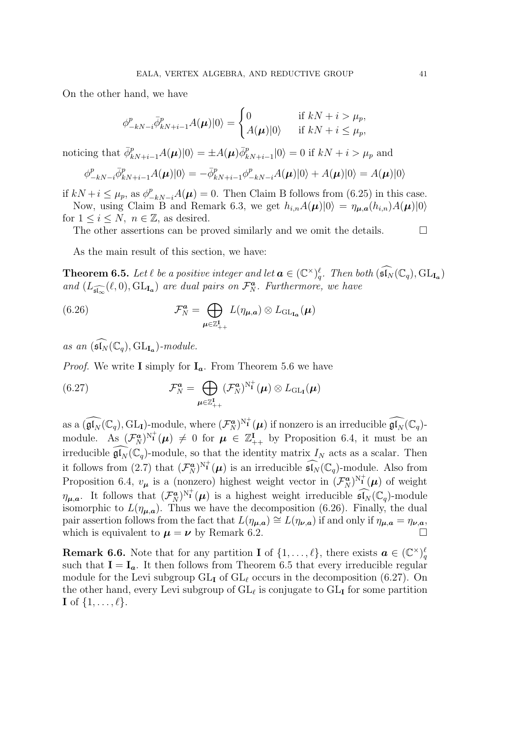On the other hand, we have

$$\phi^p_{-kN-i}\bar{\phi}^p_{kN+i-1}A(\boldsymbol{\mu})|0\rangle = \begin{cases} 0 & \text{if } kN+i > \mu_p, \\ A(\boldsymbol{\mu})|0\rangle & \text{if } kN+i \le \mu_p, \end{cases}$$

noticing that $\bar{\phi}^p_{kN+i-1}A(\boldsymbol{\mu})|0\rangle = \pm A(\boldsymbol{\mu})\bar{\phi}^p_{kN+i-1}|0\rangle = 0$ if $kN+i > \mu_p$ and

$$\phi^p_{-kN-i}\bar{\phi}^p_{kN+i-1}A(\boldsymbol{\mu})|0\rangle = -\bar{\phi}^p_{kN+i-1}\phi^p_{-kN-i}A(\boldsymbol{\mu})|0\rangle + A(\boldsymbol{\mu})|0\rangle = A(\boldsymbol{\mu})|0\rangle$$

if $kN+i \le \mu_p$, as $\phi^p_{-kN-i}A(\boldsymbol{\mu}) = 0$. Then Claim B follows from (6.25) in this case.

Now, using Claim B and Remark 6.3, we get $h_{i,n}A(\boldsymbol{\mu})|0\rangle = \eta_{\boldsymbol{\mu},\boldsymbol{a}}(h_{i,n})A(\boldsymbol{\mu})|0\rangle$ for $1 \le i \le N$, $n \in \mathbb{Z}$, as desired.

The other assertions can be proved similarly and we omit the details. $\square$

As the main result of this section, we have:

**Theorem 6.5.** *Let $\ell$ be a positive integer and let $\boldsymbol{a} \in (\mathbb{C}^\times)^\ell_q$. Then both $(\widehat{\mathfrak{sl}_N}(\mathbb{C}_q), \mathrm{GL}_{\mathbf{I}_{\boldsymbol{a}}})$ and $(L_{\widehat{\mathfrak{sl}_\infty}}(\ell, 0), \mathrm{GL}_{\mathbf{I}_{\boldsymbol{a}}})$ are dual pairs on $\mathcal{F}^{\boldsymbol{a}}_N$. Furthermore, we have*

$$\mathcal{F}^{\boldsymbol{a}}_N = \bigoplus_{\boldsymbol{\mu} \in \mathbb{Z}^{\mathbf{I}}_{++}} L(\eta_{\boldsymbol{\mu},\boldsymbol{a}}) \otimes L_{\mathrm{GL}_{\mathbf{I}_{\boldsymbol{a}}}}(\boldsymbol{\mu}) \tag{6.26}$$

*as an $(\widehat{\mathfrak{sl}_N}(\mathbb{C}_q), \mathrm{GL}_{\mathbf{I}_{\boldsymbol{a}}})$-module.*

*Proof.* We write $\mathbf{I}$ simply for $\mathbf{I}_{\boldsymbol{a}}$. From Theorem 5.6 we have

$$\mathcal{F}^{\boldsymbol{a}}_N = \bigoplus_{\boldsymbol{\mu} \in \mathbb{Z}^{\mathbf{I}}_{++}} (\mathcal{F}^{\boldsymbol{a}}_N)^{\mathrm{N}^+_{\mathbf{I}}}(\boldsymbol{\mu}) \otimes L_{\mathrm{GL}_{\mathbf{I}}}(\boldsymbol{\mu}) \tag{6.27}$$

as a $(\widehat{\mathfrak{gl}_N}(\mathbb{C}_q), \mathrm{GL}_{\mathbf{I}})$-module, where $(\mathcal{F}^{\boldsymbol{a}}_N)^{\mathrm{N}^+_{\mathbf{I}}}(\boldsymbol{\mu})$ if nonzero is an irreducible $\widehat{\mathfrak{gl}_N}(\mathbb{C}_q)$-module. As $(\mathcal{F}^{\boldsymbol{a}}_N)^{\mathrm{N}^+_{\mathbf{I}}}(\boldsymbol{\mu}) \neq 0$ for $\boldsymbol{\mu} \in \mathbb{Z}^{\mathbf{I}}_{++}$ by Proposition 6.4, it must be an irreducible $\widehat{\mathfrak{gl}_N}(\mathbb{C}_q)$-module, so that the identity matrix $I_N$ acts as a scalar. Then it follows from (2.7) that $(\mathcal{F}^{\boldsymbol{a}}_N)^{\mathrm{N}^+_{\mathbf{I}}}(\boldsymbol{\mu})$ is an irreducible $\widehat{\mathfrak{sl}_N}(\mathbb{C}_q)$-module. Also from Proposition 6.4, $v_{\boldsymbol{\mu}}$ is a (nonzero) highest weight vector in $(\mathcal{F}^{\boldsymbol{a}}_N)^{\mathrm{N}^+_{\mathbf{I}}}(\boldsymbol{\mu})$ of weight $\eta_{\boldsymbol{\mu},\boldsymbol{a}}$. It follows that $(\mathcal{F}^{\boldsymbol{a}}_N)^{\mathrm{N}^+_{\mathbf{I}}}(\boldsymbol{\mu})$ is a highest weight irreducible $\widehat{\mathfrak{sl}_N}(\mathbb{C}_q)$-module isomorphic to $L(\eta_{\boldsymbol{\mu},\boldsymbol{a}})$. Thus we have the decomposition (6.26). Finally, the dual pair assertion follows from the fact that $L(\eta_{\boldsymbol{\mu},\boldsymbol{a}}) \cong L(\eta_{\boldsymbol{\nu},\boldsymbol{a}})$ if and only if $\eta_{\boldsymbol{\mu},\boldsymbol{a}} = \eta_{\boldsymbol{\nu},\boldsymbol{a}}$, which is equivalent to $\boldsymbol{\mu} = \boldsymbol{\nu}$ by Remark 6.2. $\square$

**Remark 6.6.** Note that for any partition $\mathbf{I}$ of $\{1, \dots, \ell\}$, there exists $\boldsymbol{a} \in (\mathbb{C}^\times)^\ell_q$ such that $\mathbf{I} = \mathbf{I}_{\boldsymbol{a}}$. It then follows from Theorem 6.5 that every irreducible regular module for the Levi subgroup $\mathrm{GL}_{\mathbf{I}}$ of $\mathrm{GL}_\ell$ occurs in the decomposition (6.27). On the other hand, every Levi subgroup of $\mathrm{GL}_\ell$ is conjugate to $\mathrm{GL}_{\mathbf{I}}$ for some partition $\mathbf{I}$ of $\{1, \dots, \ell\}$.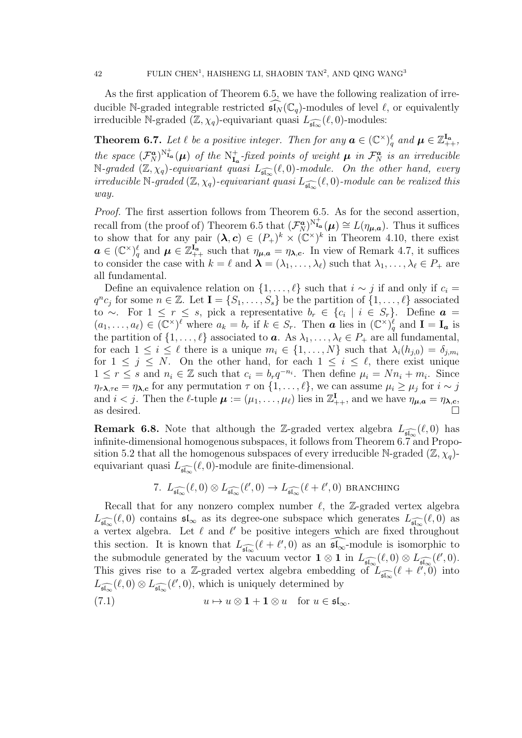As the first application of Theorem 6.5, we have the following realization of irreducible $\mathbb{N}$-graded integrable restricted $\widehat{\mathfrak{sl}}_N(\mathbb{C}_q)$-modules of level $\ell$, or equivalently irreducible $\mathbb{N}$-graded $(\mathbb{Z}, \chi_q)$-equivariant quasi $L_{\widehat{\mathfrak{sl}_\infty}}(\ell, 0)$-modules:

**Theorem 6.7.** *Let $\ell$ be a positive integer. Then for any $\boldsymbol{a} \in (\mathbb{C}^\times)^\ell_q$ and $\boldsymbol{\mu} \in \mathbb{Z}^{\mathbf{I}_{\boldsymbol{a}}}_{++}$, the space $(\mathcal{F}_N^{\boldsymbol{a}})^{\mathrm{N}^+_{\mathbf{I}_{\boldsymbol{a}}}}(\boldsymbol{\mu})$ of the $\mathrm{N}^+_{\mathbf{I}_{\boldsymbol{a}}}$-fixed points of weight $\boldsymbol{\mu}$ in $\mathcal{F}_N^{\boldsymbol{a}}$ is an irreducible $\mathbb{N}$-graded $(\mathbb{Z}, \chi_q)$-equivariant quasi $L_{\widehat{\mathfrak{sl}_\infty}}(\ell, 0)$-module. On the other hand, every irreducible $\mathbb{N}$-graded $(\mathbb{Z}, \chi_q)$-equivariant quasi $L_{\widehat{\mathfrak{sl}_\infty}}(\ell, 0)$-module can be realized this way.*

*Proof.* The first assertion follows from Theorem 6.5. As for the second assertion, recall from (the proof of) Theorem 6.5 that $(\mathcal{F}_N^{\boldsymbol{a}})^{\mathrm{N}^+_{\mathbf{I}_{\boldsymbol{a}}}}(\boldsymbol{\mu}) \cong L(\eta_{\boldsymbol{\mu},\boldsymbol{a}})$. Thus it suffices to show that for any pair $(\boldsymbol{\lambda}, \boldsymbol{c}) \in (P_+)^k \times (\mathbb{C}^\times)^k$ in Theorem 4.10, there exist $\boldsymbol{a} \in (\mathbb{C}^\times)^\ell_q$ and $\boldsymbol{\mu} \in \mathbb{Z}^{\mathbf{I}_{\boldsymbol{a}}}_{++}$ such that $\eta_{\boldsymbol{\mu},\boldsymbol{a}} = \eta_{\boldsymbol{\lambda},\boldsymbol{c}}$. In view of Remark 4.7, it suffices to consider the case with $k = \ell$ and $\boldsymbol{\lambda} = (\lambda_1, \dots, \lambda_\ell)$ such that $\lambda_1, \dots, \lambda_\ell \in P_+$ are all fundamental.

Define an equivalence relation on $\{1, \dots, \ell\}$ such that $i \sim j$ if and only if $c_i = q^n c_j$ for some $n \in \mathbb{Z}$. Let $\mathbf{I} = \{S_1, \dots, S_s\}$ be the partition of $\{1, \dots, \ell\}$ associated to $\sim$. For $1 \le r \le s$, pick a representative $b_r \in \{c_i \mid i \in S_r\}$. Define $\boldsymbol{a} = (a_1, \dots, a_\ell) \in (\mathbb{C}^\times)^\ell$ where $a_k = b_r$ if $k \in S_r$. Then $\boldsymbol{a}$ lies in $(\mathbb{C}^\times)^\ell_q$ and $\mathbf{I} = \mathbf{I}_{\boldsymbol{a}}$ is the partition of $\{1, \dots, \ell\}$ associated to $\boldsymbol{a}$. As $\lambda_1, \dots, \lambda_\ell \in P_+$ are all fundamental, for each $1 \le i \le \ell$ there is a unique $m_i \in \{1, \dots, N\}$ such that $\lambda_i(h_{j,0}) = \delta_{j,m_i}$ for $1 \le j \le N$. On the other hand, for each $1 \le i \le \ell$, there exist unique $1 \le r \le s$ and $n_i \in \mathbb{Z}$ such that $c_i = b_r q^{-n_i}$. Then define $\mu_i = N n_i + m_i$. Since $\eta_{\tau\boldsymbol{\lambda},\tau\boldsymbol{c}} = \eta_{\boldsymbol{\lambda},\boldsymbol{c}}$ for any permutation $\tau$ on $\{1, \dots, \ell\}$, we can assume $\mu_i \ge \mu_j$ for $i \sim j$ and $i < j$. Then the $\ell$-tuple $\boldsymbol{\mu} := (\mu_1, \dots, \mu_\ell)$ lies in $\mathbb{Z}^{\mathbf{I}}_{++}$, and we have $\eta_{\boldsymbol{\mu},\boldsymbol{a}} = \eta_{\boldsymbol{\lambda},\boldsymbol{c}}$, as desired. $\square$

**Remark 6.8.** Note that although the $\mathbb{Z}$-graded vertex algebra $L_{\widehat{\mathfrak{sl}_\infty}}(\ell, 0)$ has infinite-dimensional homogenous subspaces, it follows from Theorem 6.7 and Proposition 5.2 that all the homogenous subspaces of every irreducible $\mathbb{N}$-graded $(\mathbb{Z}, \chi_q)$-equivariant quasi $L_{\widehat{\mathfrak{sl}_\infty}}(\ell, 0)$-module are finite-dimensional.

## 7. $L_{\widehat{\mathfrak{sl}_\infty}}(\ell, 0) \otimes L_{\widehat{\mathfrak{sl}_\infty}}(\ell', 0) \to L_{\widehat{\mathfrak{sl}_\infty}}(\ell + \ell', 0)$ branching

Recall that for any nonzero complex number $\ell$, the $\mathbb{Z}$-graded vertex algebra $L_{\widehat{\mathfrak{sl}_\infty}}(\ell, 0)$ contains $\mathfrak{sl}_\infty$ as its degree-one subspace which generates $L_{\widehat{\mathfrak{sl}_\infty}}(\ell, 0)$ as a vertex algebra. Let $\ell$ and $\ell'$ be positive integers which are fixed throughout this section. It is known that $L_{\widehat{\mathfrak{sl}_\infty}}(\ell + \ell', 0)$ as an $\widehat{\mathfrak{sl}_\infty}$-module is isomorphic to the submodule generated by the vacuum vector $\mathbf{1} \otimes \mathbf{1}$ in $L_{\widehat{\mathfrak{sl}_\infty}}(\ell, 0) \otimes L_{\widehat{\mathfrak{sl}_\infty}}(\ell', 0)$. This gives rise to a $\mathbb{Z}$-graded vertex algebra embedding of $L_{\widehat{\mathfrak{sl}_\infty}}(\ell + \ell', 0)$ into $L_{\widehat{\mathfrak{sl}_\infty}}(\ell, 0) \otimes L_{\widehat{\mathfrak{sl}_\infty}}(\ell', 0)$, which is uniquely determined by

$$u \mapsto u \otimes \mathbf{1} + \mathbf{1} \otimes u \quad \text{for } u \in \mathfrak{sl}_\infty. \tag{7.1}$$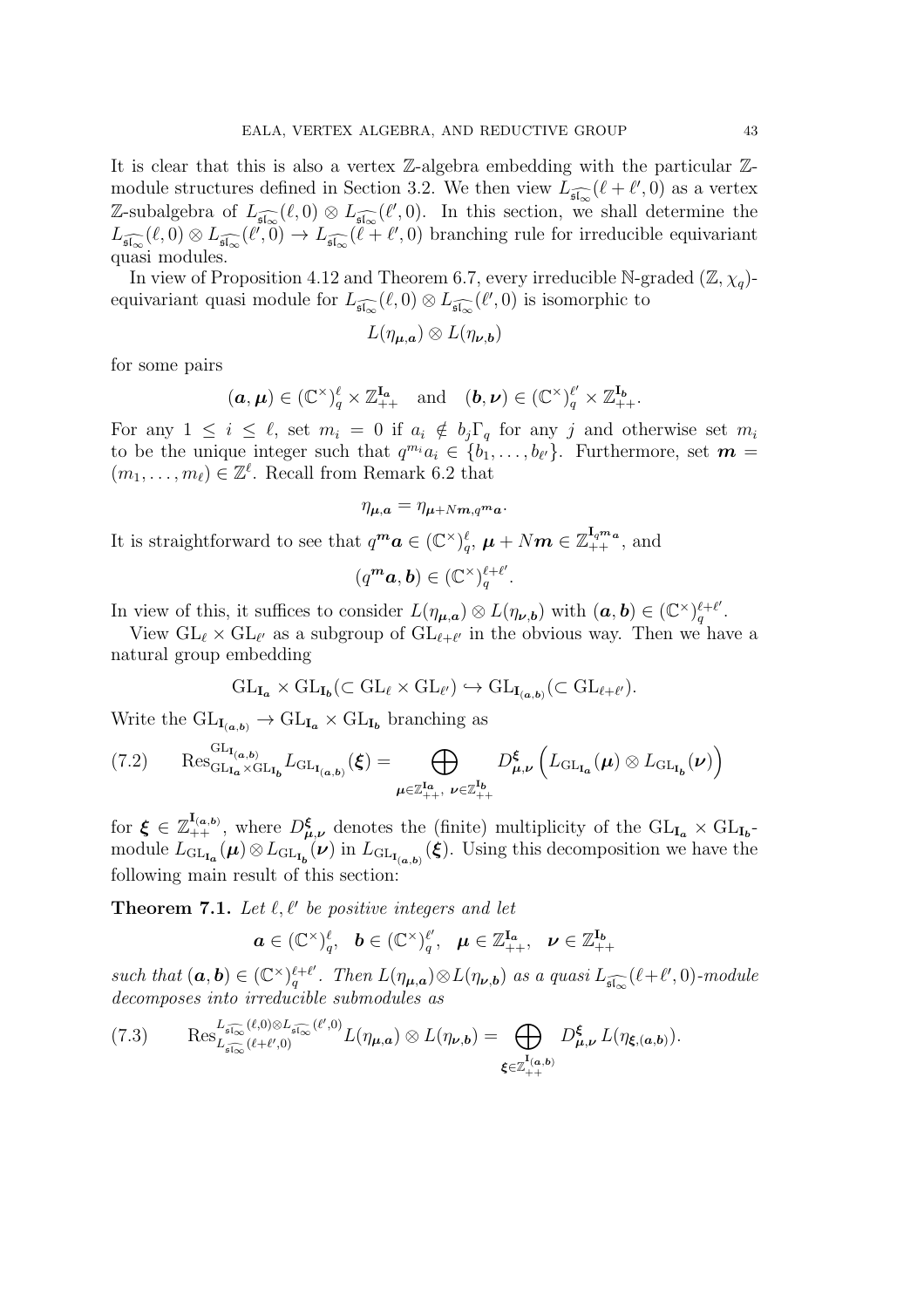It is clear that this is also a vertex $\mathbb{Z}$-algebra embedding with the particular $\mathbb{Z}$-module structures defined in Section 3.2. We then view $L_{\widehat{\mathfrak{sl}_\infty}}(\ell+\ell',0)$ as a vertex $\mathbb{Z}$-subalgebra of $L_{\widehat{\mathfrak{sl}_\infty}}(\ell,0)\otimes L_{\widehat{\mathfrak{sl}_\infty}}(\ell',0)$. In this section, we shall determine the $L_{\widehat{\mathfrak{sl}_\infty}}(\ell,0)\otimes L_{\widehat{\mathfrak{sl}_\infty}}(\ell',0)\to L_{\widehat{\mathfrak{sl}_\infty}}(\ell+\ell',0)$ branching rule for irreducible equivariant quasi modules.

In view of Proposition 4.12 and Theorem 6.7, every irreducible $\mathbb{N}$-graded $(\mathbb{Z},\chi_q)$-equivariant quasi module for $L_{\widehat{\mathfrak{sl}_\infty}}(\ell,0)\otimes L_{\widehat{\mathfrak{sl}_\infty}}(\ell',0)$ is isomorphic to

$$L(\eta_{\boldsymbol{\mu},\boldsymbol{a}})\otimes L(\eta_{\boldsymbol{\nu},\boldsymbol{b}})$$

for some pairs

$$(\boldsymbol{a},\boldsymbol{\mu})\in(\mathbb{C}^\times)_q^\ell\times\mathbb{Z}_{++}^{\mathbf{I}_{\boldsymbol{a}}}\quad\text{and}\quad(\boldsymbol{b},\boldsymbol{\nu})\in(\mathbb{C}^\times)_q^{\ell'}\times\mathbb{Z}_{++}^{\mathbf{I}_{\boldsymbol{b}}}.$$

For any $1\le i\le\ell$, set $m_i=0$ if $a_i\notin b_j\Gamma_q$ for any $j$ and otherwise set $m_i$ to be the unique integer such that $q^{m_i}a_i\in\{b_1,\dots,b_{\ell'}\}$. Furthermore, set $\boldsymbol{m}=(m_1,\dots,m_\ell)\in\mathbb{Z}^\ell$. Recall from Remark 6.2 that

$$\eta_{\boldsymbol{\mu},\boldsymbol{a}}=\eta_{\boldsymbol{\mu}+N\boldsymbol{m},q^{\boldsymbol{m}}\boldsymbol{a}}.$$

It is straightforward to see that $q^{\boldsymbol{m}}\boldsymbol{a}\in(\mathbb{C}^\times)_q^\ell$, $\boldsymbol{\mu}+N\boldsymbol{m}\in\mathbb{Z}_{++}^{\mathbf{I}_{q^{\boldsymbol{m}}\boldsymbol{a}}}$, and

$$(q^{\boldsymbol{m}}\boldsymbol{a},\boldsymbol{b})\in(\mathbb{C}^\times)_q^{\ell+\ell'}.$$

In view of this, it suffices to consider $L(\eta_{\boldsymbol{\mu},\boldsymbol{a}})\otimes L(\eta_{\boldsymbol{\nu},\boldsymbol{b}})$ with $(\boldsymbol{a},\boldsymbol{b})\in(\mathbb{C}^\times)_q^{\ell+\ell'}$.

View $\mathrm{GL}_\ell\times\mathrm{GL}_{\ell'}$ as a subgroup of $\mathrm{GL}_{\ell+\ell'}$ in the obvious way. Then we have a natural group embedding

$$\mathrm{GL}_{\mathbf{I}_{\boldsymbol{a}}}\times\mathrm{GL}_{\mathbf{I}_{\boldsymbol{b}}}(\subset\mathrm{GL}_\ell\times\mathrm{GL}_{\ell'})\hookrightarrow\mathrm{GL}_{\mathbf{I}_{(\boldsymbol{a},\boldsymbol{b})}}(\subset\mathrm{GL}_{\ell+\ell'}).$$

Write the $\mathrm{GL}_{\mathbf{I}_{(\boldsymbol{a},\boldsymbol{b})}}\to\mathrm{GL}_{\mathbf{I}_{\boldsymbol{a}}}\times\mathrm{GL}_{\mathbf{I}_{\boldsymbol{b}}}$ branching as

$$\mathrm{Res}^{\mathrm{GL}_{\mathbf{I}_{(\boldsymbol{a},\boldsymbol{b})}}}_{\mathrm{GL}_{\mathbf{I}_{\boldsymbol{a}}}\times\mathrm{GL}_{\mathbf{I}_{\boldsymbol{b}}}}L_{\mathrm{GL}_{\mathbf{I}_{(\boldsymbol{a},\boldsymbol{b})}}}(\boldsymbol{\xi})=\bigoplus_{\boldsymbol{\mu}\in\mathbb{Z}_{++}^{\mathbf{I}_{\boldsymbol{a}}},\ \boldsymbol{\nu}\in\mathbb{Z}_{++}^{\mathbf{I}_{\boldsymbol{b}}}}D^{\boldsymbol{\xi}}_{\boldsymbol{\mu},\boldsymbol{\nu}}\left(L_{\mathrm{GL}_{\mathbf{I}_{\boldsymbol{a}}}}(\boldsymbol{\mu})\otimes L_{\mathrm{GL}_{\mathbf{I}_{\boldsymbol{b}}}}(\boldsymbol{\nu})\right)\tag{7.2}$$

for $\boldsymbol{\xi}\in\mathbb{Z}_{++}^{\mathbf{I}_{(\boldsymbol{a},\boldsymbol{b})}}$, where $D^{\boldsymbol{\xi}}_{\boldsymbol{\mu},\boldsymbol{\nu}}$ denotes the (finite) multiplicity of the $\mathrm{GL}_{\mathbf{I}_{\boldsymbol{a}}}\times\mathrm{GL}_{\mathbf{I}_{\boldsymbol{b}}}$-module $L_{\mathrm{GL}_{\mathbf{I}_{\boldsymbol{a}}}}(\boldsymbol{\mu})\otimes L_{\mathrm{GL}_{\mathbf{I}_{\boldsymbol{b}}}}(\boldsymbol{\nu})$ in $L_{\mathrm{GL}_{\mathbf{I}_{(\boldsymbol{a},\boldsymbol{b})}}}(\boldsymbol{\xi})$. Using this decomposition we have the following main result of this section:

**Theorem 7.1.** *Let $\ell,\ell'$ be positive integers and let*

$$\boldsymbol{a}\in(\mathbb{C}^\times)_q^\ell,\quad\boldsymbol{b}\in(\mathbb{C}^\times)_q^{\ell'},\quad\boldsymbol{\mu}\in\mathbb{Z}_{++}^{\mathbf{I}_{\boldsymbol{a}}},\quad\boldsymbol{\nu}\in\mathbb{Z}_{++}^{\mathbf{I}_{\boldsymbol{b}}}$$

*such that $(\boldsymbol{a},\boldsymbol{b})\in(\mathbb{C}^\times)_q^{\ell+\ell'}$. Then $L(\eta_{\boldsymbol{\mu},\boldsymbol{a}})\otimes L(\eta_{\boldsymbol{\nu},\boldsymbol{b}})$ as a quasi $L_{\widehat{\mathfrak{sl}_\infty}}(\ell+\ell',0)$-module decomposes into irreducible submodules as*

$$\mathrm{Res}^{L_{\widehat{\mathfrak{sl}_\infty}}(\ell,0)\otimes L_{\widehat{\mathfrak{sl}_\infty}}(\ell',0)}_{L_{\widehat{\mathfrak{sl}_\infty}}(\ell+\ell',0)}L(\eta_{\boldsymbol{\mu},\boldsymbol{a}})\otimes L(\eta_{\boldsymbol{\nu},\boldsymbol{b}})=\bigoplus_{\boldsymbol{\xi}\in\mathbb{Z}_{++}^{\mathbf{I}_{(\boldsymbol{a},\boldsymbol{b})}}}D^{\boldsymbol{\xi}}_{\boldsymbol{\mu},\boldsymbol{\nu}}\,L(\eta_{\boldsymbol{\xi},(\boldsymbol{a},\boldsymbol{b})}).\tag{7.3}$$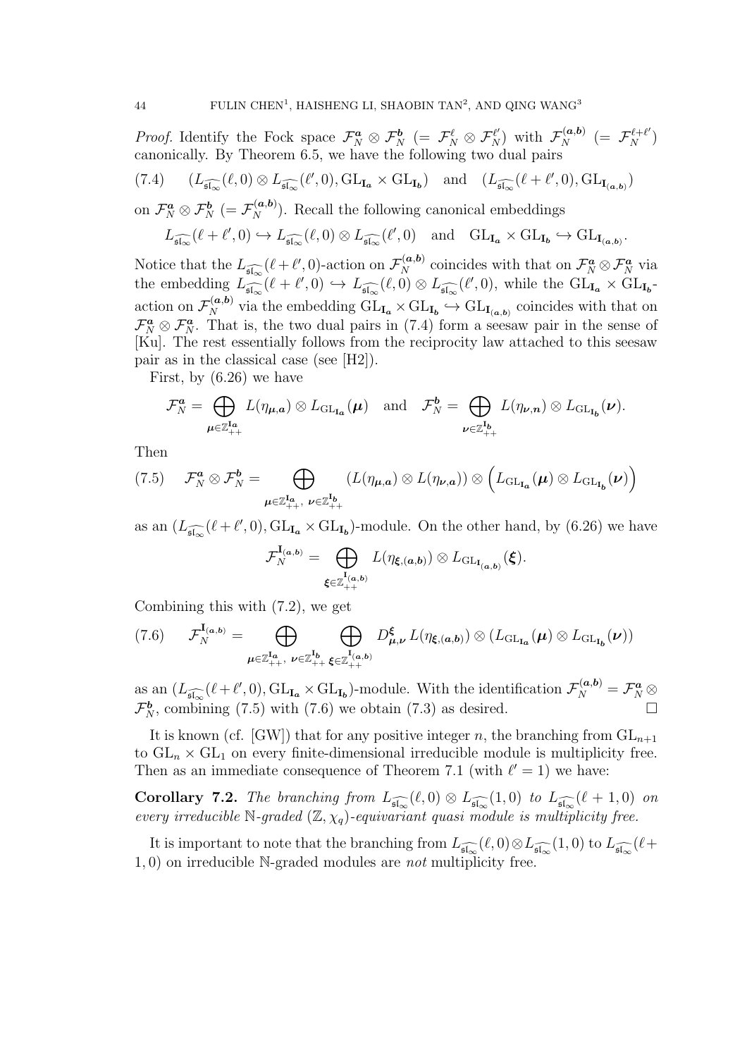*Proof.* Identify the Fock space $\mathcal{F}_N^{\boldsymbol{a}} \otimes \mathcal{F}_N^{\boldsymbol{b}}$ $(= \mathcal{F}_N^{\ell} \otimes \mathcal{F}_N^{\ell'})$ with $\mathcal{F}_N^{(\boldsymbol{a},\boldsymbol{b})}$ $(= \mathcal{F}_N^{\ell+\ell'})$ canonically. By Theorem 6.5, we have the following two dual pairs

$$(7.4)\qquad (L_{\widehat{\mathfrak{sl}_\infty}}(\ell,0) \otimes L_{\widehat{\mathfrak{sl}_\infty}}(\ell',0), \mathrm{GL}_{\mathbf{I}_{\boldsymbol{a}}} \times \mathrm{GL}_{\mathbf{I}_{\boldsymbol{b}}}) \quad \text{and} \quad (L_{\widehat{\mathfrak{sl}_\infty}}(\ell+\ell',0), \mathrm{GL}_{\mathbf{I}_{(\boldsymbol{a},\boldsymbol{b})}})$$

on $\mathcal{F}_N^{\boldsymbol{a}} \otimes \mathcal{F}_N^{\boldsymbol{b}}$ $(= \mathcal{F}_N^{(\boldsymbol{a},\boldsymbol{b})})$. Recall the following canonical embeddings

$$L_{\widehat{\mathfrak{sl}_\infty}}(\ell+\ell',0) \hookrightarrow L_{\widehat{\mathfrak{sl}_\infty}}(\ell,0) \otimes L_{\widehat{\mathfrak{sl}_\infty}}(\ell',0) \quad \text{and} \quad \mathrm{GL}_{\mathbf{I}_{\boldsymbol{a}}} \times \mathrm{GL}_{\mathbf{I}_{\boldsymbol{b}}} \hookrightarrow \mathrm{GL}_{\mathbf{I}_{(\boldsymbol{a},\boldsymbol{b})}}.$$

Notice that the $L_{\widehat{\mathfrak{sl}_\infty}}(\ell+\ell',0)$-action on $\mathcal{F}_N^{(\boldsymbol{a},\boldsymbol{b})}$ coincides with that on $\mathcal{F}_N^{\boldsymbol{a}} \otimes \mathcal{F}_N^{\boldsymbol{a}}$ via the embedding $L_{\widehat{\mathfrak{sl}_\infty}}(\ell+\ell',0) \hookrightarrow L_{\widehat{\mathfrak{sl}_\infty}}(\ell,0) \otimes L_{\widehat{\mathfrak{sl}_\infty}}(\ell',0)$, while the $\mathrm{GL}_{\mathbf{I}_{\boldsymbol{a}}} \times \mathrm{GL}_{\mathbf{I}_{\boldsymbol{b}}}$-action on $\mathcal{F}_N^{(\boldsymbol{a},\boldsymbol{b})}$ via the embedding $\mathrm{GL}_{\mathbf{I}_{\boldsymbol{a}}} \times \mathrm{GL}_{\mathbf{I}_{\boldsymbol{b}}} \hookrightarrow \mathrm{GL}_{\mathbf{I}_{(\boldsymbol{a},\boldsymbol{b})}}$ coincides with that on $\mathcal{F}_N^{\boldsymbol{a}} \otimes \mathcal{F}_N^{\boldsymbol{a}}$. That is, the two dual pairs in (7.4) form a seesaw pair in the sense of [Ku]. The rest essentially follows from the reciprocity law attached to this seesaw pair as in the classical case (see [H2]).

First, by (6.26) we have

$$\mathcal{F}_N^{\boldsymbol{a}} = \bigoplus_{\boldsymbol{\mu} \in \mathbb{Z}_{++}^{\mathbf{I}_{\boldsymbol{a}}}} L(\eta_{\boldsymbol{\mu},\boldsymbol{a}}) \otimes L_{\mathrm{GL}_{\mathbf{I}_{\boldsymbol{a}}}}(\boldsymbol{\mu}) \quad \text{and} \quad \mathcal{F}_N^{\boldsymbol{b}} = \bigoplus_{\boldsymbol{\nu} \in \mathbb{Z}_{++}^{\mathbf{I}_{\boldsymbol{b}}}} L(\eta_{\boldsymbol{\nu},\boldsymbol{n}}) \otimes L_{\mathrm{GL}_{\mathbf{I}_{\boldsymbol{b}}}}(\boldsymbol{\nu}).$$

Then

$$(7.5)\qquad \mathcal{F}_N^{\boldsymbol{a}} \otimes \mathcal{F}_N^{\boldsymbol{b}} = \bigoplus_{\boldsymbol{\mu} \in \mathbb{Z}_{++}^{\mathbf{I}_{\boldsymbol{a}}},\ \boldsymbol{\nu} \in \mathbb{Z}_{++}^{\mathbf{I}_{\boldsymbol{b}}}} \left(L(\eta_{\boldsymbol{\mu},\boldsymbol{a}}) \otimes L(\eta_{\boldsymbol{\nu},\boldsymbol{a}})\right) \otimes \left(L_{\mathrm{GL}_{\mathbf{I}_{\boldsymbol{a}}}}(\boldsymbol{\mu}) \otimes L_{\mathrm{GL}_{\mathbf{I}_{\boldsymbol{b}}}}(\boldsymbol{\nu})\right)$$

as an $(L_{\widehat{\mathfrak{sl}_\infty}}(\ell+\ell',0), \mathrm{GL}_{\mathbf{I}_{\boldsymbol{a}}} \times \mathrm{GL}_{\mathbf{I}_{\boldsymbol{b}}})$-module. On the other hand, by (6.26) we have

$$\mathcal{F}_N^{\mathbf{I}_{(\boldsymbol{a},\boldsymbol{b})}} = \bigoplus_{\boldsymbol{\xi} \in \mathbb{Z}_{++}^{\mathbf{I}_{(\boldsymbol{a},\boldsymbol{b})}}} L(\eta_{\boldsymbol{\xi},(\boldsymbol{a},\boldsymbol{b})}) \otimes L_{\mathrm{GL}_{\mathbf{I}_{(\boldsymbol{a},\boldsymbol{b})}}}(\boldsymbol{\xi}).$$

Combining this with (7.2), we get

$$(7.6)\qquad \mathcal{F}_N^{\mathbf{I}_{(\boldsymbol{a},\boldsymbol{b})}} = \bigoplus_{\boldsymbol{\mu} \in \mathbb{Z}_{++}^{\mathbf{I}_{\boldsymbol{a}}},\ \boldsymbol{\nu} \in \mathbb{Z}_{++}^{\mathbf{I}_{\boldsymbol{b}}}} \ \bigoplus_{\boldsymbol{\xi} \in \mathbb{Z}_{++}^{\mathbf{I}_{(\boldsymbol{a},\boldsymbol{b})}}} D_{\boldsymbol{\mu},\boldsymbol{\nu}}^{\boldsymbol{\xi}}\, L(\eta_{\boldsymbol{\xi},(\boldsymbol{a},\boldsymbol{b})}) \otimes \left(L_{\mathrm{GL}_{\mathbf{I}_{\boldsymbol{a}}}}(\boldsymbol{\mu}) \otimes L_{\mathrm{GL}_{\mathbf{I}_{\boldsymbol{b}}}}(\boldsymbol{\nu})\right)$$

as an $(L_{\widehat{\mathfrak{sl}_\infty}}(\ell+\ell',0), \mathrm{GL}_{\mathbf{I}_{\boldsymbol{a}}} \times \mathrm{GL}_{\mathbf{I}_{\boldsymbol{b}}})$-module. With the identification $\mathcal{F}_N^{(\boldsymbol{a},\boldsymbol{b})} = \mathcal{F}_N^{\boldsymbol{a}} \otimes \mathcal{F}_N^{\boldsymbol{b}}$, combining (7.5) with (7.6) we obtain (7.3) as desired. $\square$

It is known (cf. [GW]) that for any positive integer $n$, the branching from $\mathrm{GL}_{n+1}$ to $\mathrm{GL}_n \times \mathrm{GL}_1$ on every finite-dimensional irreducible module is multiplicity free. Then as an immediate consequence of Theorem 7.1 (with $\ell' = 1$) we have:

**Corollary 7.2.** *The branching from $L_{\widehat{\mathfrak{sl}_\infty}}(\ell,0) \otimes L_{\widehat{\mathfrak{sl}_\infty}}(1,0)$ to $L_{\widehat{\mathfrak{sl}_\infty}}(\ell+1,0)$ on every irreducible $\mathbb{N}$-graded $(\mathbb{Z},\chi_q)$-equivariant quasi module is multiplicity free.*

It is important to note that the branching from $L_{\widehat{\mathfrak{sl}_\infty}}(\ell,0) \otimes L_{\widehat{\mathfrak{sl}_\infty}}(1,0)$ to $L_{\widehat{\mathfrak{sl}_\infty}}(\ell+1,0)$ on irreducible $\mathbb{N}$-graded modules are *not* multiplicity free.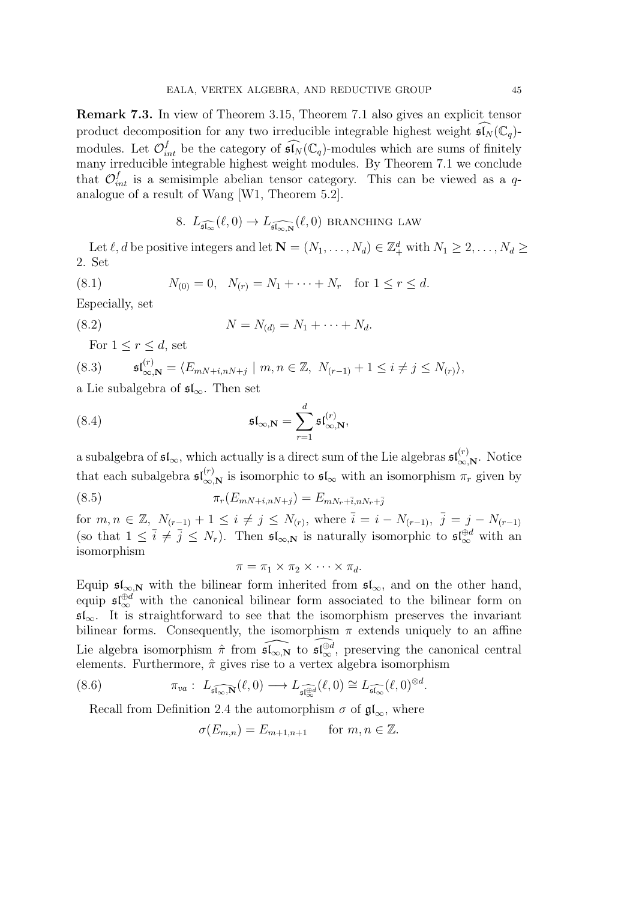**Remark 7.3.** In view of Theorem 3.15, Theorem 7.1 also gives an explicit tensor product decomposition for any two irreducible integrable highest weight $\widehat{\mathfrak{sl}_N}(\mathbb{C}_q)$-modules. Let $\mathcal{O}^f_{int}$ be the category of $\widehat{\mathfrak{sl}_N}(\mathbb{C}_q)$-modules which are sums of finitely many irreducible integrable highest weight modules. By Theorem 7.1 we conclude that $\mathcal{O}^f_{int}$ is a semisimple abelian tensor category. This can be viewed as a $q$-analogue of a result of Wang [W1, Theorem 5.2].

## 8. $L_{\widehat{\mathfrak{sl}_\infty}}(\ell,0) \to L_{\widehat{\mathfrak{sl}_{\infty,\mathbf{N}}}}(\ell,0)$ branching law

Let $\ell, d$ be positive integers and let $\mathbf{N} = (N_1,\dots,N_d) \in \mathbb{Z}_+^d$ with $N_1 \geq 2, \dots, N_d \geq 2$. Set

$$N_{(0)} = 0, \quad N_{(r)} = N_1 + \cdots + N_r \quad \text{for } 1 \leq r \leq d. \tag{8.1}$$

Especially, set

$$N = N_{(d)} = N_1 + \cdots + N_d. \tag{8.2}$$

For $1 \leq r \leq d$, set

$$\mathfrak{sl}^{(r)}_{\infty,\mathbf{N}} = \langle E_{mN+i,nN+j} \mid m,n \in \mathbb{Z},\ N_{(r-1)}+1 \leq i \neq j \leq N_{(r)} \rangle, \tag{8.3}$$

a Lie subalgebra of $\mathfrak{sl}_\infty$. Then set

$$\mathfrak{sl}_{\infty,\mathbf{N}} = \sum_{r=1}^{d} \mathfrak{sl}^{(r)}_{\infty,\mathbf{N}}, \tag{8.4}$$

a subalgebra of $\mathfrak{sl}_\infty$, which actually is a direct sum of the Lie algebras $\mathfrak{sl}^{(r)}_{\infty,\mathbf{N}}$. Notice that each subalgebra $\mathfrak{sl}^{(r)}_{\infty,\mathbf{N}}$ is isomorphic to $\mathfrak{sl}_\infty$ with an isomorphism $\pi_r$ given by

$$\pi_r(E_{mN+i,nN+j}) = E_{mN_r+\bar{i},nN_r+\bar{j}} \tag{8.5}$$

for $m,n \in \mathbb{Z}$, $N_{(r-1)}+1 \leq i \neq j \leq N_{(r)}$, where $\bar{i} = i - N_{(r-1)}$, $\bar{j} = j - N_{(r-1)}$ (so that $1 \leq \bar{i} \neq \bar{j} \leq N_r$). Then $\mathfrak{sl}_{\infty,\mathbf{N}}$ is naturally isomorphic to $\mathfrak{sl}_\infty^{\oplus d}$ with an isomorphism

$$\pi = \pi_1 \times \pi_2 \times \cdots \times \pi_d.$$

Equip $\mathfrak{sl}_{\infty,\mathbf{N}}$ with the bilinear form inherited from $\mathfrak{sl}_\infty$, and on the other hand, equip $\mathfrak{sl}_\infty^{\oplus d}$ with the canonical bilinear form associated to the bilinear form on $\mathfrak{sl}_\infty$. It is straightforward to see that the isomorphism preserves the invariant bilinear forms. Consequently, the isomorphism $\pi$ extends uniquely to an affine Lie algebra isomorphism $\hat{\pi}$ from $\widehat{\mathfrak{sl}_{\infty,\mathbf{N}}}$ to $\widehat{\mathfrak{sl}_\infty^{\oplus d}}$, preserving the canonical central elements. Furthermore, $\hat{\pi}$ gives rise to a vertex algebra isomorphism

$$\pi_{va}:\ L_{\widehat{\mathfrak{sl}_{\infty,\mathbf{N}}}}(\ell,0) \longrightarrow L_{\widehat{\mathfrak{sl}_\infty^{\oplus d}}}(\ell,0) \cong L_{\widehat{\mathfrak{sl}_\infty}}(\ell,0)^{\otimes d}. \tag{8.6}$$

Recall from Definition 2.4 the automorphism $\sigma$ of $\mathfrak{gl}_\infty$, where

$$\sigma(E_{m,n}) = E_{m+1,n+1} \qquad \text{for } m,n \in \mathbb{Z}.$$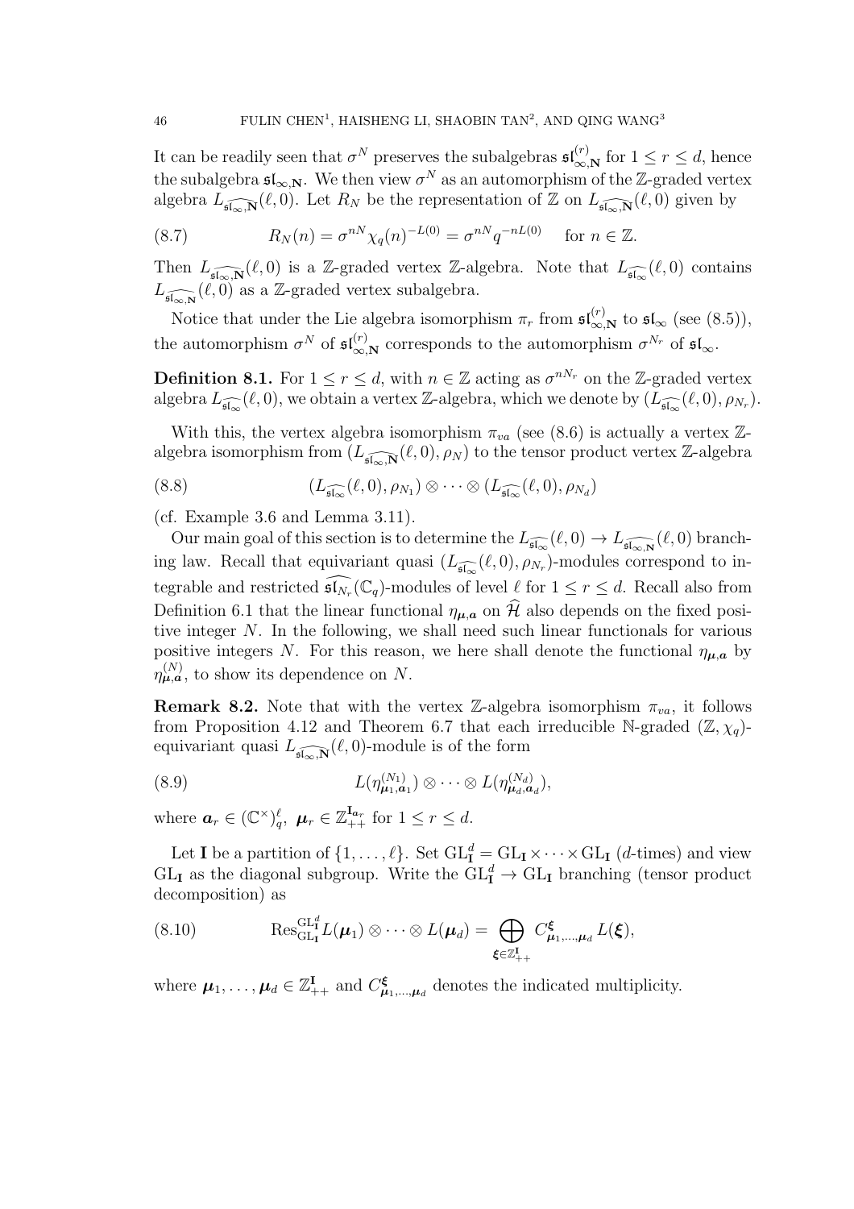It can be readily seen that $\sigma^N$ preserves the subalgebras $\mathfrak{sl}_{\infty,\mathbf{N}}^{(r)}$ for $1 \leq r \leq d$, hence the subalgebra $\mathfrak{sl}_{\infty,\mathbf{N}}$. We then view $\sigma^N$ as an automorphism of the $\mathbb{Z}$-graded vertex algebra $L_{\widehat{\mathfrak{sl}_{\infty,\mathbf{N}}}}(\ell,0)$. Let $R_N$ be the representation of $\mathbb{Z}$ on $L_{\widehat{\mathfrak{sl}_{\infty,\mathbf{N}}}}(\ell,0)$ given by

$$R_N(n) = \sigma^{nN}\chi_q(n)^{-L(0)} = \sigma^{nN}q^{-nL(0)} \quad \text{for } n \in \mathbb{Z}. \tag{8.7}$$

Then $L_{\widehat{\mathfrak{sl}_{\infty,\mathbf{N}}}}(\ell,0)$ is a $\mathbb{Z}$-graded vertex $\mathbb{Z}$-algebra. Note that $L_{\widehat{\mathfrak{sl}_\infty}}(\ell,0)$ contains $L_{\widehat{\mathfrak{sl}_{\infty,\mathbf{N}}}}(\ell,0)$ as a $\mathbb{Z}$-graded vertex subalgebra.

Notice that under the Lie algebra isomorphism $\pi_r$ from $\mathfrak{sl}_{\infty,\mathbf{N}}^{(r)}$ to $\mathfrak{sl}_\infty$ (see (8.5)), the automorphism $\sigma^N$ of $\mathfrak{sl}_{\infty,\mathbf{N}}^{(r)}$ corresponds to the automorphism $\sigma^{N_r}$ of $\mathfrak{sl}_\infty$.

**Definition 8.1.** For $1 \leq r \leq d$, with $n \in \mathbb{Z}$ acting as $\sigma^{nN_r}$ on the $\mathbb{Z}$-graded vertex algebra $L_{\widehat{\mathfrak{sl}_\infty}}(\ell,0)$, we obtain a vertex $\mathbb{Z}$-algebra, which we denote by $(L_{\widehat{\mathfrak{sl}_\infty}}(\ell,0),\rho_{N_r})$.

With this, the vertex algebra isomorphism $\pi_{va}$ (see (8.6) is actually a vertex $\mathbb{Z}$-algebra isomorphism from $(L_{\widehat{\mathfrak{sl}_{\infty,\mathbf{N}}}}(\ell,0),\rho_N)$ to the tensor product vertex $\mathbb{Z}$-algebra

$$(L_{\widehat{\mathfrak{sl}_\infty}}(\ell,0),\rho_{N_1}) \otimes \cdots \otimes (L_{\widehat{\mathfrak{sl}_\infty}}(\ell,0),\rho_{N_d}) \tag{8.8}$$

(cf. Example 3.6 and Lemma 3.11).

Our main goal of this section is to determine the $L_{\widehat{\mathfrak{sl}_\infty}}(\ell,0) \to L_{\widehat{\mathfrak{sl}_{\infty,\mathbf{N}}}}(\ell,0)$ branching law. Recall that equivariant quasi $(L_{\widehat{\mathfrak{sl}_\infty}}(\ell,0),\rho_{N_r})$-modules correspond to integrable and restricted $\widehat{\mathfrak{sl}_{N_r}}(\mathbb{C}_q)$-modules of level $\ell$ for $1 \leq r \leq d$. Recall also from Definition 6.1 that the linear functional $\eta_{\boldsymbol{\mu},\boldsymbol{a}}$ on $\widehat{\mathcal{H}}$ also depends on the fixed positive integer $N$. In the following, we shall need such linear functionals for various positive integers $N$. For this reason, we here shall denote the functional $\eta_{\boldsymbol{\mu},\boldsymbol{a}}$ by $\eta_{\boldsymbol{\mu},\boldsymbol{a}}^{(N)}$, to show its dependence on $N$.

**Remark 8.2.** Note that with the vertex $\mathbb{Z}$-algebra isomorphism $\pi_{va}$, it follows from Proposition 4.12 and Theorem 6.7 that each irreducible $\mathbb{N}$-graded $(\mathbb{Z},\chi_q)$-equivariant quasi $L_{\widehat{\mathfrak{sl}_{\infty,\mathbf{N}}}}(\ell,0)$-module is of the form

$$L(\eta_{\boldsymbol{\mu}_1,\boldsymbol{a}_1}^{(N_1)}) \otimes \cdots \otimes L(\eta_{\boldsymbol{\mu}_d,\boldsymbol{a}_d}^{(N_d)}), \tag{8.9}$$

where $\boldsymbol{a}_r \in (\mathbb{C}^\times)_q^\ell,\ \boldsymbol{\mu}_r \in \mathbb{Z}_{++}^{\mathbf{I}_{\boldsymbol{a}_r}}$ for $1 \leq r \leq d$.

Let $\mathbf{I}$ be a partition of $\{1,\dots,\ell\}$. Set $\mathrm{GL}_{\mathbf{I}}^d = \mathrm{GL}_{\mathbf{I}} \times \cdots \times \mathrm{GL}_{\mathbf{I}}$ ($d$-times) and view $\mathrm{GL}_{\mathbf{I}}$ as the diagonal subgroup. Write the $\mathrm{GL}_{\mathbf{I}}^d \to \mathrm{GL}_{\mathbf{I}}$ branching (tensor product decomposition) as

$$\mathrm{Res}_{\mathrm{GL}_{\mathbf{I}}}^{\mathrm{GL}_{\mathbf{I}}^d} L(\boldsymbol{\mu}_1) \otimes \cdots \otimes L(\boldsymbol{\mu}_d) = \bigoplus_{\boldsymbol{\xi} \in \mathbb{Z}_{++}^{\mathbf{I}}} C_{\boldsymbol{\mu}_1,\dots,\boldsymbol{\mu}_d}^{\boldsymbol{\xi}} L(\boldsymbol{\xi}), \tag{8.10}$$

where $\boldsymbol{\mu}_1,\dots,\boldsymbol{\mu}_d \in \mathbb{Z}_{++}^{\mathbf{I}}$ and $C_{\boldsymbol{\mu}_1,\dots,\boldsymbol{\mu}_d}^{\boldsymbol{\xi}}$ denotes the indicated multiplicity.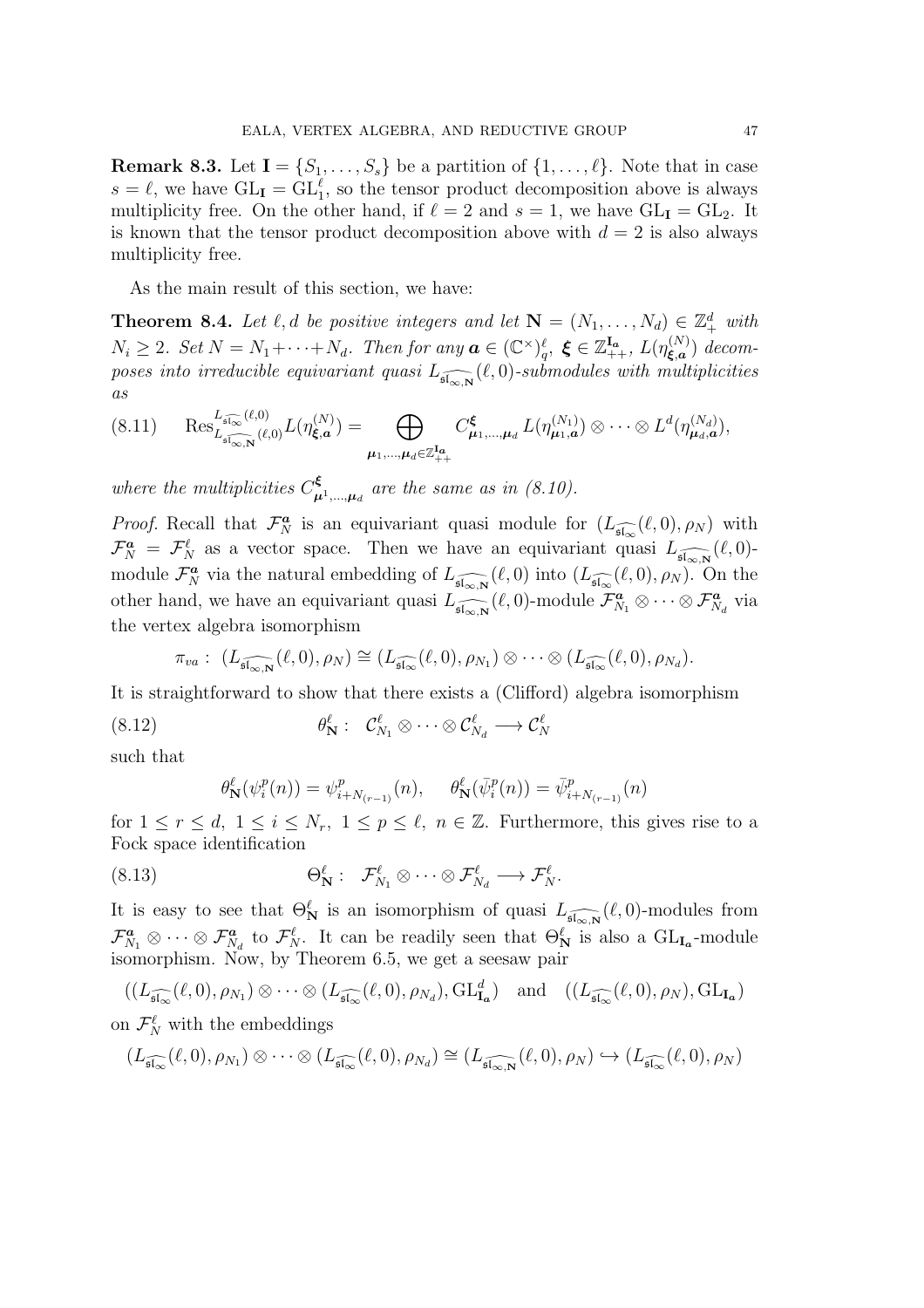**Remark 8.3.** Let $\mathbf{I} = \{S_1, \ldots, S_s\}$ be a partition of $\{1, \ldots, \ell\}$. Note that in case $s = \ell$, we have $\mathrm{GL}_{\mathbf{I}} = \mathrm{GL}_1^\ell$, so the tensor product decomposition above is always multiplicity free. On the other hand, if $\ell = 2$ and $s = 1$, we have $\mathrm{GL}_{\mathbf{I}} = \mathrm{GL}_2$. It is known that the tensor product decomposition above with $d = 2$ is also always multiplicity free.

As the main result of this section, we have:

**Theorem 8.4.** *Let $\ell, d$ be positive integers and let $\mathbf{N} = (N_1, \ldots, N_d) \in \mathbb{Z}_+^d$ with $N_i \geq 2$. Set $N = N_1 + \cdots + N_d$. Then for any $\boldsymbol{a} \in (\mathbb{C}^\times)^\ell_q$, $\boldsymbol{\xi} \in \mathbb{Z}_{++}^{\mathbf{I}_{\boldsymbol{a}}}$, $L(\eta^{(N)}_{\boldsymbol{\xi},\boldsymbol{a}})$ decomposes into irreducible equivariant quasi $L_{\widehat{\mathfrak{sl}_{\infty,\mathbf{N}}}}(\ell, 0)$-submodules with multiplicities as*

$$(8.11) \qquad \mathrm{Res}^{L_{\widehat{\mathfrak{sl}_\infty}}(\ell,0)}_{L_{\widehat{\mathfrak{sl}_{\infty,\mathbf{N}}}}(\ell,0)} L(\eta^{(N)}_{\boldsymbol{\xi},\boldsymbol{a}}) = \bigoplus_{\boldsymbol{\mu}_1, \ldots, \boldsymbol{\mu}_d \in \mathbb{Z}_{++}^{\mathbf{I}_{\boldsymbol{a}}}} C^{\boldsymbol{\xi}}_{\boldsymbol{\mu}_1, \ldots, \boldsymbol{\mu}_d} L(\eta^{(N_1)}_{\boldsymbol{\mu}_1,\boldsymbol{a}}) \otimes \cdots \otimes L^d(\eta^{(N_d)}_{\boldsymbol{\mu}_d,\boldsymbol{a}}),$$

*where the multiplicities $C^{\boldsymbol{\xi}}_{\boldsymbol{\mu}^1, \ldots, \boldsymbol{\mu}_d}$ are the same as in (8.10).*

*Proof.* Recall that $\mathcal{F}^{\boldsymbol{a}}_N$ is an equivariant quasi module for $(L_{\widehat{\mathfrak{sl}_\infty}}(\ell, 0), \rho_N)$ with $\mathcal{F}^{\boldsymbol{a}}_N = \mathcal{F}^\ell_N$ as a vector space. Then we have an equivariant quasi $L_{\widehat{\mathfrak{sl}_{\infty,\mathbf{N}}}}(\ell, 0)$-module $\mathcal{F}^{\boldsymbol{a}}_N$ via the natural embedding of $L_{\widehat{\mathfrak{sl}_{\infty,\mathbf{N}}}}(\ell, 0)$ into $(L_{\widehat{\mathfrak{sl}_\infty}}(\ell, 0), \rho_N)$. On the other hand, we have an equivariant quasi $L_{\widehat{\mathfrak{sl}_{\infty,\mathbf{N}}}}(\ell, 0)$-module $\mathcal{F}^{\boldsymbol{a}}_{N_1} \otimes \cdots \otimes \mathcal{F}^{\boldsymbol{a}}_{N_d}$ via the vertex algebra isomorphism

$$\pi_{va} : \ (L_{\widehat{\mathfrak{sl}_{\infty,\mathbf{N}}}}(\ell, 0), \rho_N) \cong (L_{\widehat{\mathfrak{sl}_\infty}}(\ell, 0), \rho_{N_1}) \otimes \cdots \otimes (L_{\widehat{\mathfrak{sl}_\infty}}(\ell, 0), \rho_{N_d}).$$

It is straightforward to show that there exists a (Clifford) algebra isomorphism

$$(8.12) \qquad \theta^\ell_{\mathbf{N}} : \ \mathcal{C}^\ell_{N_1} \otimes \cdots \otimes \mathcal{C}^\ell_{N_d} \longrightarrow \mathcal{C}^\ell_N$$

such that

$$\theta^\ell_{\mathbf{N}}(\psi^p_i(n)) = \psi^p_{i+N_{(r-1)}}(n), \quad \theta^\ell_{\mathbf{N}}(\bar{\psi}^p_i(n)) = \bar{\psi}^p_{i+N_{(r-1)}}(n)$$

for $1 \leq r \leq d$, $1 \leq i \leq N_r$, $1 \leq p \leq \ell$, $n \in \mathbb{Z}$. Furthermore, this gives rise to a Fock space identification

$$(8.13) \qquad \Theta^\ell_{\mathbf{N}} : \ \mathcal{F}^\ell_{N_1} \otimes \cdots \otimes \mathcal{F}^\ell_{N_d} \longrightarrow \mathcal{F}^\ell_N.$$

It is easy to see that $\Theta^\ell_{\mathbf{N}}$ is an isomorphism of quasi $L_{\widehat{\mathfrak{sl}_{\infty,\mathbf{N}}}}(\ell, 0)$-modules from $\mathcal{F}^{\boldsymbol{a}}_{N_1} \otimes \cdots \otimes \mathcal{F}^{\boldsymbol{a}}_{N_d}$ to $\mathcal{F}^\ell_N$. It can be readily seen that $\Theta^\ell_{\mathbf{N}}$ is also a $\mathrm{GL}_{\mathbf{I}_{\boldsymbol{a}}}$-module isomorphism. Now, by Theorem 6.5, we get a seesaw pair

$$((L_{\widehat{\mathfrak{sl}_\infty}}(\ell, 0), \rho_{N_1}) \otimes \cdots \otimes (L_{\widehat{\mathfrak{sl}_\infty}}(\ell, 0), \rho_{N_d}), \mathrm{GL}^d_{\mathbf{I}_{\boldsymbol{a}}}) \quad \text{and} \quad ((L_{\widehat{\mathfrak{sl}_\infty}}(\ell, 0), \rho_N), \mathrm{GL}_{\mathbf{I}_{\boldsymbol{a}}})$$

on $\mathcal{F}^\ell_N$ with the embeddings

$$(L_{\widehat{\mathfrak{sl}_\infty}}(\ell, 0), \rho_{N_1}) \otimes \cdots \otimes (L_{\widehat{\mathfrak{sl}_\infty}}(\ell, 0), \rho_{N_d}) \cong (L_{\widehat{\mathfrak{sl}_{\infty,\mathbf{N}}}}(\ell, 0), \rho_N) \hookrightarrow (L_{\widehat{\mathfrak{sl}_\infty}}(\ell, 0), \rho_N)$$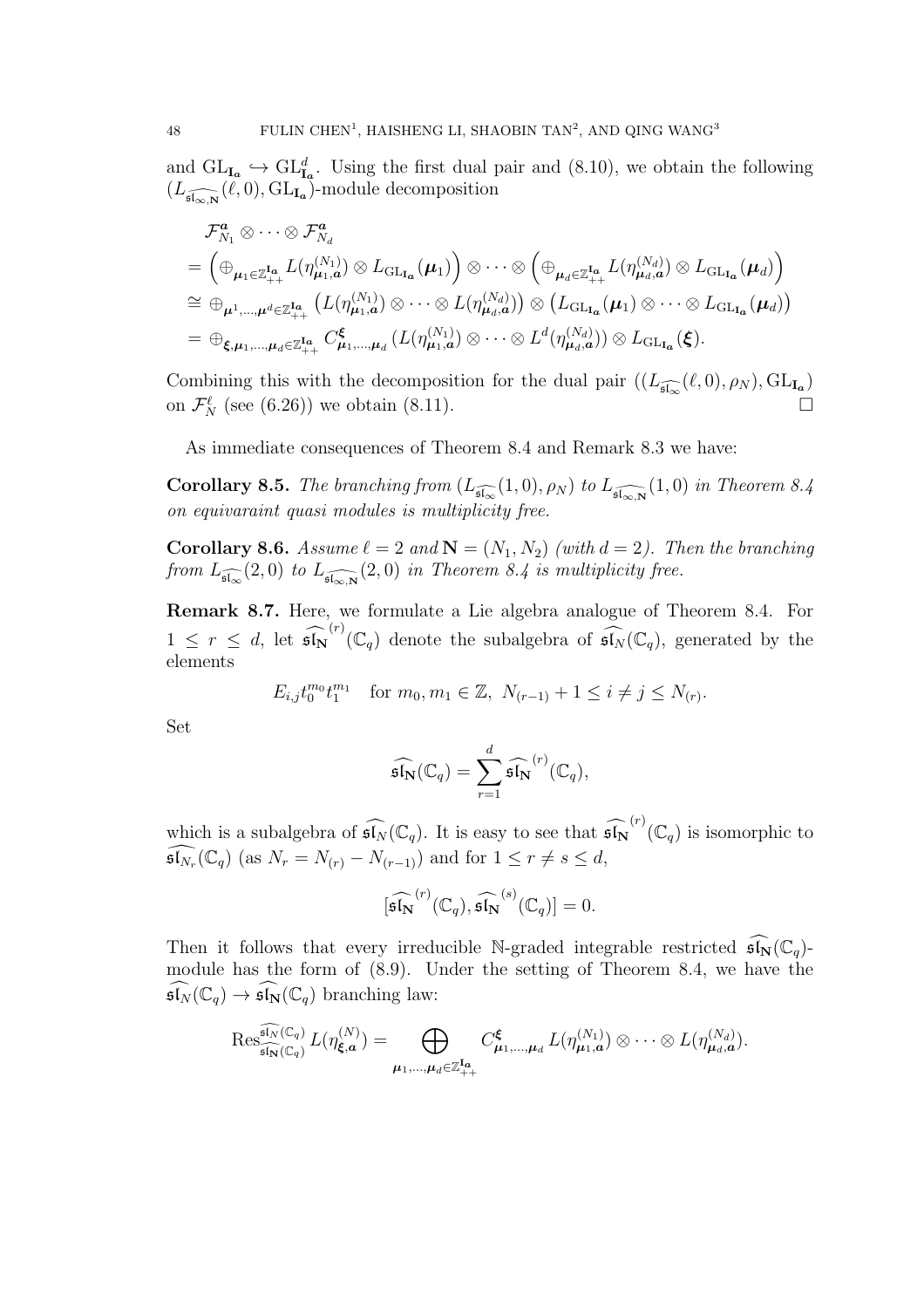and $\mathrm{GL}_{\mathbf{I}_{\boldsymbol{a}}} \hookrightarrow \mathrm{GL}_{\mathbf{I}_{\boldsymbol{a}}}^d$. Using the first dual pair and (8.10), we obtain the following $(L_{\widehat{\mathfrak{sl}_{\infty,\mathbf{N}}}}(\ell,0), \mathrm{GL}_{\mathbf{I}_{\boldsymbol{a}}})$-module decomposition

$$
\begin{aligned}
&\mathcal{F}_{N_1}^{\boldsymbol{a}} \otimes \cdots \otimes \mathcal{F}_{N_d}^{\boldsymbol{a}} \\
&= \Big( \oplus_{\boldsymbol{\mu}_1 \in \mathbb{Z}_{++}^{\mathbf{I}_{\boldsymbol{a}}}} L(\eta_{\boldsymbol{\mu}_1,\boldsymbol{a}}^{(N_1)}) \otimes L_{\mathrm{GL}_{\mathbf{I}_{\boldsymbol{a}}}}(\boldsymbol{\mu}_1) \Big) \otimes \cdots \otimes \Big( \oplus_{\boldsymbol{\mu}_d \in \mathbb{Z}_{++}^{\mathbf{I}_{\boldsymbol{a}}}} L(\eta_{\boldsymbol{\mu}_d,\boldsymbol{a}}^{(N_d)}) \otimes L_{\mathrm{GL}_{\mathbf{I}_{\boldsymbol{a}}}}(\boldsymbol{\mu}_d) \Big) \\
&\cong \oplus_{\boldsymbol{\mu}^1,\dots,\boldsymbol{\mu}^d \in \mathbb{Z}_{++}^{\mathbf{I}_{\boldsymbol{a}}}} \big( L(\eta_{\boldsymbol{\mu}_1,\boldsymbol{a}}^{(N_1)}) \otimes \cdots \otimes L(\eta_{\boldsymbol{\mu}_d,\boldsymbol{a}}^{(N_d)}) \big) \otimes \big( L_{\mathrm{GL}_{\mathbf{I}_{\boldsymbol{a}}}}(\boldsymbol{\mu}_1) \otimes \cdots \otimes L_{\mathrm{GL}_{\mathbf{I}_{\boldsymbol{a}}}}(\boldsymbol{\mu}_d) \big) \\
&= \oplus_{\boldsymbol{\xi},\boldsymbol{\mu}_1,\dots,\boldsymbol{\mu}_d \in \mathbb{Z}_{++}^{\mathbf{I}_{\boldsymbol{a}}}} C_{\boldsymbol{\mu}_1,\dots,\boldsymbol{\mu}_d}^{\boldsymbol{\xi}} \big( L(\eta_{\boldsymbol{\mu}_1,\boldsymbol{a}}^{(N_1)}) \otimes \cdots \otimes L^d(\eta_{\boldsymbol{\mu}_d,\boldsymbol{a}}^{(N_d)}) \big) \otimes L_{\mathrm{GL}_{\mathbf{I}_{\boldsymbol{a}}}}(\boldsymbol{\xi}).
\end{aligned}
$$

Combining this with the decomposition for the dual pair $((L_{\widehat{\mathfrak{sl}_\infty}}(\ell,0),\rho_N), \mathrm{GL}_{\mathbf{I}_{\boldsymbol{a}}})$ on $\mathcal{F}_N^\ell$ (see (6.26)) we obtain (8.11). $\square$

As immediate consequences of Theorem 8.4 and Remark 8.3 we have:

**Corollary 8.5.** *The branching from $(L_{\widehat{\mathfrak{sl}_\infty}}(1,0),\rho_N)$ to $L_{\widehat{\mathfrak{sl}_{\infty,\mathbf{N}}}}(1,0)$ in Theorem 8.4 on equivaraint quasi modules is multiplicity free.*

**Corollary 8.6.** *Assume $\ell = 2$ and $\mathbf{N} = (N_1, N_2)$ (with $d = 2$). Then the branching from $L_{\widehat{\mathfrak{sl}_\infty}}(2,0)$ to $L_{\widehat{\mathfrak{sl}_{\infty,\mathbf{N}}}}(2,0)$ in Theorem 8.4 is multiplicity free.*

**Remark 8.7.** Here, we formulate a Lie algebra analogue of Theorem 8.4. For $1 \le r \le d$, let $\widehat{\mathfrak{sl}_{\mathbf{N}}}^{(r)}(\mathbb{C}_q)$ denote the subalgebra of $\widehat{\mathfrak{sl}_N}(\mathbb{C}_q)$, generated by the elements

$$E_{i,j} t_0^{m_0} t_1^{m_1} \quad \text{for } m_0, m_1 \in \mathbb{Z},\ N_{(r-1)} + 1 \le i \ne j \le N_{(r)}.$$

Set

$$\widehat{\mathfrak{sl}_{\mathbf{N}}}(\mathbb{C}_q) = \sum_{r=1}^{d} \widehat{\mathfrak{sl}_{\mathbf{N}}}^{(r)}(\mathbb{C}_q),$$

which is a subalgebra of $\widehat{\mathfrak{sl}_N}(\mathbb{C}_q)$. It is easy to see that $\widehat{\mathfrak{sl}_{\mathbf{N}}}^{(r)}(\mathbb{C}_q)$ is isomorphic to $\widehat{\mathfrak{sl}_{N_r}}(\mathbb{C}_q)$ (as $N_r = N_{(r)} - N_{(r-1)}$) and for $1 \le r \ne s \le d$,

$$[\widehat{\mathfrak{sl}_{\mathbf{N}}}^{(r)}(\mathbb{C}_q), \widehat{\mathfrak{sl}_{\mathbf{N}}}^{(s)}(\mathbb{C}_q)] = 0.$$

Then it follows that every irreducible $\mathbb{N}$-graded integrable restricted $\widehat{\mathfrak{sl}_{\mathbf{N}}}(\mathbb{C}_q)$-module has the form of (8.9). Under the setting of Theorem 8.4, we have the $\widehat{\mathfrak{sl}_N}(\mathbb{C}_q) \to \widehat{\mathfrak{sl}_{\mathbf{N}}}(\mathbb{C}_q)$ branching law:

$$\mathrm{Res}_{\widehat{\mathfrak{sl}_{\mathbf{N}}}(\mathbb{C}_q)}^{\widehat{\mathfrak{sl}_N}(\mathbb{C}_q)} L(\eta_{\boldsymbol{\xi},\boldsymbol{a}}^{(N)}) = \bigoplus_{\boldsymbol{\mu}_1,\dots,\boldsymbol{\mu}_d \in \mathbb{Z}_{++}^{\mathbf{I}_{\boldsymbol{a}}}} C_{\boldsymbol{\mu}_1,\dots,\boldsymbol{\mu}_d}^{\boldsymbol{\xi}} L(\eta_{\boldsymbol{\mu}_1,\boldsymbol{a}}^{(N_1)}) \otimes \cdots \otimes L(\eta_{\boldsymbol{\mu}_d,\boldsymbol{a}}^{(N_d)}).$$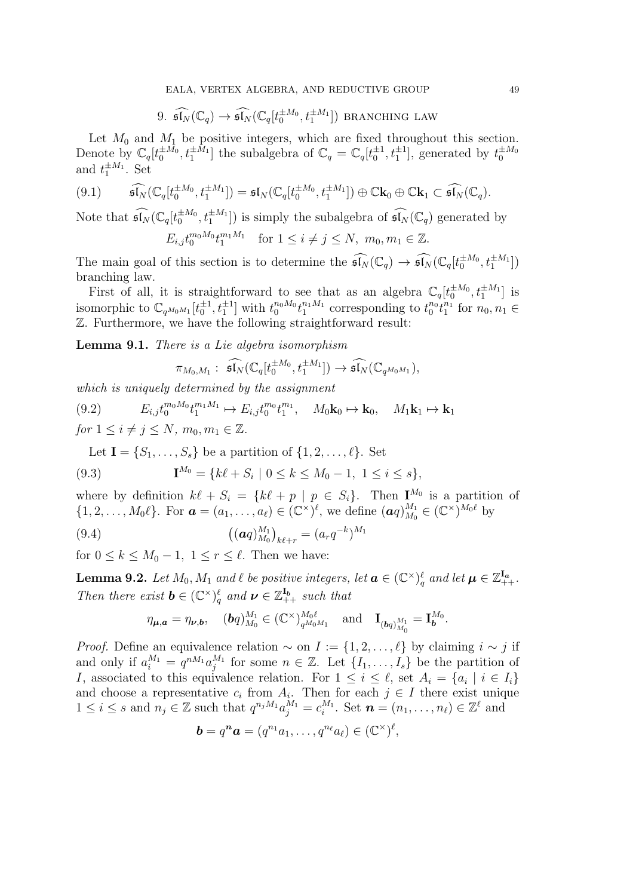## 9. $\widehat{\mathfrak{sl}_N}(\mathbb{C}_q) \to \widehat{\mathfrak{sl}_N}(\mathbb{C}_q[t_0^{\pm M_0}, t_1^{\pm M_1}])$ branching law

Let $M_0$ and $M_1$ be positive integers, which are fixed throughout this section. Denote by $\mathbb{C}_q[t_0^{\pm M_0}, t_1^{\pm M_1}]$ the subalgebra of $\mathbb{C}_q = \mathbb{C}_q[t_0^{\pm 1}, t_1^{\pm 1}]$, generated by $t_0^{\pm M_0}$ and $t_1^{\pm M_1}$. Set

$$\widehat{\mathfrak{sl}_N}(\mathbb{C}_q[t_0^{\pm M_0}, t_1^{\pm M_1}]) = \mathfrak{sl}_N(\mathbb{C}_q[t_0^{\pm M_0}, t_1^{\pm M_1}]) \oplus \mathbb{C}\mathbf{k}_0 \oplus \mathbb{C}\mathbf{k}_1 \subset \widehat{\mathfrak{sl}_N}(\mathbb{C}_q). \tag{9.1}$$

Note that $\widehat{\mathfrak{sl}_N}(\mathbb{C}_q[t_0^{\pm M_0}, t_1^{\pm M_1}])$ is simply the subalgebra of $\widehat{\mathfrak{sl}_N}(\mathbb{C}_q)$ generated by

$$E_{i,j}t_0^{m_0M_0}t_1^{m_1M_1} \quad \text{for } 1 \leq i \neq j \leq N,\ m_0, m_1 \in \mathbb{Z}.$$

The main goal of this section is to determine the $\widehat{\mathfrak{sl}_N}(\mathbb{C}_q) \to \widehat{\mathfrak{sl}_N}(\mathbb{C}_q[t_0^{\pm M_0}, t_1^{\pm M_1}])$ branching law.

First of all, it is straightforward to see that as an algebra $\mathbb{C}_q[t_0^{\pm M_0}, t_1^{\pm M_1}]$ is isomorphic to $\mathbb{C}_{q^{M_0M_1}}[t_0^{\pm 1}, t_1^{\pm 1}]$ with $t_0^{n_0M_0}t_1^{n_1M_1}$ corresponding to $t_0^{n_0}t_1^{n_1}$ for $n_0, n_1 \in \mathbb{Z}$. Furthermore, we have the following straightforward result:

**Lemma 9.1.** *There is a Lie algebra isomorphism*

$$\pi_{M_0,M_1} :\ \widehat{\mathfrak{sl}_N}(\mathbb{C}_q[t_0^{\pm M_0}, t_1^{\pm M_1}]) \to \widehat{\mathfrak{sl}_N}(\mathbb{C}_{q^{M_0M_1}}),$$

*which is uniquely determined by the assignment*

$$E_{i,j}t_0^{m_0M_0}t_1^{m_1M_1} \mapsto E_{i,j}t_0^{m_0}t_1^{m_1}, \quad M_0\mathbf{k}_0 \mapsto \mathbf{k}_0, \quad M_1\mathbf{k}_1 \mapsto \mathbf{k}_1 \tag{9.2}$$

*for $1 \leq i \neq j \leq N$, $m_0, m_1 \in \mathbb{Z}$.*

Let $\mathbf{I} = \{S_1, \dots, S_s\}$ be a partition of $\{1, 2, \dots, \ell\}$. Set

$$\mathbf{I}^{M_0} = \{k\ell + S_i \mid 0 \leq k \leq M_0 - 1,\ 1 \leq i \leq s\}, \tag{9.3}$$

where by definition $k\ell + S_i = \{k\ell + p \mid p \in S_i\}$. Then $\mathbf{I}^{M_0}$ is a partition of $\{1, 2, \dots, M_0\ell\}$. For $\boldsymbol{a} = (a_1, \dots, a_\ell) \in (\mathbb{C}^\times)^\ell$, we define $(\boldsymbol{a}q)_{M_0}^{M_1} \in (\mathbb{C}^\times)^{M_0\ell}$ by

$$\left((\boldsymbol{a}q)_{M_0}^{M_1}\right)_{k\ell+r} = (a_r q^{-k})^{M_1} \tag{9.4}$$

for $0 \leq k \leq M_0 - 1$, $1 \leq r \leq \ell$. Then we have:

**Lemma 9.2.** *Let $M_0, M_1$ and $\ell$ be positive integers, let $\boldsymbol{a} \in (\mathbb{C}^\times)_q^\ell$ and let $\boldsymbol{\mu} \in \mathbb{Z}_{++}^{\mathbf{I}_{\boldsymbol{a}}}$. Then there exist $\boldsymbol{b} \in (\mathbb{C}^\times)_q^\ell$ and $\boldsymbol{\nu} \in \mathbb{Z}_{++}^{\mathbf{I}_{\boldsymbol{b}}}$ such that*

$$\eta_{\boldsymbol{\mu},\boldsymbol{a}} = \eta_{\boldsymbol{\nu},\boldsymbol{b}}, \quad (\boldsymbol{b}q)_{M_0}^{M_1} \in (\mathbb{C}^\times)_{q^{M_0M_1}}^{M_0\ell} \quad \text{and} \quad \mathbf{I}_{(\boldsymbol{b}q)_{M_0}^{M_1}} = \mathbf{I}_{\boldsymbol{b}}^{M_0}.$$

*Proof.* Define an equivalence relation $\sim$ on $I := \{1, 2, \dots, \ell\}$ by claiming $i \sim j$ if and only if $a_i^{M_1} = q^{nM_1}a_j^{M_1}$ for some $n \in \mathbb{Z}$. Let $\{I_1, \dots, I_s\}$ be the partition of $I$, associated to this equivalence relation. For $1 \leq i \leq \ell$, set $A_i = \{a_i \mid i \in I_i\}$ and choose a representative $c_i$ from $A_i$. Then for each $j \in I$ there exist unique $1 \leq i \leq s$ and $n_j \in \mathbb{Z}$ such that $q^{n_jM_1}a_j^{M_1} = c_i^{M_1}$. Set $\boldsymbol{n} = (n_1, \dots, n_\ell) \in \mathbb{Z}^\ell$ and

$$\boldsymbol{b} = q^{\boldsymbol{n}}\boldsymbol{a} = (q^{n_1}a_1, \dots, q^{n_\ell}a_\ell) \in (\mathbb{C}^\times)^\ell,$$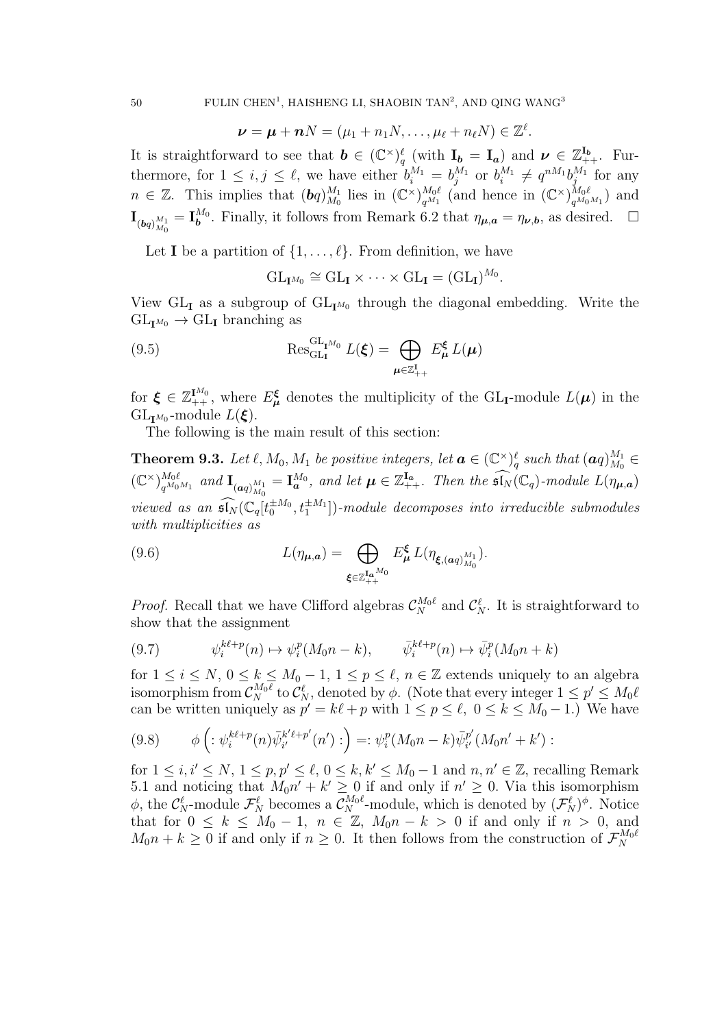$$\boldsymbol{\nu} = \boldsymbol{\mu} + \boldsymbol{n}N = (\mu_1 + n_1 N, \ldots, \mu_\ell + n_\ell N) \in \mathbb{Z}^\ell.$$

It is straightforward to see that $\boldsymbol{b} \in (\mathbb{C}^\times)^\ell_q$ (with $\mathbf{I}_{\boldsymbol{b}} = \mathbf{I}_{\boldsymbol{a}}$) and $\boldsymbol{\nu} \in \mathbb{Z}^{\mathbf{I}_{\boldsymbol{b}}}_{++}$. Furthermore, for $1 \leq i, j \leq \ell$, we have either $b_i^{M_1} = b_j^{M_1}$ or $b_i^{M_1} \neq q^{nM_1} b_j^{M_1}$ for any $n \in \mathbb{Z}$. This implies that $(\boldsymbol{b}q)^{M_1}_{M_0}$ lies in $(\mathbb{C}^\times)^{M_0\ell}_{q^{M_1}}$ (and hence in $(\mathbb{C}^\times)^{M_0\ell}_{q^{M_0M_1}}$) and $\mathbf{I}_{(\boldsymbol{b}q)^{M_1}_{M_0}} = \mathbf{I}^{M_0}_{\boldsymbol{b}}$. Finally, it follows from Remark 6.2 that $\eta_{\boldsymbol{\mu},\boldsymbol{a}} = \eta_{\boldsymbol{\nu},\boldsymbol{b}}$, as desired. $\square$

Let $\mathbf{I}$ be a partition of $\{1, \ldots, \ell\}$. From definition, we have

$$\mathrm{GL}_{\mathbf{I}^{M_0}} \cong \mathrm{GL}_{\mathbf{I}} \times \cdots \times \mathrm{GL}_{\mathbf{I}} = (\mathrm{GL}_{\mathbf{I}})^{M_0}.$$

View $\mathrm{GL}_{\mathbf{I}}$ as a subgroup of $\mathrm{GL}_{\mathbf{I}^{M_0}}$ through the diagonal embedding. Write the $\mathrm{GL}_{\mathbf{I}^{M_0}} \to \mathrm{GL}_{\mathbf{I}}$ branching as

$$\mathrm{Res}^{\mathrm{GL}_{\mathbf{I}^{M_0}}}_{\mathrm{GL}_{\mathbf{I}}} L(\boldsymbol{\xi}) = \bigoplus_{\boldsymbol{\mu} \in \mathbb{Z}^{\mathbf{I}}_{++}} E^{\boldsymbol{\xi}}_{\boldsymbol{\mu}} L(\boldsymbol{\mu}) \tag{9.5}$$

for $\boldsymbol{\xi} \in \mathbb{Z}^{\mathbf{I}^{M_0}}_{++}$, where $E^{\boldsymbol{\xi}}_{\boldsymbol{\mu}}$ denotes the multiplicity of the $\mathrm{GL}_{\mathbf{I}}$-module $L(\boldsymbol{\mu})$ in the $\mathrm{GL}_{\mathbf{I}^{M_0}}$-module $L(\boldsymbol{\xi})$.

The following is the main result of this section:

**Theorem 9.3.** *Let $\ell, M_0, M_1$ be positive integers, let $\boldsymbol{a} \in (\mathbb{C}^\times)^\ell_q$ such that $(\boldsymbol{a}q)^{M_1}_{M_0} \in (\mathbb{C}^\times)^{M_0\ell}_{q^{M_0M_1}}$ and $\mathbf{I}_{(\boldsymbol{a}q)^{M_1}_{M_0}} = \mathbf{I}^{M_0}_{\boldsymbol{a}}$, and let $\boldsymbol{\mu} \in \mathbb{Z}^{\mathbf{I}_{\boldsymbol{a}}}_{++}$. Then the $\widehat{\mathfrak{sl}_N}(\mathbb{C}_q)$-module $L(\eta_{\boldsymbol{\mu},\boldsymbol{a}})$ viewed as an $\widehat{\mathfrak{sl}_N}(\mathbb{C}_q[t_0^{\pm M_0}, t_1^{\pm M_1}])$-module decomposes into irreducible submodules with multiplicities as*

$$L(\eta_{\boldsymbol{\mu},\boldsymbol{a}}) = \bigoplus_{\boldsymbol{\xi} \in \mathbb{Z}^{\mathbf{I}_{\boldsymbol{a}}^{M_0}}_{++}} E^{\boldsymbol{\xi}}_{\boldsymbol{\mu}} L(\eta_{\boldsymbol{\xi},(\boldsymbol{a}q)^{M_1}_{M_0}}). \tag{9.6}$$

*Proof.* Recall that we have Clifford algebras $\mathcal{C}^{M_0\ell}_N$ and $\mathcal{C}^\ell_N$. It is straightforward to show that the assignment

$$\psi_i^{k\ell+p}(n) \mapsto \psi_i^p(M_0 n - k), \qquad \bar{\psi}_i^{k\ell+p}(n) \mapsto \bar{\psi}_i^p(M_0 n + k) \tag{9.7}$$

for $1 \leq i \leq N$, $0 \leq k \leq M_0 - 1$, $1 \leq p \leq \ell$, $n \in \mathbb{Z}$ extends uniquely to an algebra isomorphism from $\mathcal{C}^{M_0\ell}_N$ to $\mathcal{C}^\ell_N$, denoted by $\phi$. (Note that every integer $1 \leq p' \leq M_0\ell$ can be written uniquely as $p' = k\ell + p$ with $1 \leq p \leq \ell$, $0 \leq k \leq M_0 - 1$.) We have

$$\phi\left( : \psi_i^{k\ell+p}(n) \bar{\psi}_{i'}^{k'\ell+p'}(n') : \right) =: \psi_i^p(M_0 n - k) \bar{\psi}_{i'}^{p'}(M_0 n' + k') : \tag{9.8}$$

for $1 \leq i, i' \leq N$, $1 \leq p, p' \leq \ell$, $0 \leq k, k' \leq M_0 - 1$ and $n, n' \in \mathbb{Z}$, recalling Remark 5.1 and noticing that $M_0 n' + k' \geq 0$ if and only if $n' \geq 0$. Via this isomorphism $\phi$, the $\mathcal{C}^\ell_N$-module $\mathcal{F}^\ell_N$ becomes a $\mathcal{C}^{M_0\ell}_N$-module, which is denoted by $(\mathcal{F}^\ell_N)^\phi$. Notice that for $0 \leq k \leq M_0 - 1$, $n \in \mathbb{Z}$, $M_0 n - k > 0$ if and only if $n > 0$, and $M_0 n + k \geq 0$ if and only if $n \geq 0$. It then follows from the construction of $\mathcal{F}^{M_0\ell}_N$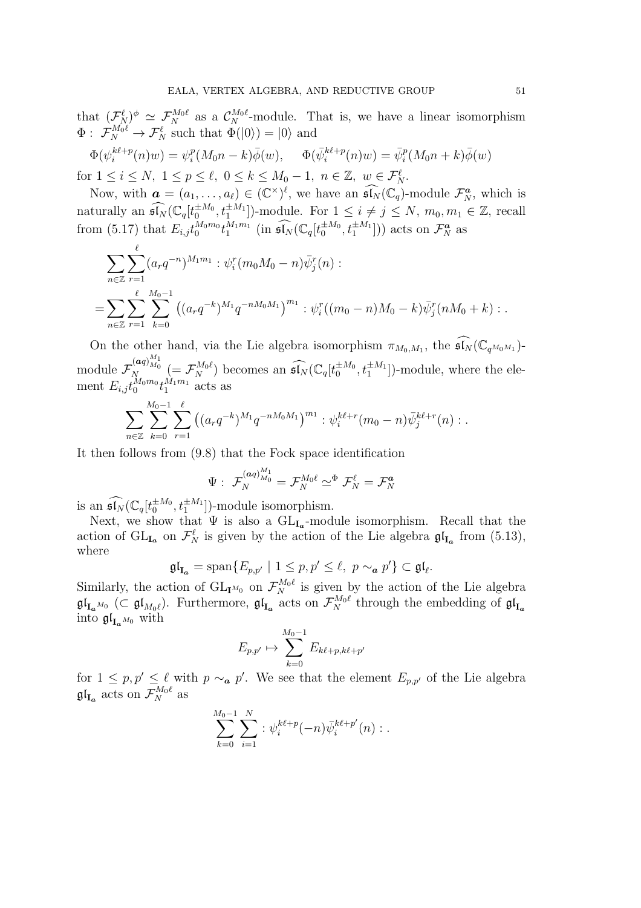that $(\mathcal{F}_N^\ell)^\phi \simeq \mathcal{F}_N^{M_0\ell}$ as a $\mathcal{C}_N^{M_0\ell}$-module. That is, we have a linear isomorphism $\Phi:\ \mathcal{F}_N^{M_0\ell} \to \mathcal{F}_N^\ell$ such that $\Phi(|0\rangle) = |0\rangle$ and

$$\Phi(\psi_i^{k\ell+p}(n)w) = \psi_i^p(M_0n - k)\bar{\phi}(w), \qquad \Phi(\bar{\psi}_i^{k\ell+p}(n)w) = \bar{\psi}_i^p(M_0n + k)\bar{\phi}(w)$$

for $1 \le i \le N,\ 1 \le p \le \ell,\ 0 \le k \le M_0 - 1,\ n \in \mathbb{Z},\ w \in \mathcal{F}_N^\ell$.

Now, with $\boldsymbol{a} = (a_1, \dots, a_\ell) \in (\mathbb{C}^\times)^\ell$, we have an $\widehat{\mathfrak{sl}_N}(\mathbb{C}_q)$-module $\mathcal{F}_N^{\boldsymbol{a}}$, which is naturally an $\widehat{\mathfrak{sl}_N}(\mathbb{C}_q[t_0^{\pm M_0}, t_1^{\pm M_1}])$-module. For $1 \le i \neq j \le N$, $m_0, m_1 \in \mathbb{Z}$, recall from (5.17) that $E_{i,j}t_0^{M_0m_0}t_1^{M_1m_1}$ (in $\widehat{\mathfrak{sl}_N}(\mathbb{C}_q[t_0^{\pm M_0}, t_1^{\pm M_1}])$) acts on $\mathcal{F}_N^{\boldsymbol{a}}$ as

$$\begin{aligned}
&\sum_{n\in\mathbb{Z}} \sum_{r=1}^{\ell} (a_r q^{-n})^{M_1m_1} :\psi_i^r(m_0M_0 - n)\bar{\psi}_j^r(n): \\
=&\sum_{n\in\mathbb{Z}} \sum_{r=1}^{\ell} \sum_{k=0}^{M_0-1} \left((a_r q^{-k})^{M_1} q^{-nM_0M_1}\right)^{m_1} :\psi_i^r((m_0 - n)M_0 - k)\bar{\psi}_j^r(nM_0 + k): .
\end{aligned}$$

On the other hand, via the Lie algebra isomorphism $\pi_{M_0,M_1}$, the $\widehat{\mathfrak{sl}_N}(\mathbb{C}_{q^{M_0M_1}})$-module $\mathcal{F}_N^{(\boldsymbol{a}q)_{M_0}^{M_1}}$ $(= \mathcal{F}_N^{M_0\ell})$ becomes an $\widehat{\mathfrak{sl}_N}(\mathbb{C}_q[t_0^{\pm M_0}, t_1^{\pm M_1}])$-module, where the element $E_{i,j}t_0^{M_0m_0}t_1^{M_1m_1}$ acts as

$$\sum_{n\in\mathbb{Z}} \sum_{k=0}^{M_0-1} \sum_{r=1}^{\ell} \left((a_r q^{-k})^{M_1} q^{-nM_0M_1}\right)^{m_1} :\psi_i^{k\ell+r}(m_0 - n)\bar{\psi}_j^{k\ell+r}(n): .$$

It then follows from (9.8) that the Fock space identification

$$\Psi:\ \mathcal{F}_N^{(\boldsymbol{a}q)_{M_0}^{M_1}} = \mathcal{F}_N^{M_0\ell} \simeq^{\Phi} \mathcal{F}_N^\ell = \mathcal{F}_N^{\boldsymbol{a}}$$

is an $\widehat{\mathfrak{sl}_N}(\mathbb{C}_q[t_0^{\pm M_0}, t_1^{\pm M_1}])$-module isomorphism.

Next, we show that $\Psi$ is also a $\mathrm{GL}_{\mathbf{I}_{\boldsymbol{a}}}$-module isomorphism. Recall that the action of $\mathrm{GL}_{\mathbf{I}_{\boldsymbol{a}}}$ on $\mathcal{F}_N^\ell$ is given by the action of the Lie algebra $\mathfrak{gl}_{\mathbf{I}_{\boldsymbol{a}}}$ from (5.13), where

$$\mathfrak{gl}_{\mathbf{I}_{\boldsymbol{a}}} = \mathrm{span}\{E_{p,p'} \mid 1 \le p, p' \le \ell,\ p \sim_{\boldsymbol{a}} p'\} \subset \mathfrak{gl}_\ell.$$

Similarly, the action of $\mathrm{GL}_{\mathbf{I}^{M_0}}$ on $\mathcal{F}_N^{M_0\ell}$ is given by the action of the Lie algebra $\mathfrak{gl}_{\mathbf{I}_{\boldsymbol{a}}{}^{M_0}}$ $(\subset \mathfrak{gl}_{M_0\ell})$. Furthermore, $\mathfrak{gl}_{\mathbf{I}_{\boldsymbol{a}}}$ acts on $\mathcal{F}_N^{M_0\ell}$ through the embedding of $\mathfrak{gl}_{\mathbf{I}_{\boldsymbol{a}}}$ into $\mathfrak{gl}_{\mathbf{I}_{\boldsymbol{a}}{}^{M_0}}$ with

$$E_{p,p'} \mapsto \sum_{k=0}^{M_0-1} E_{k\ell+p,k\ell+p'}$$

for $1 \le p, p' \le \ell$ with $p \sim_{\boldsymbol{a}} p'$. We see that the element $E_{p,p'}$ of the Lie algebra $\mathfrak{gl}_{\mathbf{I}_{\boldsymbol{a}}}$ acts on $\mathcal{F}_N^{M_0\ell}$ as

$$\sum_{k=0}^{M_0-1} \sum_{i=1}^{N} :\psi_i^{k\ell+p}(-n)\bar{\psi}_i^{k\ell+p'}(n): .$$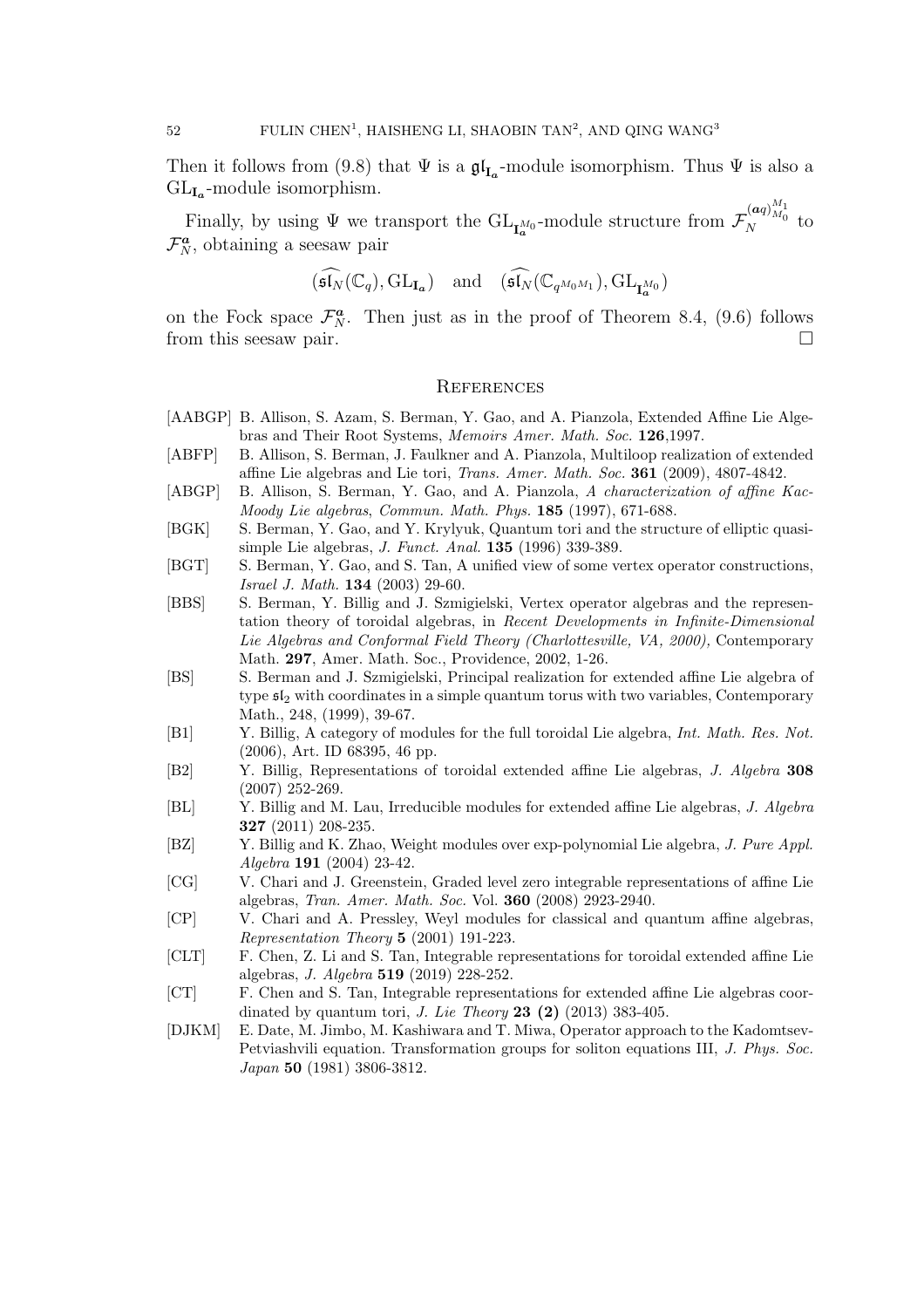Then it follows from (9.8) that $\Psi$ is a $\mathfrak{gl}_{\mathbf{I}_{\boldsymbol{a}}}$-module isomorphism. Thus $\Psi$ is also a $\mathrm{GL}_{\mathbf{I}_{\boldsymbol{a}}}$-module isomorphism.

Finally, by using $\Psi$ we transport the $\mathrm{GL}_{\mathbf{I}_{\boldsymbol{a}}^{M_0}}$-module structure from $\mathcal{F}_N^{(\boldsymbol{a}q)_{M_0}^{M_1}}$ to $\mathcal{F}_N^{\boldsymbol{a}}$, obtaining a seesaw pair

$$(\widehat{\mathfrak{sl}_N}(\mathbb{C}_q), \mathrm{GL}_{\mathbf{I}_{\boldsymbol{a}}}) \quad \text{and} \quad (\widehat{\mathfrak{sl}_N}(\mathbb{C}_{q^{M_0 M_1}}), \mathrm{GL}_{\mathbf{I}_{\boldsymbol{a}}^{M_0}})$$

on the Fock space $\mathcal{F}_N^{\boldsymbol{a}}$. Then just as in the proof of Theorem 8.4, (9.6) follows from this seesaw pair. □

## References

[AABGP] B. Allison, S. Azam, S. Berman, Y. Gao, and A. Pianzola, Extended Affine Lie Algebras and Their Root Systems, *Memoirs Amer. Math. Soc.* **126**,1997.

[ABFP] B. Allison, S. Berman, J. Faulkner and A. Pianzola, Multiloop realization of extended affine Lie algebras and Lie tori, *Trans. Amer. Math. Soc.* **361** (2009), 4807-4842.

[ABGP] B. Allison, S. Berman, Y. Gao, and A. Pianzola, *A characterization of affine Kac-Moody Lie algebras*, *Commun. Math. Phys.* **185** (1997), 671-688.

[BGK] S. Berman, Y. Gao, and Y. Krylyuk, Quantum tori and the structure of elliptic quasi-simple Lie algebras, *J. Funct. Anal.* **135** (1996) 339-389.

[BGT] S. Berman, Y. Gao, and S. Tan, A unified view of some vertex operator constructions, *Israel J. Math.* **134** (2003) 29-60.

[BBS] S. Berman, Y. Billig and J. Szmigielski, Vertex operator algebras and the representation theory of toroidal algebras, in *Recent Developments in Infinite-Dimensional Lie Algebras and Conformal Field Theory (Charlottesville, VA, 2000),* Contemporary Math. **297**, Amer. Math. Soc., Providence, 2002, 1-26.

[BS] S. Berman and J. Szmigielski, Principal realization for extended affine Lie algebra of type $\mathfrak{sl}_2$ with coordinates in a simple quantum torus with two variables, Contemporary Math., 248, (1999), 39-67.

[B1] Y. Billig, A category of modules for the full toroidal Lie algebra, *Int. Math. Res. Not.* (2006), Art. ID 68395, 46 pp.

[B2] Y. Billig, Representations of toroidal extended affine Lie algebras, *J. Algebra* **308** (2007) 252-269.

[BL] Y. Billig and M. Lau, Irreducible modules for extended affine Lie algebras, *J. Algebra* **327** (2011) 208-235.

[BZ] Y. Billig and K. Zhao, Weight modules over exp-polynomial Lie algebra, *J. Pure Appl. Algebra* **191** (2004) 23-42.

[CG] V. Chari and J. Greenstein, Graded level zero integrable representations of affine Lie algebras, *Tran. Amer. Math. Soc.* Vol. **360** (2008) 2923-2940.

[CP] V. Chari and A. Pressley, Weyl modules for classical and quantum affine algebras, *Representation Theory* **5** (2001) 191-223.

[CLT] F. Chen, Z. Li and S. Tan, Integrable representations for toroidal extended affine Lie algebras, *J. Algebra* **519** (2019) 228-252.

[CT] F. Chen and S. Tan, Integrable representations for extended affine Lie algebras coordinated by quantum tori, *J. Lie Theory* **23 (2)** (2013) 383-405.

[DJKM] E. Date, M. Jimbo, M. Kashiwara and T. Miwa, Operator approach to the Kadomtsev-Petviashvili equation. Transformation groups for soliton equations III, *J. Phys. Soc. Japan* **50** (1981) 3806-3812.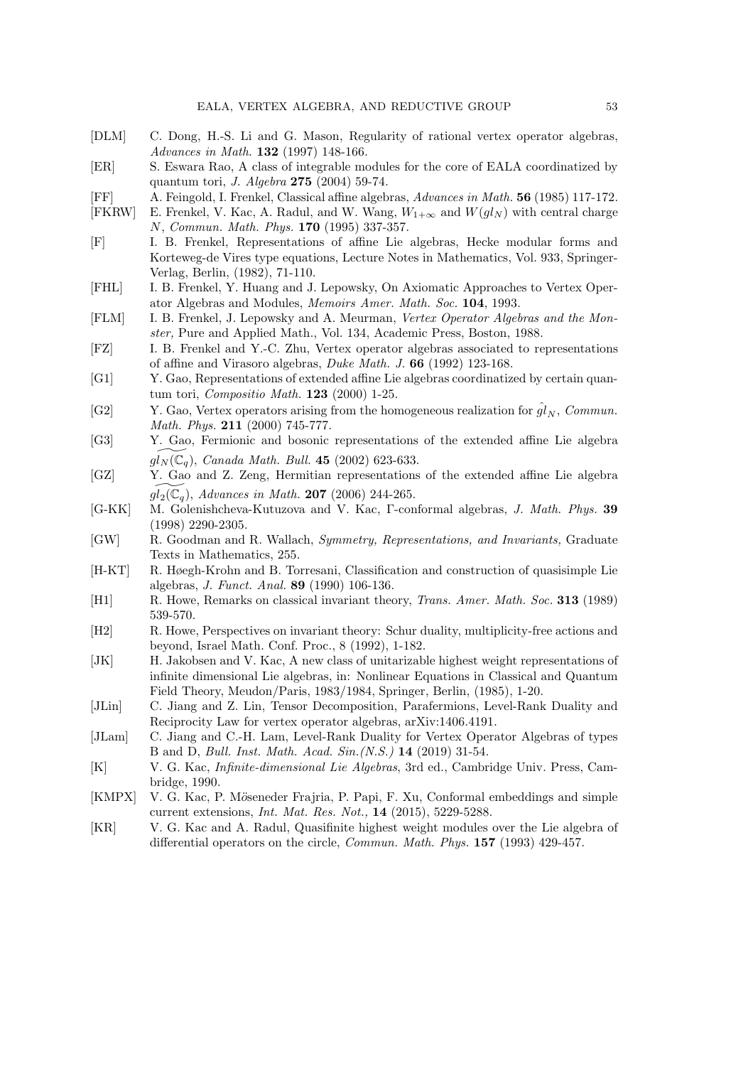[DLM] C. Dong, H.-S. Li and G. Mason, Regularity of rational vertex operator algebras, *Advances in Math.* **132** (1997) 148-166.

[ER] S. Eswara Rao, A class of integrable modules for the core of EALA coordinatized by quantum tori, *J. Algebra* **275** (2004) 59-74.

[FF] A. Feingold, I. Frenkel, Classical affine algebras, *Advances in Math.* **56** (1985) 117-172.

[FKRW] E. Frenkel, V. Kac, A. Radul, and W. Wang, $W_{1+\infty}$ and $W(gl_N)$ with central charge $N$, *Commun. Math. Phys.* **170** (1995) 337-357.

[F] I. B. Frenkel, Representations of affine Lie algebras, Hecke modular forms and Korteweg-de Vires type equations, Lecture Notes in Mathematics, Vol. 933, Springer-Verlag, Berlin, (1982), 71-110.

[FHL] I. B. Frenkel, Y. Huang and J. Lepowsky, On Axiomatic Approaches to Vertex Operator Algebras and Modules, *Memoirs Amer. Math. Soc.* **104**, 1993.

[FLM] I. B. Frenkel, J. Lepowsky and A. Meurman, *Vertex Operator Algebras and the Monster,* Pure and Applied Math., Vol. 134, Academic Press, Boston, 1988.

[FZ] I. B. Frenkel and Y.-C. Zhu, Vertex operator algebras associated to representations of affine and Virasoro algebras, *Duke Math. J.* **66** (1992) 123-168.

[G1] Y. Gao, Representations of extended affine Lie algebras coordinatized by certain quantum tori, *Compositio Math.* **123** (2000) 1-25.

[G2] Y. Gao, Vertex operators arising from the homogeneous realization for $\hat{gl}_N$, *Commun. Math. Phys.* **211** (2000) 745-777.

[G3] Y. Gao, Fermionic and bosonic representations of the extended affine Lie algebra $\widetilde{gl_N(\mathbb{C}_q)}$, *Canada Math. Bull.* **45** (2002) 623-633.

[GZ] Y. Gao and Z. Zeng, Hermitian representations of the extended affine Lie algebra $\widetilde{gl_2(\mathbb{C}_q)}$, *Advances in Math.* **207** (2006) 244-265.

[G-KK] M. Golenishcheva-Kutuzova and V. Kac, Γ-conformal algebras, *J. Math. Phys.* **39** (1998) 2290-2305.

[GW] R. Goodman and R. Wallach, *Symmetry, Representations, and Invariants,* Graduate Texts in Mathematics, 255.

[H-KT] R. Høegh-Krohn and B. Torresani, Classification and construction of quasisimple Lie algebras, *J. Funct. Anal.* **89** (1990) 106-136.

[H1] R. Howe, Remarks on classical invariant theory, *Trans. Amer. Math. Soc.* **313** (1989) 539-570.

[H2] R. Howe, Perspectives on invariant theory: Schur duality, multiplicity-free actions and beyond, Israel Math. Conf. Proc., 8 (1992), 1-182.

[JK] H. Jakobsen and V. Kac, A new class of unitarizable highest weight representations of infinite dimensional Lie algebras, in: Nonlinear Equations in Classical and Quantum Field Theory, Meudon/Paris, 1983/1984, Springer, Berlin, (1985), 1-20.

[JLin] C. Jiang and Z. Lin, Tensor Decomposition, Parafermions, Level-Rank Duality and Reciprocity Law for vertex operator algebras, arXiv:1406.4191.

[JLam] C. Jiang and C.-H. Lam, Level-Rank Duality for Vertex Operator Algebras of types B and D, *Bull. Inst. Math. Acad. Sin.(N.S.)* **14** (2019) 31-54.

[K] V. G. Kac, *Infinite-dimensional Lie Algebras*, 3rd ed., Cambridge Univ. Press, Cambridge, 1990.

[KMPX] V. G. Kac, P. Möseneder Frajria, P. Papi, F. Xu, Conformal embeddings and simple current extensions, *Int. Mat. Res. Not.,* **14** (2015), 5229-5288.

[KR] V. G. Kac and A. Radul, Quasifinite highest weight modules over the Lie algebra of differential operators on the circle, *Commun. Math. Phys.* **157** (1993) 429-457.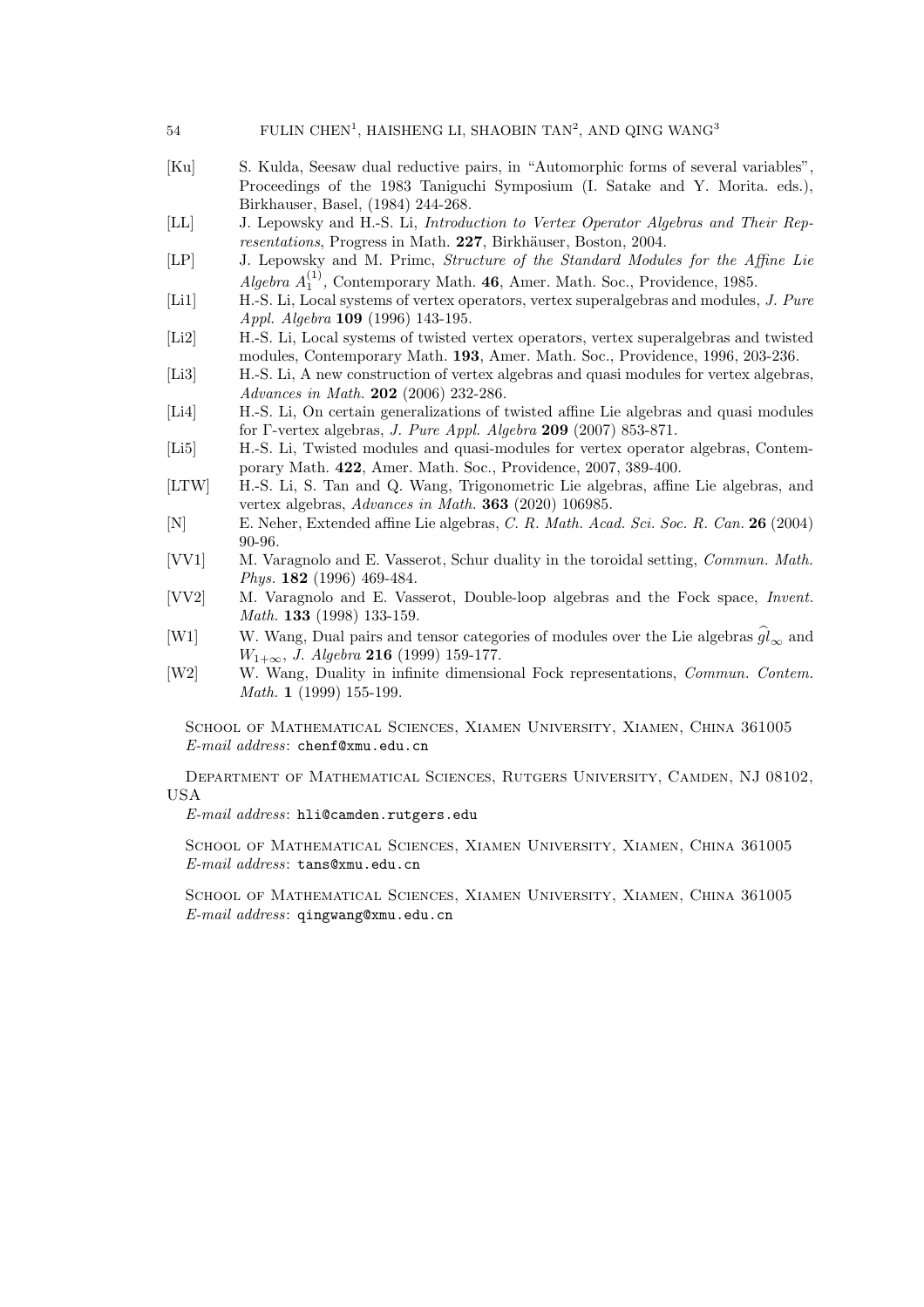[Ku] S. Kulda, Seesaw dual reductive pairs, in "Automorphic forms of several variables", Proceedings of the 1983 Taniguchi Symposium (I. Satake and Y. Morita. eds.), Birkhauser, Basel, (1984) 244-268.

[LL] J. Lepowsky and H.-S. Li, *Introduction to Vertex Operator Algebras and Their Representations*, Progress in Math. **227**, Birkhäuser, Boston, 2004.

[LP] J. Lepowsky and M. Primc, *Structure of the Standard Modules for the Affine Lie Algebra $A_1^{(1)}$*, Contemporary Math. **46**, Amer. Math. Soc., Providence, 1985.

[Li1] H.-S. Li, Local systems of vertex operators, vertex superalgebras and modules, *J. Pure Appl. Algebra* **109** (1996) 143-195.

[Li2] H.-S. Li, Local systems of twisted vertex operators, vertex superalgebras and twisted modules, Contemporary Math. **193**, Amer. Math. Soc., Providence, 1996, 203-236.

[Li3] H.-S. Li, A new construction of vertex algebras and quasi modules for vertex algebras, *Advances in Math.* **202** (2006) 232-286.

[Li4] H.-S. Li, On certain generalizations of twisted affine Lie algebras and quasi modules for Γ-vertex algebras, *J. Pure Appl. Algebra* **209** (2007) 853-871.

[Li5] H.-S. Li, Twisted modules and quasi-modules for vertex operator algebras, Contemporary Math. **422**, Amer. Math. Soc., Providence, 2007, 389-400.

[LTW] H.-S. Li, S. Tan and Q. Wang, Trigonometric Lie algebras, affine Lie algebras, and vertex algebras, *Advances in Math.* **363** (2020) 106985.

[N] E. Neher, Extended affine Lie algebras, *C. R. Math. Acad. Sci. Soc. R. Can.* **26** (2004) 90-96.

[VV1] M. Varagnolo and E. Vasserot, Schur duality in the toroidal setting, *Commun. Math. Phys.* **182** (1996) 469-484.

[VV2] M. Varagnolo and E. Vasserot, Double-loop algebras and the Fock space, *Invent. Math.* **133** (1998) 133-159.

[W1] W. Wang, Dual pairs and tensor categories of modules over the Lie algebras $\widehat{gl}_\infty$ and $W_{1+\infty}$, *J. Algebra* **216** (1999) 159-177.

[W2] W. Wang, Duality in infinite dimensional Fock representations, *Commun. Contem. Math.* **1** (1999) 155-199.

School of Mathematical Sciences, Xiamen University, Xiamen, China 361005
*E-mail address*: chenf@xmu.edu.cn

Department of Mathematical Sciences, Rutgers University, Camden, NJ 08102, USA
*E-mail address*: hli@camden.rutgers.edu

School of Mathematical Sciences, Xiamen University, Xiamen, China 361005
*E-mail address*: tans@xmu.edu.cn

School of Mathematical Sciences, Xiamen University, Xiamen, China 361005
*E-mail address*: qingwang@xmu.edu.cn